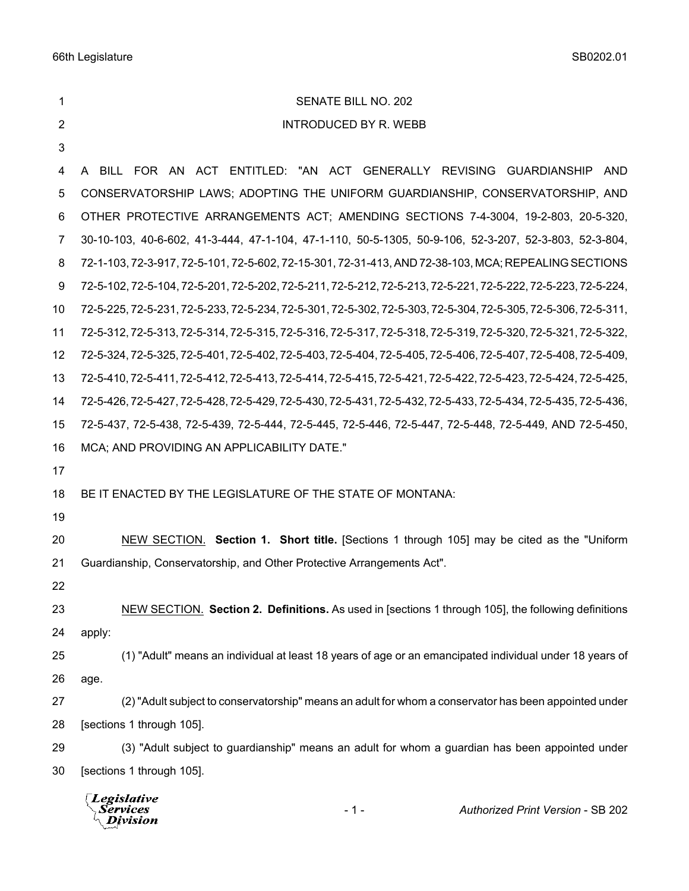# SENATE BILL NO. 202

## INTRODUCED BY R. WEBB

A BILL FOR AN ACT ENTITLED: "AN ACT GENERALLY REVISING GUARDIANSHIP AND CONSERVATORSHIP LAWS; ADOPTING THE UNIFORM GUARDIANSHIP, CONSERVATORSHIP, AND OTHER PROTECTIVE ARRANGEMENTS ACT; AMENDING SECTIONS 7-4-3004, 19-2-803, 20-5-320, 30-10-103, 40-6-602, 41-3-444, 47-1-104, 47-1-110, 50-5-1305, 50-9-106, 52-3-207, 52-3-803, 52-3-804, 72-1-103, 72-3-917, 72-5-101, 72-5-602, 72-15-301, 72-31-413, AND 72-38-103, MCA; REPEALING SECTIONS 72-5-102, 72-5-104, 72-5-201, 72-5-202, 72-5-211, 72-5-212, 72-5-213, 72-5-221, 72-5-222, 72-5-223, 72-5-224, 72-5-225, 72-5-231, 72-5-233, 72-5-234, 72-5-301, 72-5-302, 72-5-303, 72-5-304, 72-5-305, 72-5-306, 72-5-311, 72-5-312, 72-5-313, 72-5-314, 72-5-315, 72-5-316, 72-5-317, 72-5-318, 72-5-319, 72-5-320, 72-5-321, 72-5-322, 72-5-324, 72-5-325, 72-5-401, 72-5-402, 72-5-403, 72-5-404, 72-5-405, 72-5-406, 72-5-407, 72-5-408, 72-5-409, 72-5-410, 72-5-411, 72-5-412, 72-5-413, 72-5-414, 72-5-415, 72-5-421, 72-5-422, 72-5-423, 72-5-424, 72-5-425, 72-5-426, 72-5-427, 72-5-428, 72-5-429, 72-5-430, 72-5-431, 72-5-432, 72-5-433, 72-5-434, 72-5-435, 72-5-436, 72-5-437, 72-5-438, 72-5-439, 72-5-444, 72-5-445, 72-5-446, 72-5-447, 72-5-448, 72-5-449, AND 72-5-450, MCA; AND PROVIDING AN APPLICABILITY DATE."

BE IT ENACTED BY THE LEGISLATURE OF THE STATE OF MONTANA:

NEW SECTION. **Section 1. Short title.** [Sections 1 through 105] may be cited as the "Uniform Guardianship, Conservatorship, and Other Protective Arrangements Act".

NEW SECTION. **Section 2. Definitions.** As used in [sections 1 through 105], the following definitions apply:

(1) "Adult" means an individual at least 18 years of age or an emancipated individual under 18 years of age.

(2) "Adult subject to conservatorship" means an adult for whom a conservator has been appointed under [sections 1 through 105].

(3) "Adult subject to guardianship" means an adult for whom a guardian has been appointed under [sections 1 through 105].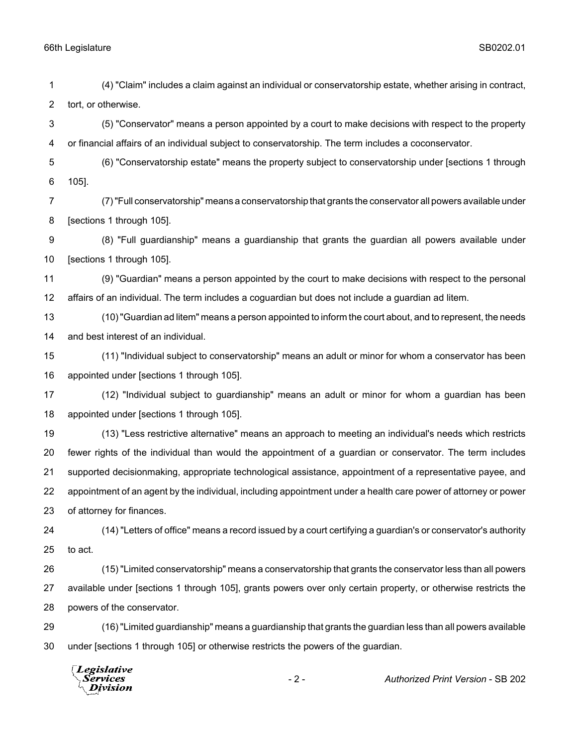(4) "Claim" includes a claim against an individual or conservatorship estate, whether arising in contract, tort, or otherwise.

(5) "Conservator" means a person appointed by a court to make decisions with respect to the property or financial affairs of an individual subject to conservatorship. The term includes a coconservator.

(6) "Conservatorship estate" means the property subject to conservatorship under [sections 1 through 105].

(7) "Full conservatorship" means a conservatorship that grants the conservator all powers available under [sections 1 through 105].

(8) "Full guardianship" means a guardianship that grants the guardian all powers available under [sections 1 through 105].

(9) "Guardian" means a person appointed by the court to make decisions with respect to the personal affairs of an individual. The term includes a coguardian but does not include a guardian ad litem.

(10) "Guardian ad litem" means a person appointed to inform the court about, and to represent, the needs and best interest of an individual.

(11) "Individual subject to conservatorship" means an adult or minor for whom a conservator has been appointed under [sections 1 through 105].

(12) "Individual subject to guardianship" means an adult or minor for whom a guardian has been appointed under [sections 1 through 105].

(13) "Less restrictive alternative" means an approach to meeting an individual's needs which restricts fewer rights of the individual than would the appointment of a guardian or conservator. The term includes supported decisionmaking, appropriate technological assistance, appointment of a representative payee, and appointment of an agent by the individual, including appointment under a health care power of attorney or power of attorney for finances.

(14) "Letters of office" means a record issued by a court certifying a guardian's or conservator's authority to act.

(15) "Limited conservatorship" means a conservatorship that grants the conservator less than all powers available under [sections 1 through 105], grants powers over only certain property, or otherwise restricts the powers of the conservator.

(16) "Limited guardianship" means a guardianship that grants the guardian less than all powers available under [sections 1 through 105] or otherwise restricts the powers of the guardian.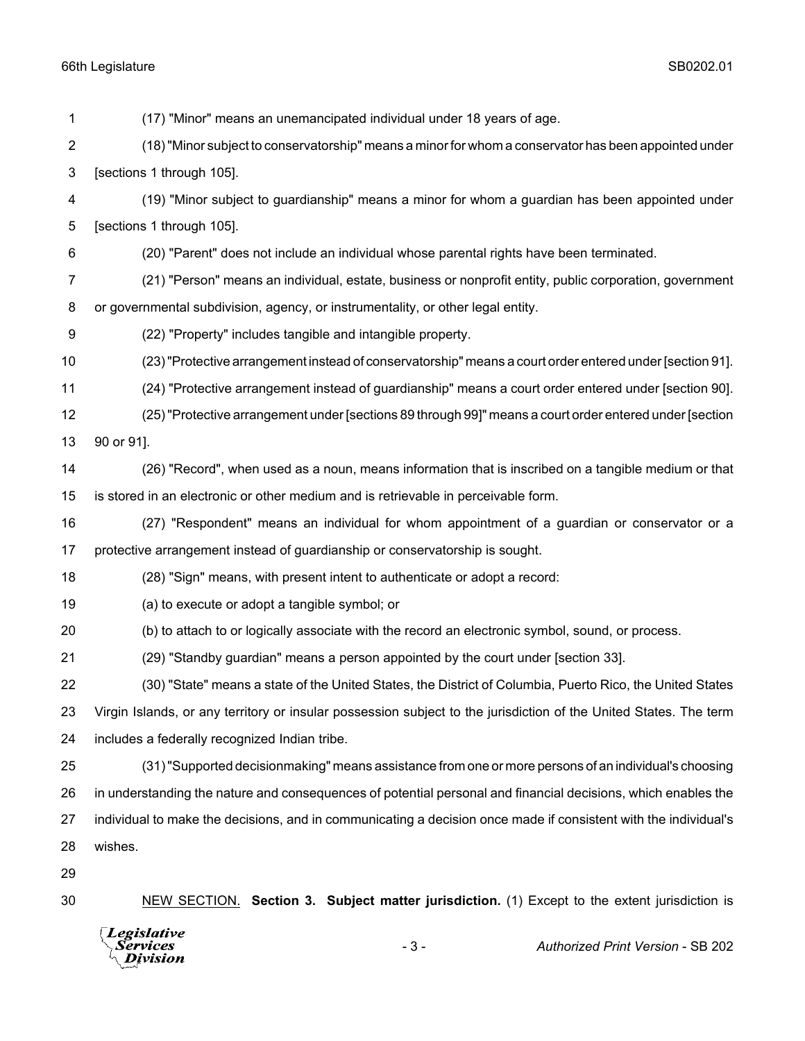(17) "Minor" means an unemancipated individual under 18 years of age.

(18) "Minor subject to conservatorship" means a minor for whom a conservator has been appointed under [sections 1 through 105].

(19) "Minor subject to guardianship" means a minor for whom a guardian has been appointed under [sections 1 through 105].

(20) "Parent" does not include an individual whose parental rights have been terminated.

(21) "Person" means an individual, estate, business or nonprofit entity, public corporation, government or governmental subdivision, agency, or instrumentality, or other legal entity.

(22) "Property" includes tangible and intangible property.

(23) "Protective arrangement instead of conservatorship" means a court order entered under [section 91].

(24) "Protective arrangement instead of guardianship" means a court order entered under [section 90].

(25) "Protective arrangement under [sections 89 through 99]" means a court order entered under [section 90 or 91].

(26) "Record", when used as a noun, means information that is inscribed on a tangible medium or that is stored in an electronic or other medium and is retrievable in perceivable form.

(27) "Respondent" means an individual for whom appointment of a guardian or conservator or a protective arrangement instead of guardianship or conservatorship is sought.

(28) "Sign" means, with present intent to authenticate or adopt a record:

(a) to execute or adopt a tangible symbol; or

(b) to attach to or logically associate with the record an electronic symbol, sound, or process.

(29) "Standby guardian" means a person appointed by the court under [section 33].

(30) "State" means a state of the United States, the District of Columbia, Puerto Rico, the United States Virgin Islands, or any territory or insular possession subject to the jurisdiction of the United States. The term includes a federally recognized Indian tribe.

(31) "Supported decisionmaking" means assistance from one or more persons of an individual's choosing in understanding the nature and consequences of potential personal and financial decisions, which enables the individual to make the decisions, and in communicating a decision once made if consistent with the individual's wishes.

NEW SECTION. **Section 3. Subject matter jurisdiction.** (1) Except to the extent jurisdiction is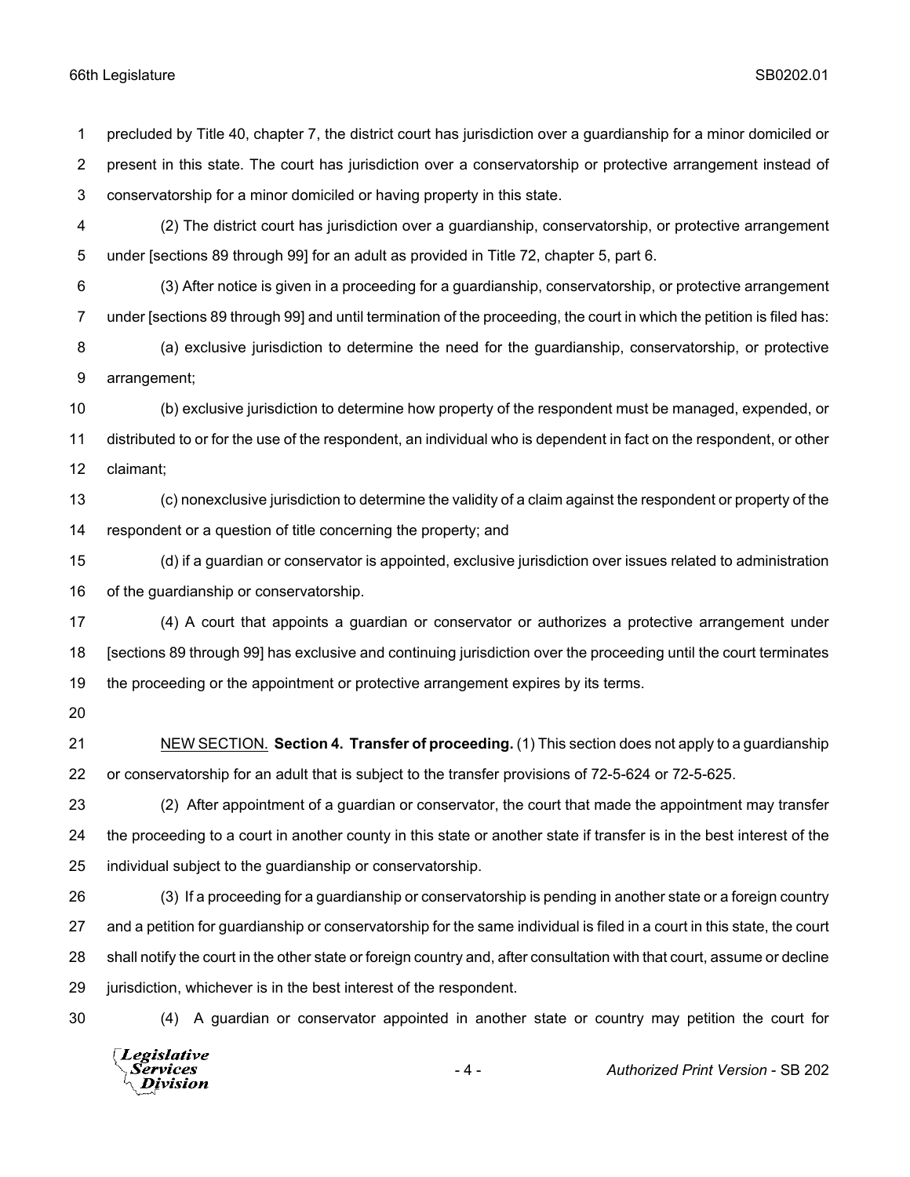precluded by Title 40, chapter 7, the district court has jurisdiction over a guardianship for a minor domiciled or present in this state. The court has jurisdiction over a conservatorship or protective arrangement instead of conservatorship for a minor domiciled or having property in this state.

(2) The district court has jurisdiction over a guardianship, conservatorship, or protective arrangement under [sections 89 through 99] for an adult as provided in Title 72, chapter 5, part 6.

(3) After notice is given in a proceeding for a guardianship, conservatorship, or protective arrangement under [sections 89 through 99] and until termination of the proceeding, the court in which the petition is filed has:

(a) exclusive jurisdiction to determine the need for the guardianship, conservatorship, or protective arrangement;

(b) exclusive jurisdiction to determine how property of the respondent must be managed, expended, or distributed to or for the use of the respondent, an individual who is dependent in fact on the respondent, or other claimant;

(c) nonexclusive jurisdiction to determine the validity of a claim against the respondent or property of the respondent or a question of title concerning the property; and

(d) if a guardian or conservator is appointed, exclusive jurisdiction over issues related to administration of the guardianship or conservatorship.

(4) A court that appoints a guardian or conservator or authorizes a protective arrangement under [sections 89 through 99] has exclusive and continuing jurisdiction over the proceeding until the court terminates the proceeding or the appointment or protective arrangement expires by its terms.

NEW SECTION. **Section 4. Transfer of proceeding.** (1) This section does not apply to a guardianship or conservatorship for an adult that is subject to the transfer provisions of 72-5-624 or 72-5-625.

(2) After appointment of a guardian or conservator, the court that made the appointment may transfer the proceeding to a court in another county in this state or another state if transfer is in the best interest of the individual subject to the guardianship or conservatorship.

(3) If a proceeding for a guardianship or conservatorship is pending in another state or a foreign country and a petition for guardianship or conservatorship for the same individual is filed in a court in this state, the court shall notify the court in the other state or foreign country and, after consultation with that court, assume or decline jurisdiction, whichever is in the best interest of the respondent.

(4) A guardian or conservator appointed in another state or country may petition the court for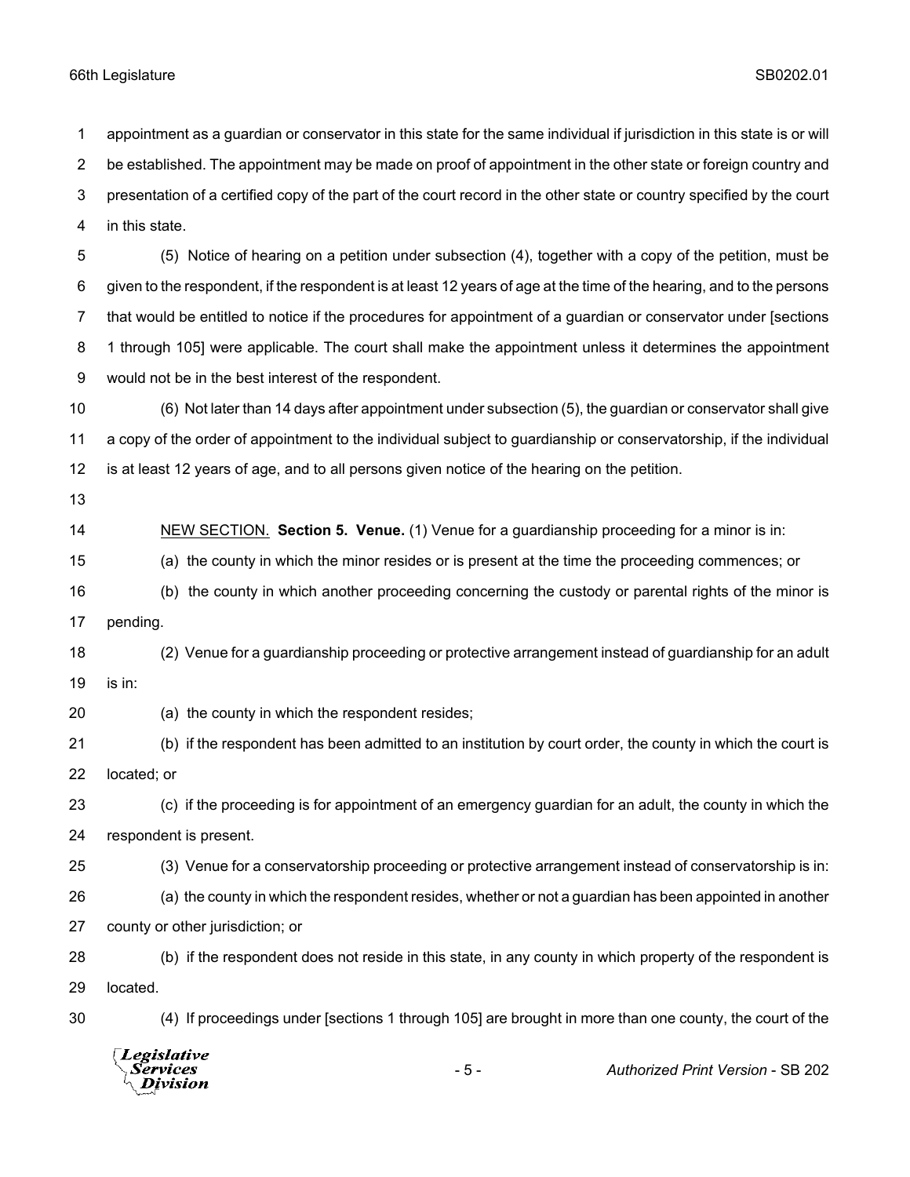appointment as a guardian or conservator in this state for the same individual if jurisdiction in this state is or will be established. The appointment may be made on proof of appointment in the other state or foreign country and presentation of a certified copy of the part of the court record in the other state or country specified by the court in this state.

(5) Notice of hearing on a petition under subsection (4), together with a copy of the petition, must be given to the respondent, if the respondent is at least 12 years of age at the time of the hearing, and to the persons that would be entitled to notice if the procedures for appointment of a guardian or conservator under [sections 1 through 105] were applicable. The court shall make the appointment unless it determines the appointment would not be in the best interest of the respondent.

(6) Not later than 14 days after appointment under subsection (5), the guardian or conservator shall give a copy of the order of appointment to the individual subject to guardianship or conservatorship, if the individual is at least 12 years of age, and to all persons given notice of the hearing on the petition.

NEW SECTION. **Section 5. Venue.** (1) Venue for a guardianship proceeding for a minor is in:

(a) the county in which the minor resides or is present at the time the proceeding commences; or

(b) the county in which another proceeding concerning the custody or parental rights of the minor is pending.

(2) Venue for a guardianship proceeding or protective arrangement instead of guardianship for an adult is in:

(a) the county in which the respondent resides;

(b) if the respondent has been admitted to an institution by court order, the county in which the court is located; or

(c) if the proceeding is for appointment of an emergency guardian for an adult, the county in which the respondent is present.

(3) Venue for a conservatorship proceeding or protective arrangement instead of conservatorship is in:

(a) the county in which the respondent resides, whether or not a guardian has been appointed in another county or other jurisdiction; or

(b) if the respondent does not reside in this state, in any county in which property of the respondent is located.

(4) If proceedings under [sections 1 through 105] are brought in more than one county, the court of the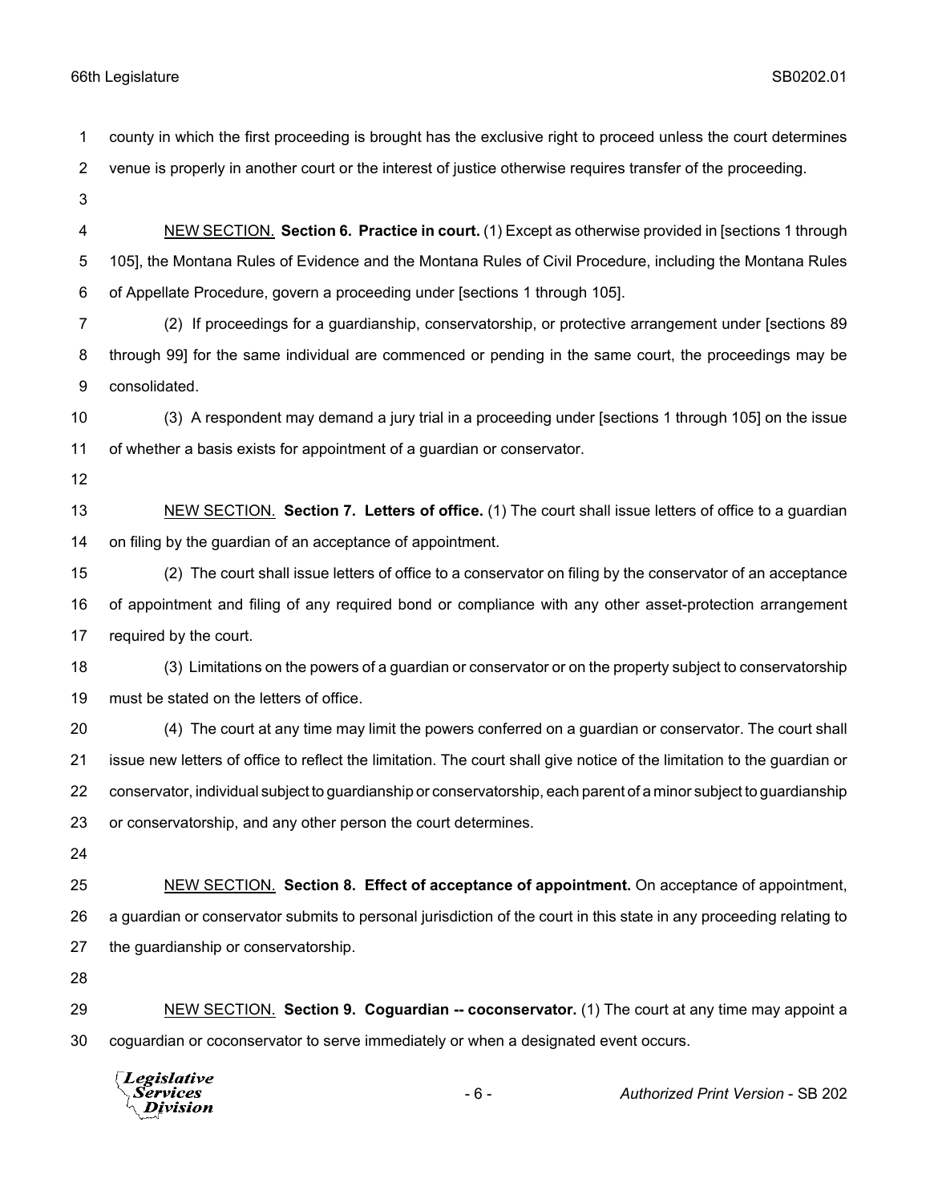county in which the first proceeding is brought has the exclusive right to proceed unless the court determines venue is properly in another court or the interest of justice otherwise requires transfer of the proceeding.

NEW SECTION. **Section 6. Practice in court.** (1) Except as otherwise provided in [sections 1 through 105], the Montana Rules of Evidence and the Montana Rules of Civil Procedure, including the Montana Rules of Appellate Procedure, govern a proceeding under [sections 1 through 105].

(2) If proceedings for a guardianship, conservatorship, or protective arrangement under [sections 89 through 99] for the same individual are commenced or pending in the same court, the proceedings may be consolidated.

(3) A respondent may demand a jury trial in a proceeding under [sections 1 through 105] on the issue of whether a basis exists for appointment of a guardian or conservator.

NEW SECTION. **Section 7. Letters of office.** (1) The court shall issue letters of office to a guardian on filing by the guardian of an acceptance of appointment.

(2) The court shall issue letters of office to a conservator on filing by the conservator of an acceptance of appointment and filing of any required bond or compliance with any other asset-protection arrangement required by the court.

(3) Limitations on the powers of a guardian or conservator or on the property subject to conservatorship must be stated on the letters of office.

(4) The court at any time may limit the powers conferred on a guardian or conservator. The court shall issue new letters of office to reflect the limitation. The court shall give notice of the limitation to the guardian or conservator, individual subject to guardianship or conservatorship, each parent of a minor subject to guardianship or conservatorship, and any other person the court determines.

NEW SECTION. **Section 8. Effect of acceptance of appointment.** On acceptance of appointment, a guardian or conservator submits to personal jurisdiction of the court in this state in any proceeding relating to the guardianship or conservatorship.

NEW SECTION. **Section 9. Coguardian -- coconservator.** (1) The court at any time may appoint a coguardian or coconservator to serve immediately or when a designated event occurs.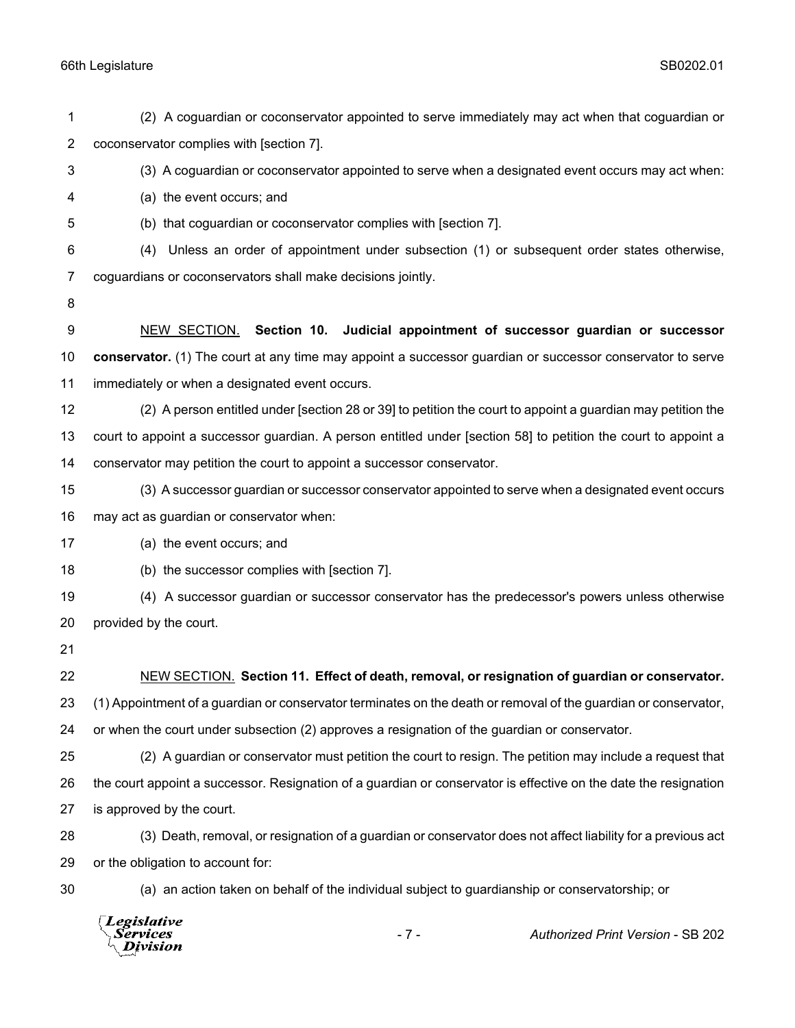(2) A coguardian or coconservator appointed to serve immediately may act when that coguardian or coconservator complies with [section 7].

(3) A coguardian or coconservator appointed to serve when a designated event occurs may act when:

(a) the event occurs; and

(b) that coguardian or coconservator complies with [section 7].

(4) Unless an order of appointment under subsection (1) or subsequent order states otherwise, coguardians or coconservators shall make decisions jointly.

NEW SECTION. **Section 10. Judicial appointment of successor guardian or successor conservator.** (1) The court at any time may appoint a successor guardian or successor conservator to serve immediately or when a designated event occurs.

(2) A person entitled under [section 28 or 39] to petition the court to appoint a guardian may petition the court to appoint a successor guardian. A person entitled under [section 58] to petition the court to appoint a conservator may petition the court to appoint a successor conservator.

(3) A successor guardian or successor conservator appointed to serve when a designated event occurs may act as guardian or conservator when:

(a) the event occurs; and

(b) the successor complies with [section 7].

(4) A successor guardian or successor conservator has the predecessor's powers unless otherwise provided by the court.

NEW SECTION. **Section 11. Effect of death, removal, or resignation of guardian or conservator.** (1) Appointment of a guardian or conservator terminates on the death or removal of the guardian or conservator, or when the court under subsection (2) approves a resignation of the guardian or conservator.

(2) A guardian or conservator must petition the court to resign. The petition may include a request that the court appoint a successor. Resignation of a guardian or conservator is effective on the date the resignation is approved by the court.

(3) Death, removal, or resignation of a guardian or conservator does not affect liability for a previous act or the obligation to account for:

(a) an action taken on behalf of the individual subject to guardianship or conservatorship; or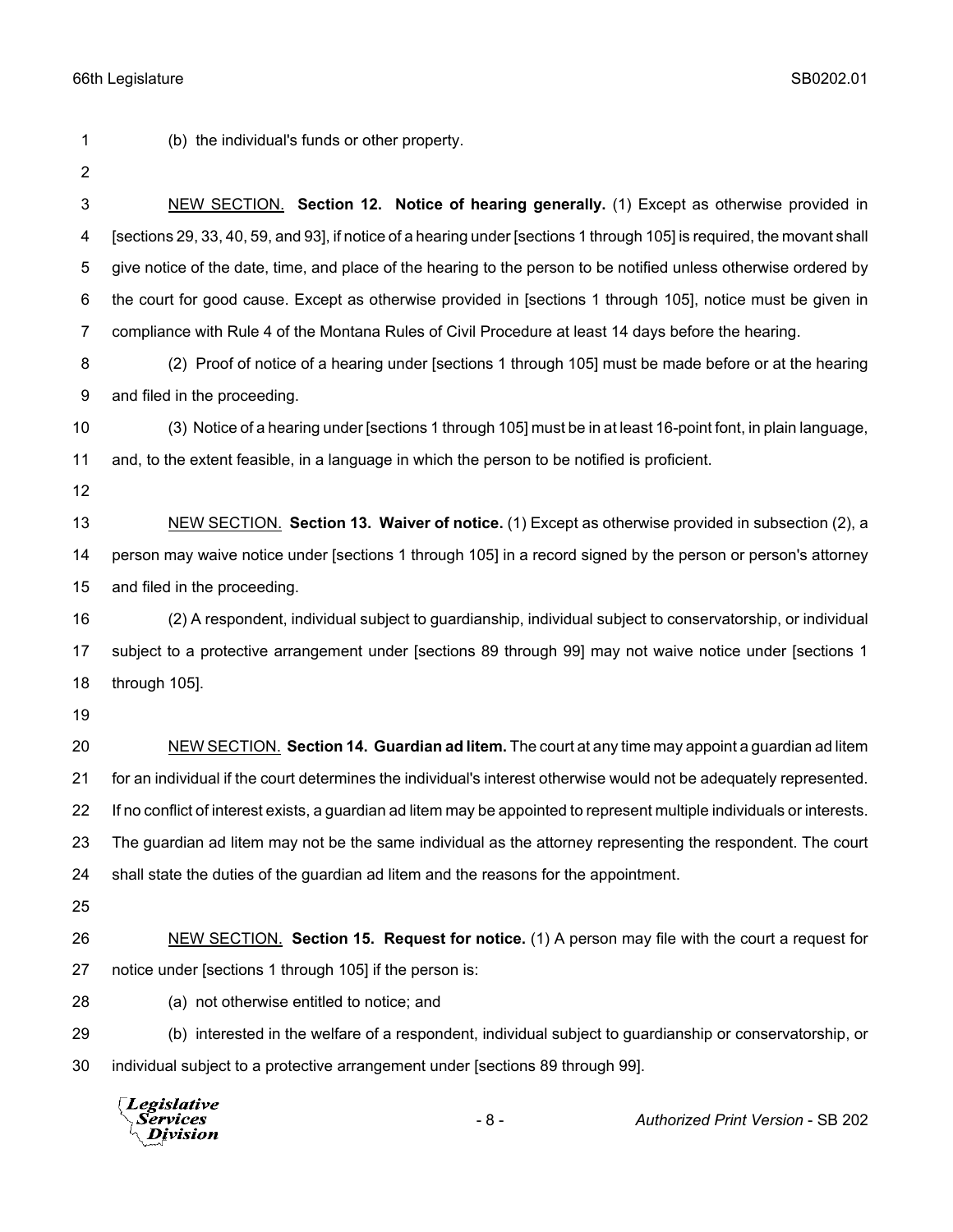(b) the individual's funds or other property.

NEW SECTION. **Section 12. Notice of hearing generally.** (1) Except as otherwise provided in [sections 29, 33, 40, 59, and 93], if notice of a hearing under [sections 1 through 105] is required, the movant shall give notice of the date, time, and place of the hearing to the person to be notified unless otherwise ordered by the court for good cause. Except as otherwise provided in [sections 1 through 105], notice must be given in compliance with Rule 4 of the Montana Rules of Civil Procedure at least 14 days before the hearing.

(2) Proof of notice of a hearing under [sections 1 through 105] must be made before or at the hearing and filed in the proceeding.

(3) Notice of a hearing under [sections 1 through 105] must be in at least 16-point font, in plain language, and, to the extent feasible, in a language in which the person to be notified is proficient.

NEW SECTION. **Section 13. Waiver of notice.** (1) Except as otherwise provided in subsection (2), a person may waive notice under [sections 1 through 105] in a record signed by the person or person's attorney and filed in the proceeding.

(2) A respondent, individual subject to guardianship, individual subject to conservatorship, or individual subject to a protective arrangement under [sections 89 through 99] may not waive notice under [sections 1 through 105].

NEW SECTION. **Section 14. Guardian ad litem.** The court at any time may appoint a guardian ad litem for an individual if the court determines the individual's interest otherwise would not be adequately represented. If no conflict of interest exists, a guardian ad litem may be appointed to represent multiple individuals or interests. The guardian ad litem may not be the same individual as the attorney representing the respondent. The court shall state the duties of the guardian ad litem and the reasons for the appointment.

NEW SECTION. **Section 15. Request for notice.** (1) A person may file with the court a request for notice under [sections 1 through 105] if the person is:

(a) not otherwise entitled to notice; and

(b) interested in the welfare of a respondent, individual subject to guardianship or conservatorship, or individual subject to a protective arrangement under [sections 89 through 99].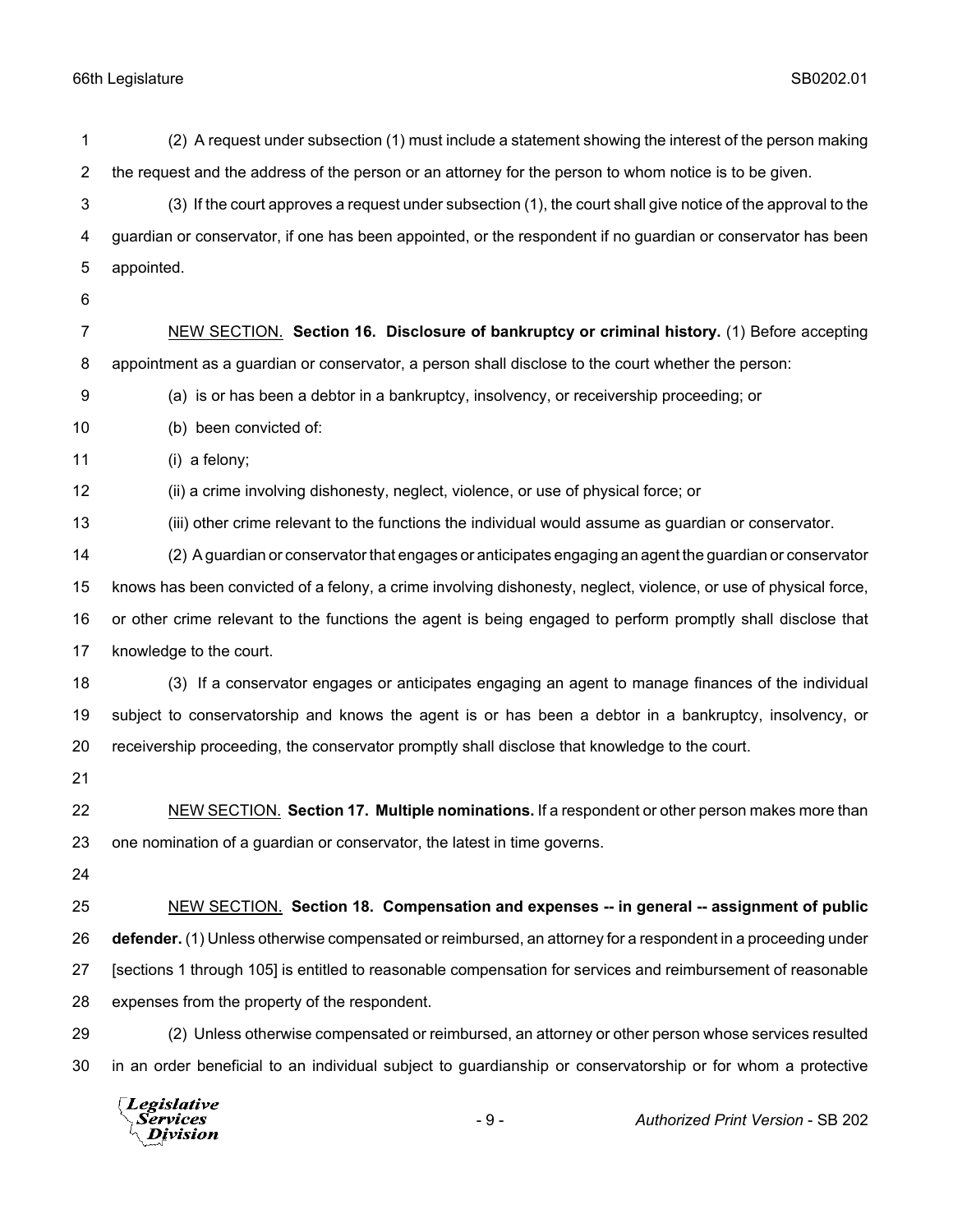(2) A request under subsection (1) must include a statement showing the interest of the person making the request and the address of the person or an attorney for the person to whom notice is to be given.

(3) If the court approves a request under subsection (1), the court shall give notice of the approval to the guardian or conservator, if one has been appointed, or the respondent if no guardian or conservator has been appointed.

NEW SECTION. **Section 16. Disclosure of bankruptcy or criminal history.** (1) Before accepting appointment as a guardian or conservator, a person shall disclose to the court whether the person:

(a) is or has been a debtor in a bankruptcy, insolvency, or receivership proceeding; or

(b) been convicted of:

(i) a felony;

(ii) a crime involving dishonesty, neglect, violence, or use of physical force; or

(iii) other crime relevant to the functions the individual would assume as guardian or conservator.

(2) A guardian or conservator that engages or anticipates engaging an agent the guardian or conservator knows has been convicted of a felony, a crime involving dishonesty, neglect, violence, or use of physical force, or other crime relevant to the functions the agent is being engaged to perform promptly shall disclose that knowledge to the court.

(3) If a conservator engages or anticipates engaging an agent to manage finances of the individual subject to conservatorship and knows the agent is or has been a debtor in a bankruptcy, insolvency, or receivership proceeding, the conservator promptly shall disclose that knowledge to the court.

NEW SECTION. **Section 17. Multiple nominations.** If a respondent or other person makes more than one nomination of a guardian or conservator, the latest in time governs.

NEW SECTION. **Section 18. Compensation and expenses -- in general -- assignment of public defender.** (1) Unless otherwise compensated or reimbursed, an attorney for a respondent in a proceeding under [sections 1 through 105] is entitled to reasonable compensation for services and reimbursement of reasonable expenses from the property of the respondent.

(2) Unless otherwise compensated or reimbursed, an attorney or other person whose services resulted in an order beneficial to an individual subject to guardianship or conservatorship or for whom a protective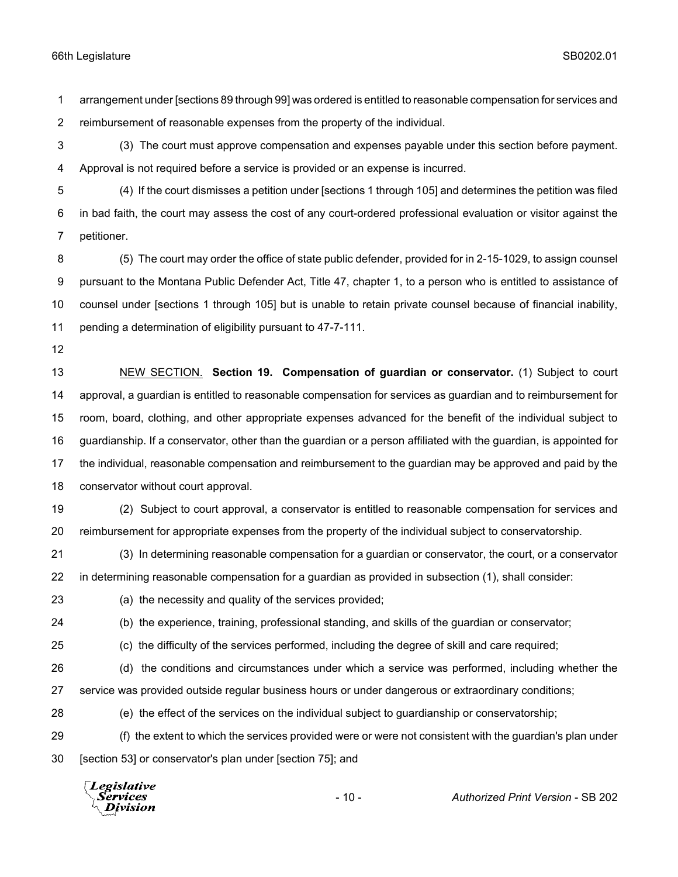arrangement under [sections 89 through 99] was ordered is entitled to reasonable compensation for services and reimbursement of reasonable expenses from the property of the individual.

(3) The court must approve compensation and expenses payable under this section before payment. Approval is not required before a service is provided or an expense is incurred.

(4) If the court dismisses a petition under [sections 1 through 105] and determines the petition was filed in bad faith, the court may assess the cost of any court-ordered professional evaluation or visitor against the petitioner.

(5) The court may order the office of state public defender, provided for in 2-15-1029, to assign counsel pursuant to the Montana Public Defender Act, Title 47, chapter 1, to a person who is entitled to assistance of counsel under [sections 1 through 105] but is unable to retain private counsel because of financial inability, pending a determination of eligibility pursuant to 47-7-111.

NEW SECTION. **Section 19. Compensation of guardian or conservator.** (1) Subject to court approval, a guardian is entitled to reasonable compensation for services as guardian and to reimbursement for room, board, clothing, and other appropriate expenses advanced for the benefit of the individual subject to guardianship. If a conservator, other than the guardian or a person affiliated with the guardian, is appointed for the individual, reasonable compensation and reimbursement to the guardian may be approved and paid by the conservator without court approval.

(2) Subject to court approval, a conservator is entitled to reasonable compensation for services and reimbursement for appropriate expenses from the property of the individual subject to conservatorship.

(3) In determining reasonable compensation for a guardian or conservator, the court, or a conservator in determining reasonable compensation for a guardian as provided in subsection (1), shall consider:

(a) the necessity and quality of the services provided;

(b) the experience, training, professional standing, and skills of the guardian or conservator;

(c) the difficulty of the services performed, including the degree of skill and care required;

(d) the conditions and circumstances under which a service was performed, including whether the service was provided outside regular business hours or under dangerous or extraordinary conditions;

(e) the effect of the services on the individual subject to guardianship or conservatorship;

(f) the extent to which the services provided were or were not consistent with the guardian's plan under [section 53] or conservator's plan under [section 75]; and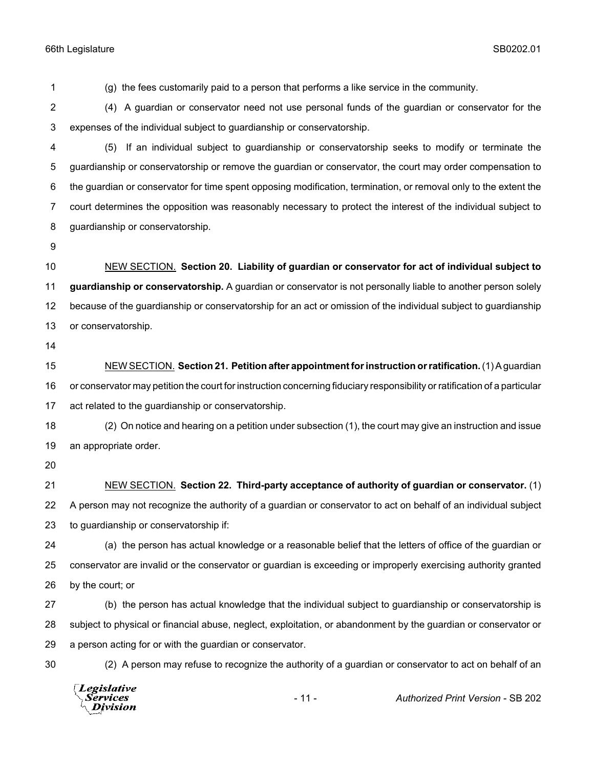(g) the fees customarily paid to a person that performs a like service in the community.

(4) A guardian or conservator need not use personal funds of the guardian or conservator for the expenses of the individual subject to guardianship or conservatorship.

(5) If an individual subject to guardianship or conservatorship seeks to modify or terminate the guardianship or conservatorship or remove the guardian or conservator, the court may order compensation to the guardian or conservator for time spent opposing modification, termination, or removal only to the extent the court determines the opposition was reasonably necessary to protect the interest of the individual subject to guardianship or conservatorship.

NEW SECTION. **Section 20. Liability of guardian or conservator for act of individual subject to guardianship or conservatorship.** A guardian or conservator is not personally liable to another person solely because of the guardianship or conservatorship for an act or omission of the individual subject to guardianship or conservatorship.

NEW SECTION. **Section 21. Petition after appointment for instruction or ratification.** (1) A guardian or conservator may petition the court for instruction concerning fiduciary responsibility or ratification of a particular act related to the guardianship or conservatorship.

(2) On notice and hearing on a petition under subsection (1), the court may give an instruction and issue an appropriate order.

NEW SECTION. **Section 22. Third-party acceptance of authority of guardian or conservator.** (1) A person may not recognize the authority of a guardian or conservator to act on behalf of an individual subject to guardianship or conservatorship if:

(a) the person has actual knowledge or a reasonable belief that the letters of office of the guardian or conservator are invalid or the conservator or guardian is exceeding or improperly exercising authority granted by the court; or

(b) the person has actual knowledge that the individual subject to guardianship or conservatorship is subject to physical or financial abuse, neglect, exploitation, or abandonment by the guardian or conservator or a person acting for or with the guardian or conservator.

(2) A person may refuse to recognize the authority of a guardian or conservator to act on behalf of an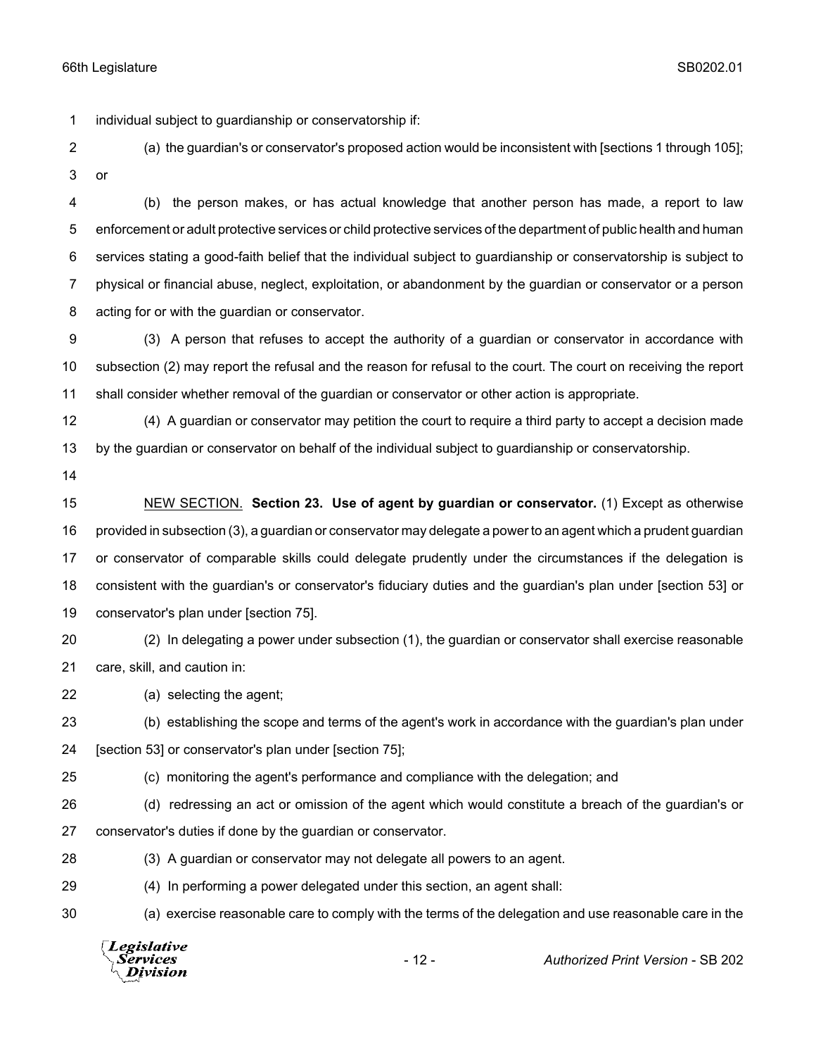individual subject to guardianship or conservatorship if:

(a) the guardian's or conservator's proposed action would be inconsistent with [sections 1 through 105]; or

(b) the person makes, or has actual knowledge that another person has made, a report to law enforcement or adult protective services or child protective services of the department of public health and human services stating a good-faith belief that the individual subject to guardianship or conservatorship is subject to physical or financial abuse, neglect, exploitation, or abandonment by the guardian or conservator or a person acting for or with the guardian or conservator.

(3) A person that refuses to accept the authority of a guardian or conservator in accordance with subsection (2) may report the refusal and the reason for refusal to the court. The court on receiving the report shall consider whether removal of the guardian or conservator or other action is appropriate.

(4) A guardian or conservator may petition the court to require a third party to accept a decision made by the guardian or conservator on behalf of the individual subject to guardianship or conservatorship.

NEW SECTION. **Section 23. Use of agent by guardian or conservator.** (1) Except as otherwise provided in subsection (3), a guardian or conservator may delegate a power to an agent which a prudent guardian or conservator of comparable skills could delegate prudently under the circumstances if the delegation is consistent with the guardian's or conservator's fiduciary duties and the guardian's plan under [section 53] or conservator's plan under [section 75].

(2) In delegating a power under subsection (1), the guardian or conservator shall exercise reasonable care, skill, and caution in:

(a) selecting the agent;

(b) establishing the scope and terms of the agent's work in accordance with the guardian's plan under [section 53] or conservator's plan under [section 75];

(c) monitoring the agent's performance and compliance with the delegation; and

(d) redressing an act or omission of the agent which would constitute a breach of the guardian's or conservator's duties if done by the guardian or conservator.

(3) A guardian or conservator may not delegate all powers to an agent.

(4) In performing a power delegated under this section, an agent shall:

(a) exercise reasonable care to comply with the terms of the delegation and use reasonable care in the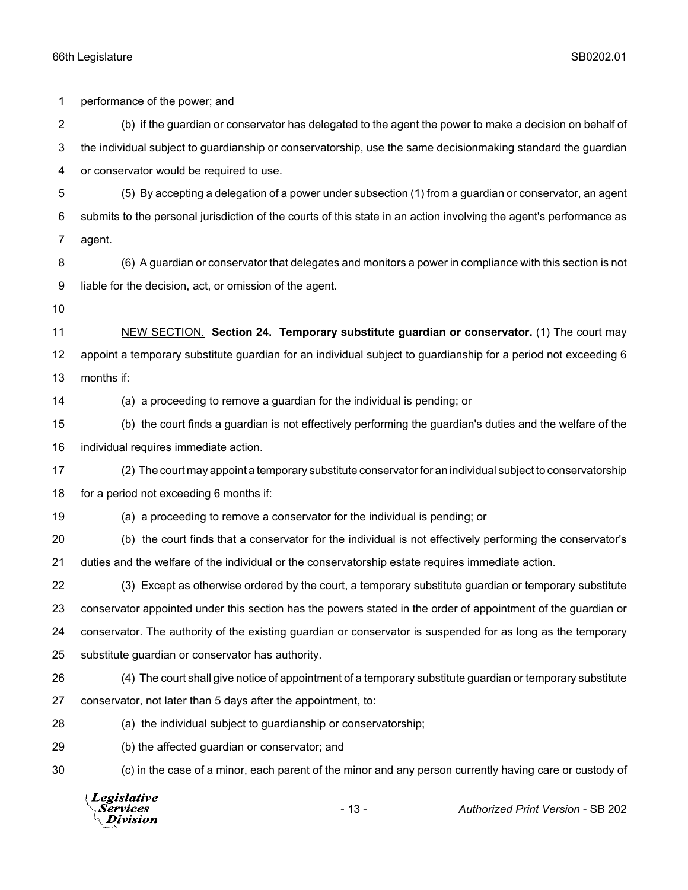performance of the power; and

(b) if the guardian or conservator has delegated to the agent the power to make a decision on behalf of the individual subject to guardianship or conservatorship, use the same decisionmaking standard the guardian or conservator would be required to use.

(5) By accepting a delegation of a power under subsection (1) from a guardian or conservator, an agent submits to the personal jurisdiction of the courts of this state in an action involving the agent's performance as agent.

(6) A guardian or conservator that delegates and monitors a power in compliance with this section is not liable for the decision, act, or omission of the agent.

NEW SECTION. **Section 24. Temporary substitute guardian or conservator.** (1) The court may appoint a temporary substitute guardian for an individual subject to guardianship for a period not exceeding 6 months if:

(a) a proceeding to remove a guardian for the individual is pending; or

(b) the court finds a guardian is not effectively performing the guardian's duties and the welfare of the individual requires immediate action.

(2) The court may appoint a temporary substitute conservator for an individual subject to conservatorship for a period not exceeding 6 months if:

(a) a proceeding to remove a conservator for the individual is pending; or

(b) the court finds that a conservator for the individual is not effectively performing the conservator's duties and the welfare of the individual or the conservatorship estate requires immediate action.

(3) Except as otherwise ordered by the court, a temporary substitute guardian or temporary substitute conservator appointed under this section has the powers stated in the order of appointment of the guardian or conservator. The authority of the existing guardian or conservator is suspended for as long as the temporary substitute guardian or conservator has authority.

(4) The court shall give notice of appointment of a temporary substitute guardian or temporary substitute conservator, not later than 5 days after the appointment, to:

(a) the individual subject to guardianship or conservatorship;

(b) the affected guardian or conservator; and

(c) in the case of a minor, each parent of the minor and any person currently having care or custody of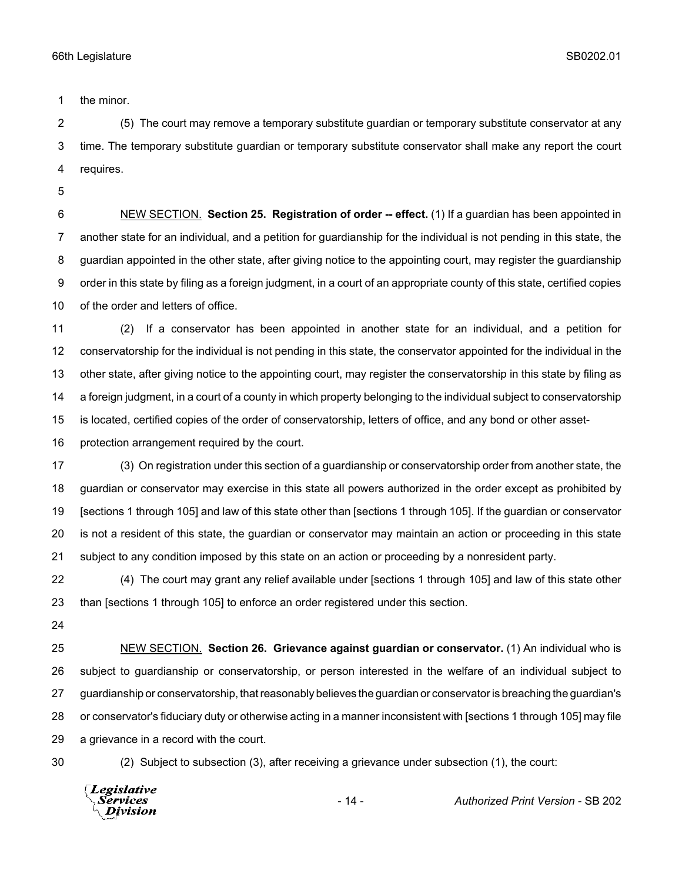the minor.

(5) The court may remove a temporary substitute guardian or temporary substitute conservator at any time. The temporary substitute guardian or temporary substitute conservator shall make any report the court requires.

<u>NEW SECTION.</u> **Section 25. Registration of order -- effect.** (1) If a guardian has been appointed in another state for an individual, and a petition for guardianship for the individual is not pending in this state, the guardian appointed in the other state, after giving notice to the appointing court, may register the guardianship order in this state by filing as a foreign judgment, in a court of an appropriate county of this state, certified copies of the order and letters of office.

(2) If a conservator has been appointed in another state for an individual, and a petition for conservatorship for the individual is not pending in this state, the conservator appointed for the individual in the other state, after giving notice to the appointing court, may register the conservatorship in this state by filing as a foreign judgment, in a court of a county in which property belonging to the individual subject to conservatorship is located, certified copies of the order of conservatorship, letters of office, and any bond or other asset-protection arrangement required by the court.

(3) On registration under this section of a guardianship or conservatorship order from another state, the guardian or conservator may exercise in this state all powers authorized in the order except as prohibited by [sections 1 through 105] and law of this state other than [sections 1 through 105]. If the guardian or conservator is not a resident of this state, the guardian or conservator may maintain an action or proceeding in this state subject to any condition imposed by this state on an action or proceeding by a nonresident party.

(4) The court may grant any relief available under [sections 1 through 105] and law of this state other than [sections 1 through 105] to enforce an order registered under this section.

<u>NEW SECTION.</u> **Section 26. Grievance against guardian or conservator.** (1) An individual who is subject to guardianship or conservatorship, or person interested in the welfare of an individual subject to guardianship or conservatorship, that reasonably believes the guardian or conservator is breaching the guardian's or conservator's fiduciary duty or otherwise acting in a manner inconsistent with [sections 1 through 105] may file a grievance in a record with the court.

(2) Subject to subsection (3), after receiving a grievance under subsection (1), the court: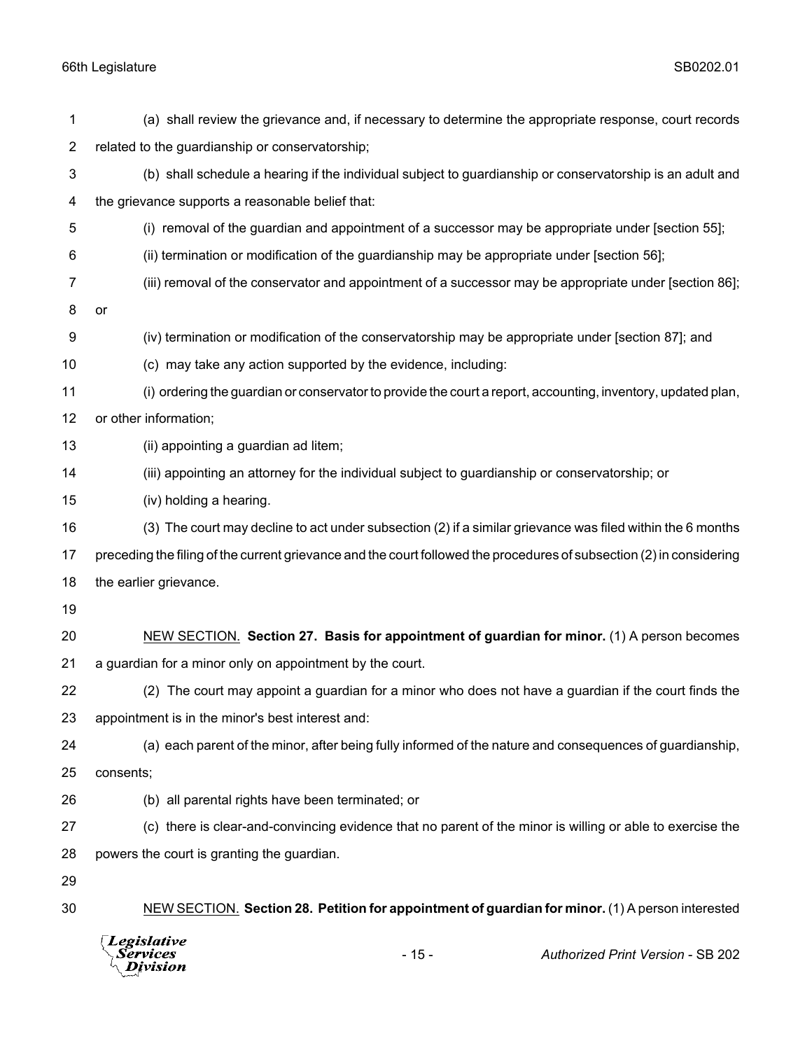(a) shall review the grievance and, if necessary to determine the appropriate response, court records related to the guardianship or conservatorship;

(b) shall schedule a hearing if the individual subject to guardianship or conservatorship is an adult and the grievance supports a reasonable belief that:

(i) removal of the guardian and appointment of a successor may be appropriate under [section 55];

(ii) termination or modification of the guardianship may be appropriate under [section 56];

(iii) removal of the conservator and appointment of a successor may be appropriate under [section 86]; or

(iv) termination or modification of the conservatorship may be appropriate under [section 87]; and

(c) may take any action supported by the evidence, including:

(i) ordering the guardian or conservator to provide the court a report, accounting, inventory, updated plan, or other information;

(ii) appointing a guardian ad litem;

(iii) appointing an attorney for the individual subject to guardianship or conservatorship; or

(iv) holding a hearing.

(3) The court may decline to act under subsection (2) if a similar grievance was filed within the 6 months preceding the filing of the current grievance and the court followed the procedures of subsection (2) in considering the earlier grievance.

NEW SECTION. **Section 27. Basis for appointment of guardian for minor.** (1) A person becomes a guardian for a minor only on appointment by the court.

(2) The court may appoint a guardian for a minor who does not have a guardian if the court finds the appointment is in the minor's best interest and:

(a) each parent of the minor, after being fully informed of the nature and consequences of guardianship, consents;

(b) all parental rights have been terminated; or

(c) there is clear-and-convincing evidence that no parent of the minor is willing or able to exercise the powers the court is granting the guardian.

NEW SECTION. **Section 28. Petition for appointment of guardian for minor.** (1) A person interested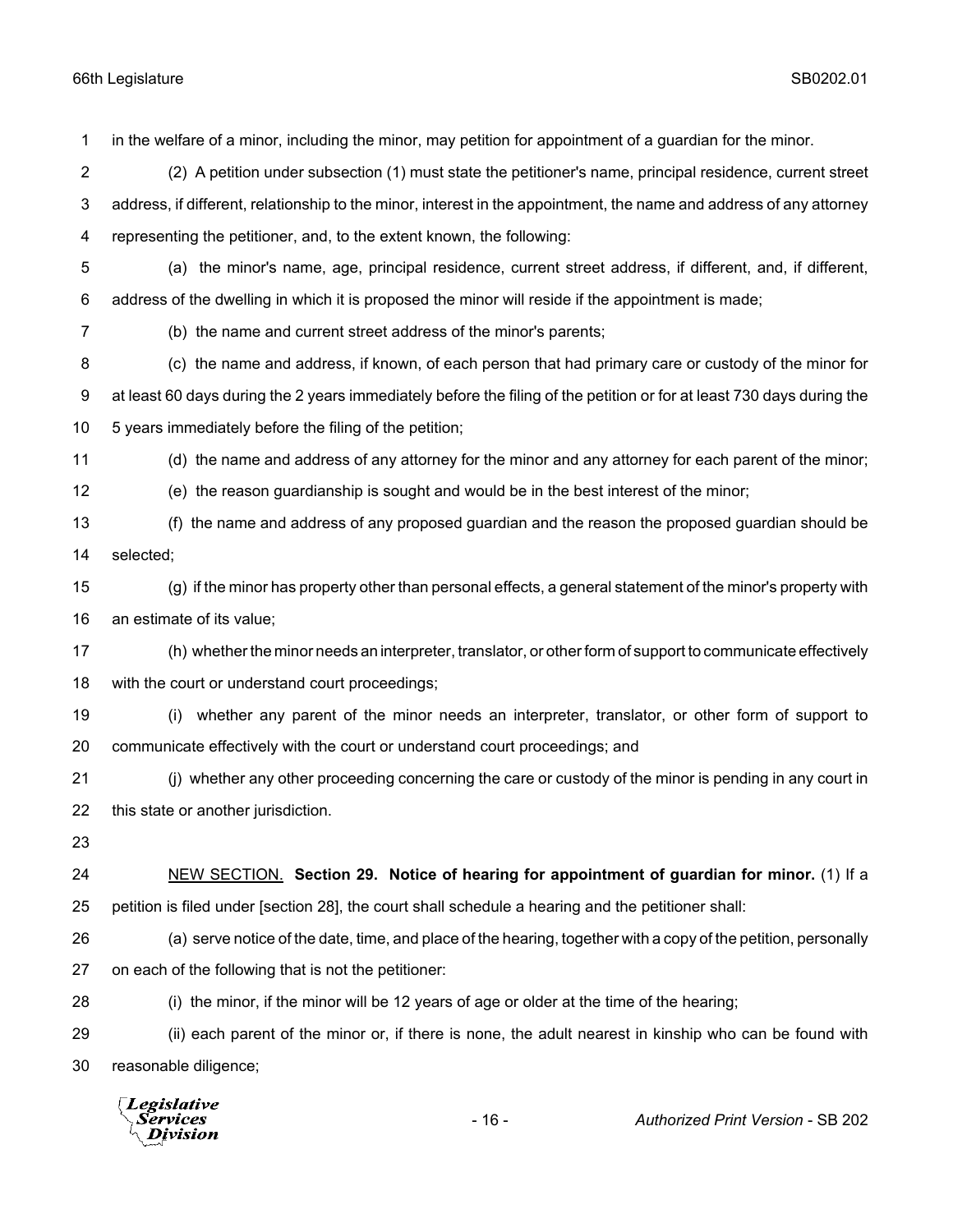in the welfare of a minor, including the minor, may petition for appointment of a guardian for the minor.

(2) A petition under subsection (1) must state the petitioner's name, principal residence, current street address, if different, relationship to the minor, interest in the appointment, the name and address of any attorney representing the petitioner, and, to the extent known, the following:

(a) the minor's name, age, principal residence, current street address, if different, and, if different, address of the dwelling in which it is proposed the minor will reside if the appointment is made;

(b) the name and current street address of the minor's parents;

(c) the name and address, if known, of each person that had primary care or custody of the minor for at least 60 days during the 2 years immediately before the filing of the petition or for at least 730 days during the 5 years immediately before the filing of the petition;

(d) the name and address of any attorney for the minor and any attorney for each parent of the minor;

(e) the reason guardianship is sought and would be in the best interest of the minor;

(f) the name and address of any proposed guardian and the reason the proposed guardian should be selected;

(g) if the minor has property other than personal effects, a general statement of the minor's property with an estimate of its value;

(h) whether the minor needs an interpreter, translator, or other form of support to communicate effectively with the court or understand court proceedings;

(i) whether any parent of the minor needs an interpreter, translator, or other form of support to communicate effectively with the court or understand court proceedings; and

(j) whether any other proceeding concerning the care or custody of the minor is pending in any court in this state or another jurisdiction.

NEW SECTION. **Section 29. Notice of hearing for appointment of guardian for minor.** (1) If a petition is filed under [section 28], the court shall schedule a hearing and the petitioner shall:

(a) serve notice of the date, time, and place of the hearing, together with a copy of the petition, personally on each of the following that is not the petitioner:

(i) the minor, if the minor will be 12 years of age or older at the time of the hearing;

(ii) each parent of the minor or, if there is none, the adult nearest in kinship who can be found with reasonable diligence;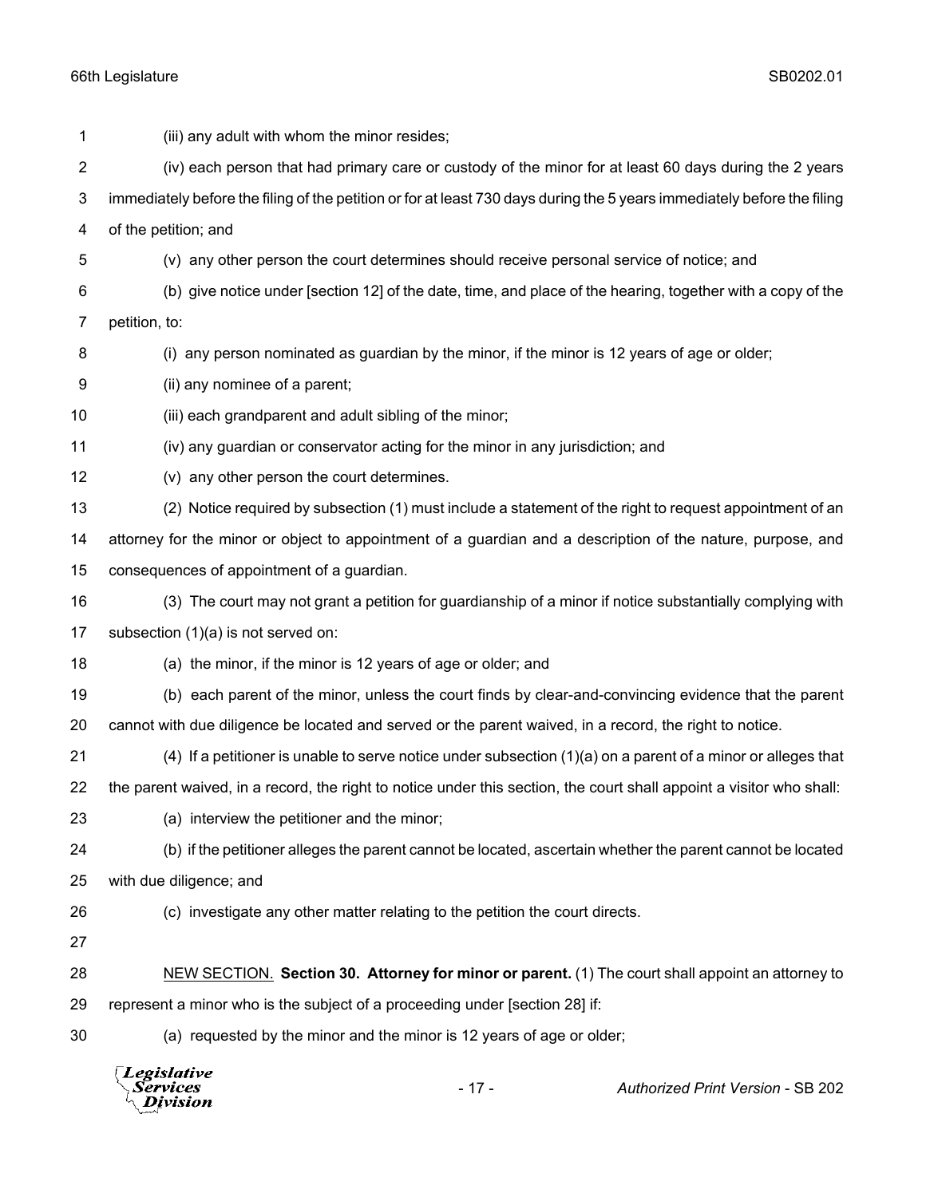(iii) any adult with whom the minor resides;

(iv) each person that had primary care or custody of the minor for at least 60 days during the 2 years immediately before the filing of the petition or for at least 730 days during the 5 years immediately before the filing of the petition; and

(v) any other person the court determines should receive personal service of notice; and

(b) give notice under [section 12] of the date, time, and place of the hearing, together with a copy of the petition, to:

(i) any person nominated as guardian by the minor, if the minor is 12 years of age or older;

(ii) any nominee of a parent;

(iii) each grandparent and adult sibling of the minor;

(iv) any guardian or conservator acting for the minor in any jurisdiction; and

(v) any other person the court determines.

(2) Notice required by subsection (1) must include a statement of the right to request appointment of an attorney for the minor or object to appointment of a guardian and a description of the nature, purpose, and consequences of appointment of a guardian.

(3) The court may not grant a petition for guardianship of a minor if notice substantially complying with subsection (1)(a) is not served on:

(a) the minor, if the minor is 12 years of age or older; and

(b) each parent of the minor, unless the court finds by clear-and-convincing evidence that the parent cannot with due diligence be located and served or the parent waived, in a record, the right to notice.

(4) If a petitioner is unable to serve notice under subsection (1)(a) on a parent of a minor or alleges that the parent waived, in a record, the right to notice under this section, the court shall appoint a visitor who shall:

(a) interview the petitioner and the minor;

(b) if the petitioner alleges the parent cannot be located, ascertain whether the parent cannot be located with due diligence; and

(c) investigate any other matter relating to the petition the court directs.

NEW SECTION. **Section 30. Attorney for minor or parent.** (1) The court shall appoint an attorney to represent a minor who is the subject of a proceeding under [section 28] if:

(a) requested by the minor and the minor is 12 years of age or older;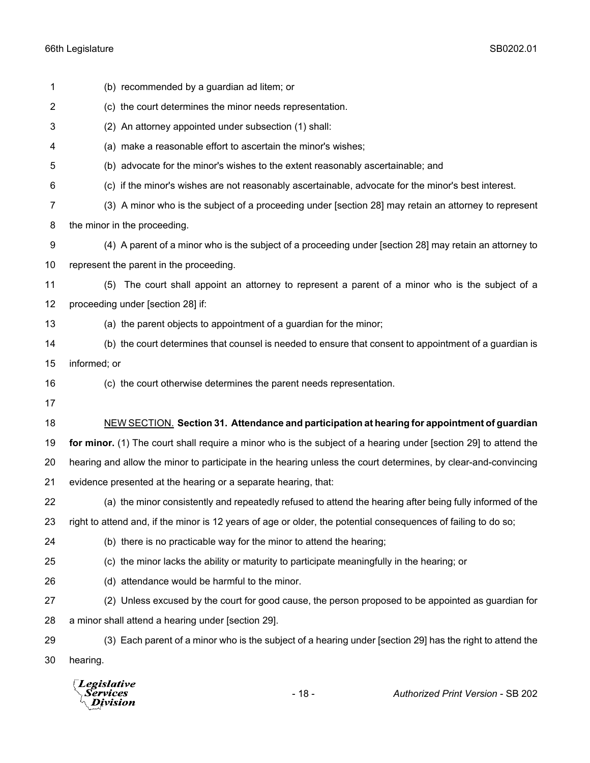(b) recommended by a guardian ad litem; or

(c) the court determines the minor needs representation.

(2) An attorney appointed under subsection (1) shall:

(a) make a reasonable effort to ascertain the minor's wishes;

(b) advocate for the minor's wishes to the extent reasonably ascertainable; and

(c) if the minor's wishes are not reasonably ascertainable, advocate for the minor's best interest.

(3) A minor who is the subject of a proceeding under [section 28] may retain an attorney to represent the minor in the proceeding.

(4) A parent of a minor who is the subject of a proceeding under [section 28] may retain an attorney to represent the parent in the proceeding.

(5) The court shall appoint an attorney to represent a parent of a minor who is the subject of a proceeding under [section 28] if:

(a) the parent objects to appointment of a guardian for the minor;

(b) the court determines that counsel is needed to ensure that consent to appointment of a guardian is informed; or

(c) the court otherwise determines the parent needs representation.

NEW SECTION. **Section 31. Attendance and participation at hearing for appointment of guardian for minor.** (1) The court shall require a minor who is the subject of a hearing under [section 29] to attend the hearing and allow the minor to participate in the hearing unless the court determines, by clear-and-convincing evidence presented at the hearing or a separate hearing, that:

(a) the minor consistently and repeatedly refused to attend the hearing after being fully informed of the right to attend and, if the minor is 12 years of age or older, the potential consequences of failing to do so;

(b) there is no practicable way for the minor to attend the hearing;

(c) the minor lacks the ability or maturity to participate meaningfully in the hearing; or

(d) attendance would be harmful to the minor.

(2) Unless excused by the court for good cause, the person proposed to be appointed as guardian for a minor shall attend a hearing under [section 29].

(3) Each parent of a minor who is the subject of a hearing under [section 29] has the right to attend the hearing.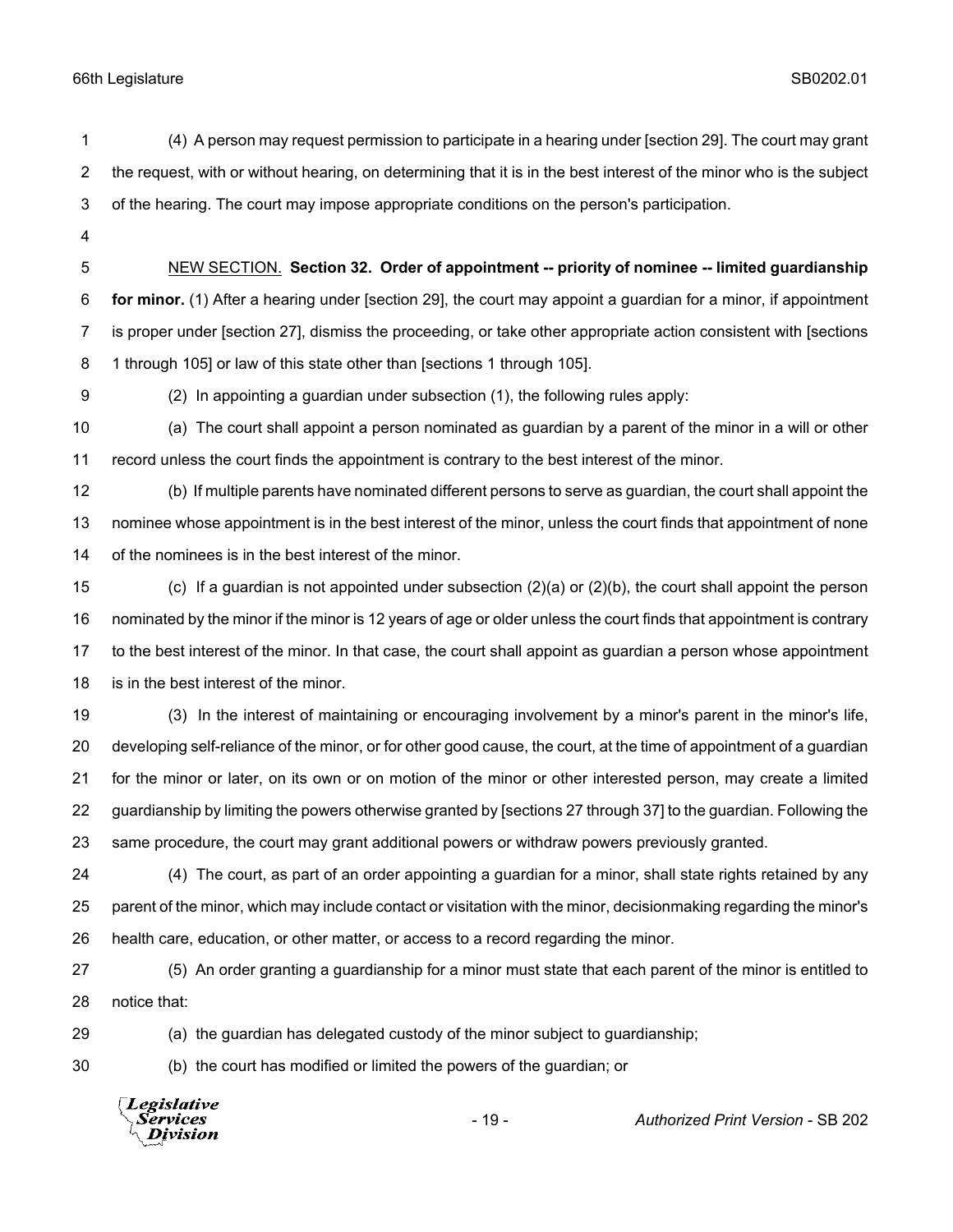(4) A person may request permission to participate in a hearing under [section 29]. The court may grant the request, with or without hearing, on determining that it is in the best interest of the minor who is the subject of the hearing. The court may impose appropriate conditions on the person's participation.

NEW SECTION. **Section 32. Order of appointment -- priority of nominee -- limited guardianship for minor.** (1) After a hearing under [section 29], the court may appoint a guardian for a minor, if appointment is proper under [section 27], dismiss the proceeding, or take other appropriate action consistent with [sections 1 through 105] or law of this state other than [sections 1 through 105].

(2) In appointing a guardian under subsection (1), the following rules apply:

(a) The court shall appoint a person nominated as guardian by a parent of the minor in a will or other record unless the court finds the appointment is contrary to the best interest of the minor.

(b) If multiple parents have nominated different persons to serve as guardian, the court shall appoint the nominee whose appointment is in the best interest of the minor, unless the court finds that appointment of none of the nominees is in the best interest of the minor.

(c) If a guardian is not appointed under subsection (2)(a) or (2)(b), the court shall appoint the person nominated by the minor if the minor is 12 years of age or older unless the court finds that appointment is contrary to the best interest of the minor. In that case, the court shall appoint as guardian a person whose appointment is in the best interest of the minor.

(3) In the interest of maintaining or encouraging involvement by a minor's parent in the minor's life, developing self-reliance of the minor, or for other good cause, the court, at the time of appointment of a guardian for the minor or later, on its own or on motion of the minor or other interested person, may create a limited guardianship by limiting the powers otherwise granted by [sections 27 through 37] to the guardian. Following the same procedure, the court may grant additional powers or withdraw powers previously granted.

(4) The court, as part of an order appointing a guardian for a minor, shall state rights retained by any parent of the minor, which may include contact or visitation with the minor, decisionmaking regarding the minor's health care, education, or other matter, or access to a record regarding the minor.

(5) An order granting a guardianship for a minor must state that each parent of the minor is entitled to notice that:

(a) the guardian has delegated custody of the minor subject to guardianship;

(b) the court has modified or limited the powers of the guardian; or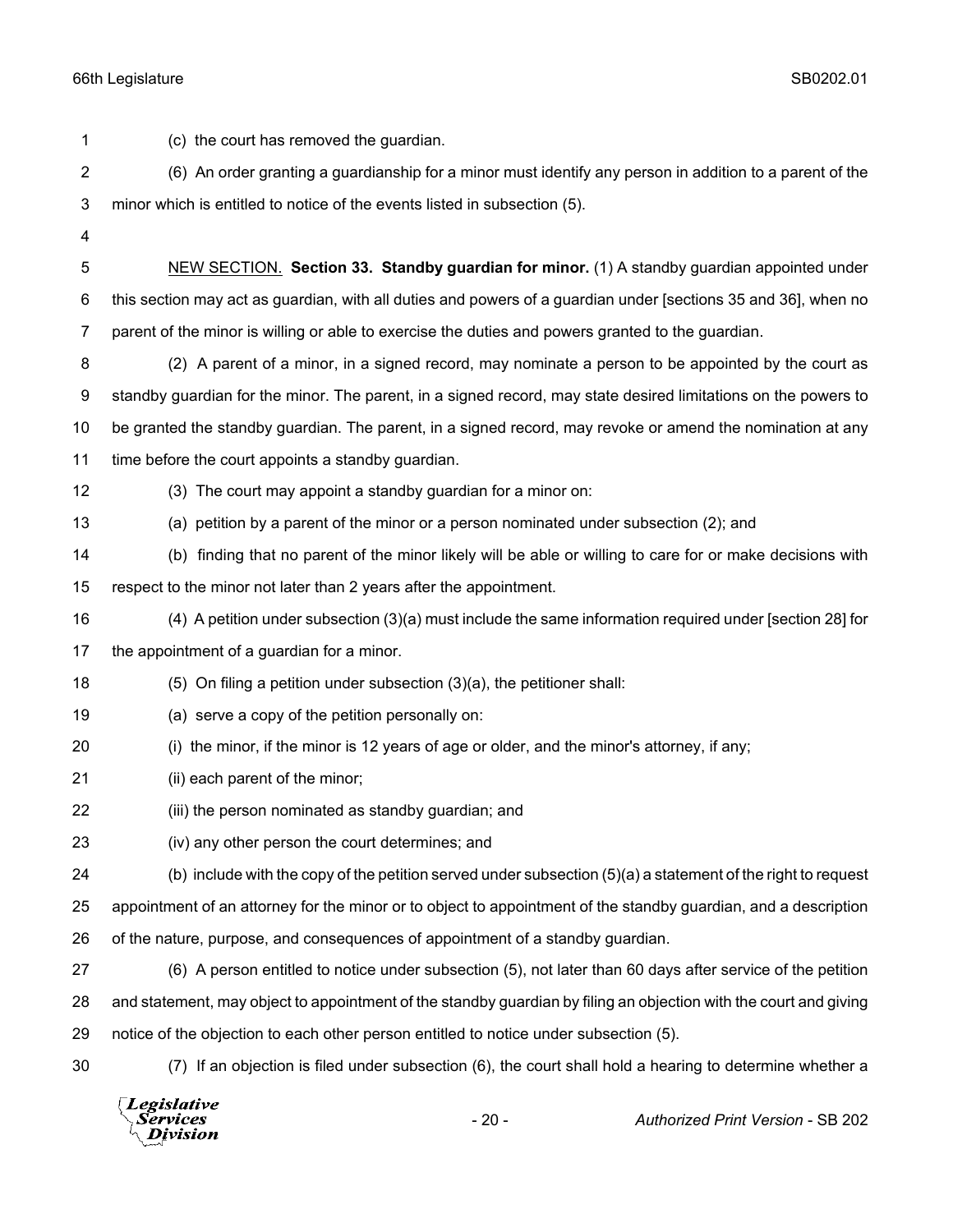(c) the court has removed the guardian.

(6) An order granting a guardianship for a minor must identify any person in addition to a parent of the minor which is entitled to notice of the events listed in subsection (5).

NEW SECTION. **Section 33. Standby guardian for minor.** (1) A standby guardian appointed under this section may act as guardian, with all duties and powers of a guardian under [sections 35 and 36], when no parent of the minor is willing or able to exercise the duties and powers granted to the guardian.

(2) A parent of a minor, in a signed record, may nominate a person to be appointed by the court as standby guardian for the minor. The parent, in a signed record, may state desired limitations on the powers to be granted the standby guardian. The parent, in a signed record, may revoke or amend the nomination at any time before the court appoints a standby guardian.

(3) The court may appoint a standby guardian for a minor on:

(a) petition by a parent of the minor or a person nominated under subsection (2); and

(b) finding that no parent of the minor likely will be able or willing to care for or make decisions with respect to the minor not later than 2 years after the appointment.

(4) A petition under subsection (3)(a) must include the same information required under [section 28] for the appointment of a guardian for a minor.

(5) On filing a petition under subsection (3)(a), the petitioner shall:

(a) serve a copy of the petition personally on:

(i) the minor, if the minor is 12 years of age or older, and the minor's attorney, if any;

(ii) each parent of the minor;

(iii) the person nominated as standby guardian; and

(iv) any other person the court determines; and

(b) include with the copy of the petition served under subsection (5)(a) a statement of the right to request appointment of an attorney for the minor or to object to appointment of the standby guardian, and a description of the nature, purpose, and consequences of appointment of a standby guardian.

(6) A person entitled to notice under subsection (5), not later than 60 days after service of the petition and statement, may object to appointment of the standby guardian by filing an objection with the court and giving notice of the objection to each other person entitled to notice under subsection (5).

(7) If an objection is filed under subsection (6), the court shall hold a hearing to determine whether a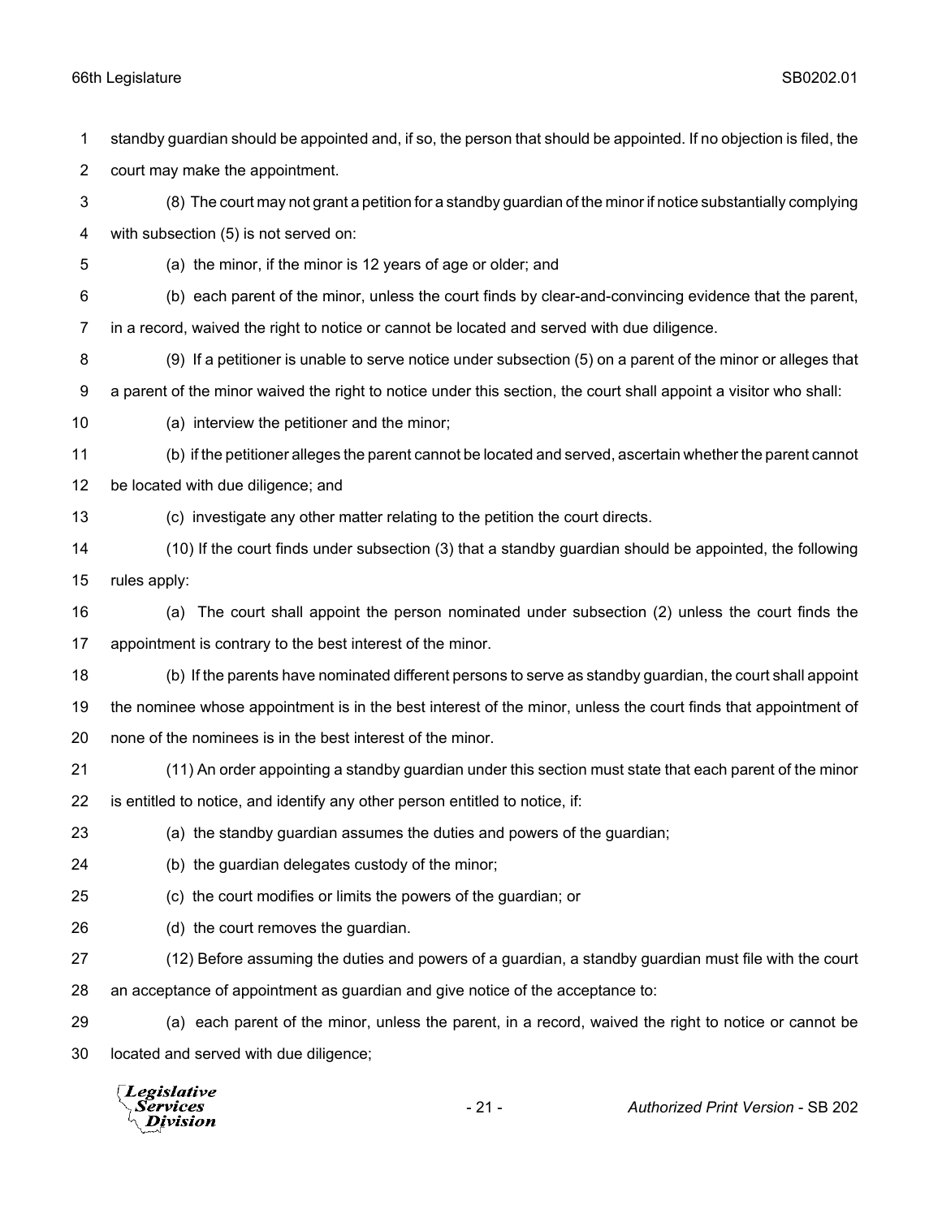standby guardian should be appointed and, if so, the person that should be appointed. If no objection is filed, the court may make the appointment.

(8) The court may not grant a petition for a standby guardian of the minor if notice substantially complying with subsection (5) is not served on:

(a) the minor, if the minor is 12 years of age or older; and

(b) each parent of the minor, unless the court finds by clear-and-convincing evidence that the parent, in a record, waived the right to notice or cannot be located and served with due diligence.

(9) If a petitioner is unable to serve notice under subsection (5) on a parent of the minor or alleges that a parent of the minor waived the right to notice under this section, the court shall appoint a visitor who shall:

(a) interview the petitioner and the minor;

(b) if the petitioner alleges the parent cannot be located and served, ascertain whether the parent cannot be located with due diligence; and

(c) investigate any other matter relating to the petition the court directs.

(10) If the court finds under subsection (3) that a standby guardian should be appointed, the following rules apply:

(a) The court shall appoint the person nominated under subsection (2) unless the court finds the appointment is contrary to the best interest of the minor.

(b) If the parents have nominated different persons to serve as standby guardian, the court shall appoint the nominee whose appointment is in the best interest of the minor, unless the court finds that appointment of none of the nominees is in the best interest of the minor.

(11) An order appointing a standby guardian under this section must state that each parent of the minor is entitled to notice, and identify any other person entitled to notice, if:

(a) the standby guardian assumes the duties and powers of the guardian;

(b) the guardian delegates custody of the minor;

(c) the court modifies or limits the powers of the guardian; or

(d) the court removes the guardian.

(12) Before assuming the duties and powers of a guardian, a standby guardian must file with the court an acceptance of appointment as guardian and give notice of the acceptance to:

(a) each parent of the minor, unless the parent, in a record, waived the right to notice or cannot be located and served with due diligence;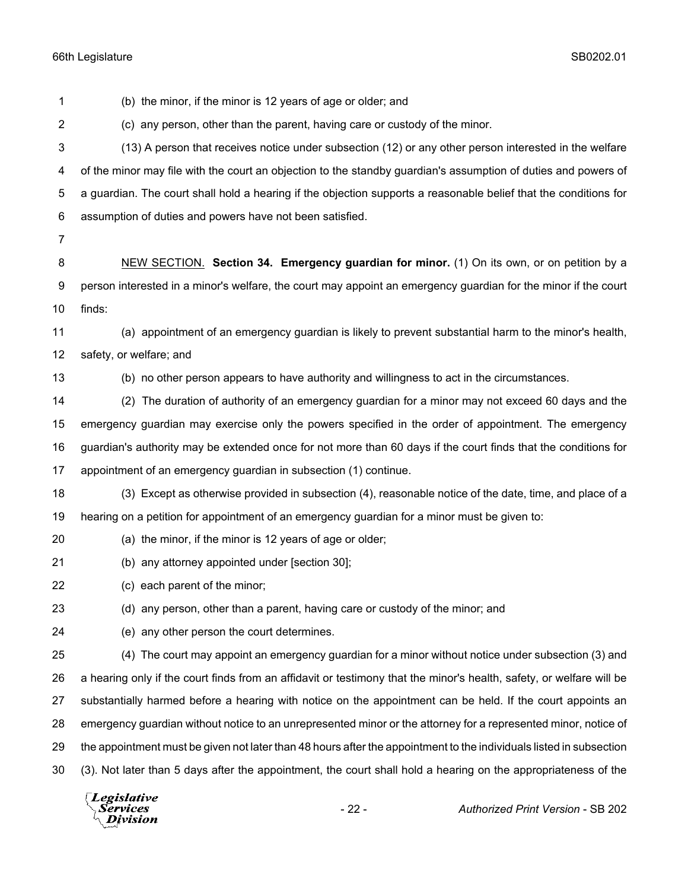(b) the minor, if the minor is 12 years of age or older; and

(c) any person, other than the parent, having care or custody of the minor.

(13) A person that receives notice under subsection (12) or any other person interested in the welfare of the minor may file with the court an objection to the standby guardian's assumption of duties and powers of a guardian. The court shall hold a hearing if the objection supports a reasonable belief that the conditions for assumption of duties and powers have not been satisfied.

NEW SECTION. **Section 34. Emergency guardian for minor.** (1) On its own, or on petition by a person interested in a minor's welfare, the court may appoint an emergency guardian for the minor if the court finds:

(a) appointment of an emergency guardian is likely to prevent substantial harm to the minor's health, safety, or welfare; and

(b) no other person appears to have authority and willingness to act in the circumstances.

(2) The duration of authority of an emergency guardian for a minor may not exceed 60 days and the emergency guardian may exercise only the powers specified in the order of appointment. The emergency guardian's authority may be extended once for not more than 60 days if the court finds that the conditions for appointment of an emergency guardian in subsection (1) continue.

(3) Except as otherwise provided in subsection (4), reasonable notice of the date, time, and place of a hearing on a petition for appointment of an emergency guardian for a minor must be given to:

(a) the minor, if the minor is 12 years of age or older;

(b) any attorney appointed under [section 30];

(c) each parent of the minor;

(d) any person, other than a parent, having care or custody of the minor; and

(e) any other person the court determines.

(4) The court may appoint an emergency guardian for a minor without notice under subsection (3) and a hearing only if the court finds from an affidavit or testimony that the minor's health, safety, or welfare will be substantially harmed before a hearing with notice on the appointment can be held. If the court appoints an emergency guardian without notice to an unrepresented minor or the attorney for a represented minor, notice of the appointment must be given not later than 48 hours after the appointment to the individuals listed in subsection (3). Not later than 5 days after the appointment, the court shall hold a hearing on the appropriateness of the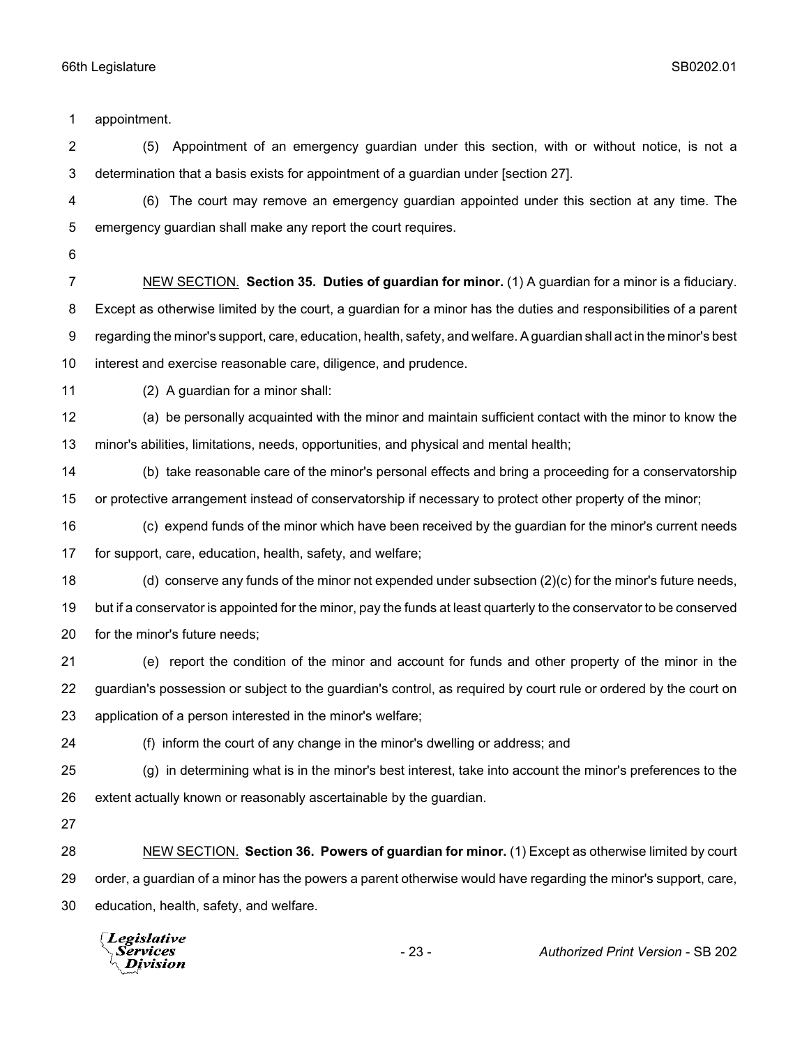appointment.

(5) Appointment of an emergency guardian under this section, with or without notice, is not a determination that a basis exists for appointment of a guardian under [section 27].

(6) The court may remove an emergency guardian appointed under this section at any time. The emergency guardian shall make any report the court requires.

NEW SECTION. **Section 35. Duties of guardian for minor.** (1) A guardian for a minor is a fiduciary. Except as otherwise limited by the court, a guardian for a minor has the duties and responsibilities of a parent regarding the minor's support, care, education, health, safety, and welfare. A guardian shall act in the minor's best interest and exercise reasonable care, diligence, and prudence.

(2) A guardian for a minor shall:

(a) be personally acquainted with the minor and maintain sufficient contact with the minor to know the minor's abilities, limitations, needs, opportunities, and physical and mental health;

(b) take reasonable care of the minor's personal effects and bring a proceeding for a conservatorship or protective arrangement instead of conservatorship if necessary to protect other property of the minor;

(c) expend funds of the minor which have been received by the guardian for the minor's current needs for support, care, education, health, safety, and welfare;

(d) conserve any funds of the minor not expended under subsection (2)(c) for the minor's future needs, but if a conservator is appointed for the minor, pay the funds at least quarterly to the conservator to be conserved for the minor's future needs;

(e) report the condition of the minor and account for funds and other property of the minor in the guardian's possession or subject to the guardian's control, as required by court rule or ordered by the court on application of a person interested in the minor's welfare;

(f) inform the court of any change in the minor's dwelling or address; and

(g) in determining what is in the minor's best interest, take into account the minor's preferences to the extent actually known or reasonably ascertainable by the guardian.

NEW SECTION. **Section 36. Powers of guardian for minor.** (1) Except as otherwise limited by court order, a guardian of a minor has the powers a parent otherwise would have regarding the minor's support, care, education, health, safety, and welfare.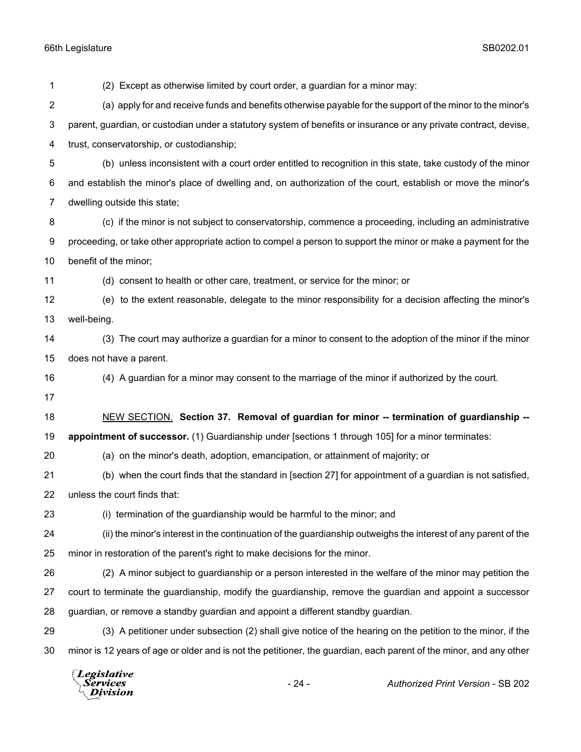(2) Except as otherwise limited by court order, a guardian for a minor may:

(a) apply for and receive funds and benefits otherwise payable for the support of the minor to the minor's parent, guardian, or custodian under a statutory system of benefits or insurance or any private contract, devise, trust, conservatorship, or custodianship;

(b) unless inconsistent with a court order entitled to recognition in this state, take custody of the minor and establish the minor's place of dwelling and, on authorization of the court, establish or move the minor's dwelling outside this state;

(c) if the minor is not subject to conservatorship, commence a proceeding, including an administrative proceeding, or take other appropriate action to compel a person to support the minor or make a payment for the benefit of the minor;

(d) consent to health or other care, treatment, or service for the minor; or

(e) to the extent reasonable, delegate to the minor responsibility for a decision affecting the minor's well-being.

(3) The court may authorize a guardian for a minor to consent to the adoption of the minor if the minor does not have a parent.

(4) A guardian for a minor may consent to the marriage of the minor if authorized by the court.

NEW SECTION. **Section 37. Removal of guardian for minor -- termination of guardianship -- appointment of successor.** (1) Guardianship under [sections 1 through 105] for a minor terminates:

(a) on the minor's death, adoption, emancipation, or attainment of majority; or

(b) when the court finds that the standard in [section 27] for appointment of a guardian is not satisfied, unless the court finds that:

(i) termination of the guardianship would be harmful to the minor; and

(ii) the minor's interest in the continuation of the guardianship outweighs the interest of any parent of the minor in restoration of the parent's right to make decisions for the minor.

(2) A minor subject to guardianship or a person interested in the welfare of the minor may petition the court to terminate the guardianship, modify the guardianship, remove the guardian and appoint a successor guardian, or remove a standby guardian and appoint a different standby guardian.

(3) A petitioner under subsection (2) shall give notice of the hearing on the petition to the minor, if the minor is 12 years of age or older and is not the petitioner, the guardian, each parent of the minor, and any other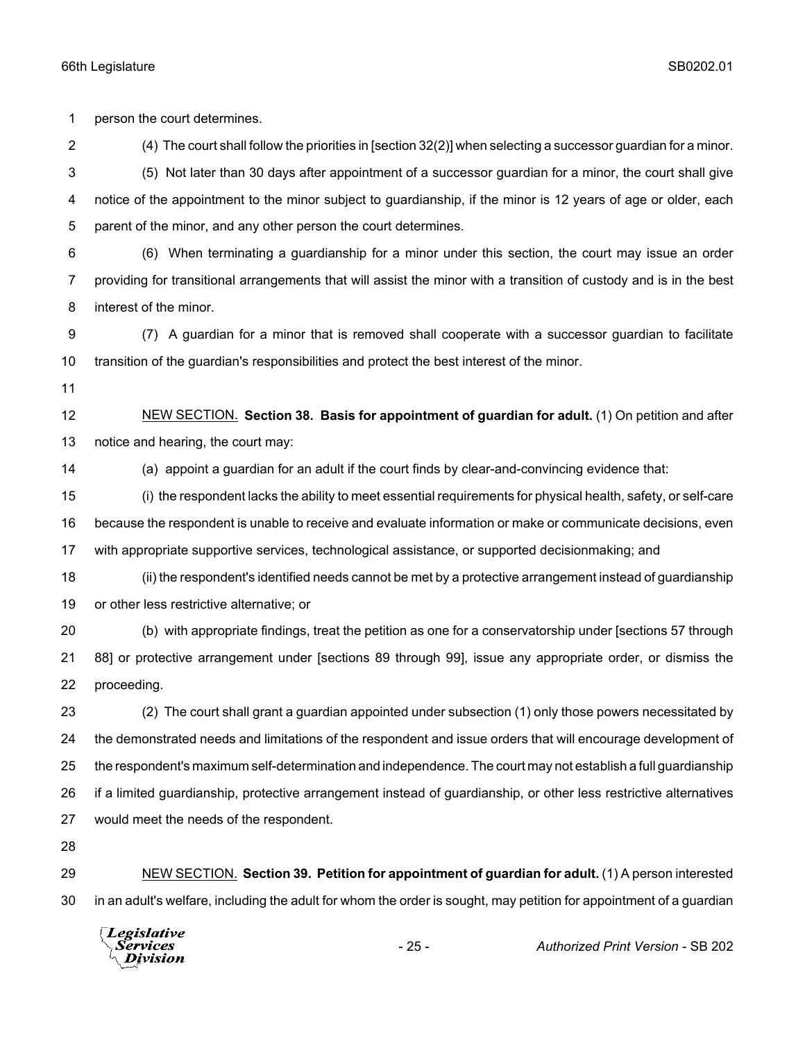person the court determines.

(4) The court shall follow the priorities in [section 32(2)] when selecting a successor guardian for a minor.

(5) Not later than 30 days after appointment of a successor guardian for a minor, the court shall give notice of the appointment to the minor subject to guardianship, if the minor is 12 years of age or older, each parent of the minor, and any other person the court determines.

(6) When terminating a guardianship for a minor under this section, the court may issue an order providing for transitional arrangements that will assist the minor with a transition of custody and is in the best interest of the minor.

(7) A guardian for a minor that is removed shall cooperate with a successor guardian to facilitate transition of the guardian's responsibilities and protect the best interest of the minor.

NEW SECTION. **Section 38. Basis for appointment of guardian for adult.** (1) On petition and after notice and hearing, the court may:

(a) appoint a guardian for an adult if the court finds by clear-and-convincing evidence that:

(i) the respondent lacks the ability to meet essential requirements for physical health, safety, or self-care because the respondent is unable to receive and evaluate information or make or communicate decisions, even with appropriate supportive services, technological assistance, or supported decisionmaking; and

(ii) the respondent's identified needs cannot be met by a protective arrangement instead of guardianship or other less restrictive alternative; or

(b) with appropriate findings, treat the petition as one for a conservatorship under [sections 57 through 88] or protective arrangement under [sections 89 through 99], issue any appropriate order, or dismiss the proceeding.

(2) The court shall grant a guardian appointed under subsection (1) only those powers necessitated by the demonstrated needs and limitations of the respondent and issue orders that will encourage development of the respondent's maximum self-determination and independence. The court may not establish a full guardianship if a limited guardianship, protective arrangement instead of guardianship, or other less restrictive alternatives would meet the needs of the respondent.

NEW SECTION. **Section 39. Petition for appointment of guardian for adult.** (1) A person interested in an adult's welfare, including the adult for whom the order is sought, may petition for appointment of a guardian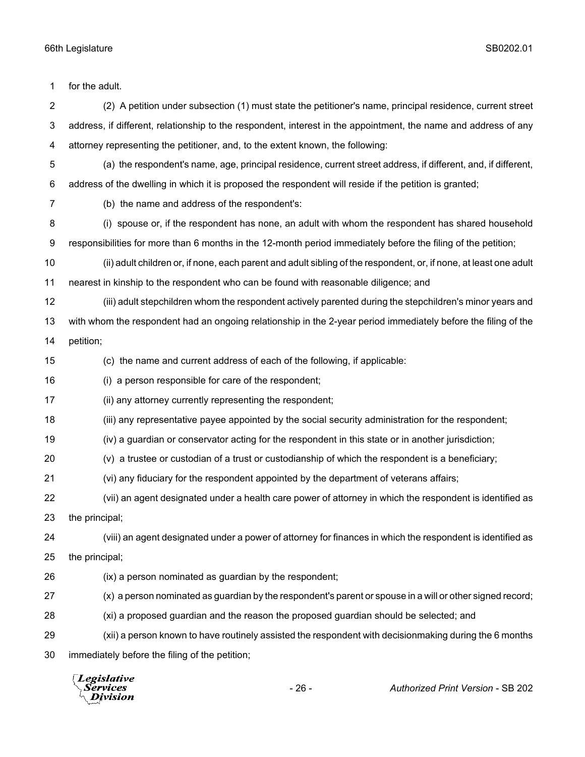for the adult.

(2) A petition under subsection (1) must state the petitioner's name, principal residence, current street address, if different, relationship to the respondent, interest in the appointment, the name and address of any attorney representing the petitioner, and, to the extent known, the following:

(a) the respondent's name, age, principal residence, current street address, if different, and, if different, address of the dwelling in which it is proposed the respondent will reside if the petition is granted;

(b) the name and address of the respondent's:

(i) spouse or, if the respondent has none, an adult with whom the respondent has shared household responsibilities for more than 6 months in the 12-month period immediately before the filing of the petition;

(ii) adult children or, if none, each parent and adult sibling of the respondent, or, if none, at least one adult nearest in kinship to the respondent who can be found with reasonable diligence; and

(iii) adult stepchildren whom the respondent actively parented during the stepchildren's minor years and with whom the respondent had an ongoing relationship in the 2-year period immediately before the filing of the petition;

(c) the name and current address of each of the following, if applicable:

(i) a person responsible for care of the respondent;

(ii) any attorney currently representing the respondent;

(iii) any representative payee appointed by the social security administration for the respondent;

(iv) a guardian or conservator acting for the respondent in this state or in another jurisdiction;

(v) a trustee or custodian of a trust or custodianship of which the respondent is a beneficiary;

(vi) any fiduciary for the respondent appointed by the department of veterans affairs;

(vii) an agent designated under a health care power of attorney in which the respondent is identified as the principal;

(viii) an agent designated under a power of attorney for finances in which the respondent is identified as the principal;

(ix) a person nominated as guardian by the respondent;

(x) a person nominated as guardian by the respondent's parent or spouse in a will or other signed record;

(xi) a proposed guardian and the reason the proposed guardian should be selected; and

(xii) a person known to have routinely assisted the respondent with decisionmaking during the 6 months immediately before the filing of the petition;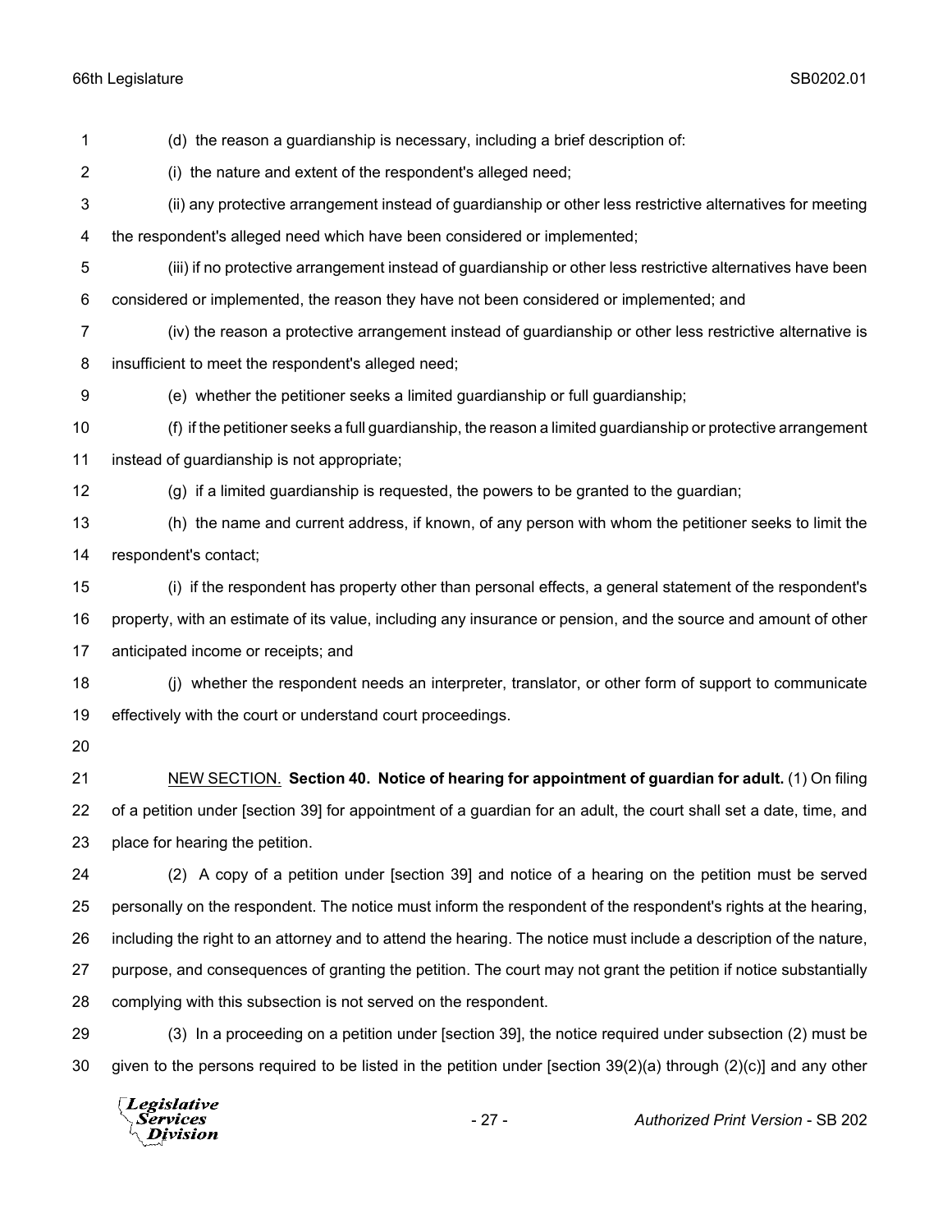(d) the reason a guardianship is necessary, including a brief description of:

(i) the nature and extent of the respondent's alleged need;

(ii) any protective arrangement instead of guardianship or other less restrictive alternatives for meeting the respondent's alleged need which have been considered or implemented;

(iii) if no protective arrangement instead of guardianship or other less restrictive alternatives have been considered or implemented, the reason they have not been considered or implemented; and

(iv) the reason a protective arrangement instead of guardianship or other less restrictive alternative is insufficient to meet the respondent's alleged need;

(e) whether the petitioner seeks a limited guardianship or full guardianship;

(f) if the petitioner seeks a full guardianship, the reason a limited guardianship or protective arrangement instead of guardianship is not appropriate;

(g) if a limited guardianship is requested, the powers to be granted to the guardian;

(h) the name and current address, if known, of any person with whom the petitioner seeks to limit the respondent's contact;

(i) if the respondent has property other than personal effects, a general statement of the respondent's property, with an estimate of its value, including any insurance or pension, and the source and amount of other anticipated income or receipts; and

(j) whether the respondent needs an interpreter, translator, or other form of support to communicate effectively with the court or understand court proceedings.

NEW SECTION. **Section 40. Notice of hearing for appointment of guardian for adult.** (1) On filing of a petition under [section 39] for appointment of a guardian for an adult, the court shall set a date, time, and place for hearing the petition.

(2) A copy of a petition under [section 39] and notice of a hearing on the petition must be served personally on the respondent. The notice must inform the respondent of the respondent's rights at the hearing, including the right to an attorney and to attend the hearing. The notice must include a description of the nature, purpose, and consequences of granting the petition. The court may not grant the petition if notice substantially complying with this subsection is not served on the respondent.

(3) In a proceeding on a petition under [section 39], the notice required under subsection (2) must be given to the persons required to be listed in the petition under [section 39(2)(a) through (2)(c)] and any other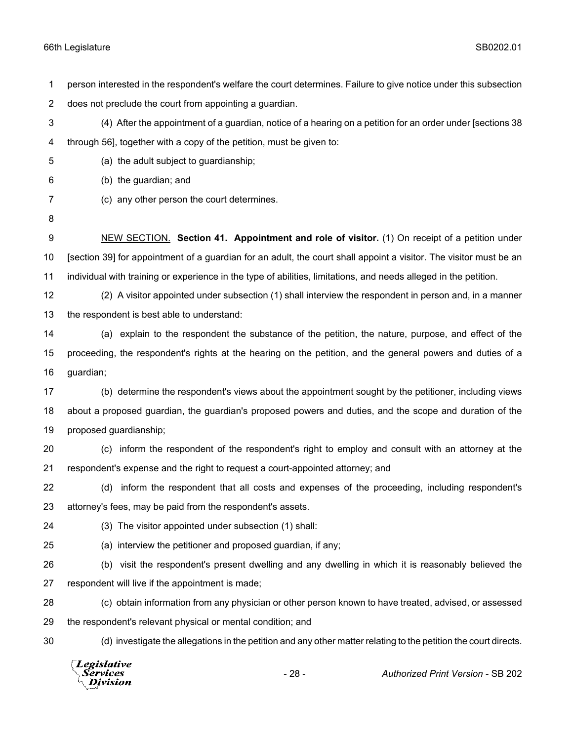person interested in the respondent's welfare the court determines. Failure to give notice under this subsection does not preclude the court from appointing a guardian.

(4) After the appointment of a guardian, notice of a hearing on a petition for an order under [sections 38 through 56], together with a copy of the petition, must be given to:

(a) the adult subject to guardianship;

(b) the guardian; and

(c) any other person the court determines.

NEW SECTION. **Section 41. Appointment and role of visitor.** (1) On receipt of a petition under [section 39] for appointment of a guardian for an adult, the court shall appoint a visitor. The visitor must be an individual with training or experience in the type of abilities, limitations, and needs alleged in the petition.

(2) A visitor appointed under subsection (1) shall interview the respondent in person and, in a manner the respondent is best able to understand:

(a) explain to the respondent the substance of the petition, the nature, purpose, and effect of the proceeding, the respondent's rights at the hearing on the petition, and the general powers and duties of a guardian;

(b) determine the respondent's views about the appointment sought by the petitioner, including views about a proposed guardian, the guardian's proposed powers and duties, and the scope and duration of the proposed guardianship;

(c) inform the respondent of the respondent's right to employ and consult with an attorney at the respondent's expense and the right to request a court-appointed attorney; and

(d) inform the respondent that all costs and expenses of the proceeding, including respondent's attorney's fees, may be paid from the respondent's assets.

(3) The visitor appointed under subsection (1) shall:

(a) interview the petitioner and proposed guardian, if any;

(b) visit the respondent's present dwelling and any dwelling in which it is reasonably believed the respondent will live if the appointment is made;

(c) obtain information from any physician or other person known to have treated, advised, or assessed the respondent's relevant physical or mental condition; and

(d) investigate the allegations in the petition and any other matter relating to the petition the court directs.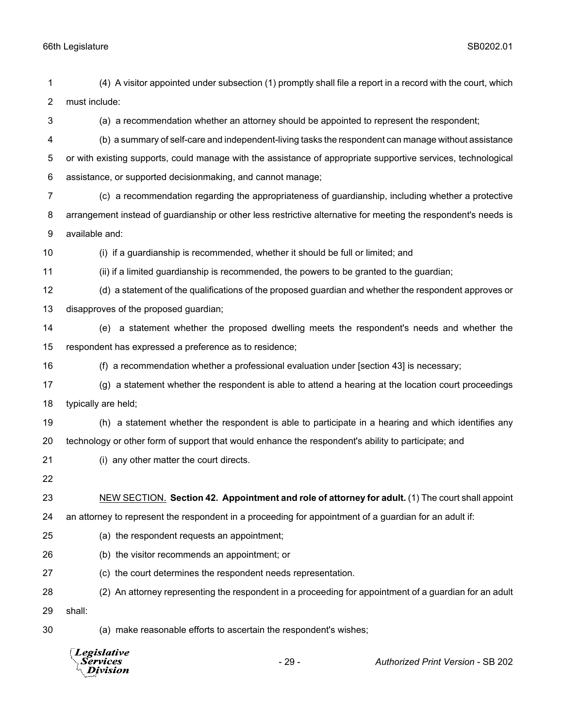(4) A visitor appointed under subsection (1) promptly shall file a report in a record with the court, which must include:

(a) a recommendation whether an attorney should be appointed to represent the respondent;

(b) a summary of self-care and independent-living tasks the respondent can manage without assistance or with existing supports, could manage with the assistance of appropriate supportive services, technological assistance, or supported decisionmaking, and cannot manage;

(c) a recommendation regarding the appropriateness of guardianship, including whether a protective arrangement instead of guardianship or other less restrictive alternative for meeting the respondent's needs is available and:

(i) if a guardianship is recommended, whether it should be full or limited; and

(ii) if a limited guardianship is recommended, the powers to be granted to the guardian;

(d) a statement of the qualifications of the proposed guardian and whether the respondent approves or disapproves of the proposed guardian;

(e) a statement whether the proposed dwelling meets the respondent's needs and whether the respondent has expressed a preference as to residence;

(f) a recommendation whether a professional evaluation under [section 43] is necessary;

(g) a statement whether the respondent is able to attend a hearing at the location court proceedings typically are held;

(h) a statement whether the respondent is able to participate in a hearing and which identifies any technology or other form of support that would enhance the respondent's ability to participate; and

(i) any other matter the court directs.

<u>NEW SECTION.</u> **Section 42. Appointment and role of attorney for adult.** (1) The court shall appoint an attorney to represent the respondent in a proceeding for appointment of a guardian for an adult if:

(a) the respondent requests an appointment;

(b) the visitor recommends an appointment; or

(c) the court determines the respondent needs representation.

(2) An attorney representing the respondent in a proceeding for appointment of a guardian for an adult shall:

(a) make reasonable efforts to ascertain the respondent's wishes;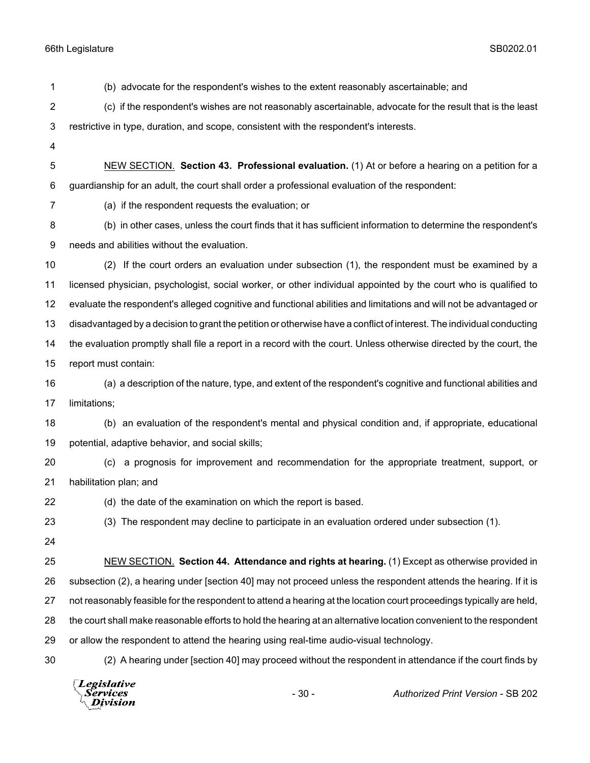(b) advocate for the respondent's wishes to the extent reasonably ascertainable; and

(c) if the respondent's wishes are not reasonably ascertainable, advocate for the result that is the least restrictive in type, duration, and scope, consistent with the respondent's interests.

NEW SECTION. **Section 43. Professional evaluation.** (1) At or before a hearing on a petition for a guardianship for an adult, the court shall order a professional evaluation of the respondent:

(a) if the respondent requests the evaluation; or

(b) in other cases, unless the court finds that it has sufficient information to determine the respondent's needs and abilities without the evaluation.

(2) If the court orders an evaluation under subsection (1), the respondent must be examined by a licensed physician, psychologist, social worker, or other individual appointed by the court who is qualified to evaluate the respondent's alleged cognitive and functional abilities and limitations and will not be advantaged or disadvantaged by a decision to grant the petition or otherwise have a conflict of interest. The individual conducting the evaluation promptly shall file a report in a record with the court. Unless otherwise directed by the court, the report must contain:

(a) a description of the nature, type, and extent of the respondent's cognitive and functional abilities and limitations;

(b) an evaluation of the respondent's mental and physical condition and, if appropriate, educational potential, adaptive behavior, and social skills;

(c) a prognosis for improvement and recommendation for the appropriate treatment, support, or habilitation plan; and

(d) the date of the examination on which the report is based.

(3) The respondent may decline to participate in an evaluation ordered under subsection (1).

NEW SECTION. **Section 44. Attendance and rights at hearing.** (1) Except as otherwise provided in subsection (2), a hearing under [section 40] may not proceed unless the respondent attends the hearing. If it is not reasonably feasible for the respondent to attend a hearing at the location court proceedings typically are held, the court shall make reasonable efforts to hold the hearing at an alternative location convenient to the respondent or allow the respondent to attend the hearing using real-time audio-visual technology.

(2) A hearing under [section 40] may proceed without the respondent in attendance if the court finds by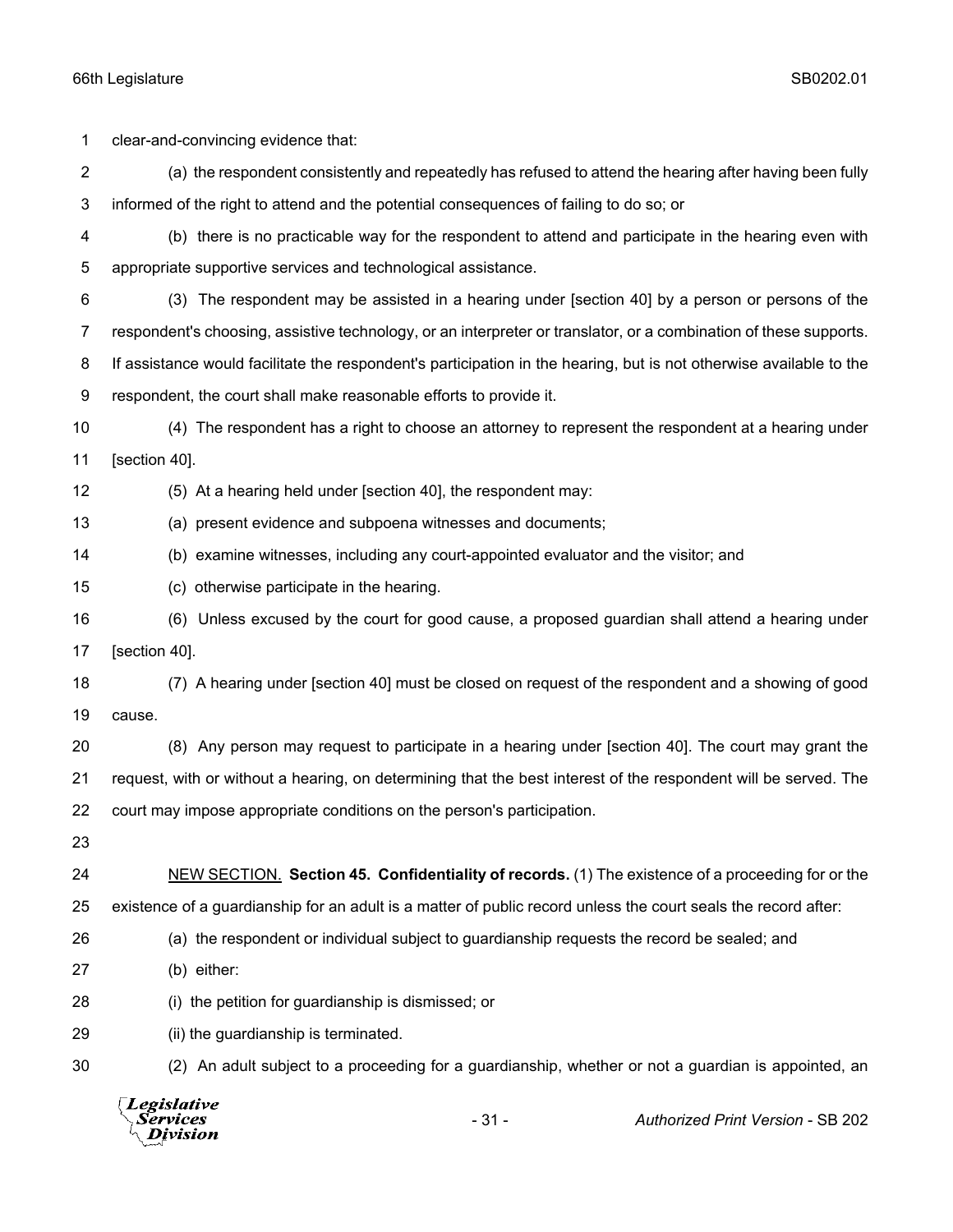clear-and-convincing evidence that:

(a) the respondent consistently and repeatedly has refused to attend the hearing after having been fully informed of the right to attend and the potential consequences of failing to do so; or

(b) there is no practicable way for the respondent to attend and participate in the hearing even with appropriate supportive services and technological assistance.

(3) The respondent may be assisted in a hearing under [section 40] by a person or persons of the respondent's choosing, assistive technology, or an interpreter or translator, or a combination of these supports. If assistance would facilitate the respondent's participation in the hearing, but is not otherwise available to the respondent, the court shall make reasonable efforts to provide it.

(4) The respondent has a right to choose an attorney to represent the respondent at a hearing under [section 40].

(5) At a hearing held under [section 40], the respondent may:

(a) present evidence and subpoena witnesses and documents;

(b) examine witnesses, including any court-appointed evaluator and the visitor; and

(c) otherwise participate in the hearing.

(6) Unless excused by the court for good cause, a proposed guardian shall attend a hearing under [section 40].

(7) A hearing under [section 40] must be closed on request of the respondent and a showing of good cause.

(8) Any person may request to participate in a hearing under [section 40]. The court may grant the request, with or without a hearing, on determining that the best interest of the respondent will be served. The court may impose appropriate conditions on the person's participation.

NEW SECTION. **Section 45. Confidentiality of records.** (1) The existence of a proceeding for or the existence of a guardianship for an adult is a matter of public record unless the court seals the record after:

(a) the respondent or individual subject to guardianship requests the record be sealed; and

(b) either:

(i) the petition for guardianship is dismissed; or

(ii) the guardianship is terminated.

(2) An adult subject to a proceeding for a guardianship, whether or not a guardian is appointed, an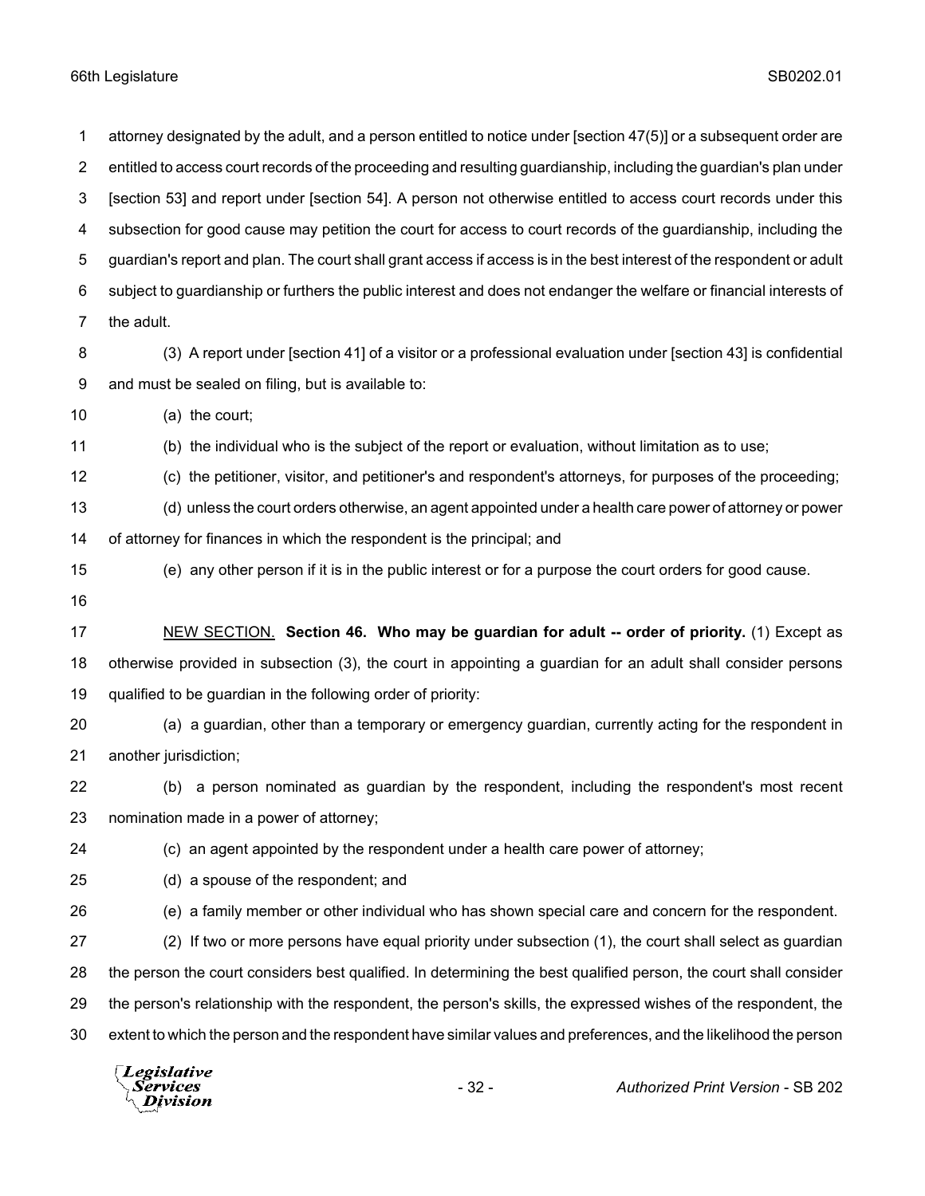attorney designated by the adult, and a person entitled to notice under [section 47(5)] or a subsequent order are entitled to access court records of the proceeding and resulting guardianship, including the guardian's plan under [section 53] and report under [section 54]. A person not otherwise entitled to access court records under this subsection for good cause may petition the court for access to court records of the guardianship, including the guardian's report and plan. The court shall grant access if access is in the best interest of the respondent or adult subject to guardianship or furthers the public interest and does not endanger the welfare or financial interests of the adult.

(3) A report under [section 41] of a visitor or a professional evaluation under [section 43] is confidential and must be sealed on filing, but is available to:

(a) the court;

(b) the individual who is the subject of the report or evaluation, without limitation as to use;

(c) the petitioner, visitor, and petitioner's and respondent's attorneys, for purposes of the proceeding;

(d) unless the court orders otherwise, an agent appointed under a health care power of attorney or power of attorney for finances in which the respondent is the principal; and

(e) any other person if it is in the public interest or for a purpose the court orders for good cause.

<u>NEW SECTION.</u> **Section 46. Who may be guardian for adult -- order of priority.** (1) Except as otherwise provided in subsection (3), the court in appointing a guardian for an adult shall consider persons qualified to be guardian in the following order of priority:

(a) a guardian, other than a temporary or emergency guardian, currently acting for the respondent in another jurisdiction;

(b) a person nominated as guardian by the respondent, including the respondent's most recent nomination made in a power of attorney;

(c) an agent appointed by the respondent under a health care power of attorney;

(d) a spouse of the respondent; and

(e) a family member or other individual who has shown special care and concern for the respondent.

(2) If two or more persons have equal priority under subsection (1), the court shall select as guardian the person the court considers best qualified. In determining the best qualified person, the court shall consider the person's relationship with the respondent, the person's skills, the expressed wishes of the respondent, the extent to which the person and the respondent have similar values and preferences, and the likelihood the person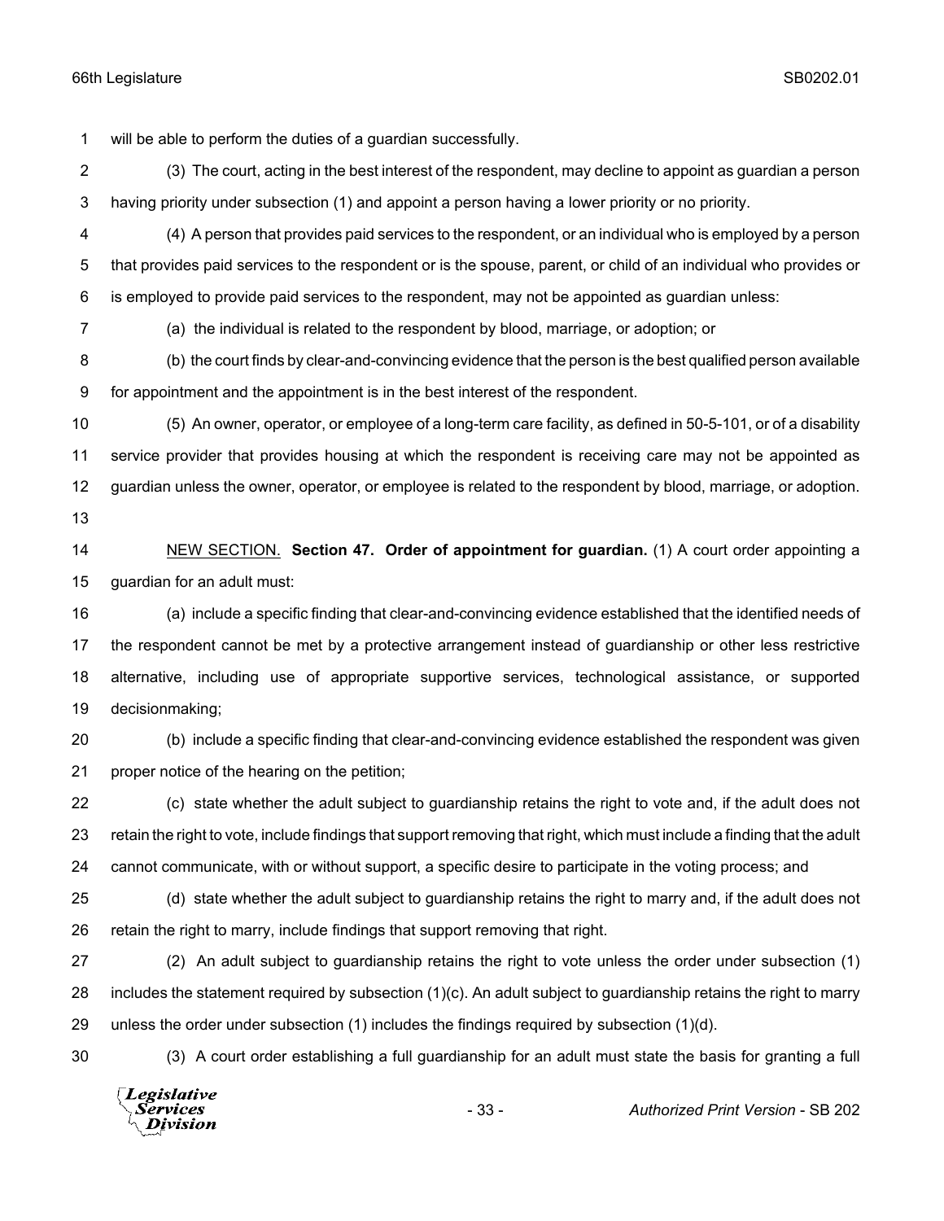will be able to perform the duties of a guardian successfully.

(3) The court, acting in the best interest of the respondent, may decline to appoint as guardian a person having priority under subsection (1) and appoint a person having a lower priority or no priority.

(4) A person that provides paid services to the respondent, or an individual who is employed by a person that provides paid services to the respondent or is the spouse, parent, or child of an individual who provides or is employed to provide paid services to the respondent, may not be appointed as guardian unless:

(a) the individual is related to the respondent by blood, marriage, or adoption; or

(b) the court finds by clear-and-convincing evidence that the person is the best qualified person available for appointment and the appointment is in the best interest of the respondent.

(5) An owner, operator, or employee of a long-term care facility, as defined in 50-5-101, or of a disability service provider that provides housing at which the respondent is receiving care may not be appointed as guardian unless the owner, operator, or employee is related to the respondent by blood, marriage, or adoption.

NEW SECTION. **Section 47. Order of appointment for guardian.** (1) A court order appointing a guardian for an adult must:

(a) include a specific finding that clear-and-convincing evidence established that the identified needs of the respondent cannot be met by a protective arrangement instead of guardianship or other less restrictive alternative, including use of appropriate supportive services, technological assistance, or supported decisionmaking;

(b) include a specific finding that clear-and-convincing evidence established the respondent was given proper notice of the hearing on the petition;

(c) state whether the adult subject to guardianship retains the right to vote and, if the adult does not retain the right to vote, include findings that support removing that right, which must include a finding that the adult cannot communicate, with or without support, a specific desire to participate in the voting process; and

(d) state whether the adult subject to guardianship retains the right to marry and, if the adult does not retain the right to marry, include findings that support removing that right.

(2) An adult subject to guardianship retains the right to vote unless the order under subsection (1) includes the statement required by subsection (1)(c). An adult subject to guardianship retains the right to marry unless the order under subsection (1) includes the findings required by subsection (1)(d).

(3) A court order establishing a full guardianship for an adult must state the basis for granting a full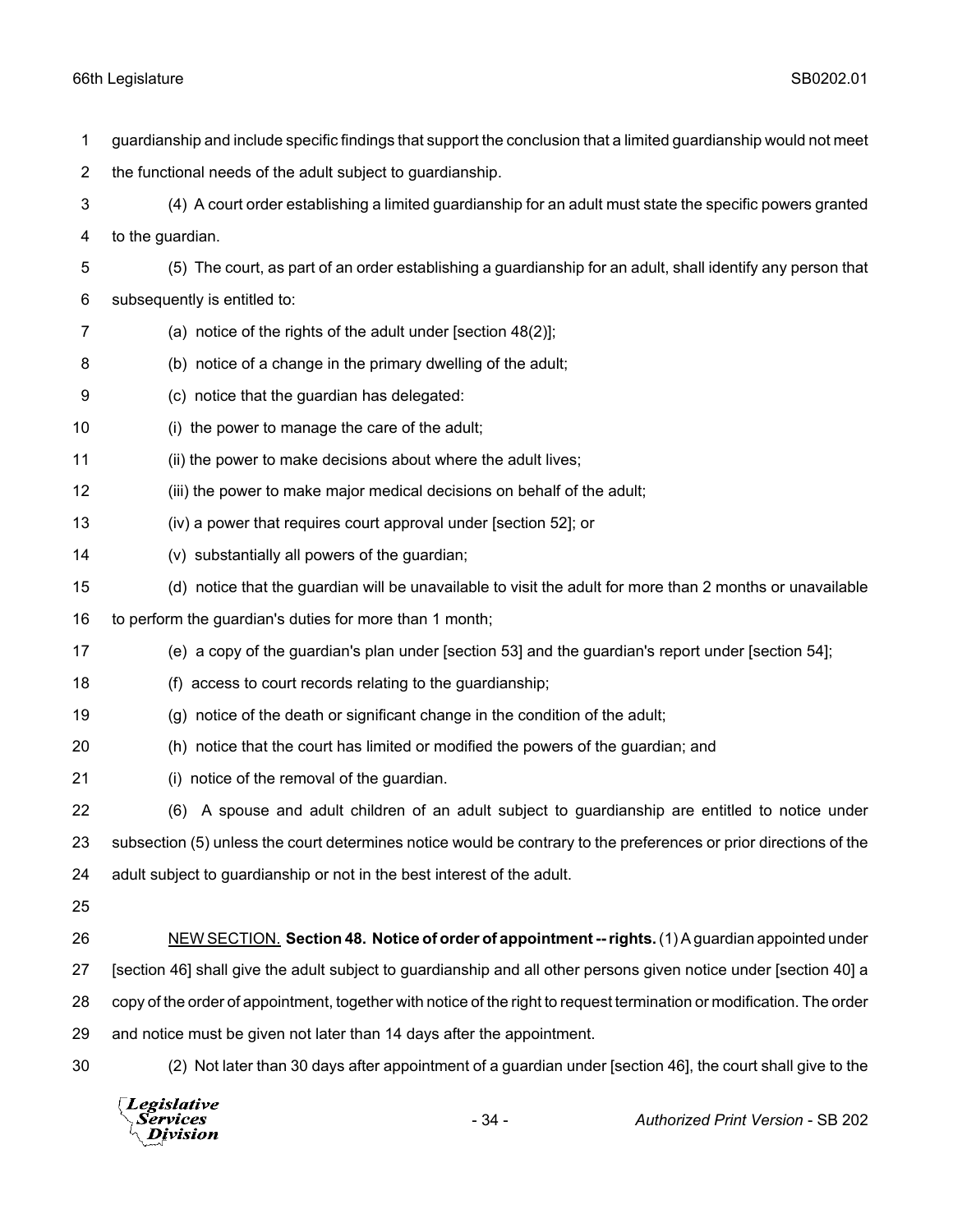guardianship and include specific findings that support the conclusion that a limited guardianship would not meet the functional needs of the adult subject to guardianship.

(4) A court order establishing a limited guardianship for an adult must state the specific powers granted to the guardian.

(5) The court, as part of an order establishing a guardianship for an adult, shall identify any person that subsequently is entitled to:

(a) notice of the rights of the adult under [section 48(2)];

(b) notice of a change in the primary dwelling of the adult;

(c) notice that the guardian has delegated:

(i) the power to manage the care of the adult;

(ii) the power to make decisions about where the adult lives;

(iii) the power to make major medical decisions on behalf of the adult;

(iv) a power that requires court approval under [section 52]; or

(v) substantially all powers of the guardian;

(d) notice that the guardian will be unavailable to visit the adult for more than 2 months or unavailable to perform the guardian's duties for more than 1 month;

(e) a copy of the guardian's plan under [section 53] and the guardian's report under [section 54];

(f) access to court records relating to the guardianship;

(g) notice of the death or significant change in the condition of the adult;

(h) notice that the court has limited or modified the powers of the guardian; and

(i) notice of the removal of the guardian.

(6) A spouse and adult children of an adult subject to guardianship are entitled to notice under subsection (5) unless the court determines notice would be contrary to the preferences or prior directions of the adult subject to guardianship or not in the best interest of the adult.

NEW SECTION. **Section 48. Notice of order of appointment -- rights.** (1) A guardian appointed under [section 46] shall give the adult subject to guardianship and all other persons given notice under [section 40] a copy of the order of appointment, together with notice of the right to request termination or modification. The order and notice must be given not later than 14 days after the appointment.

(2) Not later than 30 days after appointment of a guardian under [section 46], the court shall give to the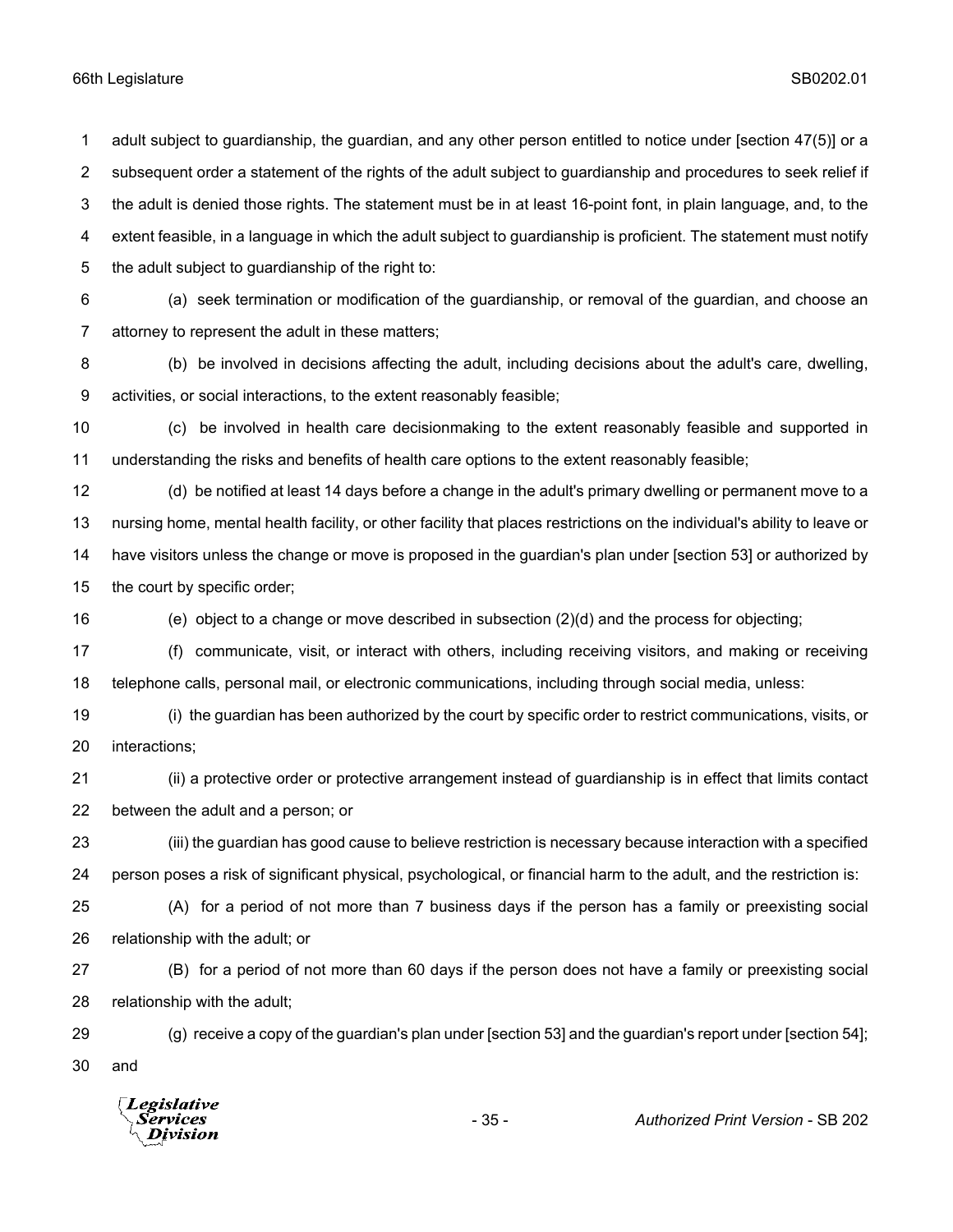adult subject to guardianship, the guardian, and any other person entitled to notice under [section 47(5)] or a subsequent order a statement of the rights of the adult subject to guardianship and procedures to seek relief if the adult is denied those rights. The statement must be in at least 16-point font, in plain language, and, to the extent feasible, in a language in which the adult subject to guardianship is proficient. The statement must notify the adult subject to guardianship of the right to:

(a) seek termination or modification of the guardianship, or removal of the guardian, and choose an attorney to represent the adult in these matters;

(b) be involved in decisions affecting the adult, including decisions about the adult's care, dwelling, activities, or social interactions, to the extent reasonably feasible;

(c) be involved in health care decisionmaking to the extent reasonably feasible and supported in understanding the risks and benefits of health care options to the extent reasonably feasible;

(d) be notified at least 14 days before a change in the adult's primary dwelling or permanent move to a nursing home, mental health facility, or other facility that places restrictions on the individual's ability to leave or have visitors unless the change or move is proposed in the guardian's plan under [section 53] or authorized by the court by specific order;

(e) object to a change or move described in subsection (2)(d) and the process for objecting;

(f) communicate, visit, or interact with others, including receiving visitors, and making or receiving telephone calls, personal mail, or electronic communications, including through social media, unless:

(i) the guardian has been authorized by the court by specific order to restrict communications, visits, or interactions;

(ii) a protective order or protective arrangement instead of guardianship is in effect that limits contact between the adult and a person; or

(iii) the guardian has good cause to believe restriction is necessary because interaction with a specified person poses a risk of significant physical, psychological, or financial harm to the adult, and the restriction is:

(A) for a period of not more than 7 business days if the person has a family or preexisting social relationship with the adult; or

(B) for a period of not more than 60 days if the person does not have a family or preexisting social relationship with the adult;

(g) receive a copy of the guardian's plan under [section 53] and the guardian's report under [section 54]; and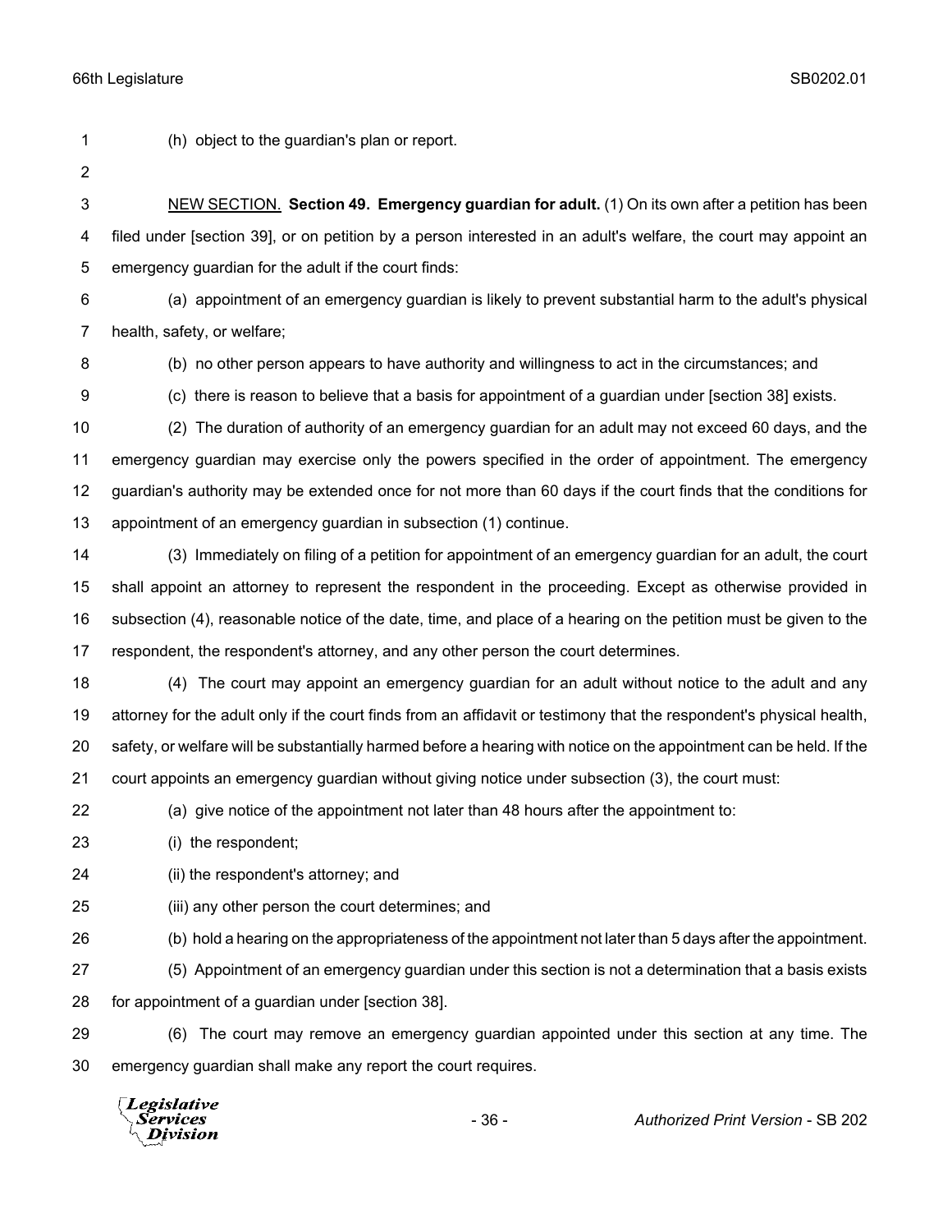(h) object to the guardian's plan or report.

<u>NEW SECTION.</u> **Section 49. Emergency guardian for adult.** (1) On its own after a petition has been filed under [section 39], or on petition by a person interested in an adult's welfare, the court may appoint an emergency guardian for the adult if the court finds:

(a) appointment of an emergency guardian is likely to prevent substantial harm to the adult's physical health, safety, or welfare;

(b) no other person appears to have authority and willingness to act in the circumstances; and

(c) there is reason to believe that a basis for appointment of a guardian under [section 38] exists.

(2) The duration of authority of an emergency guardian for an adult may not exceed 60 days, and the emergency guardian may exercise only the powers specified in the order of appointment. The emergency guardian's authority may be extended once for not more than 60 days if the court finds that the conditions for appointment of an emergency guardian in subsection (1) continue.

(3) Immediately on filing of a petition for appointment of an emergency guardian for an adult, the court shall appoint an attorney to represent the respondent in the proceeding. Except as otherwise provided in subsection (4), reasonable notice of the date, time, and place of a hearing on the petition must be given to the respondent, the respondent's attorney, and any other person the court determines.

(4) The court may appoint an emergency guardian for an adult without notice to the adult and any attorney for the adult only if the court finds from an affidavit or testimony that the respondent's physical health, safety, or welfare will be substantially harmed before a hearing with notice on the appointment can be held. If the court appoints an emergency guardian without giving notice under subsection (3), the court must:

(a) give notice of the appointment not later than 48 hours after the appointment to:

(i) the respondent;

(ii) the respondent's attorney; and

(iii) any other person the court determines; and

(b) hold a hearing on the appropriateness of the appointment not later than 5 days after the appointment.

(5) Appointment of an emergency guardian under this section is not a determination that a basis exists for appointment of a guardian under [section 38].

(6) The court may remove an emergency guardian appointed under this section at any time. The emergency guardian shall make any report the court requires.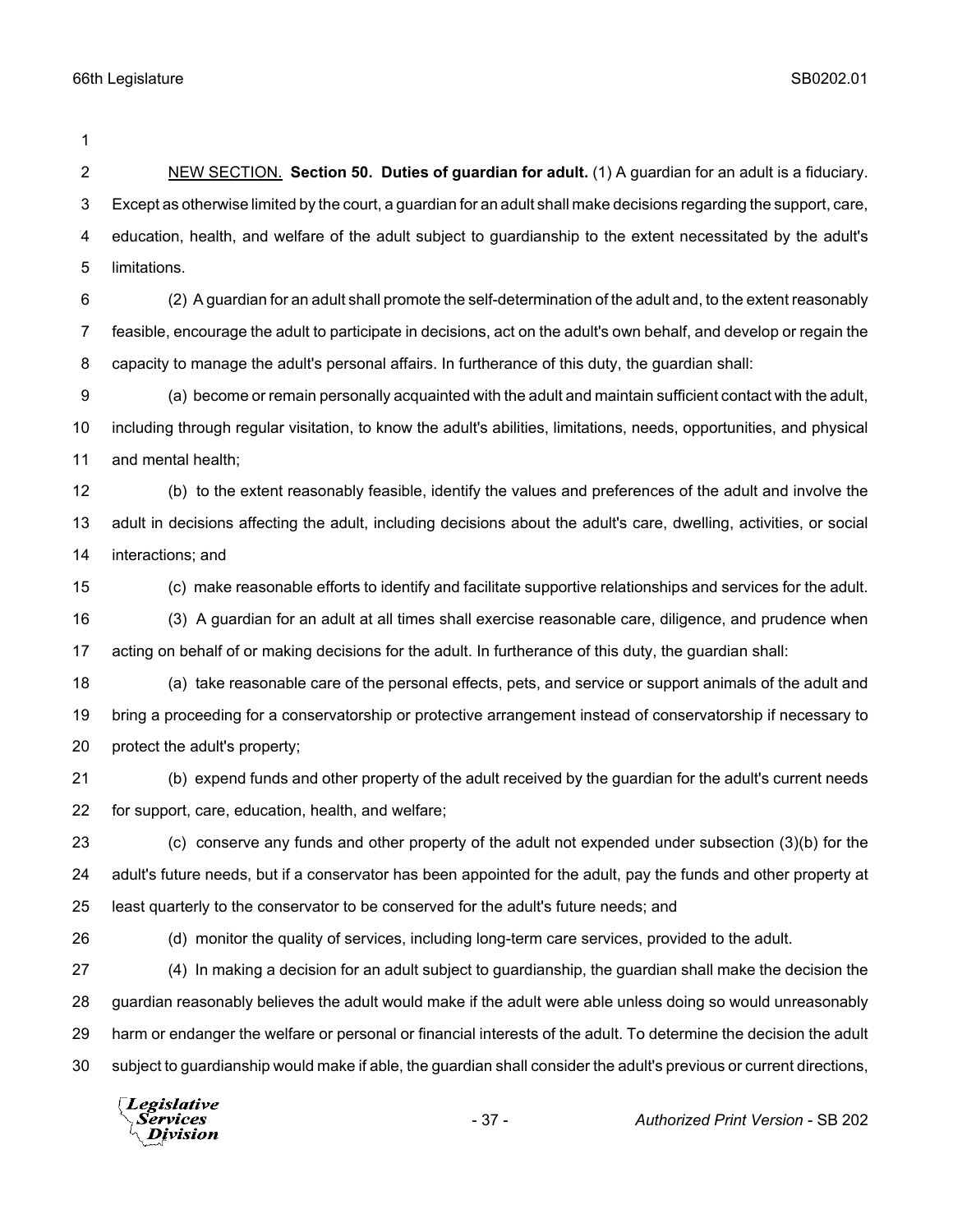NEW SECTION. **Section 50. Duties of guardian for adult.** (1) A guardian for an adult is a fiduciary. Except as otherwise limited by the court, a guardian for an adult shall make decisions regarding the support, care, education, health, and welfare of the adult subject to guardianship to the extent necessitated by the adult's limitations.

(2) A guardian for an adult shall promote the self-determination of the adult and, to the extent reasonably feasible, encourage the adult to participate in decisions, act on the adult's own behalf, and develop or regain the capacity to manage the adult's personal affairs. In furtherance of this duty, the guardian shall:

(a) become or remain personally acquainted with the adult and maintain sufficient contact with the adult, including through regular visitation, to know the adult's abilities, limitations, needs, opportunities, and physical and mental health;

(b) to the extent reasonably feasible, identify the values and preferences of the adult and involve the adult in decisions affecting the adult, including decisions about the adult's care, dwelling, activities, or social interactions; and

(c) make reasonable efforts to identify and facilitate supportive relationships and services for the adult.

(3) A guardian for an adult at all times shall exercise reasonable care, diligence, and prudence when acting on behalf of or making decisions for the adult. In furtherance of this duty, the guardian shall:

(a) take reasonable care of the personal effects, pets, and service or support animals of the adult and bring a proceeding for a conservatorship or protective arrangement instead of conservatorship if necessary to protect the adult's property;

(b) expend funds and other property of the adult received by the guardian for the adult's current needs for support, care, education, health, and welfare;

(c) conserve any funds and other property of the adult not expended under subsection (3)(b) for the adult's future needs, but if a conservator has been appointed for the adult, pay the funds and other property at least quarterly to the conservator to be conserved for the adult's future needs; and

(d) monitor the quality of services, including long-term care services, provided to the adult.

(4) In making a decision for an adult subject to guardianship, the guardian shall make the decision the guardian reasonably believes the adult would make if the adult were able unless doing so would unreasonably harm or endanger the welfare or personal or financial interests of the adult. To determine the decision the adult subject to guardianship would make if able, the guardian shall consider the adult's previous or current directions,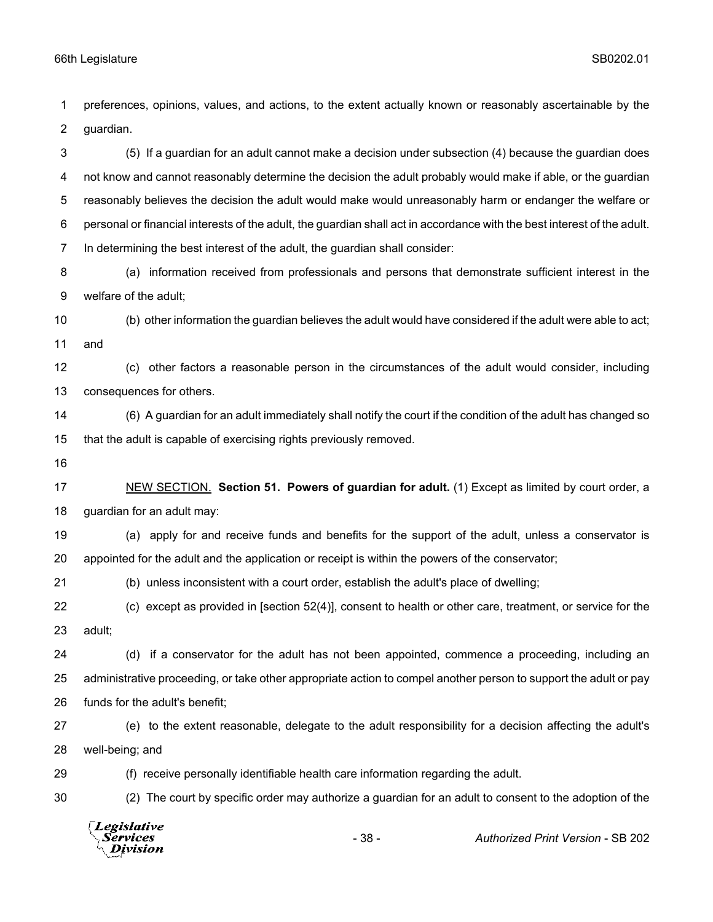preferences, opinions, values, and actions, to the extent actually known or reasonably ascertainable by the guardian.

(5) If a guardian for an adult cannot make a decision under subsection (4) because the guardian does not know and cannot reasonably determine the decision the adult probably would make if able, or the guardian reasonably believes the decision the adult would make would unreasonably harm or endanger the welfare or personal or financial interests of the adult, the guardian shall act in accordance with the best interest of the adult. In determining the best interest of the adult, the guardian shall consider:

(a) information received from professionals and persons that demonstrate sufficient interest in the welfare of the adult;

(b) other information the guardian believes the adult would have considered if the adult were able to act; and

(c) other factors a reasonable person in the circumstances of the adult would consider, including consequences for others.

(6) A guardian for an adult immediately shall notify the court if the condition of the adult has changed so that the adult is capable of exercising rights previously removed.

NEW SECTION. **Section 51. Powers of guardian for adult.** (1) Except as limited by court order, a guardian for an adult may:

(a) apply for and receive funds and benefits for the support of the adult, unless a conservator is appointed for the adult and the application or receipt is within the powers of the conservator;

(b) unless inconsistent with a court order, establish the adult's place of dwelling;

(c) except as provided in [section 52(4)], consent to health or other care, treatment, or service for the adult;

(d) if a conservator for the adult has not been appointed, commence a proceeding, including an administrative proceeding, or take other appropriate action to compel another person to support the adult or pay funds for the adult's benefit;

(e) to the extent reasonable, delegate to the adult responsibility for a decision affecting the adult's well-being; and

(f) receive personally identifiable health care information regarding the adult.

(2) The court by specific order may authorize a guardian for an adult to consent to the adoption of the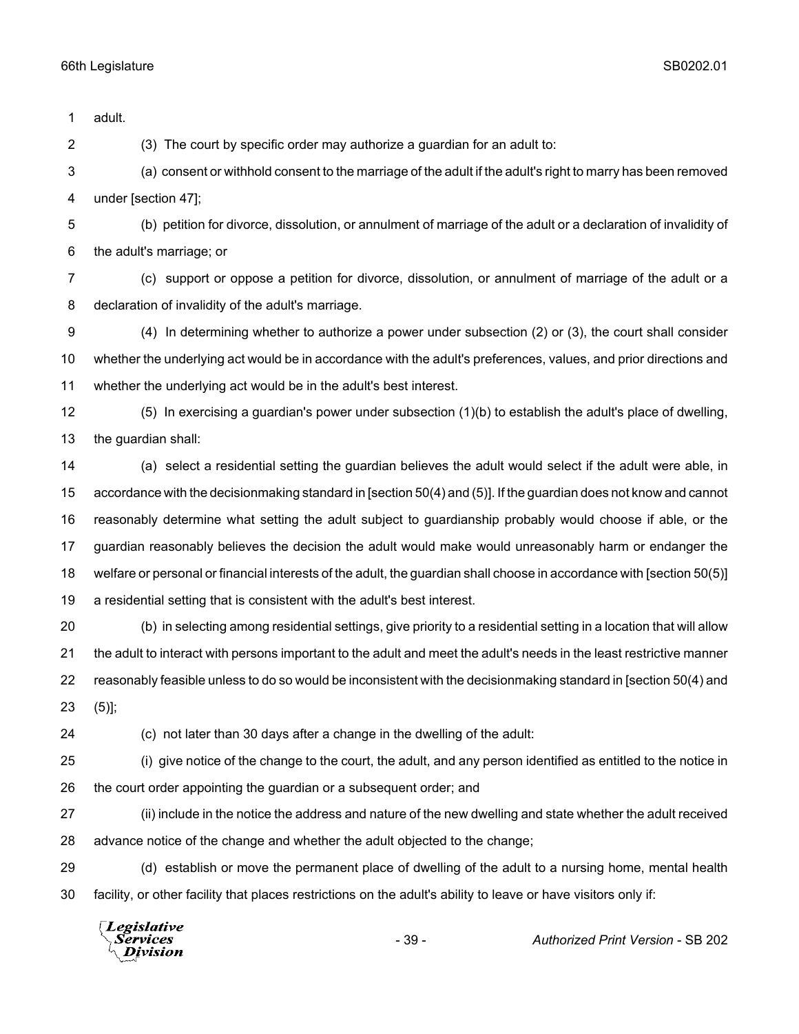adult.

(3) The court by specific order may authorize a guardian for an adult to:

(a) consent or withhold consent to the marriage of the adult if the adult's right to marry has been removed under [section 47];

(b) petition for divorce, dissolution, or annulment of marriage of the adult or a declaration of invalidity of the adult's marriage; or

(c) support or oppose a petition for divorce, dissolution, or annulment of marriage of the adult or a declaration of invalidity of the adult's marriage.

(4) In determining whether to authorize a power under subsection (2) or (3), the court shall consider whether the underlying act would be in accordance with the adult's preferences, values, and prior directions and whether the underlying act would be in the adult's best interest.

(5) In exercising a guardian's power under subsection (1)(b) to establish the adult's place of dwelling, the guardian shall:

(a) select a residential setting the guardian believes the adult would select if the adult were able, in accordance with the decisionmaking standard in [section 50(4) and (5)]. If the guardian does not know and cannot reasonably determine what setting the adult subject to guardianship probably would choose if able, or the guardian reasonably believes the decision the adult would make would unreasonably harm or endanger the welfare or personal or financial interests of the adult, the guardian shall choose in accordance with [section 50(5)] a residential setting that is consistent with the adult's best interest.

(b) in selecting among residential settings, give priority to a residential setting in a location that will allow the adult to interact with persons important to the adult and meet the adult's needs in the least restrictive manner reasonably feasible unless to do so would be inconsistent with the decisionmaking standard in [section 50(4) and (5)];

(c) not later than 30 days after a change in the dwelling of the adult:

(i) give notice of the change to the court, the adult, and any person identified as entitled to the notice in the court order appointing the guardian or a subsequent order; and

(ii) include in the notice the address and nature of the new dwelling and state whether the adult received advance notice of the change and whether the adult objected to the change;

(d) establish or move the permanent place of dwelling of the adult to a nursing home, mental health facility, or other facility that places restrictions on the adult's ability to leave or have visitors only if: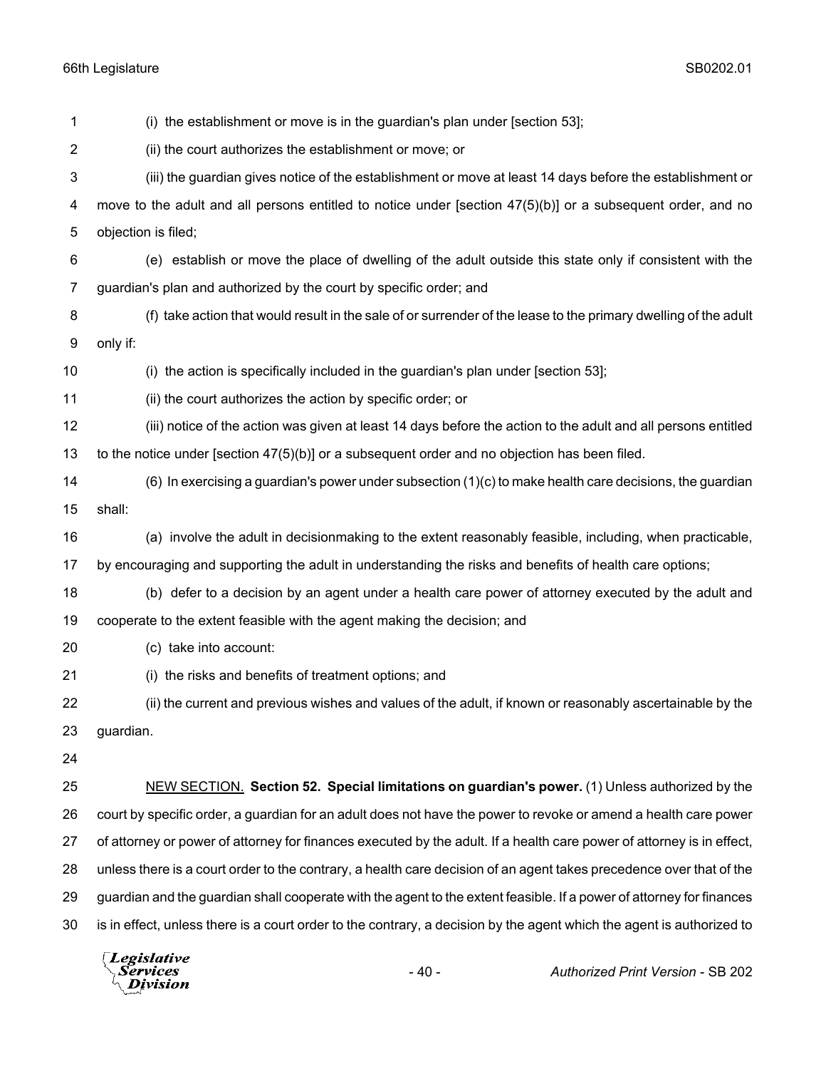(i) the establishment or move is in the guardian's plan under [section 53];

(ii) the court authorizes the establishment or move; or

(iii) the guardian gives notice of the establishment or move at least 14 days before the establishment or move to the adult and all persons entitled to notice under [section 47(5)(b)] or a subsequent order, and no objection is filed;

(e) establish or move the place of dwelling of the adult outside this state only if consistent with the guardian's plan and authorized by the court by specific order; and

(f) take action that would result in the sale of or surrender of the lease to the primary dwelling of the adult only if:

(i) the action is specifically included in the guardian's plan under [section 53];

(ii) the court authorizes the action by specific order; or

(iii) notice of the action was given at least 14 days before the action to the adult and all persons entitled to the notice under [section 47(5)(b)] or a subsequent order and no objection has been filed.

(6) In exercising a guardian's power under subsection (1)(c) to make health care decisions, the guardian shall:

(a) involve the adult in decisionmaking to the extent reasonably feasible, including, when practicable, by encouraging and supporting the adult in understanding the risks and benefits of health care options;

(b) defer to a decision by an agent under a health care power of attorney executed by the adult and cooperate to the extent feasible with the agent making the decision; and

(c) take into account:

(i) the risks and benefits of treatment options; and

(ii) the current and previous wishes and values of the adult, if known or reasonably ascertainable by the guardian.

NEW SECTION. **Section 52. Special limitations on guardian's power.** (1) Unless authorized by the court by specific order, a guardian for an adult does not have the power to revoke or amend a health care power of attorney or power of attorney for finances executed by the adult. If a health care power of attorney is in effect, unless there is a court order to the contrary, a health care decision of an agent takes precedence over that of the guardian and the guardian shall cooperate with the agent to the extent feasible. If a power of attorney for finances is in effect, unless there is a court order to the contrary, a decision by the agent which the agent is authorized to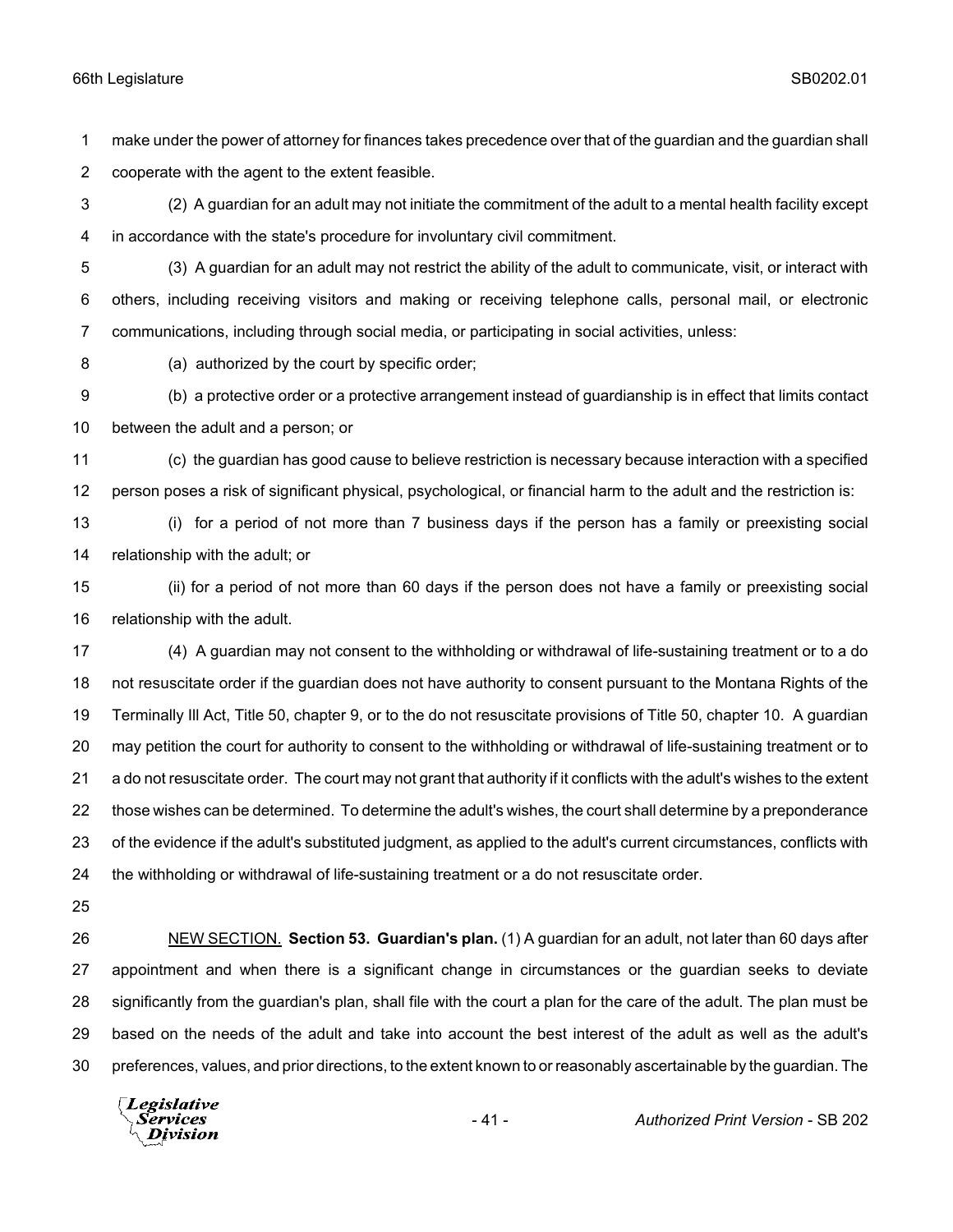make under the power of attorney for finances takes precedence over that of the guardian and the guardian shall cooperate with the agent to the extent feasible.

(2) A guardian for an adult may not initiate the commitment of the adult to a mental health facility except in accordance with the state's procedure for involuntary civil commitment.

(3) A guardian for an adult may not restrict the ability of the adult to communicate, visit, or interact with others, including receiving visitors and making or receiving telephone calls, personal mail, or electronic communications, including through social media, or participating in social activities, unless:

(a) authorized by the court by specific order;

(b) a protective order or a protective arrangement instead of guardianship is in effect that limits contact between the adult and a person; or

(c) the guardian has good cause to believe restriction is necessary because interaction with a specified person poses a risk of significant physical, psychological, or financial harm to the adult and the restriction is:

(i) for a period of not more than 7 business days if the person has a family or preexisting social relationship with the adult; or

(ii) for a period of not more than 60 days if the person does not have a family or preexisting social relationship with the adult.

(4) A guardian may not consent to the withholding or withdrawal of life-sustaining treatment or to a do not resuscitate order if the guardian does not have authority to consent pursuant to the Montana Rights of the Terminally Ill Act, Title 50, chapter 9, or to the do not resuscitate provisions of Title 50, chapter 10. A guardian may petition the court for authority to consent to the withholding or withdrawal of life-sustaining treatment or to a do not resuscitate order. The court may not grant that authority if it conflicts with the adult's wishes to the extent those wishes can be determined. To determine the adult's wishes, the court shall determine by a preponderance of the evidence if the adult's substituted judgment, as applied to the adult's current circumstances, conflicts with the withholding or withdrawal of life-sustaining treatment or a do not resuscitate order.

NEW SECTION. **Section 53. Guardian's plan.** (1) A guardian for an adult, not later than 60 days after appointment and when there is a significant change in circumstances or the guardian seeks to deviate significantly from the guardian's plan, shall file with the court a plan for the care of the adult. The plan must be based on the needs of the adult and take into account the best interest of the adult as well as the adult's preferences, values, and prior directions, to the extent known to or reasonably ascertainable by the guardian. The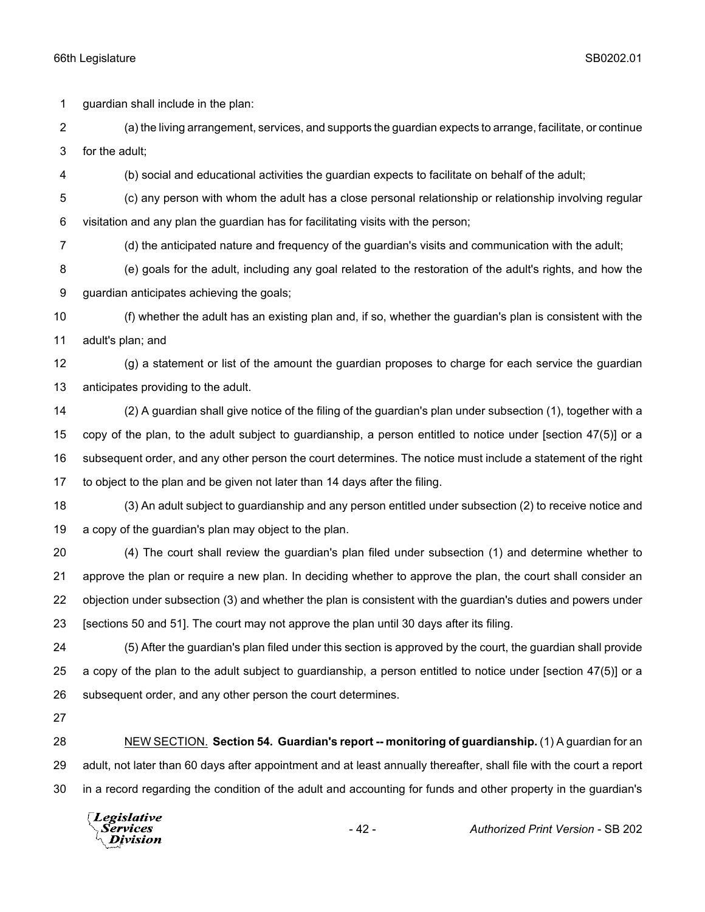guardian shall include in the plan:

(a) the living arrangement, services, and supports the guardian expects to arrange, facilitate, or continue for the adult;

(b) social and educational activities the guardian expects to facilitate on behalf of the adult;

(c) any person with whom the adult has a close personal relationship or relationship involving regular visitation and any plan the guardian has for facilitating visits with the person;

(d) the anticipated nature and frequency of the guardian's visits and communication with the adult;

(e) goals for the adult, including any goal related to the restoration of the adult's rights, and how the guardian anticipates achieving the goals;

(f) whether the adult has an existing plan and, if so, whether the guardian's plan is consistent with the adult's plan; and

(g) a statement or list of the amount the guardian proposes to charge for each service the guardian anticipates providing to the adult.

(2) A guardian shall give notice of the filing of the guardian's plan under subsection (1), together with a copy of the plan, to the adult subject to guardianship, a person entitled to notice under [section 47(5)] or a subsequent order, and any other person the court determines. The notice must include a statement of the right to object to the plan and be given not later than 14 days after the filing.

(3) An adult subject to guardianship and any person entitled under subsection (2) to receive notice and a copy of the guardian's plan may object to the plan.

(4) The court shall review the guardian's plan filed under subsection (1) and determine whether to approve the plan or require a new plan. In deciding whether to approve the plan, the court shall consider an objection under subsection (3) and whether the plan is consistent with the guardian's duties and powers under [sections 50 and 51]. The court may not approve the plan until 30 days after its filing.

(5) After the guardian's plan filed under this section is approved by the court, the guardian shall provide a copy of the plan to the adult subject to guardianship, a person entitled to notice under [section 47(5)] or a subsequent order, and any other person the court determines.

NEW SECTION. **Section 54. Guardian's report -- monitoring of guardianship.** (1) A guardian for an adult, not later than 60 days after appointment and at least annually thereafter, shall file with the court a report in a record regarding the condition of the adult and accounting for funds and other property in the guardian's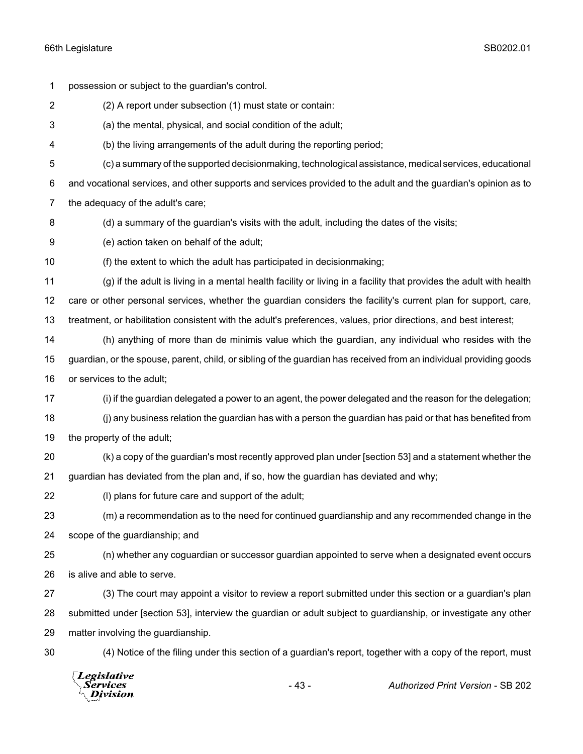possession or subject to the guardian's control.

(2) A report under subsection (1) must state or contain:

(a) the mental, physical, and social condition of the adult;

(b) the living arrangements of the adult during the reporting period;

(c) a summary of the supported decisionmaking, technological assistance, medical services, educational and vocational services, and other supports and services provided to the adult and the guardian's opinion as to the adequacy of the adult's care;

(d) a summary of the guardian's visits with the adult, including the dates of the visits;

(e) action taken on behalf of the adult;

(f) the extent to which the adult has participated in decisionmaking;

(g) if the adult is living in a mental health facility or living in a facility that provides the adult with health care or other personal services, whether the guardian considers the facility's current plan for support, care, treatment, or habilitation consistent with the adult's preferences, values, prior directions, and best interest;

(h) anything of more than de minimis value which the guardian, any individual who resides with the guardian, or the spouse, parent, child, or sibling of the guardian has received from an individual providing goods or services to the adult;

(i) if the guardian delegated a power to an agent, the power delegated and the reason for the delegation;

(j) any business relation the guardian has with a person the guardian has paid or that has benefited from the property of the adult;

(k) a copy of the guardian's most recently approved plan under [section 53] and a statement whether the guardian has deviated from the plan and, if so, how the guardian has deviated and why;

(l) plans for future care and support of the adult;

(m) a recommendation as to the need for continued guardianship and any recommended change in the scope of the guardianship; and

(n) whether any coguardian or successor guardian appointed to serve when a designated event occurs is alive and able to serve.

(3) The court may appoint a visitor to review a report submitted under this section or a guardian's plan submitted under [section 53], interview the guardian or adult subject to guardianship, or investigate any other matter involving the guardianship.

(4) Notice of the filing under this section of a guardian's report, together with a copy of the report, must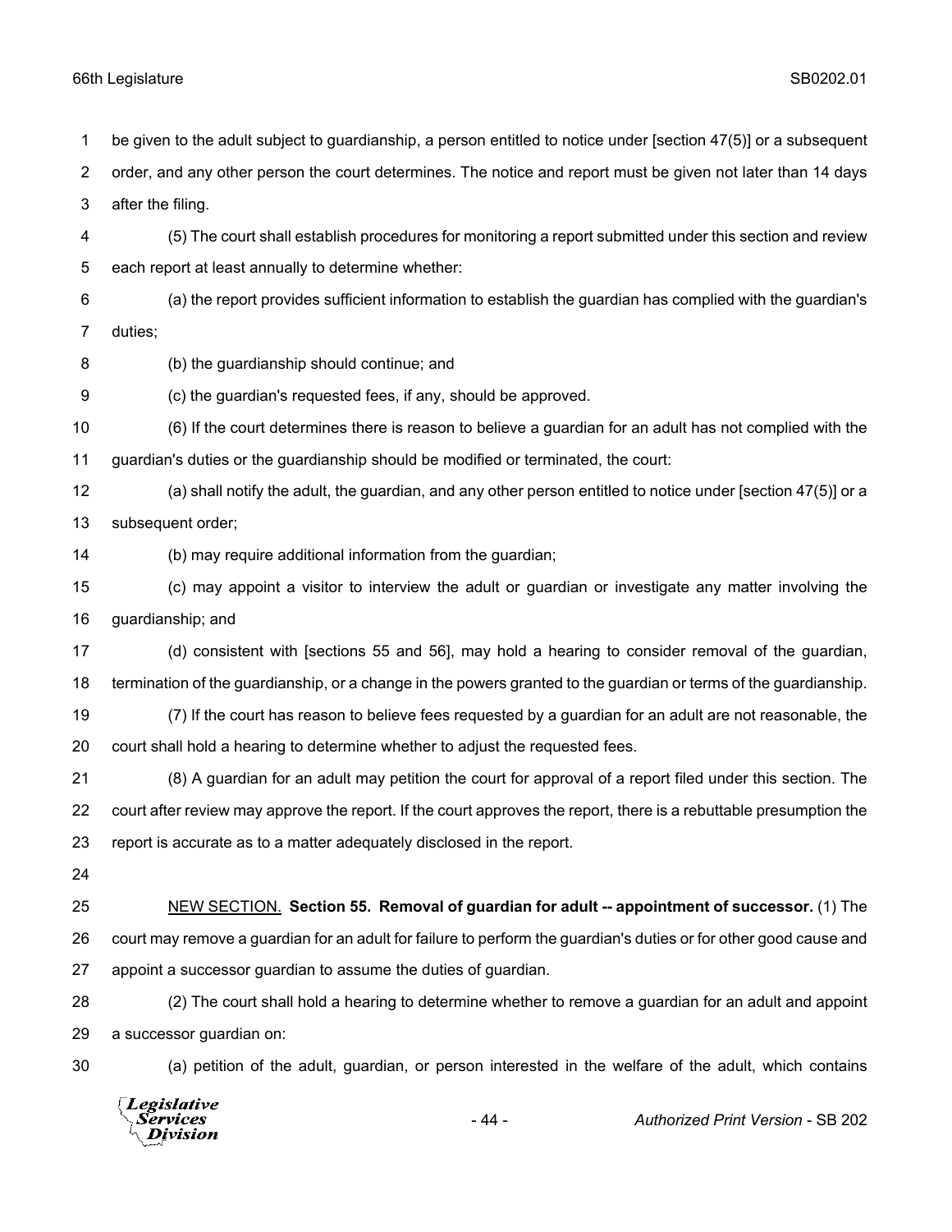be given to the adult subject to guardianship, a person entitled to notice under [section 47(5)] or a subsequent order, and any other person the court determines. The notice and report must be given not later than 14 days after the filing.

(5) The court shall establish procedures for monitoring a report submitted under this section and review each report at least annually to determine whether:

(a) the report provides sufficient information to establish the guardian has complied with the guardian's duties;

(b) the guardianship should continue; and

(c) the guardian's requested fees, if any, should be approved.

(6) If the court determines there is reason to believe a guardian for an adult has not complied with the guardian's duties or the guardianship should be modified or terminated, the court:

(a) shall notify the adult, the guardian, and any other person entitled to notice under [section 47(5)] or a subsequent order;

(b) may require additional information from the guardian;

(c) may appoint a visitor to interview the adult or guardian or investigate any matter involving the guardianship; and

(d) consistent with [sections 55 and 56], may hold a hearing to consider removal of the guardian, termination of the guardianship, or a change in the powers granted to the guardian or terms of the guardianship.

(7) If the court has reason to believe fees requested by a guardian for an adult are not reasonable, the court shall hold a hearing to determine whether to adjust the requested fees.

(8) A guardian for an adult may petition the court for approval of a report filed under this section. The court after review may approve the report. If the court approves the report, there is a rebuttable presumption the report is accurate as to a matter adequately disclosed in the report.

NEW SECTION. **Section 55. Removal of guardian for adult -- appointment of successor.** (1) The court may remove a guardian for an adult for failure to perform the guardian's duties or for other good cause and appoint a successor guardian to assume the duties of guardian.

(2) The court shall hold a hearing to determine whether to remove a guardian for an adult and appoint a successor guardian on:

(a) petition of the adult, guardian, or person interested in the welfare of the adult, which contains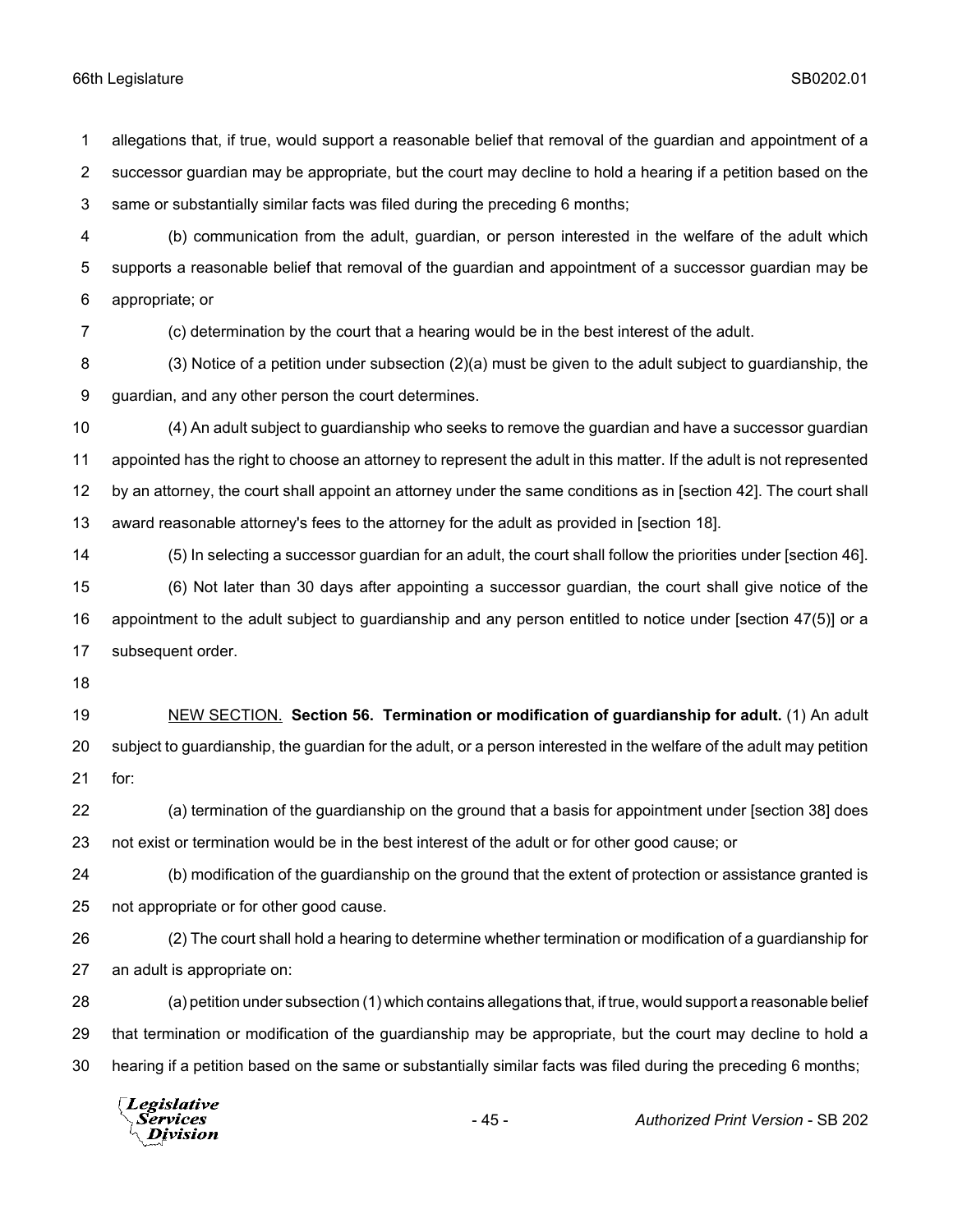allegations that, if true, would support a reasonable belief that removal of the guardian and appointment of a successor guardian may be appropriate, but the court may decline to hold a hearing if a petition based on the same or substantially similar facts was filed during the preceding 6 months;

(b) communication from the adult, guardian, or person interested in the welfare of the adult which supports a reasonable belief that removal of the guardian and appointment of a successor guardian may be appropriate; or

(c) determination by the court that a hearing would be in the best interest of the adult.

(3) Notice of a petition under subsection (2)(a) must be given to the adult subject to guardianship, the guardian, and any other person the court determines.

(4) An adult subject to guardianship who seeks to remove the guardian and have a successor guardian appointed has the right to choose an attorney to represent the adult in this matter. If the adult is not represented by an attorney, the court shall appoint an attorney under the same conditions as in [section 42]. The court shall award reasonable attorney's fees to the attorney for the adult as provided in [section 18].

(5) In selecting a successor guardian for an adult, the court shall follow the priorities under [section 46].

(6) Not later than 30 days after appointing a successor guardian, the court shall give notice of the appointment to the adult subject to guardianship and any person entitled to notice under [section 47(5)] or a subsequent order.

<u>NEW SECTION.</u> **Section 56. Termination or modification of guardianship for adult.** (1) An adult subject to guardianship, the guardian for the adult, or a person interested in the welfare of the adult may petition for:

(a) termination of the guardianship on the ground that a basis for appointment under [section 38] does not exist or termination would be in the best interest of the adult or for other good cause; or

(b) modification of the guardianship on the ground that the extent of protection or assistance granted is not appropriate or for other good cause.

(2) The court shall hold a hearing to determine whether termination or modification of a guardianship for an adult is appropriate on:

(a) petition under subsection (1) which contains allegations that, if true, would support a reasonable belief that termination or modification of the guardianship may be appropriate, but the court may decline to hold a hearing if a petition based on the same or substantially similar facts was filed during the preceding 6 months;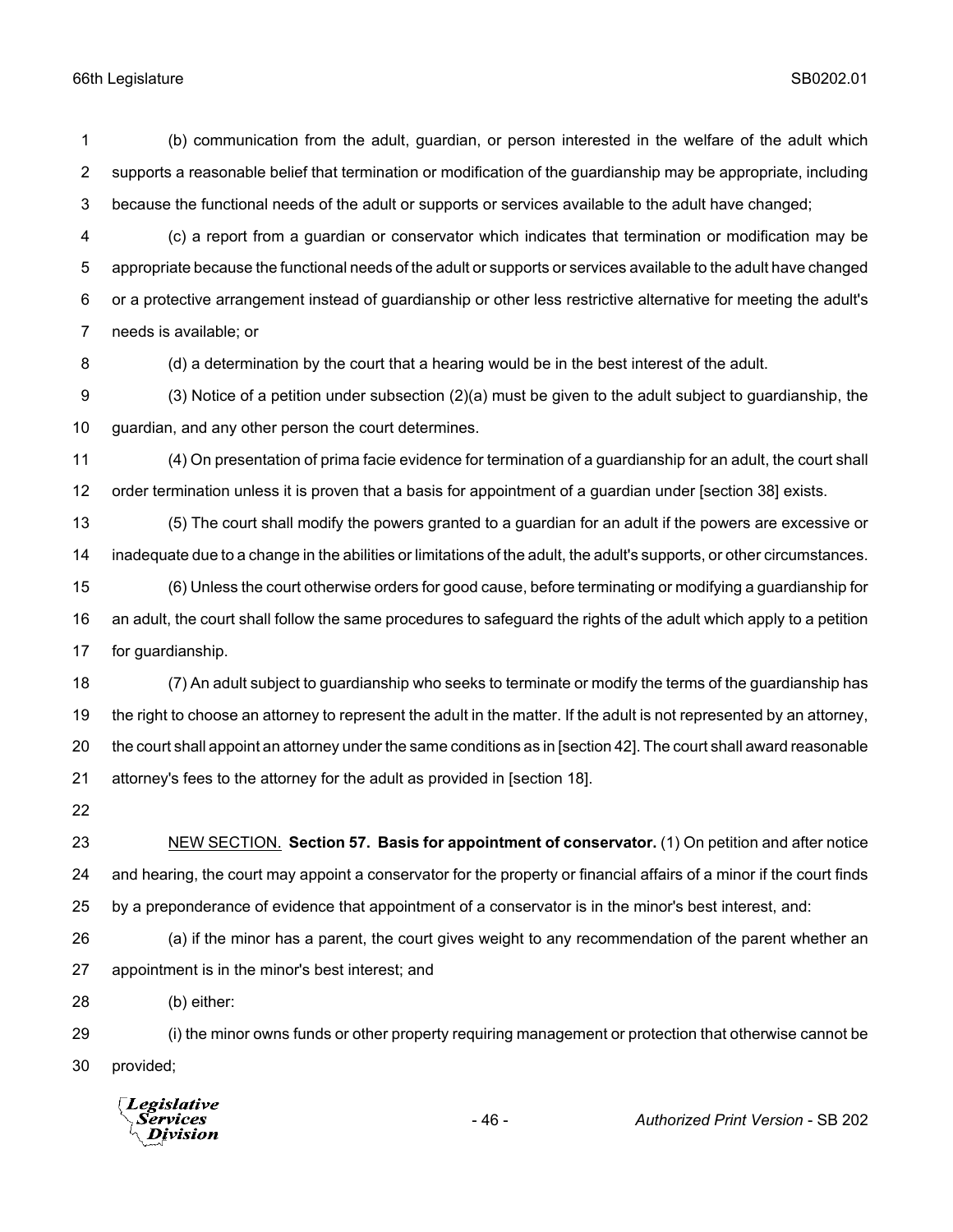(b) communication from the adult, guardian, or person interested in the welfare of the adult which supports a reasonable belief that termination or modification of the guardianship may be appropriate, including because the functional needs of the adult or supports or services available to the adult have changed;

(c) a report from a guardian or conservator which indicates that termination or modification may be appropriate because the functional needs of the adult or supports or services available to the adult have changed or a protective arrangement instead of guardianship or other less restrictive alternative for meeting the adult's needs is available; or

(d) a determination by the court that a hearing would be in the best interest of the adult.

(3) Notice of a petition under subsection (2)(a) must be given to the adult subject to guardianship, the guardian, and any other person the court determines.

(4) On presentation of prima facie evidence for termination of a guardianship for an adult, the court shall order termination unless it is proven that a basis for appointment of a guardian under [section 38] exists.

(5) The court shall modify the powers granted to a guardian for an adult if the powers are excessive or inadequate due to a change in the abilities or limitations of the adult, the adult's supports, or other circumstances.

(6) Unless the court otherwise orders for good cause, before terminating or modifying a guardianship for an adult, the court shall follow the same procedures to safeguard the rights of the adult which apply to a petition for guardianship.

(7) An adult subject to guardianship who seeks to terminate or modify the terms of the guardianship has the right to choose an attorney to represent the adult in the matter. If the adult is not represented by an attorney, the court shall appoint an attorney under the same conditions as in [section 42]. The court shall award reasonable attorney's fees to the attorney for the adult as provided in [section 18].

NEW SECTION. **Section 57. Basis for appointment of conservator.** (1) On petition and after notice and hearing, the court may appoint a conservator for the property or financial affairs of a minor if the court finds by a preponderance of evidence that appointment of a conservator is in the minor's best interest, and:

(a) if the minor has a parent, the court gives weight to any recommendation of the parent whether an appointment is in the minor's best interest; and

(b) either:

(i) the minor owns funds or other property requiring management or protection that otherwise cannot be provided;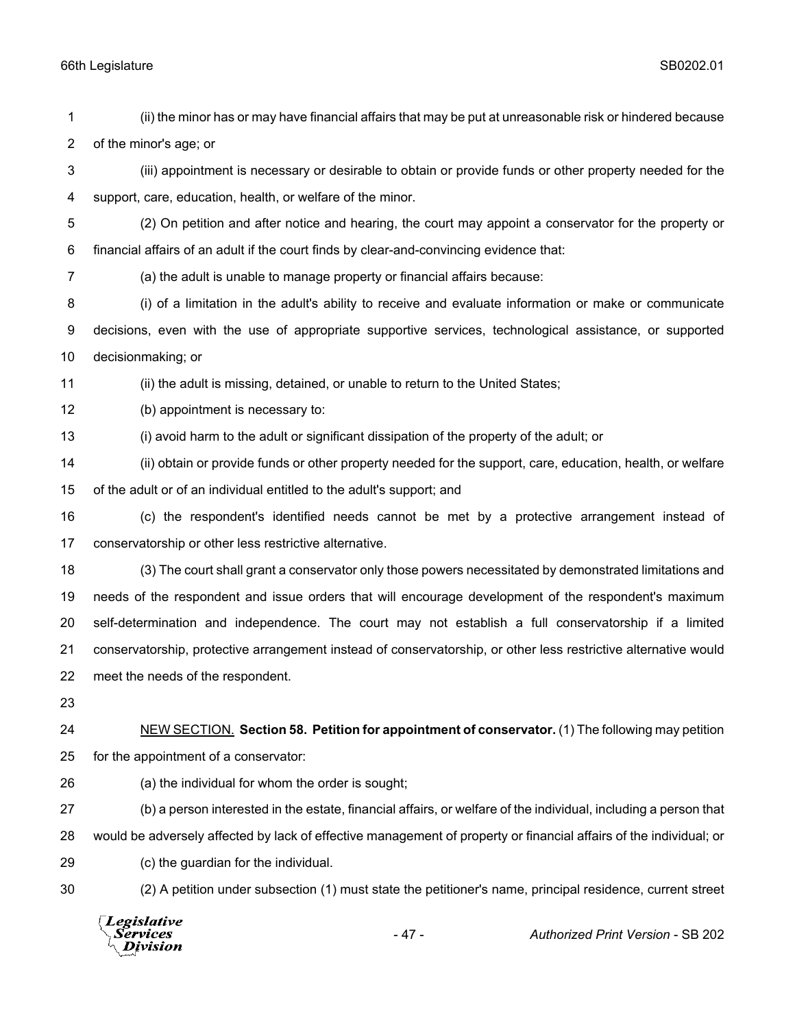(ii) the minor has or may have financial affairs that may be put at unreasonable risk or hindered because of the minor's age; or

(iii) appointment is necessary or desirable to obtain or provide funds or other property needed for the support, care, education, health, or welfare of the minor.

(2) On petition and after notice and hearing, the court may appoint a conservator for the property or financial affairs of an adult if the court finds by clear-and-convincing evidence that:

(a) the adult is unable to manage property or financial affairs because:

(i) of a limitation in the adult's ability to receive and evaluate information or make or communicate decisions, even with the use of appropriate supportive services, technological assistance, or supported decisionmaking; or

(ii) the adult is missing, detained, or unable to return to the United States;

(b) appointment is necessary to:

(i) avoid harm to the adult or significant dissipation of the property of the adult; or

(ii) obtain or provide funds or other property needed for the support, care, education, health, or welfare of the adult or of an individual entitled to the adult's support; and

(c) the respondent's identified needs cannot be met by a protective arrangement instead of conservatorship or other less restrictive alternative.

(3) The court shall grant a conservator only those powers necessitated by demonstrated limitations and needs of the respondent and issue orders that will encourage development of the respondent's maximum self-determination and independence. The court may not establish a full conservatorship if a limited conservatorship, protective arrangement instead of conservatorship, or other less restrictive alternative would meet the needs of the respondent.

NEW SECTION. **Section 58. Petition for appointment of conservator.** (1) The following may petition for the appointment of a conservator:

(a) the individual for whom the order is sought;

(b) a person interested in the estate, financial affairs, or welfare of the individual, including a person that would be adversely affected by lack of effective management of property or financial affairs of the individual; or

(c) the guardian for the individual.

(2) A petition under subsection (1) must state the petitioner's name, principal residence, current street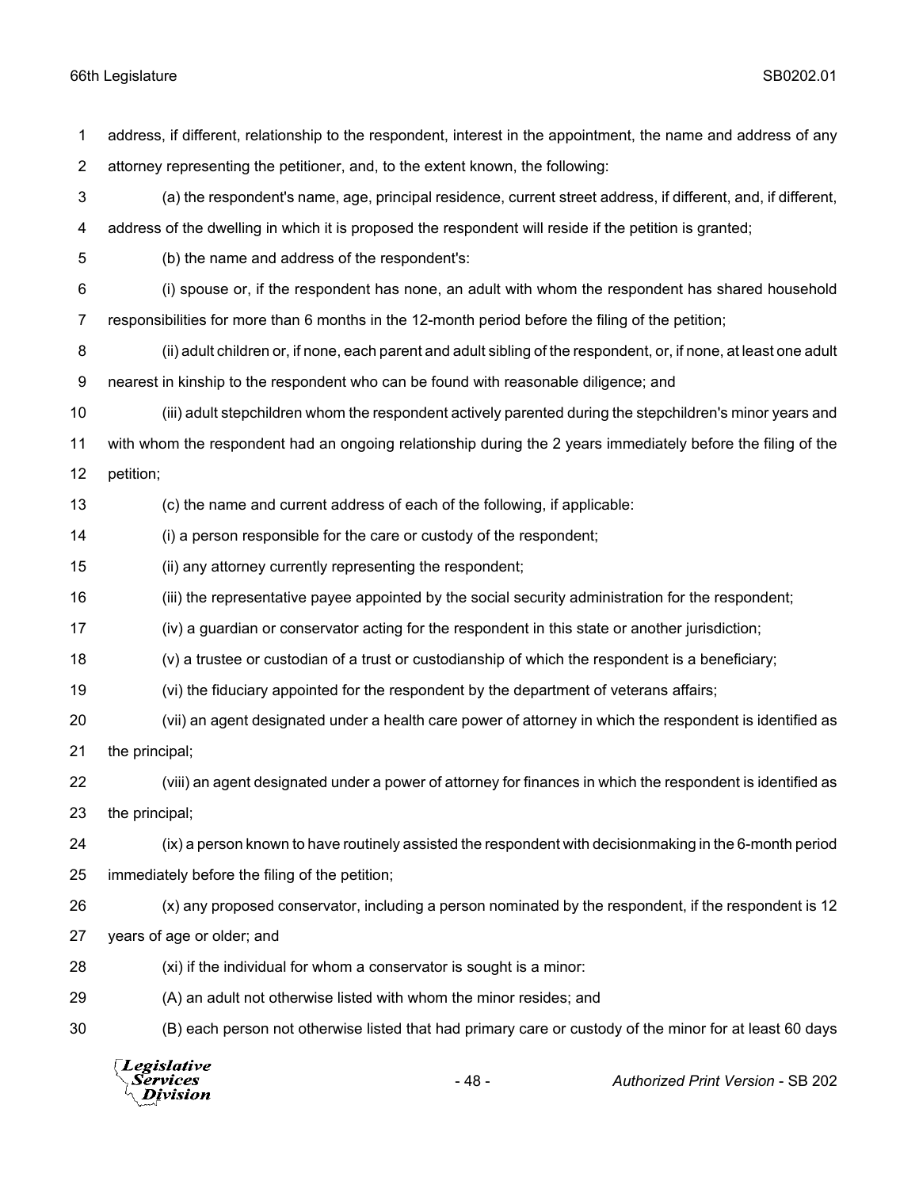address, if different, relationship to the respondent, interest in the appointment, the name and address of any attorney representing the petitioner, and, to the extent known, the following:

(a) the respondent's name, age, principal residence, current street address, if different, and, if different, address of the dwelling in which it is proposed the respondent will reside if the petition is granted;

(b) the name and address of the respondent's:

(i) spouse or, if the respondent has none, an adult with whom the respondent has shared household responsibilities for more than 6 months in the 12-month period before the filing of the petition;

(ii) adult children or, if none, each parent and adult sibling of the respondent, or, if none, at least one adult nearest in kinship to the respondent who can be found with reasonable diligence; and

(iii) adult stepchildren whom the respondent actively parented during the stepchildren's minor years and with whom the respondent had an ongoing relationship during the 2 years immediately before the filing of the petition;

(c) the name and current address of each of the following, if applicable:

(i) a person responsible for the care or custody of the respondent;

(ii) any attorney currently representing the respondent;

(iii) the representative payee appointed by the social security administration for the respondent;

(iv) a guardian or conservator acting for the respondent in this state or another jurisdiction;

(v) a trustee or custodian of a trust or custodianship of which the respondent is a beneficiary;

(vi) the fiduciary appointed for the respondent by the department of veterans affairs;

(vii) an agent designated under a health care power of attorney in which the respondent is identified as the principal;

(viii) an agent designated under a power of attorney for finances in which the respondent is identified as the principal;

(ix) a person known to have routinely assisted the respondent with decisionmaking in the 6-month period immediately before the filing of the petition;

(x) any proposed conservator, including a person nominated by the respondent, if the respondent is 12 years of age or older; and

(xi) if the individual for whom a conservator is sought is a minor:

(A) an adult not otherwise listed with whom the minor resides; and

(B) each person not otherwise listed that had primary care or custody of the minor for at least 60 days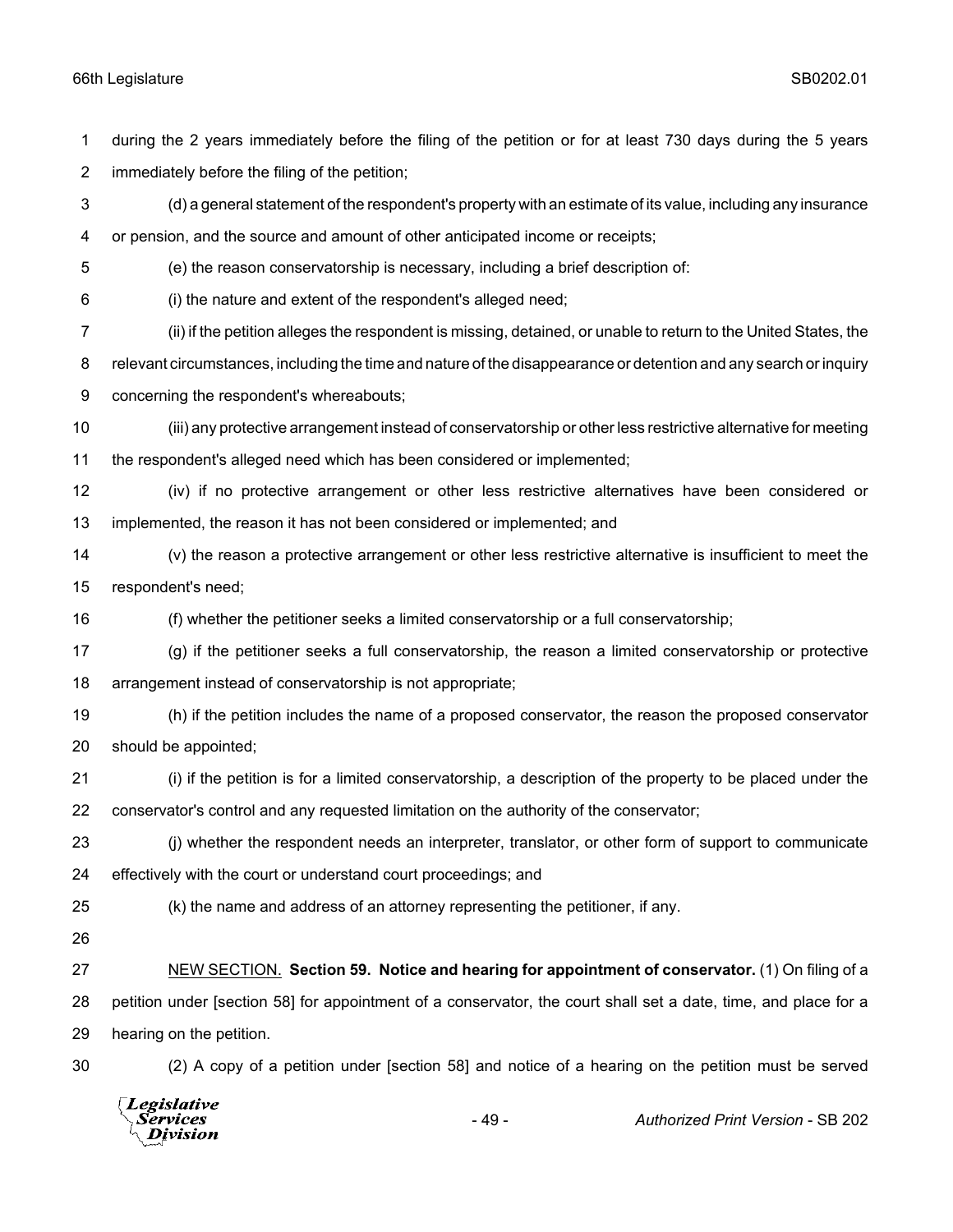during the 2 years immediately before the filing of the petition or for at least 730 days during the 5 years immediately before the filing of the petition;

(d) a general statement of the respondent's property with an estimate of its value, including any insurance or pension, and the source and amount of other anticipated income or receipts;

(e) the reason conservatorship is necessary, including a brief description of:

(i) the nature and extent of the respondent's alleged need;

(ii) if the petition alleges the respondent is missing, detained, or unable to return to the United States, the relevant circumstances, including the time and nature of the disappearance or detention and any search or inquiry concerning the respondent's whereabouts;

(iii) any protective arrangement instead of conservatorship or other less restrictive alternative for meeting the respondent's alleged need which has been considered or implemented;

(iv) if no protective arrangement or other less restrictive alternatives have been considered or implemented, the reason it has not been considered or implemented; and

(v) the reason a protective arrangement or other less restrictive alternative is insufficient to meet the respondent's need;

(f) whether the petitioner seeks a limited conservatorship or a full conservatorship;

(g) if the petitioner seeks a full conservatorship, the reason a limited conservatorship or protective arrangement instead of conservatorship is not appropriate;

(h) if the petition includes the name of a proposed conservator, the reason the proposed conservator should be appointed;

(i) if the petition is for a limited conservatorship, a description of the property to be placed under the conservator's control and any requested limitation on the authority of the conservator;

(j) whether the respondent needs an interpreter, translator, or other form of support to communicate effectively with the court or understand court proceedings; and

(k) the name and address of an attorney representing the petitioner, if any.

<u>NEW SECTION.</u> **Section 59. Notice and hearing for appointment of conservator.** (1) On filing of a petition under [section 58] for appointment of a conservator, the court shall set a date, time, and place for a hearing on the petition.

(2) A copy of a petition under [section 58] and notice of a hearing on the petition must be served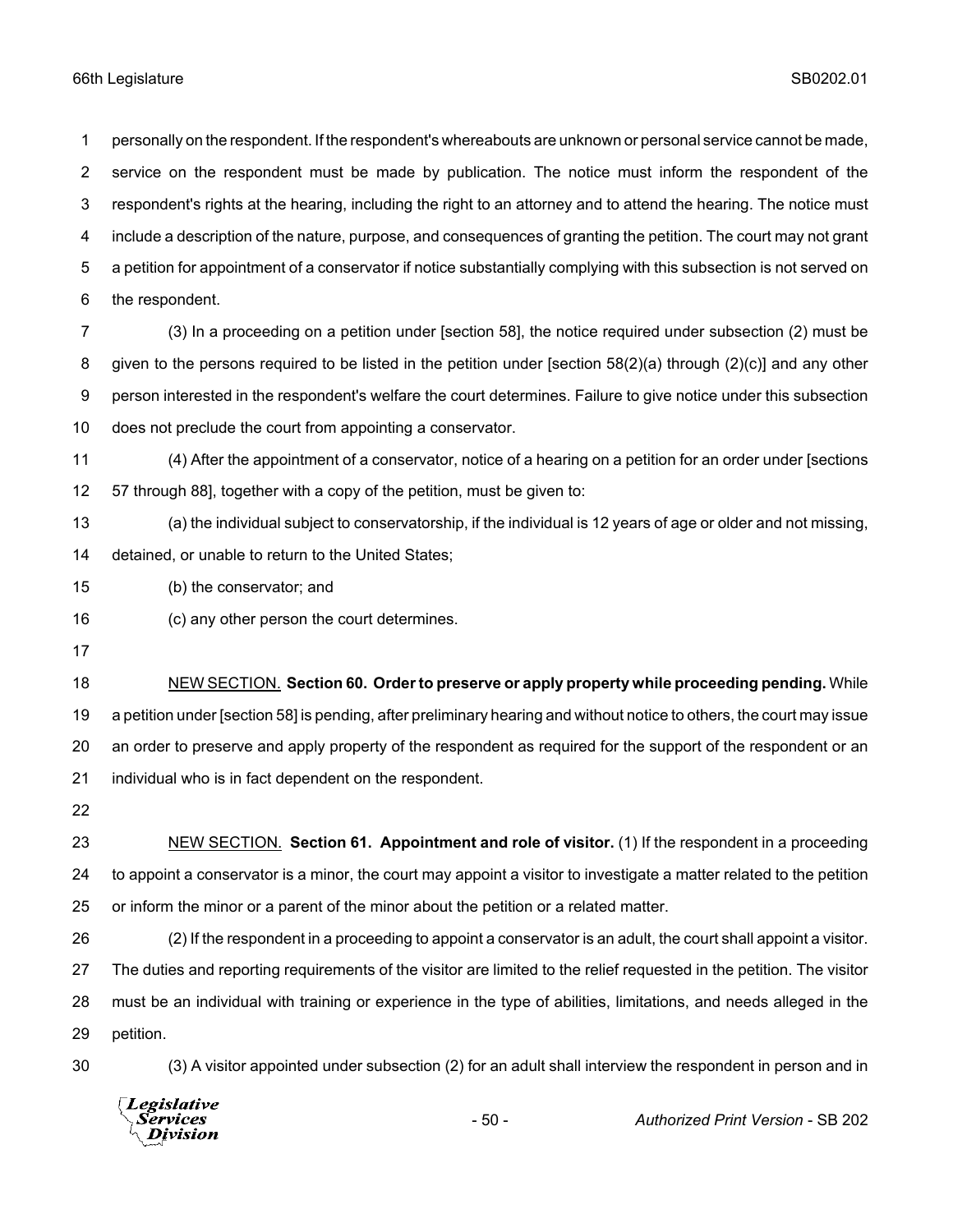personally on the respondent. If the respondent's whereabouts are unknown or personal service cannot be made, service on the respondent must be made by publication. The notice must inform the respondent of the respondent's rights at the hearing, including the right to an attorney and to attend the hearing. The notice must include a description of the nature, purpose, and consequences of granting the petition. The court may not grant a petition for appointment of a conservator if notice substantially complying with this subsection is not served on the respondent.

(3) In a proceeding on a petition under [section 58], the notice required under subsection (2) must be given to the persons required to be listed in the petition under [section 58(2)(a) through (2)(c)] and any other person interested in the respondent's welfare the court determines. Failure to give notice under this subsection does not preclude the court from appointing a conservator.

(4) After the appointment of a conservator, notice of a hearing on a petition for an order under [sections 57 through 88], together with a copy of the petition, must be given to:

(a) the individual subject to conservatorship, if the individual is 12 years of age or older and not missing, detained, or unable to return to the United States;

(b) the conservator; and

(c) any other person the court determines.

NEW SECTION. **Section 60. Order to preserve or apply property while proceeding pending.** While a petition under [section 58] is pending, after preliminary hearing and without notice to others, the court may issue an order to preserve and apply property of the respondent as required for the support of the respondent or an individual who is in fact dependent on the respondent.

NEW SECTION. **Section 61. Appointment and role of visitor.** (1) If the respondent in a proceeding to appoint a conservator is a minor, the court may appoint a visitor to investigate a matter related to the petition or inform the minor or a parent of the minor about the petition or a related matter.

(2) If the respondent in a proceeding to appoint a conservator is an adult, the court shall appoint a visitor. The duties and reporting requirements of the visitor are limited to the relief requested in the petition. The visitor must be an individual with training or experience in the type of abilities, limitations, and needs alleged in the petition.

(3) A visitor appointed under subsection (2) for an adult shall interview the respondent in person and in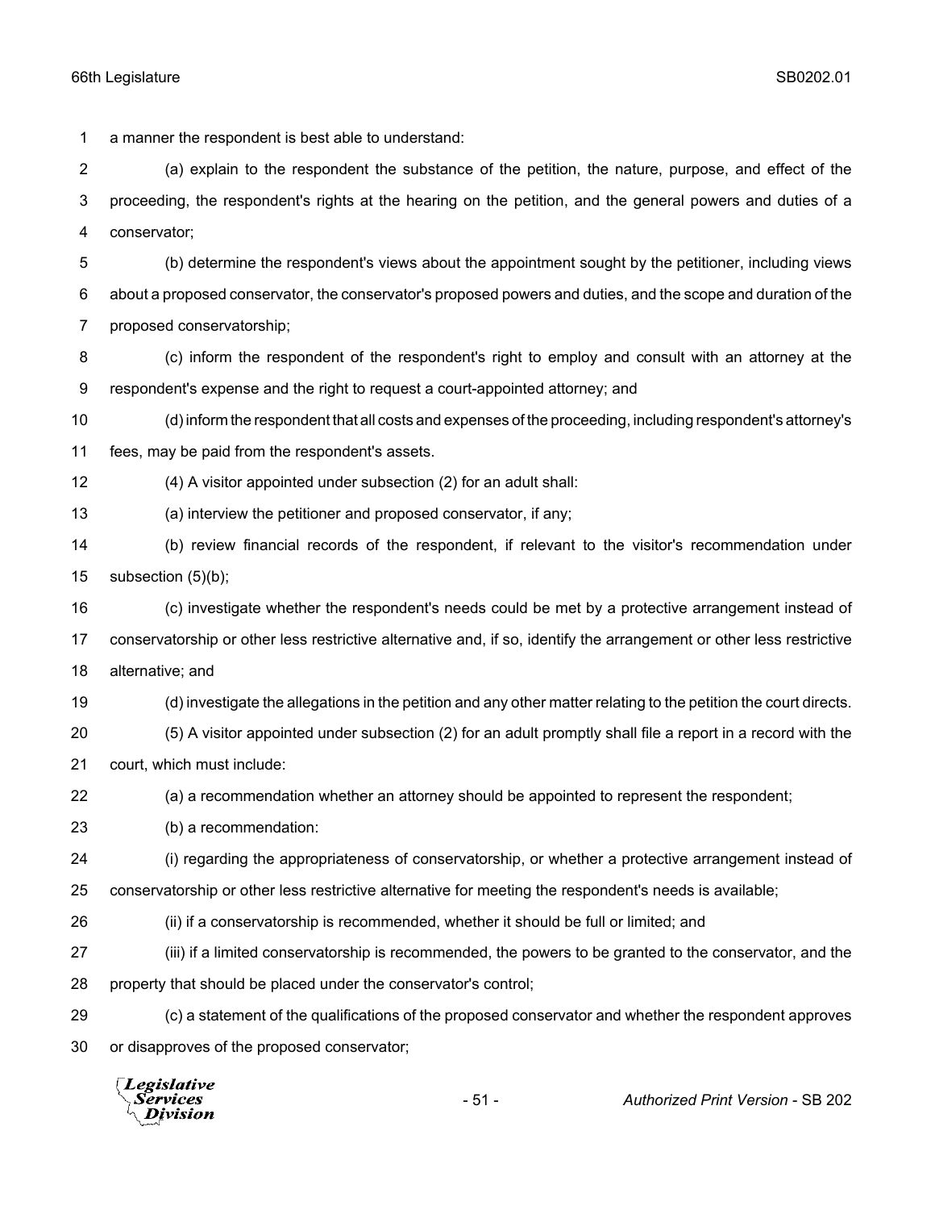a manner the respondent is best able to understand:

(a) explain to the respondent the substance of the petition, the nature, purpose, and effect of the proceeding, the respondent's rights at the hearing on the petition, and the general powers and duties of a conservator;

(b) determine the respondent's views about the appointment sought by the petitioner, including views about a proposed conservator, the conservator's proposed powers and duties, and the scope and duration of the proposed conservatorship;

(c) inform the respondent of the respondent's right to employ and consult with an attorney at the respondent's expense and the right to request a court-appointed attorney; and

(d) inform the respondent that all costs and expenses of the proceeding, including respondent's attorney's fees, may be paid from the respondent's assets.

(4) A visitor appointed under subsection (2) for an adult shall:

(a) interview the petitioner and proposed conservator, if any;

(b) review financial records of the respondent, if relevant to the visitor's recommendation under subsection (5)(b);

(c) investigate whether the respondent's needs could be met by a protective arrangement instead of conservatorship or other less restrictive alternative and, if so, identify the arrangement or other less restrictive alternative; and

(d) investigate the allegations in the petition and any other matter relating to the petition the court directs.

(5) A visitor appointed under subsection (2) for an adult promptly shall file a report in a record with the court, which must include:

(a) a recommendation whether an attorney should be appointed to represent the respondent;

(b) a recommendation:

(i) regarding the appropriateness of conservatorship, or whether a protective arrangement instead of conservatorship or other less restrictive alternative for meeting the respondent's needs is available;

(ii) if a conservatorship is recommended, whether it should be full or limited; and

(iii) if a limited conservatorship is recommended, the powers to be granted to the conservator, and the property that should be placed under the conservator's control;

(c) a statement of the qualifications of the proposed conservator and whether the respondent approves or disapproves of the proposed conservator;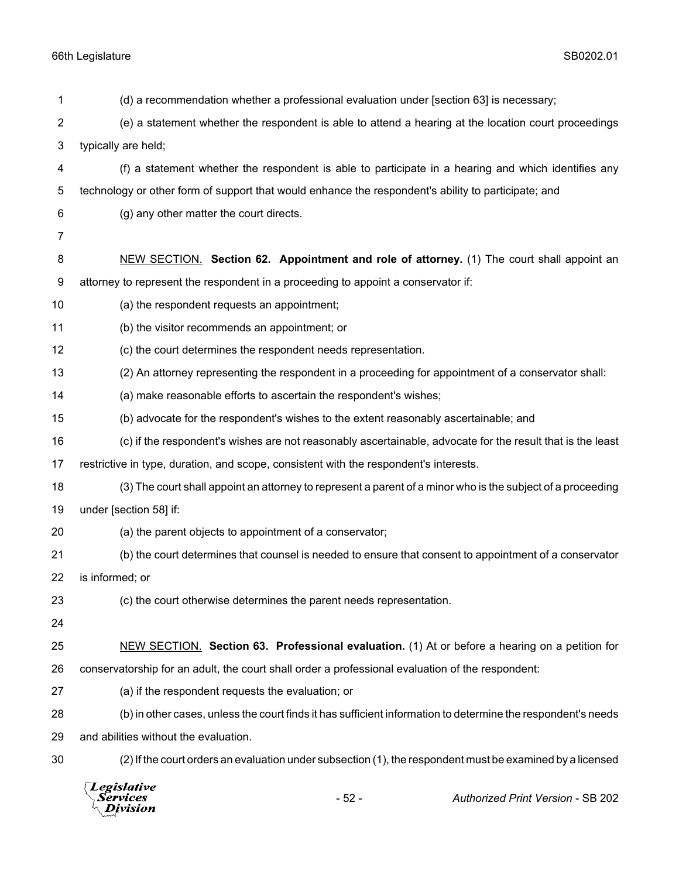(d) a recommendation whether a professional evaluation under [section 63] is necessary;

(e) a statement whether the respondent is able to attend a hearing at the location court proceedings typically are held;

(f) a statement whether the respondent is able to participate in a hearing and which identifies any technology or other form of support that would enhance the respondent's ability to participate; and

(g) any other matter the court directs.

NEW SECTION. **Section 62. Appointment and role of attorney.** (1) The court shall appoint an attorney to represent the respondent in a proceeding to appoint a conservator if:

(a) the respondent requests an appointment;

(b) the visitor recommends an appointment; or

(c) the court determines the respondent needs representation.

(2) An attorney representing the respondent in a proceeding for appointment of a conservator shall:

(a) make reasonable efforts to ascertain the respondent's wishes;

(b) advocate for the respondent's wishes to the extent reasonably ascertainable; and

(c) if the respondent's wishes are not reasonably ascertainable, advocate for the result that is the least restrictive in type, duration, and scope, consistent with the respondent's interests.

(3) The court shall appoint an attorney to represent a parent of a minor who is the subject of a proceeding under [section 58] if:

(a) the parent objects to appointment of a conservator;

(b) the court determines that counsel is needed to ensure that consent to appointment of a conservator is informed; or

(c) the court otherwise determines the parent needs representation.

NEW SECTION. **Section 63. Professional evaluation.** (1) At or before a hearing on a petition for conservatorship for an adult, the court shall order a professional evaluation of the respondent:

(a) if the respondent requests the evaluation; or

(b) in other cases, unless the court finds it has sufficient information to determine the respondent's needs and abilities without the evaluation.

(2) If the court orders an evaluation under subsection (1), the respondent must be examined by a licensed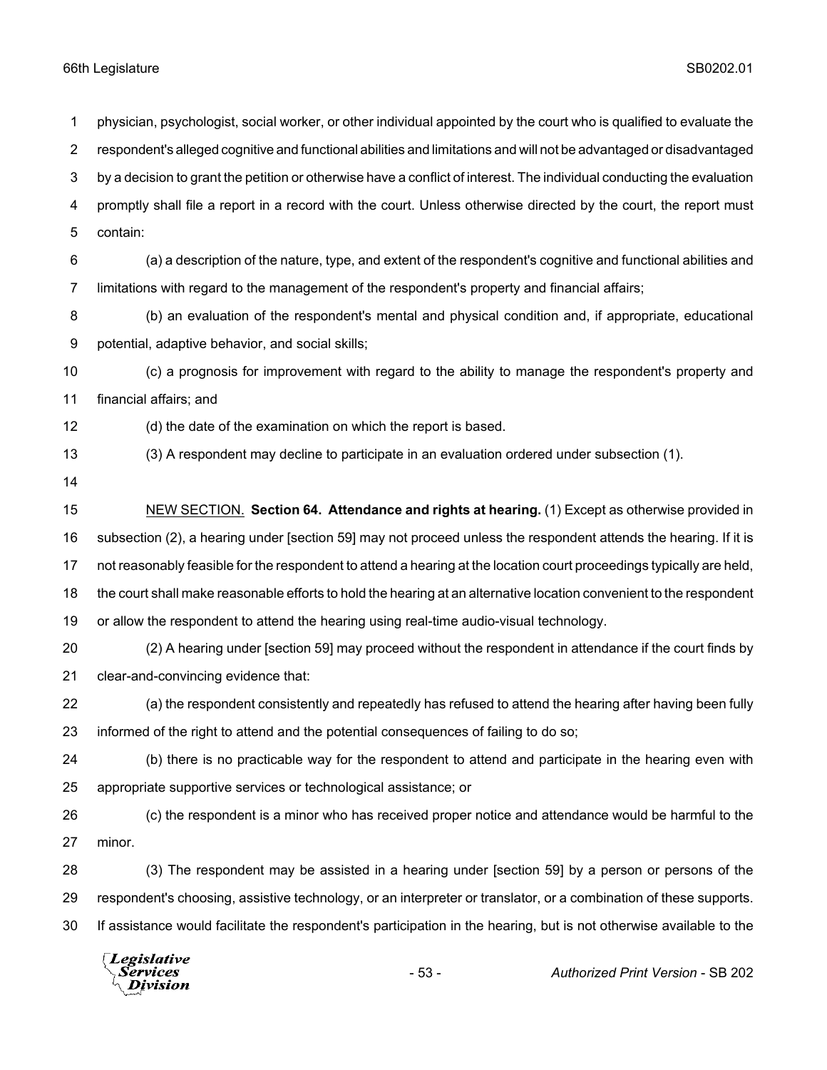physician, psychologist, social worker, or other individual appointed by the court who is qualified to evaluate the respondent's alleged cognitive and functional abilities and limitations and will not be advantaged or disadvantaged by a decision to grant the petition or otherwise have a conflict of interest. The individual conducting the evaluation promptly shall file a report in a record with the court. Unless otherwise directed by the court, the report must contain:

(a) a description of the nature, type, and extent of the respondent's cognitive and functional abilities and limitations with regard to the management of the respondent's property and financial affairs;

(b) an evaluation of the respondent's mental and physical condition and, if appropriate, educational potential, adaptive behavior, and social skills;

(c) a prognosis for improvement with regard to the ability to manage the respondent's property and financial affairs; and

(d) the date of the examination on which the report is based.

(3) A respondent may decline to participate in an evaluation ordered under subsection (1).

NEW SECTION. **Section 64. Attendance and rights at hearing.** (1) Except as otherwise provided in subsection (2), a hearing under [section 59] may not proceed unless the respondent attends the hearing. If it is not reasonably feasible for the respondent to attend a hearing at the location court proceedings typically are held, the court shall make reasonable efforts to hold the hearing at an alternative location convenient to the respondent or allow the respondent to attend the hearing using real-time audio-visual technology.

(2) A hearing under [section 59] may proceed without the respondent in attendance if the court finds by clear-and-convincing evidence that:

(a) the respondent consistently and repeatedly has refused to attend the hearing after having been fully informed of the right to attend and the potential consequences of failing to do so;

(b) there is no practicable way for the respondent to attend and participate in the hearing even with appropriate supportive services or technological assistance; or

(c) the respondent is a minor who has received proper notice and attendance would be harmful to the minor.

(3) The respondent may be assisted in a hearing under [section 59] by a person or persons of the respondent's choosing, assistive technology, or an interpreter or translator, or a combination of these supports. If assistance would facilitate the respondent's participation in the hearing, but is not otherwise available to the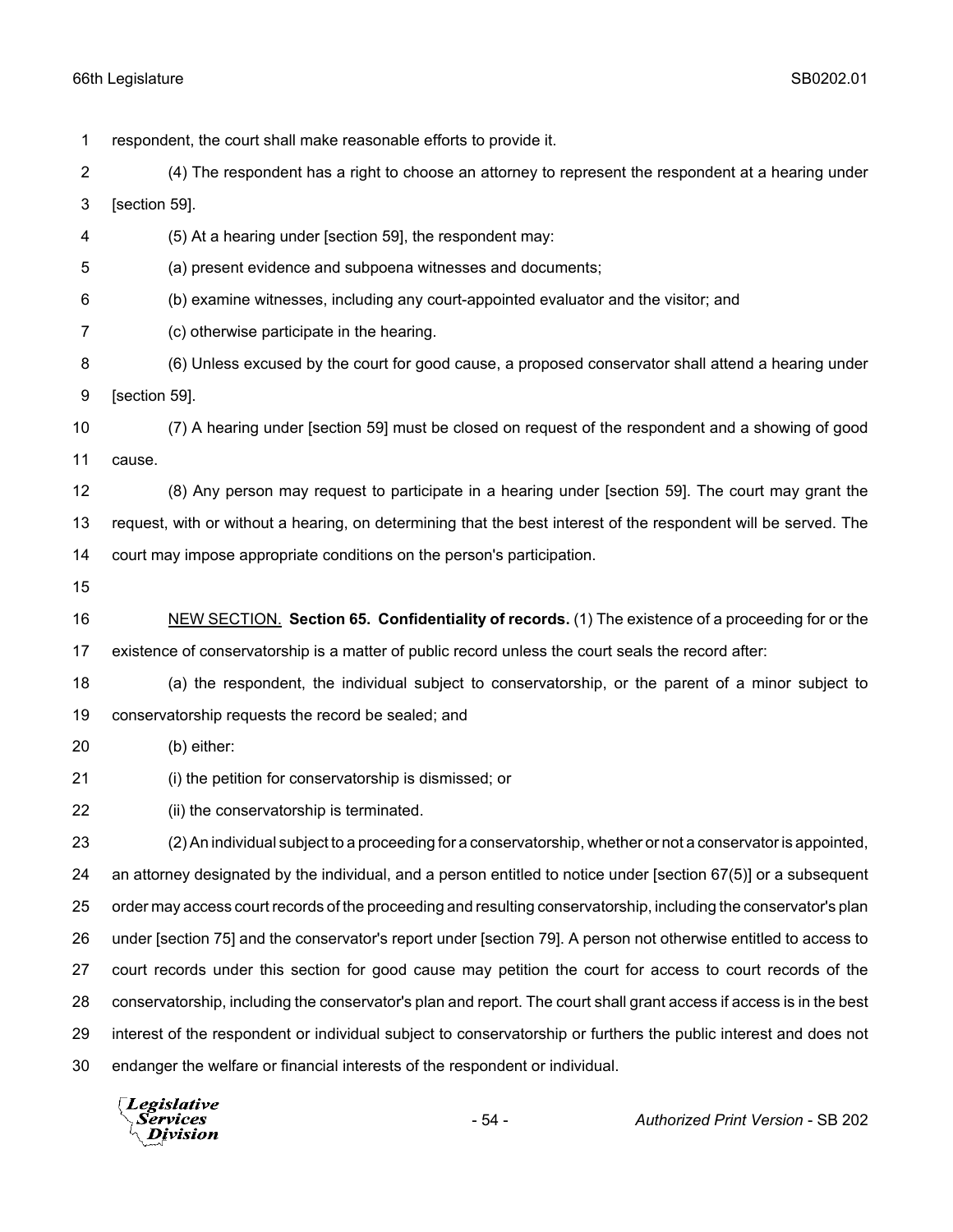respondent, the court shall make reasonable efforts to provide it.

(4) The respondent has a right to choose an attorney to represent the respondent at a hearing under [section 59].

(5) At a hearing under [section 59], the respondent may:

(a) present evidence and subpoena witnesses and documents;

(b) examine witnesses, including any court-appointed evaluator and the visitor; and

(c) otherwise participate in the hearing.

(6) Unless excused by the court for good cause, a proposed conservator shall attend a hearing under [section 59].

(7) A hearing under [section 59] must be closed on request of the respondent and a showing of good cause.

(8) Any person may request to participate in a hearing under [section 59]. The court may grant the request, with or without a hearing, on determining that the best interest of the respondent will be served. The court may impose appropriate conditions on the person's participation.

NEW SECTION. **Section 65. Confidentiality of records.** (1) The existence of a proceeding for or the existence of conservatorship is a matter of public record unless the court seals the record after:

(a) the respondent, the individual subject to conservatorship, or the parent of a minor subject to conservatorship requests the record be sealed; and

(b) either:

(i) the petition for conservatorship is dismissed; or

(ii) the conservatorship is terminated.

(2) An individual subject to a proceeding for a conservatorship, whether or not a conservator is appointed, an attorney designated by the individual, and a person entitled to notice under [section 67(5)] or a subsequent order may access court records of the proceeding and resulting conservatorship, including the conservator's plan under [section 75] and the conservator's report under [section 79]. A person not otherwise entitled to access to court records under this section for good cause may petition the court for access to court records of the conservatorship, including the conservator's plan and report. The court shall grant access if access is in the best interest of the respondent or individual subject to conservatorship or furthers the public interest and does not endanger the welfare or financial interests of the respondent or individual.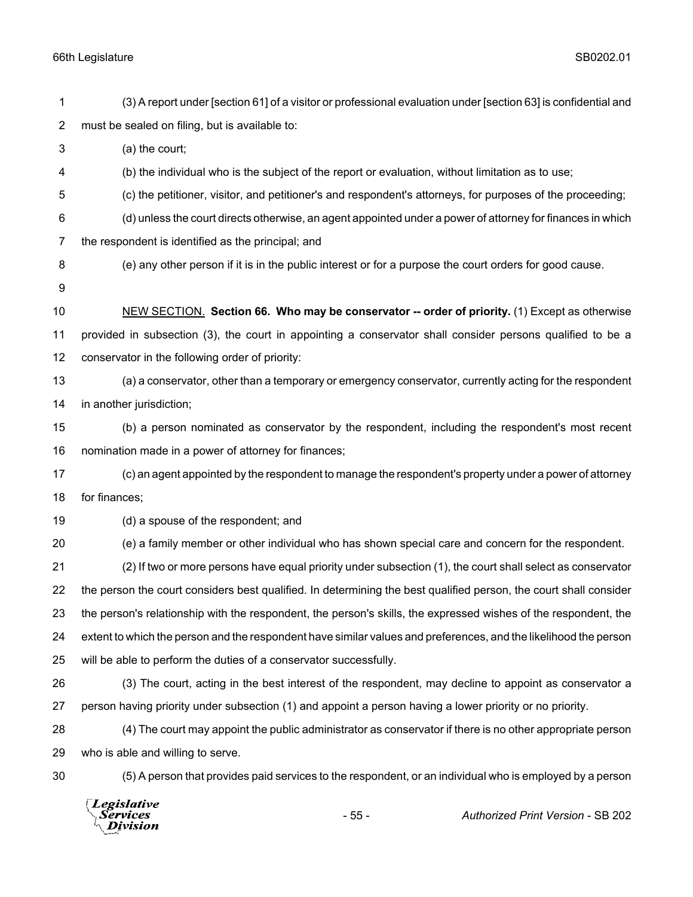(3) A report under [section 61] of a visitor or professional evaluation under [section 63] is confidential and must be sealed on filing, but is available to:

(a) the court;

(b) the individual who is the subject of the report or evaluation, without limitation as to use;

(c) the petitioner, visitor, and petitioner's and respondent's attorneys, for purposes of the proceeding;

(d) unless the court directs otherwise, an agent appointed under a power of attorney for finances in which the respondent is identified as the principal; and

(e) any other person if it is in the public interest or for a purpose the court orders for good cause.

NEW SECTION. **Section 66. Who may be conservator -- order of priority.** (1) Except as otherwise provided in subsection (3), the court in appointing a conservator shall consider persons qualified to be a conservator in the following order of priority:

(a) a conservator, other than a temporary or emergency conservator, currently acting for the respondent in another jurisdiction;

(b) a person nominated as conservator by the respondent, including the respondent's most recent nomination made in a power of attorney for finances;

(c) an agent appointed by the respondent to manage the respondent's property under a power of attorney for finances;

(d) a spouse of the respondent; and

(e) a family member or other individual who has shown special care and concern for the respondent.

(2) If two or more persons have equal priority under subsection (1), the court shall select as conservator the person the court considers best qualified. In determining the best qualified person, the court shall consider the person's relationship with the respondent, the person's skills, the expressed wishes of the respondent, the extent to which the person and the respondent have similar values and preferences, and the likelihood the person will be able to perform the duties of a conservator successfully.

(3) The court, acting in the best interest of the respondent, may decline to appoint as conservator a person having priority under subsection (1) and appoint a person having a lower priority or no priority.

(4) The court may appoint the public administrator as conservator if there is no other appropriate person who is able and willing to serve.

(5) A person that provides paid services to the respondent, or an individual who is employed by a person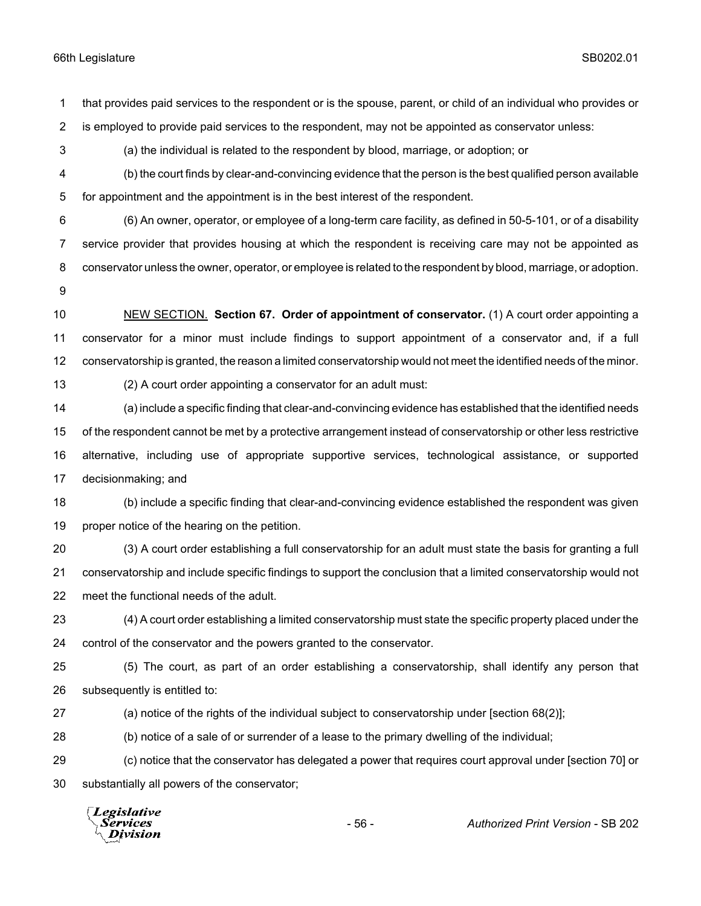that provides paid services to the respondent or is the spouse, parent, or child of an individual who provides or is employed to provide paid services to the respondent, may not be appointed as conservator unless:

(a) the individual is related to the respondent by blood, marriage, or adoption; or

(b) the court finds by clear-and-convincing evidence that the person is the best qualified person available for appointment and the appointment is in the best interest of the respondent.

(6) An owner, operator, or employee of a long-term care facility, as defined in 50-5-101, or of a disability service provider that provides housing at which the respondent is receiving care may not be appointed as conservator unless the owner, operator, or employee is related to the respondent by blood, marriage, or adoption.

NEW SECTION. **Section 67. Order of appointment of conservator.** (1) A court order appointing a conservator for a minor must include findings to support appointment of a conservator and, if a full conservatorship is granted, the reason a limited conservatorship would not meet the identified needs of the minor.

(2) A court order appointing a conservator for an adult must:

(a) include a specific finding that clear-and-convincing evidence has established that the identified needs of the respondent cannot be met by a protective arrangement instead of conservatorship or other less restrictive alternative, including use of appropriate supportive services, technological assistance, or supported decisionmaking; and

(b) include a specific finding that clear-and-convincing evidence established the respondent was given proper notice of the hearing on the petition.

(3) A court order establishing a full conservatorship for an adult must state the basis for granting a full conservatorship and include specific findings to support the conclusion that a limited conservatorship would not meet the functional needs of the adult.

(4) A court order establishing a limited conservatorship must state the specific property placed under the control of the conservator and the powers granted to the conservator.

(5) The court, as part of an order establishing a conservatorship, shall identify any person that subsequently is entitled to:

(a) notice of the rights of the individual subject to conservatorship under [section 68(2)];

(b) notice of a sale of or surrender of a lease to the primary dwelling of the individual;

(c) notice that the conservator has delegated a power that requires court approval under [section 70] or substantially all powers of the conservator;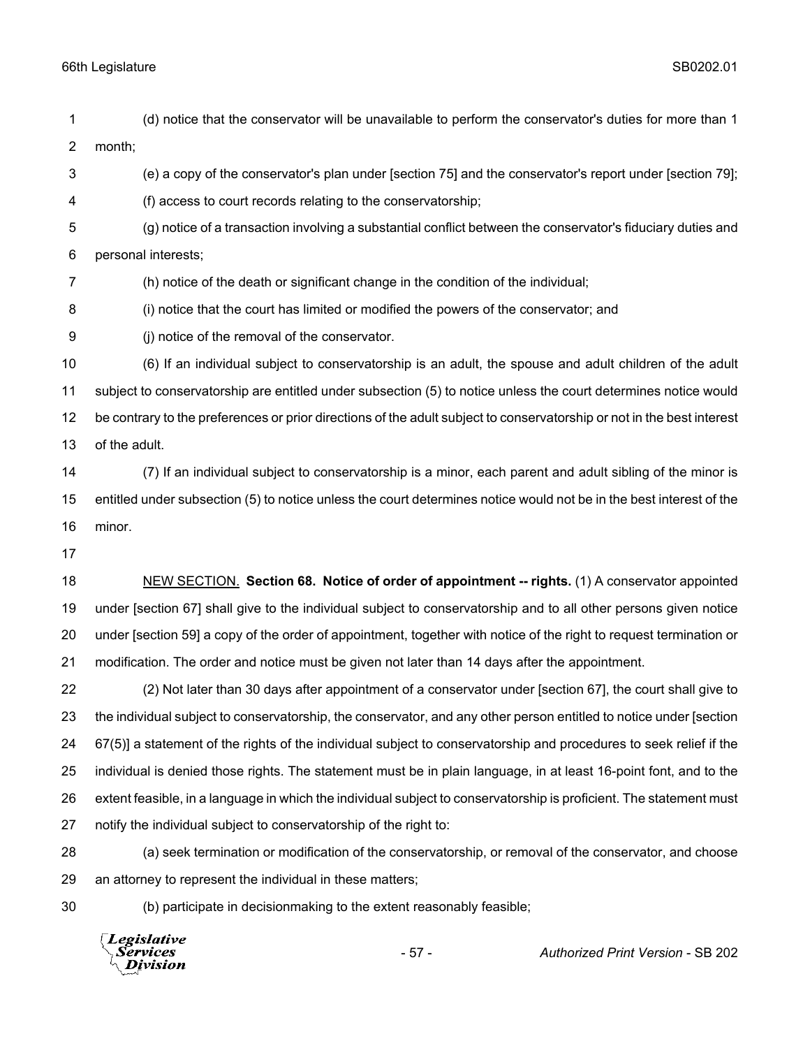(d) notice that the conservator will be unavailable to perform the conservator's duties for more than 1 month;

(e) a copy of the conservator's plan under [section 75] and the conservator's report under [section 79];

(f) access to court records relating to the conservatorship;

(g) notice of a transaction involving a substantial conflict between the conservator's fiduciary duties and personal interests;

(h) notice of the death or significant change in the condition of the individual;

(i) notice that the court has limited or modified the powers of the conservator; and

(j) notice of the removal of the conservator.

(6) If an individual subject to conservatorship is an adult, the spouse and adult children of the adult subject to conservatorship are entitled under subsection (5) to notice unless the court determines notice would be contrary to the preferences or prior directions of the adult subject to conservatorship or not in the best interest of the adult.

(7) If an individual subject to conservatorship is a minor, each parent and adult sibling of the minor is entitled under subsection (5) to notice unless the court determines notice would not be in the best interest of the minor.

NEW SECTION. **Section 68. Notice of order of appointment -- rights.** (1) A conservator appointed under [section 67] shall give to the individual subject to conservatorship and to all other persons given notice under [section 59] a copy of the order of appointment, together with notice of the right to request termination or modification. The order and notice must be given not later than 14 days after the appointment.

(2) Not later than 30 days after appointment of a conservator under [section 67], the court shall give to the individual subject to conservatorship, the conservator, and any other person entitled to notice under [section 67(5)] a statement of the rights of the individual subject to conservatorship and procedures to seek relief if the individual is denied those rights. The statement must be in plain language, in at least 16-point font, and to the extent feasible, in a language in which the individual subject to conservatorship is proficient. The statement must notify the individual subject to conservatorship of the right to:

(a) seek termination or modification of the conservatorship, or removal of the conservator, and choose an attorney to represent the individual in these matters;

(b) participate in decisionmaking to the extent reasonably feasible;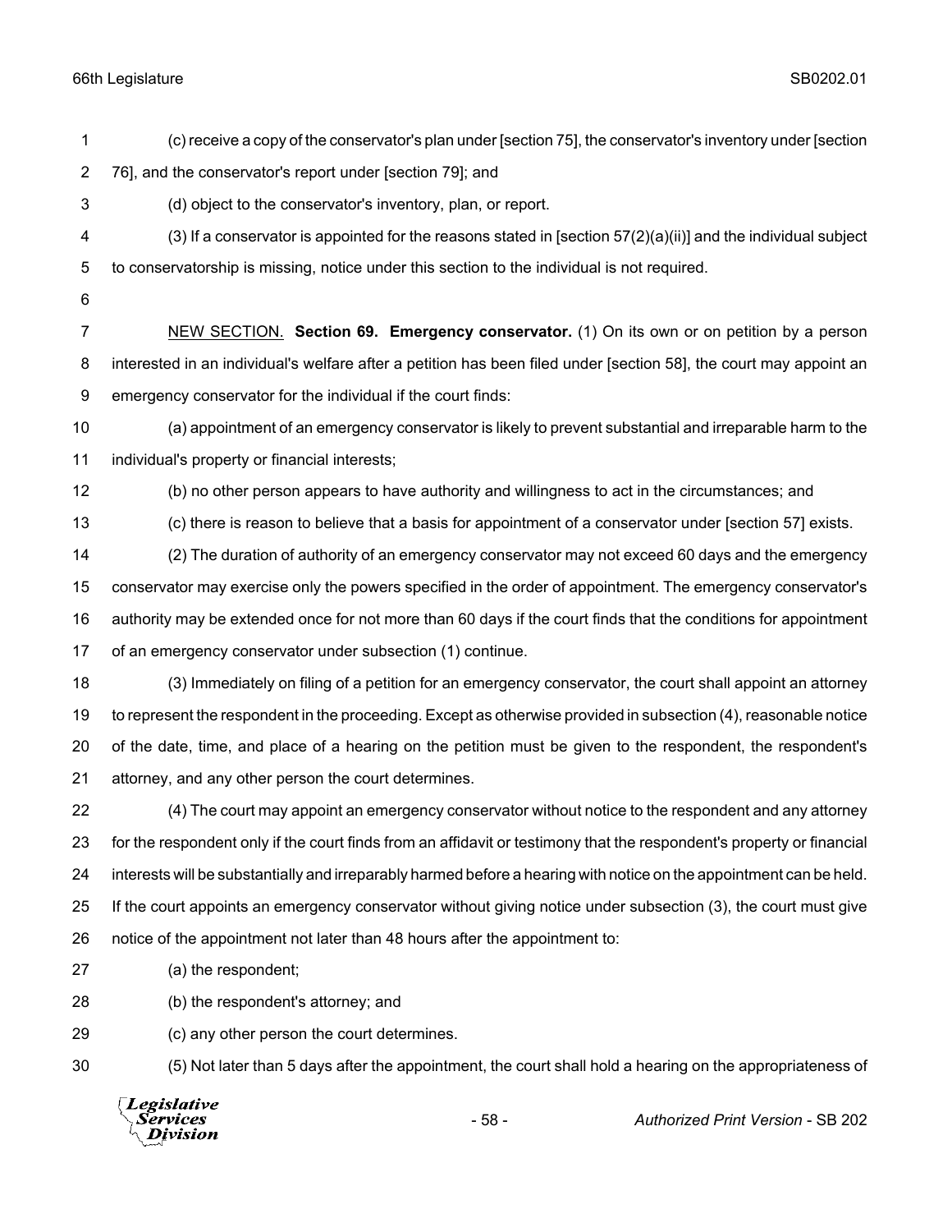(c) receive a copy of the conservator's plan under [section 75], the conservator's inventory under [section 76], and the conservator's report under [section 79]; and

(d) object to the conservator's inventory, plan, or report.

(3) If a conservator is appointed for the reasons stated in [section 57(2)(a)(ii)] and the individual subject to conservatorship is missing, notice under this section to the individual is not required.

NEW SECTION. **Section 69. Emergency conservator.** (1) On its own or on petition by a person interested in an individual's welfare after a petition has been filed under [section 58], the court may appoint an emergency conservator for the individual if the court finds:

(a) appointment of an emergency conservator is likely to prevent substantial and irreparable harm to the individual's property or financial interests;

(b) no other person appears to have authority and willingness to act in the circumstances; and

(c) there is reason to believe that a basis for appointment of a conservator under [section 57] exists.

(2) The duration of authority of an emergency conservator may not exceed 60 days and the emergency conservator may exercise only the powers specified in the order of appointment. The emergency conservator's authority may be extended once for not more than 60 days if the court finds that the conditions for appointment of an emergency conservator under subsection (1) continue.

(3) Immediately on filing of a petition for an emergency conservator, the court shall appoint an attorney to represent the respondent in the proceeding. Except as otherwise provided in subsection (4), reasonable notice of the date, time, and place of a hearing on the petition must be given to the respondent, the respondent's attorney, and any other person the court determines.

(4) The court may appoint an emergency conservator without notice to the respondent and any attorney for the respondent only if the court finds from an affidavit or testimony that the respondent's property or financial interests will be substantially and irreparably harmed before a hearing with notice on the appointment can be held. If the court appoints an emergency conservator without giving notice under subsection (3), the court must give notice of the appointment not later than 48 hours after the appointment to:

(a) the respondent;

(b) the respondent's attorney; and

(c) any other person the court determines.

(5) Not later than 5 days after the appointment, the court shall hold a hearing on the appropriateness of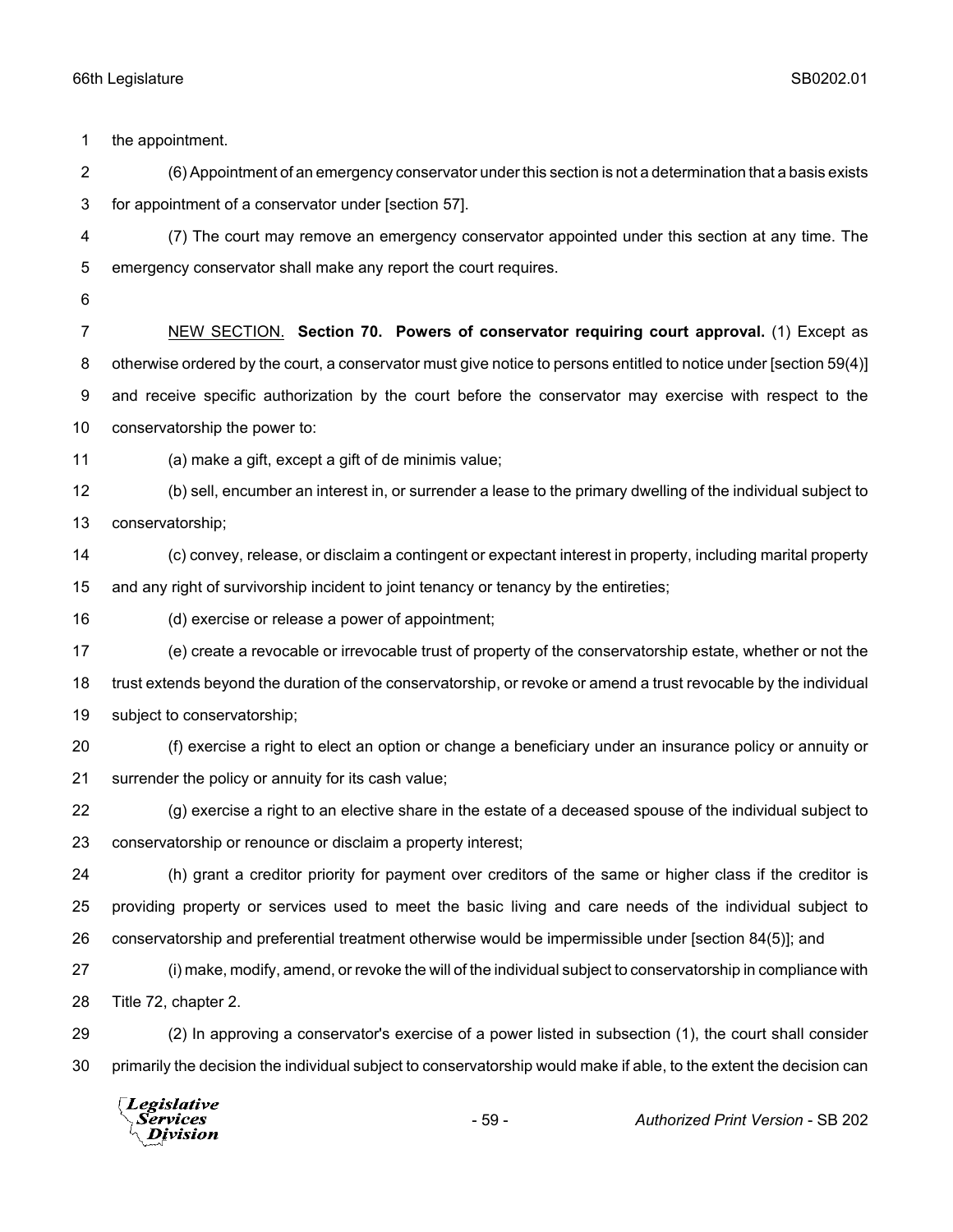the appointment.

(6) Appointment of an emergency conservator under this section is not a determination that a basis exists for appointment of a conservator under [section 57].

(7) The court may remove an emergency conservator appointed under this section at any time. The emergency conservator shall make any report the court requires.

NEW SECTION. **Section 70. Powers of conservator requiring court approval.** (1) Except as otherwise ordered by the court, a conservator must give notice to persons entitled to notice under [section 59(4)] and receive specific authorization by the court before the conservator may exercise with respect to the conservatorship the power to:

(a) make a gift, except a gift of de minimis value;

(b) sell, encumber an interest in, or surrender a lease to the primary dwelling of the individual subject to conservatorship;

(c) convey, release, or disclaim a contingent or expectant interest in property, including marital property and any right of survivorship incident to joint tenancy or tenancy by the entireties;

(d) exercise or release a power of appointment;

(e) create a revocable or irrevocable trust of property of the conservatorship estate, whether or not the trust extends beyond the duration of the conservatorship, or revoke or amend a trust revocable by the individual subject to conservatorship;

(f) exercise a right to elect an option or change a beneficiary under an insurance policy or annuity or surrender the policy or annuity for its cash value;

(g) exercise a right to an elective share in the estate of a deceased spouse of the individual subject to conservatorship or renounce or disclaim a property interest;

(h) grant a creditor priority for payment over creditors of the same or higher class if the creditor is providing property or services used to meet the basic living and care needs of the individual subject to conservatorship and preferential treatment otherwise would be impermissible under [section 84(5)]; and

(i) make, modify, amend, or revoke the will of the individual subject to conservatorship in compliance with Title 72, chapter 2.

(2) In approving a conservator's exercise of a power listed in subsection (1), the court shall consider primarily the decision the individual subject to conservatorship would make if able, to the extent the decision can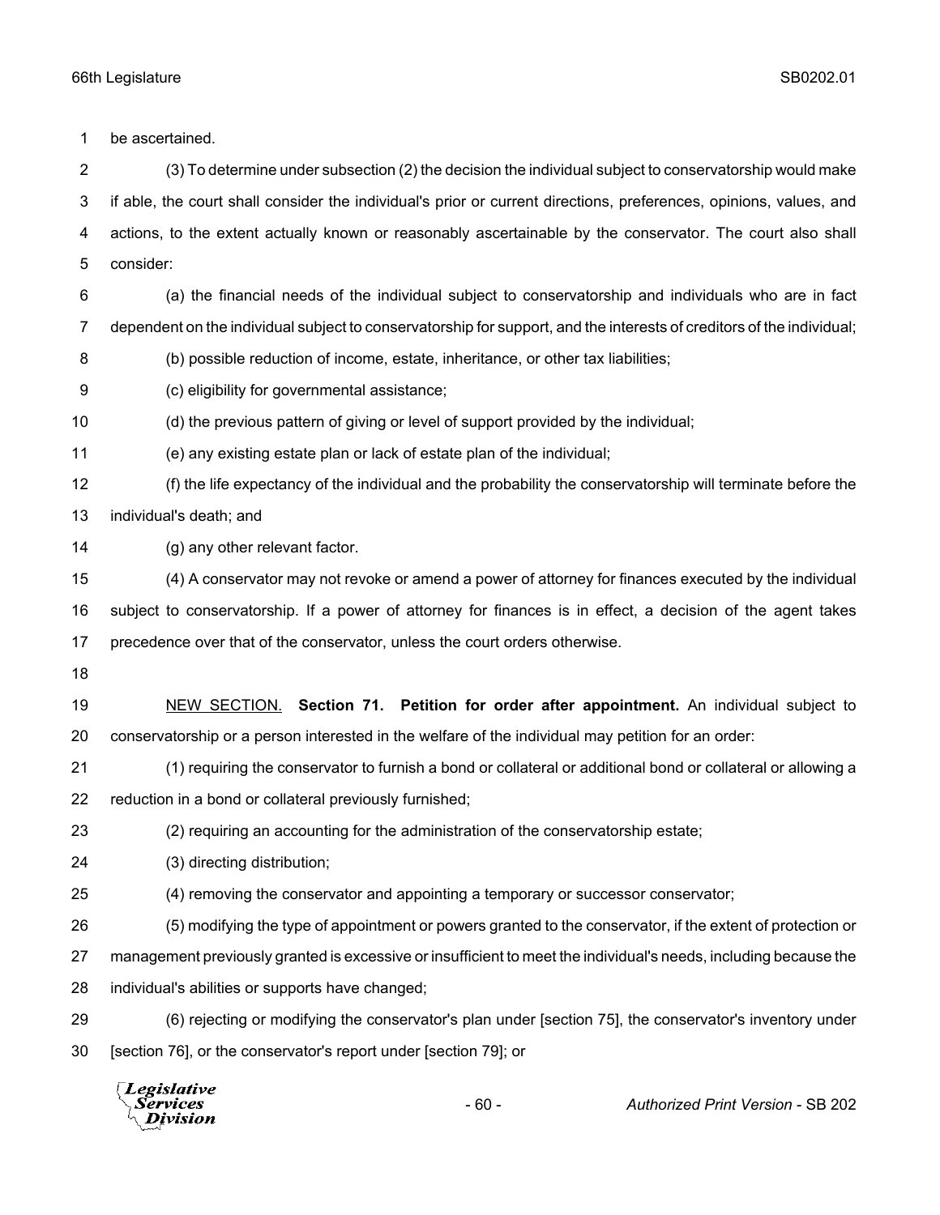be ascertained.

(3) To determine under subsection (2) the decision the individual subject to conservatorship would make if able, the court shall consider the individual's prior or current directions, preferences, opinions, values, and actions, to the extent actually known or reasonably ascertainable by the conservator. The court also shall consider:

(a) the financial needs of the individual subject to conservatorship and individuals who are in fact dependent on the individual subject to conservatorship for support, and the interests of creditors of the individual;

(b) possible reduction of income, estate, inheritance, or other tax liabilities;

(c) eligibility for governmental assistance;

(d) the previous pattern of giving or level of support provided by the individual;

(e) any existing estate plan or lack of estate plan of the individual;

(f) the life expectancy of the individual and the probability the conservatorship will terminate before the individual's death; and

(g) any other relevant factor.

(4) A conservator may not revoke or amend a power of attorney for finances executed by the individual subject to conservatorship. If a power of attorney for finances is in effect, a decision of the agent takes precedence over that of the conservator, unless the court orders otherwise.

NEW SECTION. **Section 71. Petition for order after appointment.** An individual subject to conservatorship or a person interested in the welfare of the individual may petition for an order:

(1) requiring the conservator to furnish a bond or collateral or additional bond or collateral or allowing a reduction in a bond or collateral previously furnished;

(2) requiring an accounting for the administration of the conservatorship estate;

(3) directing distribution;

(4) removing the conservator and appointing a temporary or successor conservator;

(5) modifying the type of appointment or powers granted to the conservator, if the extent of protection or management previously granted is excessive or insufficient to meet the individual's needs, including because the individual's abilities or supports have changed;

(6) rejecting or modifying the conservator's plan under [section 75], the conservator's inventory under [section 76], or the conservator's report under [section 79]; or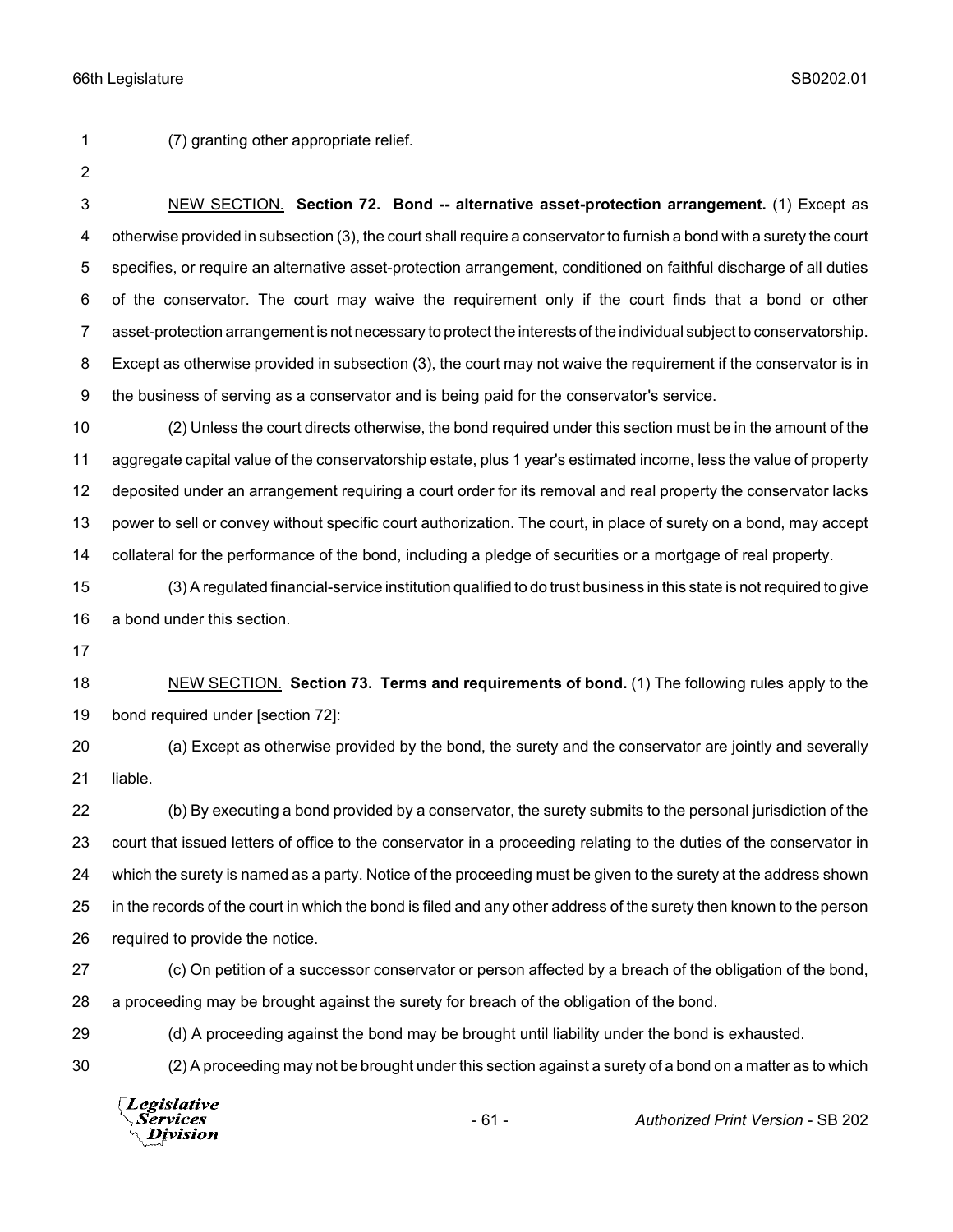(7) granting other appropriate relief.

<u>NEW SECTION.</u> **Section 72. Bond -- alternative asset-protection arrangement.** (1) Except as otherwise provided in subsection (3), the court shall require a conservator to furnish a bond with a surety the court specifies, or require an alternative asset-protection arrangement, conditioned on faithful discharge of all duties of the conservator. The court may waive the requirement only if the court finds that a bond or other asset-protection arrangement is not necessary to protect the interests of the individual subject to conservatorship. Except as otherwise provided in subsection (3), the court may not waive the requirement if the conservator is in the business of serving as a conservator and is being paid for the conservator's service.

(2) Unless the court directs otherwise, the bond required under this section must be in the amount of the aggregate capital value of the conservatorship estate, plus 1 year's estimated income, less the value of property deposited under an arrangement requiring a court order for its removal and real property the conservator lacks power to sell or convey without specific court authorization. The court, in place of surety on a bond, may accept collateral for the performance of the bond, including a pledge of securities or a mortgage of real property.

(3) A regulated financial-service institution qualified to do trust business in this state is not required to give a bond under this section.

<u>NEW SECTION.</u> **Section 73. Terms and requirements of bond.** (1) The following rules apply to the bond required under [section 72]:

(a) Except as otherwise provided by the bond, the surety and the conservator are jointly and severally liable.

(b) By executing a bond provided by a conservator, the surety submits to the personal jurisdiction of the court that issued letters of office to the conservator in a proceeding relating to the duties of the conservator in which the surety is named as a party. Notice of the proceeding must be given to the surety at the address shown in the records of the court in which the bond is filed and any other address of the surety then known to the person required to provide the notice.

(c) On petition of a successor conservator or person affected by a breach of the obligation of the bond, a proceeding may be brought against the surety for breach of the obligation of the bond.

(d) A proceeding against the bond may be brought until liability under the bond is exhausted.

(2) A proceeding may not be brought under this section against a surety of a bond on a matter as to which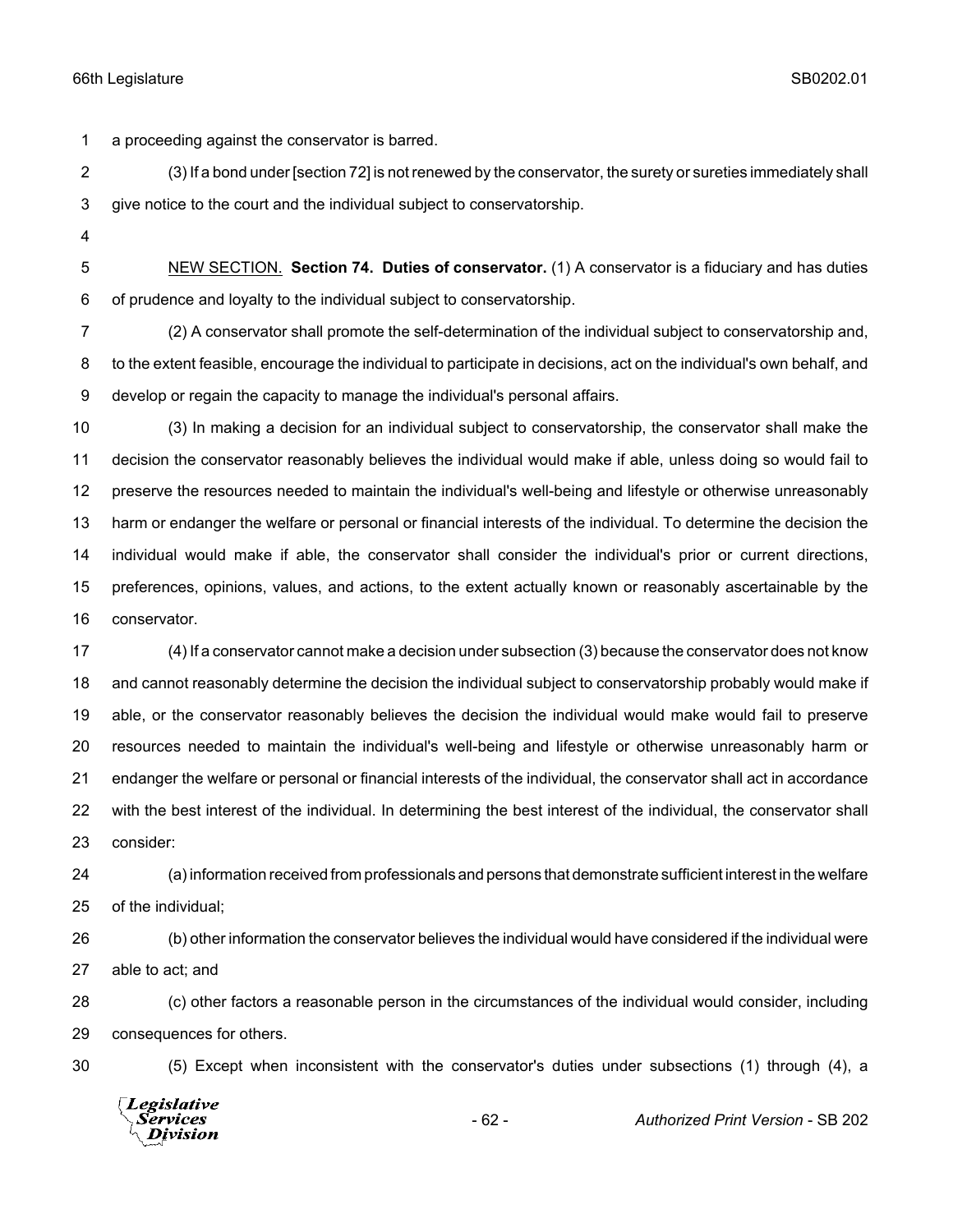a proceeding against the conservator is barred.

(3) If a bond under [section 72] is not renewed by the conservator, the surety or sureties immediately shall give notice to the court and the individual subject to conservatorship.

NEW SECTION. **Section 74. Duties of conservator.** (1) A conservator is a fiduciary and has duties of prudence and loyalty to the individual subject to conservatorship.

(2) A conservator shall promote the self-determination of the individual subject to conservatorship and, to the extent feasible, encourage the individual to participate in decisions, act on the individual's own behalf, and develop or regain the capacity to manage the individual's personal affairs.

(3) In making a decision for an individual subject to conservatorship, the conservator shall make the decision the conservator reasonably believes the individual would make if able, unless doing so would fail to preserve the resources needed to maintain the individual's well-being and lifestyle or otherwise unreasonably harm or endanger the welfare or personal or financial interests of the individual. To determine the decision the individual would make if able, the conservator shall consider the individual's prior or current directions, preferences, opinions, values, and actions, to the extent actually known or reasonably ascertainable by the conservator.

(4) If a conservator cannot make a decision under subsection (3) because the conservator does not know and cannot reasonably determine the decision the individual subject to conservatorship probably would make if able, or the conservator reasonably believes the decision the individual would make would fail to preserve resources needed to maintain the individual's well-being and lifestyle or otherwise unreasonably harm or endanger the welfare or personal or financial interests of the individual, the conservator shall act in accordance with the best interest of the individual. In determining the best interest of the individual, the conservator shall consider:

(a) information received from professionals and persons that demonstrate sufficient interest in the welfare of the individual;

(b) other information the conservator believes the individual would have considered if the individual were able to act; and

(c) other factors a reasonable person in the circumstances of the individual would consider, including consequences for others.

(5) Except when inconsistent with the conservator's duties under subsections (1) through (4), a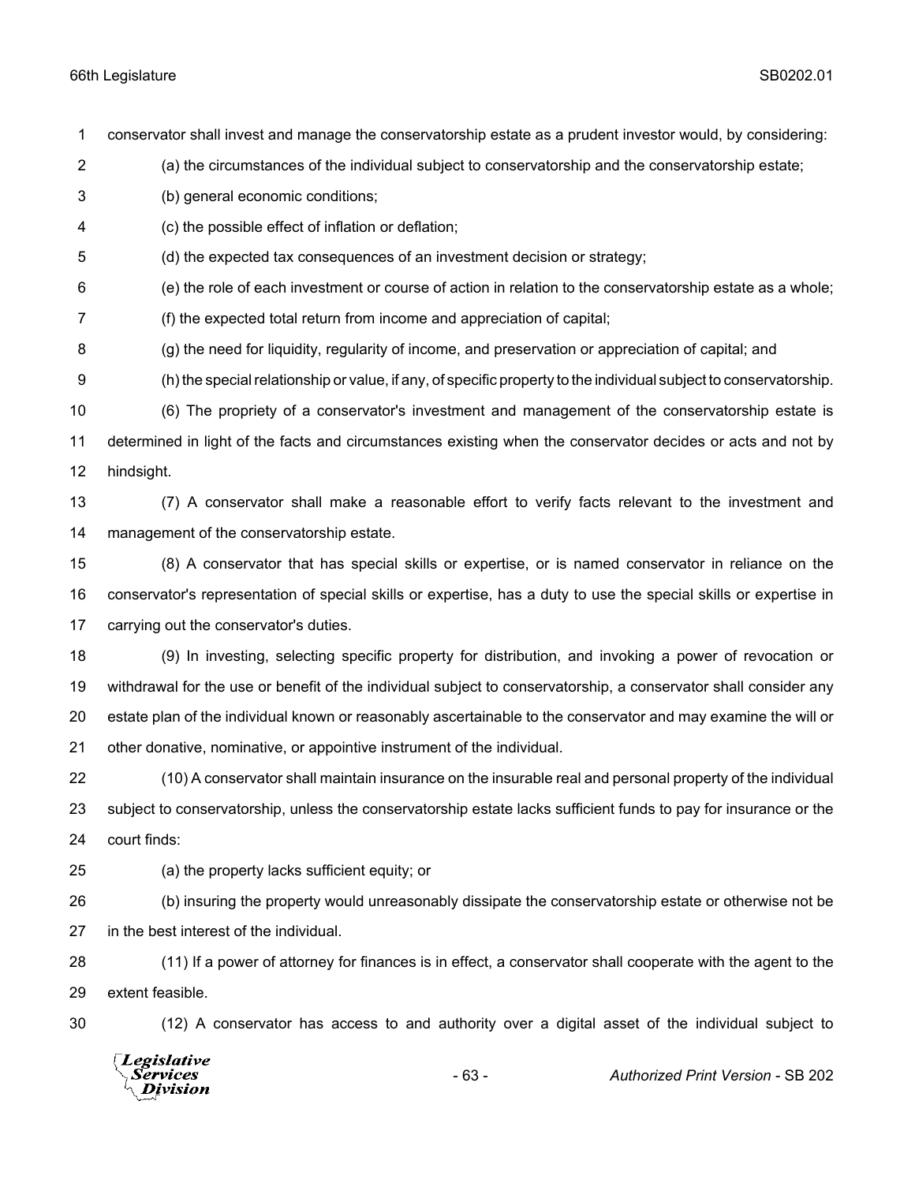conservator shall invest and manage the conservatorship estate as a prudent investor would, by considering:

(a) the circumstances of the individual subject to conservatorship and the conservatorship estate;

(b) general economic conditions;

(c) the possible effect of inflation or deflation;

(d) the expected tax consequences of an investment decision or strategy;

(e) the role of each investment or course of action in relation to the conservatorship estate as a whole;

(f) the expected total return from income and appreciation of capital;

(g) the need for liquidity, regularity of income, and preservation or appreciation of capital; and

(h) the special relationship or value, if any, of specific property to the individual subject to conservatorship.

(6) The propriety of a conservator's investment and management of the conservatorship estate is determined in light of the facts and circumstances existing when the conservator decides or acts and not by hindsight.

(7) A conservator shall make a reasonable effort to verify facts relevant to the investment and management of the conservatorship estate.

(8) A conservator that has special skills or expertise, or is named conservator in reliance on the conservator's representation of special skills or expertise, has a duty to use the special skills or expertise in carrying out the conservator's duties.

(9) In investing, selecting specific property for distribution, and invoking a power of revocation or withdrawal for the use or benefit of the individual subject to conservatorship, a conservator shall consider any estate plan of the individual known or reasonably ascertainable to the conservator and may examine the will or other donative, nominative, or appointive instrument of the individual.

(10) A conservator shall maintain insurance on the insurable real and personal property of the individual subject to conservatorship, unless the conservatorship estate lacks sufficient funds to pay for insurance or the court finds:

(a) the property lacks sufficient equity; or

(b) insuring the property would unreasonably dissipate the conservatorship estate or otherwise not be in the best interest of the individual.

(11) If a power of attorney for finances is in effect, a conservator shall cooperate with the agent to the extent feasible.

(12) A conservator has access to and authority over a digital asset of the individual subject to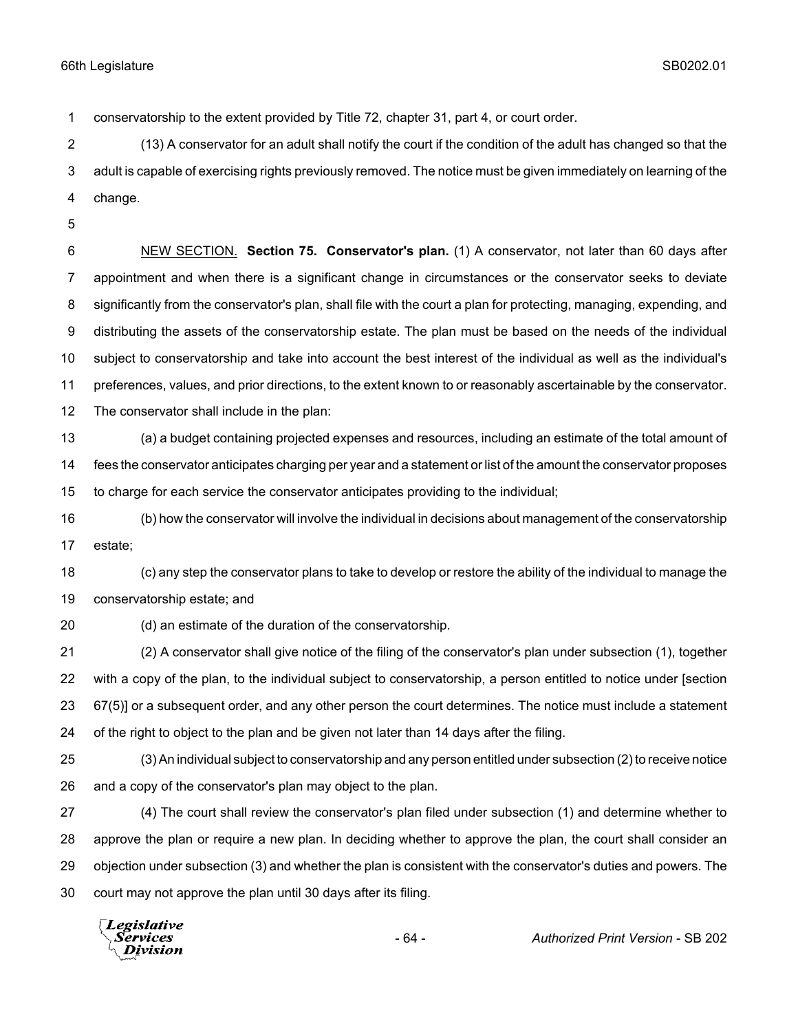conservatorship to the extent provided by Title 72, chapter 31, part 4, or court order.

(13) A conservator for an adult shall notify the court if the condition of the adult has changed so that the adult is capable of exercising rights previously removed. The notice must be given immediately on learning of the change.

NEW SECTION. **Section 75. Conservator's plan.** (1) A conservator, not later than 60 days after appointment and when there is a significant change in circumstances or the conservator seeks to deviate significantly from the conservator's plan, shall file with the court a plan for protecting, managing, expending, and distributing the assets of the conservatorship estate. The plan must be based on the needs of the individual subject to conservatorship and take into account the best interest of the individual as well as the individual's preferences, values, and prior directions, to the extent known to or reasonably ascertainable by the conservator. The conservator shall include in the plan:

(a) a budget containing projected expenses and resources, including an estimate of the total amount of fees the conservator anticipates charging per year and a statement or list of the amount the conservator proposes to charge for each service the conservator anticipates providing to the individual;

(b) how the conservator will involve the individual in decisions about management of the conservatorship estate;

(c) any step the conservator plans to take to develop or restore the ability of the individual to manage the conservatorship estate; and

(d) an estimate of the duration of the conservatorship.

(2) A conservator shall give notice of the filing of the conservator's plan under subsection (1), together with a copy of the plan, to the individual subject to conservatorship, a person entitled to notice under [section 67(5)] or a subsequent order, and any other person the court determines. The notice must include a statement of the right to object to the plan and be given not later than 14 days after the filing.

(3) An individual subject to conservatorship and any person entitled under subsection (2) to receive notice and a copy of the conservator's plan may object to the plan.

(4) The court shall review the conservator's plan filed under subsection (1) and determine whether to approve the plan or require a new plan. In deciding whether to approve the plan, the court shall consider an objection under subsection (3) and whether the plan is consistent with the conservator's duties and powers. The court may not approve the plan until 30 days after its filing.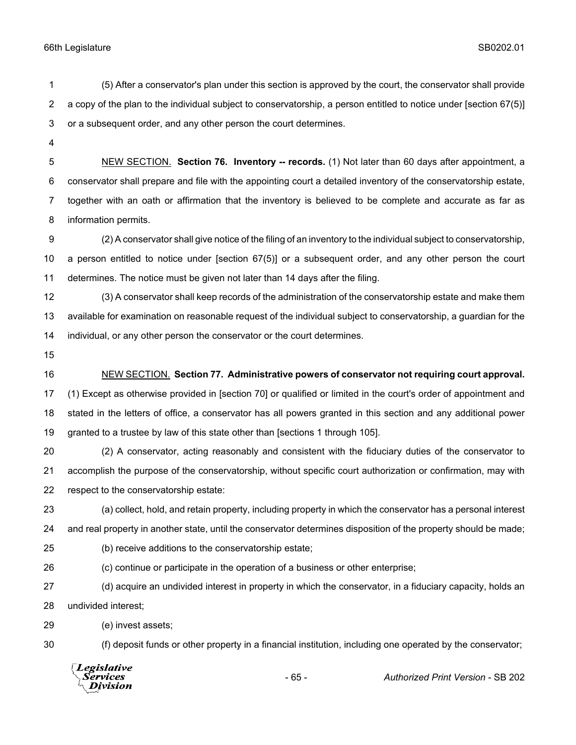(5) After a conservator's plan under this section is approved by the court, the conservator shall provide a copy of the plan to the individual subject to conservatorship, a person entitled to notice under [section 67(5)] or a subsequent order, and any other person the court determines.

NEW SECTION. **Section 76. Inventory -- records.** (1) Not later than 60 days after appointment, a conservator shall prepare and file with the appointing court a detailed inventory of the conservatorship estate, together with an oath or affirmation that the inventory is believed to be complete and accurate as far as information permits.

(2) A conservator shall give notice of the filing of an inventory to the individual subject to conservatorship, a person entitled to notice under [section 67(5)] or a subsequent order, and any other person the court determines. The notice must be given not later than 14 days after the filing.

(3) A conservator shall keep records of the administration of the conservatorship estate and make them available for examination on reasonable request of the individual subject to conservatorship, a guardian for the individual, or any other person the conservator or the court determines.

NEW SECTION. **Section 77. Administrative powers of conservator not requiring court approval.** (1) Except as otherwise provided in [section 70] or qualified or limited in the court's order of appointment and stated in the letters of office, a conservator has all powers granted in this section and any additional power granted to a trustee by law of this state other than [sections 1 through 105].

(2) A conservator, acting reasonably and consistent with the fiduciary duties of the conservator to accomplish the purpose of the conservatorship, without specific court authorization or confirmation, may with respect to the conservatorship estate:

(a) collect, hold, and retain property, including property in which the conservator has a personal interest and real property in another state, until the conservator determines disposition of the property should be made;

(b) receive additions to the conservatorship estate;

(c) continue or participate in the operation of a business or other enterprise;

(d) acquire an undivided interest in property in which the conservator, in a fiduciary capacity, holds an undivided interest;

(e) invest assets;

(f) deposit funds or other property in a financial institution, including one operated by the conservator;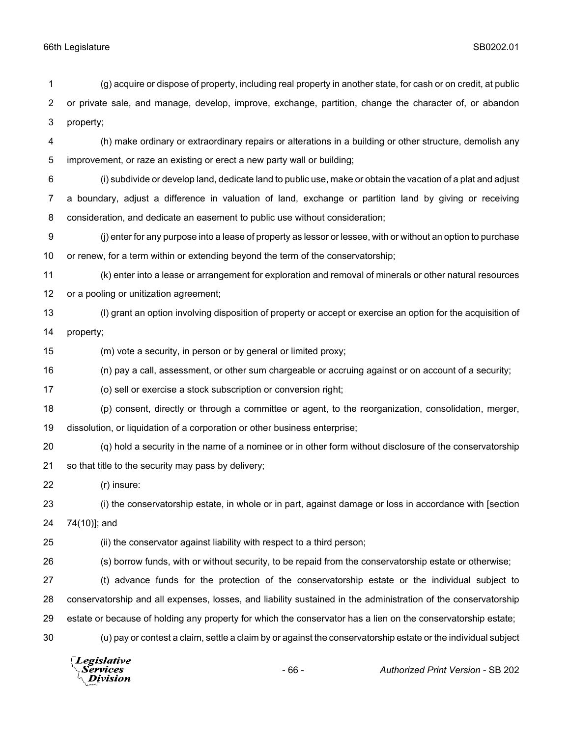(g) acquire or dispose of property, including real property in another state, for cash or on credit, at public or private sale, and manage, develop, improve, exchange, partition, change the character of, or abandon property;

(h) make ordinary or extraordinary repairs or alterations in a building or other structure, demolish any improvement, or raze an existing or erect a new party wall or building;

(i) subdivide or develop land, dedicate land to public use, make or obtain the vacation of a plat and adjust a boundary, adjust a difference in valuation of land, exchange or partition land by giving or receiving consideration, and dedicate an easement to public use without consideration;

(j) enter for any purpose into a lease of property as lessor or lessee, with or without an option to purchase or renew, for a term within or extending beyond the term of the conservatorship;

(k) enter into a lease or arrangement for exploration and removal of minerals or other natural resources or a pooling or unitization agreement;

(l) grant an option involving disposition of property or accept or exercise an option for the acquisition of property;

(m) vote a security, in person or by general or limited proxy;

(n) pay a call, assessment, or other sum chargeable or accruing against or on account of a security;

(o) sell or exercise a stock subscription or conversion right;

(p) consent, directly or through a committee or agent, to the reorganization, consolidation, merger, dissolution, or liquidation of a corporation or other business enterprise;

(q) hold a security in the name of a nominee or in other form without disclosure of the conservatorship so that title to the security may pass by delivery;

(r) insure:

(i) the conservatorship estate, in whole or in part, against damage or loss in accordance with [section 74(10)]; and

(ii) the conservator against liability with respect to a third person;

(s) borrow funds, with or without security, to be repaid from the conservatorship estate or otherwise;

(t) advance funds for the protection of the conservatorship estate or the individual subject to conservatorship and all expenses, losses, and liability sustained in the administration of the conservatorship estate or because of holding any property for which the conservator has a lien on the conservatorship estate;

(u) pay or contest a claim, settle a claim by or against the conservatorship estate or the individual subject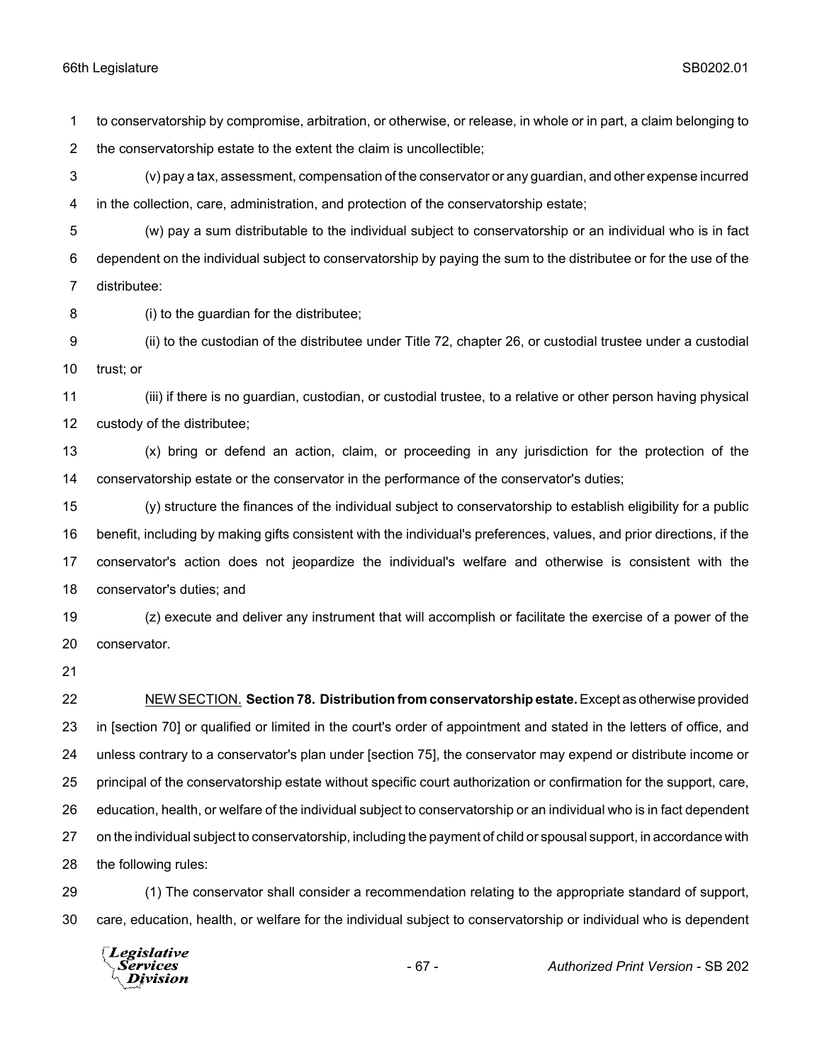to conservatorship by compromise, arbitration, or otherwise, or release, in whole or in part, a claim belonging to the conservatorship estate to the extent the claim is uncollectible;

(v) pay a tax, assessment, compensation of the conservator or any guardian, and other expense incurred in the collection, care, administration, and protection of the conservatorship estate;

(w) pay a sum distributable to the individual subject to conservatorship or an individual who is in fact dependent on the individual subject to conservatorship by paying the sum to the distributee or for the use of the distributee:

(i) to the guardian for the distributee;

(ii) to the custodian of the distributee under Title 72, chapter 26, or custodial trustee under a custodial trust; or

(iii) if there is no guardian, custodian, or custodial trustee, to a relative or other person having physical custody of the distributee;

(x) bring or defend an action, claim, or proceeding in any jurisdiction for the protection of the conservatorship estate or the conservator in the performance of the conservator's duties;

(y) structure the finances of the individual subject to conservatorship to establish eligibility for a public benefit, including by making gifts consistent with the individual's preferences, values, and prior directions, if the conservator's action does not jeopardize the individual's welfare and otherwise is consistent with the conservator's duties; and

(z) execute and deliver any instrument that will accomplish or facilitate the exercise of a power of the conservator.

NEW SECTION. **Section 78. Distribution from conservatorship estate.** Except as otherwise provided in [section 70] or qualified or limited in the court's order of appointment and stated in the letters of office, and unless contrary to a conservator's plan under [section 75], the conservator may expend or distribute income or principal of the conservatorship estate without specific court authorization or confirmation for the support, care, education, health, or welfare of the individual subject to conservatorship or an individual who is in fact dependent on the individual subject to conservatorship, including the payment of child or spousal support, in accordance with the following rules:

(1) The conservator shall consider a recommendation relating to the appropriate standard of support, care, education, health, or welfare for the individual subject to conservatorship or individual who is dependent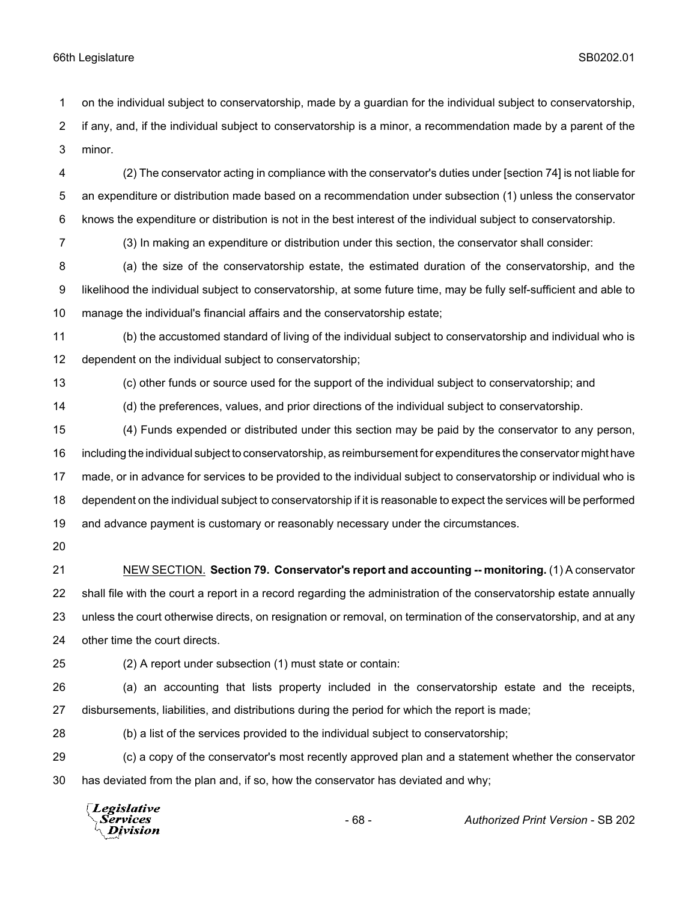on the individual subject to conservatorship, made by a guardian for the individual subject to conservatorship, if any, and, if the individual subject to conservatorship is a minor, a recommendation made by a parent of the minor.

(2) The conservator acting in compliance with the conservator's duties under [section 74] is not liable for an expenditure or distribution made based on a recommendation under subsection (1) unless the conservator knows the expenditure or distribution is not in the best interest of the individual subject to conservatorship.

(3) In making an expenditure or distribution under this section, the conservator shall consider:

(a) the size of the conservatorship estate, the estimated duration of the conservatorship, and the likelihood the individual subject to conservatorship, at some future time, may be fully self-sufficient and able to manage the individual's financial affairs and the conservatorship estate;

(b) the accustomed standard of living of the individual subject to conservatorship and individual who is dependent on the individual subject to conservatorship;

(c) other funds or source used for the support of the individual subject to conservatorship; and

(d) the preferences, values, and prior directions of the individual subject to conservatorship.

(4) Funds expended or distributed under this section may be paid by the conservator to any person, including the individual subject to conservatorship, as reimbursement for expenditures the conservator might have made, or in advance for services to be provided to the individual subject to conservatorship or individual who is dependent on the individual subject to conservatorship if it is reasonable to expect the services will be performed and advance payment is customary or reasonably necessary under the circumstances.

NEW SECTION. **Section 79. Conservator's report and accounting -- monitoring.** (1) A conservator shall file with the court a report in a record regarding the administration of the conservatorship estate annually unless the court otherwise directs, on resignation or removal, on termination of the conservatorship, and at any other time the court directs.

(2) A report under subsection (1) must state or contain:

(a) an accounting that lists property included in the conservatorship estate and the receipts, disbursements, liabilities, and distributions during the period for which the report is made;

(b) a list of the services provided to the individual subject to conservatorship;

(c) a copy of the conservator's most recently approved plan and a statement whether the conservator has deviated from the plan and, if so, how the conservator has deviated and why;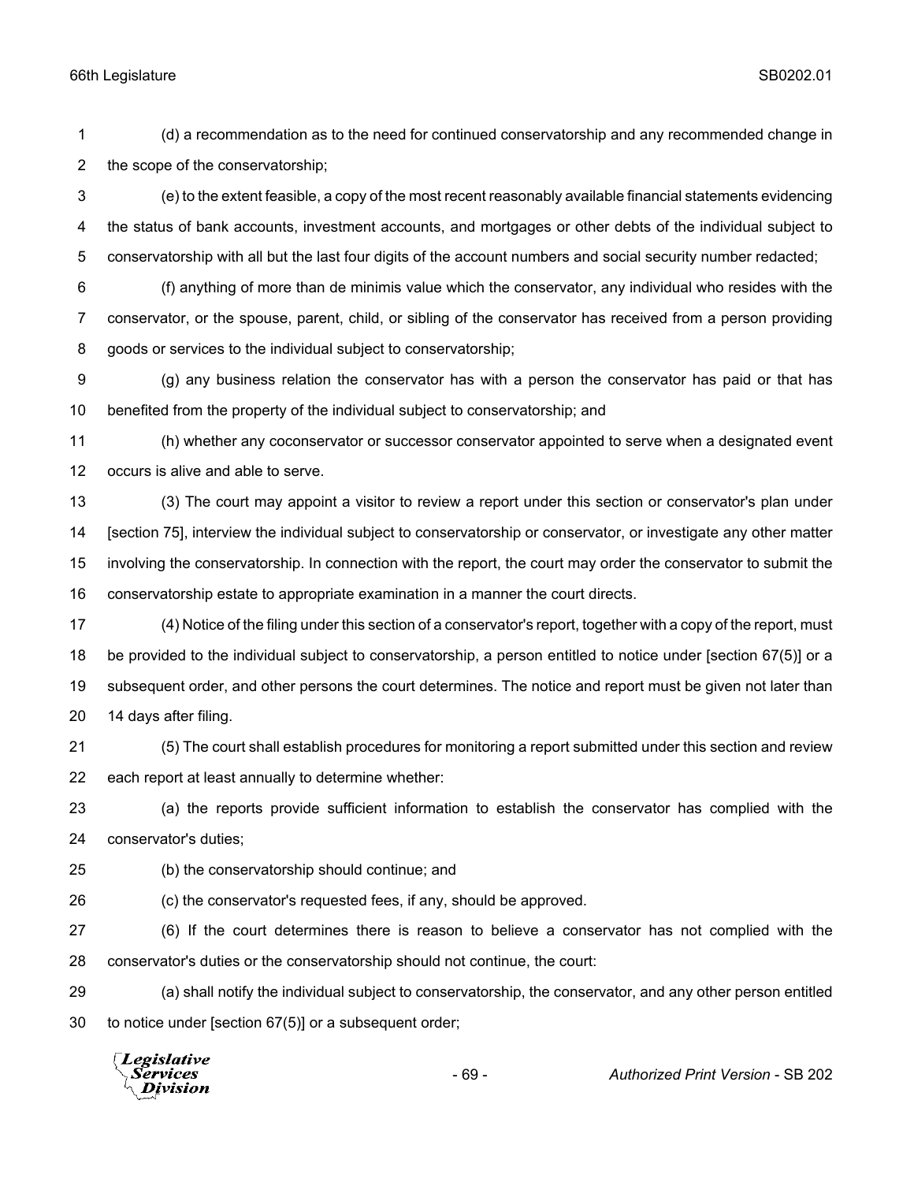(d) a recommendation as to the need for continued conservatorship and any recommended change in the scope of the conservatorship;

(e) to the extent feasible, a copy of the most recent reasonably available financial statements evidencing the status of bank accounts, investment accounts, and mortgages or other debts of the individual subject to conservatorship with all but the last four digits of the account numbers and social security number redacted;

(f) anything of more than de minimis value which the conservator, any individual who resides with the conservator, or the spouse, parent, child, or sibling of the conservator has received from a person providing goods or services to the individual subject to conservatorship;

(g) any business relation the conservator has with a person the conservator has paid or that has benefited from the property of the individual subject to conservatorship; and

(h) whether any coconservator or successor conservator appointed to serve when a designated event occurs is alive and able to serve.

(3) The court may appoint a visitor to review a report under this section or conservator's plan under [section 75], interview the individual subject to conservatorship or conservator, or investigate any other matter involving the conservatorship. In connection with the report, the court may order the conservator to submit the conservatorship estate to appropriate examination in a manner the court directs.

(4) Notice of the filing under this section of a conservator's report, together with a copy of the report, must be provided to the individual subject to conservatorship, a person entitled to notice under [section 67(5)] or a subsequent order, and other persons the court determines. The notice and report must be given not later than 14 days after filing.

(5) The court shall establish procedures for monitoring a report submitted under this section and review each report at least annually to determine whether:

(a) the reports provide sufficient information to establish the conservator has complied with the conservator's duties;

(b) the conservatorship should continue; and

(c) the conservator's requested fees, if any, should be approved.

(6) If the court determines there is reason to believe a conservator has not complied with the conservator's duties or the conservatorship should not continue, the court:

(a) shall notify the individual subject to conservatorship, the conservator, and any other person entitled to notice under [section 67(5)] or a subsequent order;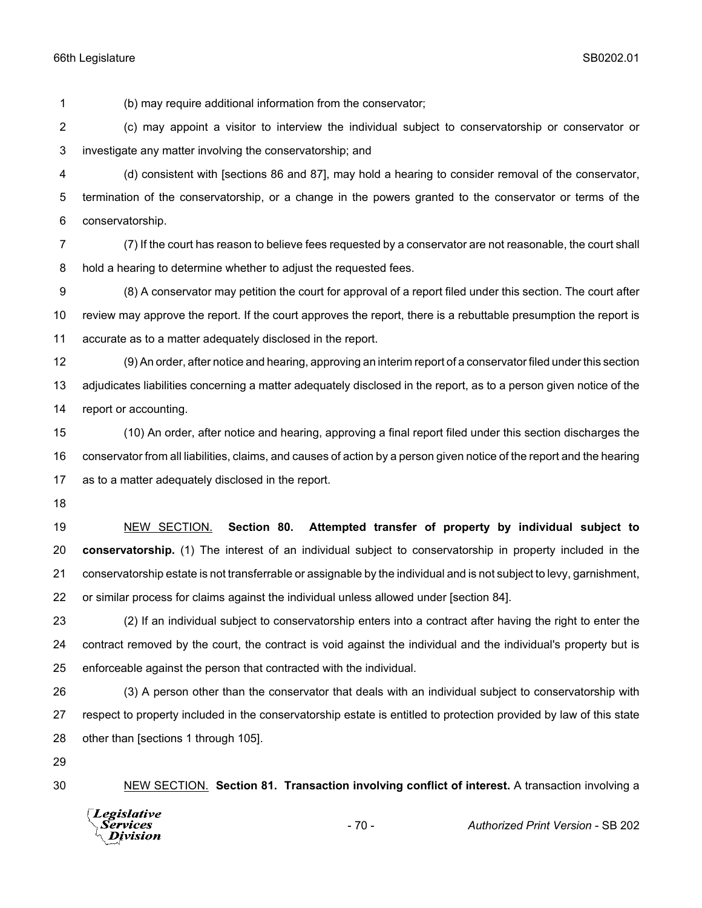(b) may require additional information from the conservator;

(c) may appoint a visitor to interview the individual subject to conservatorship or conservator or investigate any matter involving the conservatorship; and

(d) consistent with [sections 86 and 87], may hold a hearing to consider removal of the conservator, termination of the conservatorship, or a change in the powers granted to the conservator or terms of the conservatorship.

(7) If the court has reason to believe fees requested by a conservator are not reasonable, the court shall hold a hearing to determine whether to adjust the requested fees.

(8) A conservator may petition the court for approval of a report filed under this section. The court after review may approve the report. If the court approves the report, there is a rebuttable presumption the report is accurate as to a matter adequately disclosed in the report.

(9) An order, after notice and hearing, approving an interim report of a conservator filed under this section adjudicates liabilities concerning a matter adequately disclosed in the report, as to a person given notice of the report or accounting.

(10) An order, after notice and hearing, approving a final report filed under this section discharges the conservator from all liabilities, claims, and causes of action by a person given notice of the report and the hearing as to a matter adequately disclosed in the report.

NEW SECTION. **Section 80. Attempted transfer of property by individual subject to conservatorship.** (1) The interest of an individual subject to conservatorship in property included in the conservatorship estate is not transferrable or assignable by the individual and is not subject to levy, garnishment, or similar process for claims against the individual unless allowed under [section 84].

(2) If an individual subject to conservatorship enters into a contract after having the right to enter the contract removed by the court, the contract is void against the individual and the individual's property but is enforceable against the person that contracted with the individual.

(3) A person other than the conservator that deals with an individual subject to conservatorship with respect to property included in the conservatorship estate is entitled to protection provided by law of this state other than [sections 1 through 105].

NEW SECTION. **Section 81. Transaction involving conflict of interest.** A transaction involving a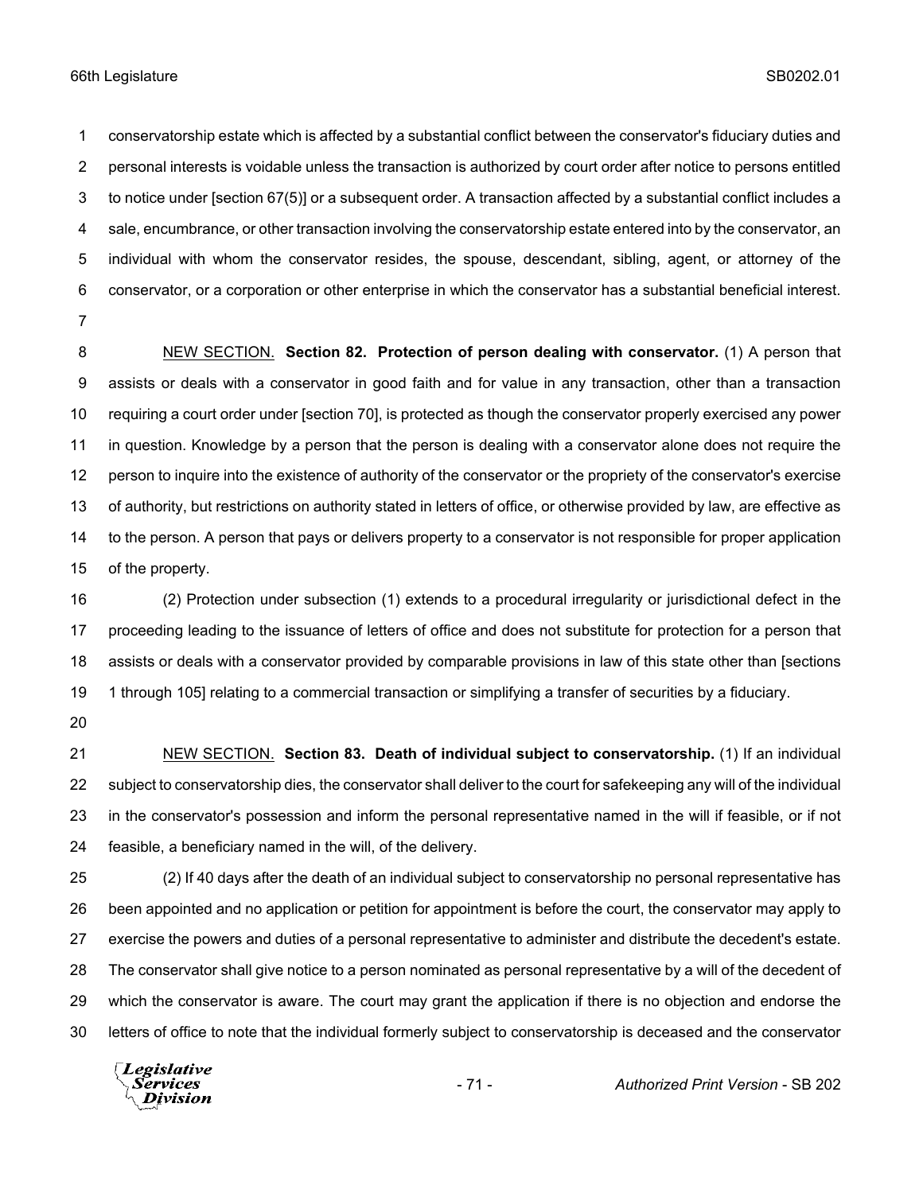conservatorship estate which is affected by a substantial conflict between the conservator's fiduciary duties and personal interests is voidable unless the transaction is authorized by court order after notice to persons entitled to notice under [section 67(5)] or a subsequent order. A transaction affected by a substantial conflict includes a sale, encumbrance, or other transaction involving the conservatorship estate entered into by the conservator, an individual with whom the conservator resides, the spouse, descendant, sibling, agent, or attorney of the conservator, or a corporation or other enterprise in which the conservator has a substantial beneficial interest.

NEW SECTION. **Section 82. Protection of person dealing with conservator.** (1) A person that assists or deals with a conservator in good faith and for value in any transaction, other than a transaction requiring a court order under [section 70], is protected as though the conservator properly exercised any power in question. Knowledge by a person that the person is dealing with a conservator alone does not require the person to inquire into the existence of authority of the conservator or the propriety of the conservator's exercise of authority, but restrictions on authority stated in letters of office, or otherwise provided by law, are effective as to the person. A person that pays or delivers property to a conservator is not responsible for proper application of the property.

(2) Protection under subsection (1) extends to a procedural irregularity or jurisdictional defect in the proceeding leading to the issuance of letters of office and does not substitute for protection for a person that assists or deals with a conservator provided by comparable provisions in law of this state other than [sections 1 through 105] relating to a commercial transaction or simplifying a transfer of securities by a fiduciary.

NEW SECTION. **Section 83. Death of individual subject to conservatorship.** (1) If an individual subject to conservatorship dies, the conservator shall deliver to the court for safekeeping any will of the individual in the conservator's possession and inform the personal representative named in the will if feasible, or if not feasible, a beneficiary named in the will, of the delivery.

(2) If 40 days after the death of an individual subject to conservatorship no personal representative has been appointed and no application or petition for appointment is before the court, the conservator may apply to exercise the powers and duties of a personal representative to administer and distribute the decedent's estate. The conservator shall give notice to a person nominated as personal representative by a will of the decedent of which the conservator is aware. The court may grant the application if there is no objection and endorse the letters of office to note that the individual formerly subject to conservatorship is deceased and the conservator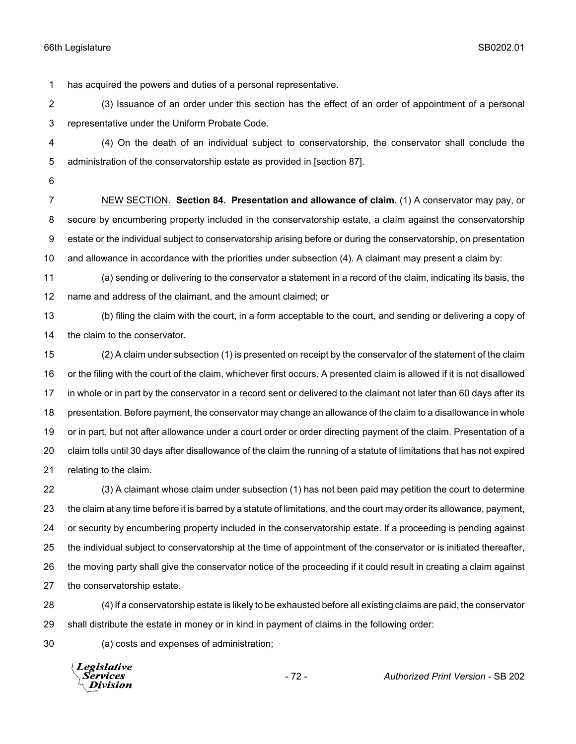has acquired the powers and duties of a personal representative.

(3) Issuance of an order under this section has the effect of an order of appointment of a personal representative under the Uniform Probate Code.

(4) On the death of an individual subject to conservatorship, the conservator shall conclude the administration of the conservatorship estate as provided in [section 87].

NEW SECTION. **Section 84. Presentation and allowance of claim.** (1) A conservator may pay, or secure by encumbering property included in the conservatorship estate, a claim against the conservatorship estate or the individual subject to conservatorship arising before or during the conservatorship, on presentation and allowance in accordance with the priorities under subsection (4). A claimant may present a claim by:

(a) sending or delivering to the conservator a statement in a record of the claim, indicating its basis, the name and address of the claimant, and the amount claimed; or

(b) filing the claim with the court, in a form acceptable to the court, and sending or delivering a copy of the claim to the conservator.

(2) A claim under subsection (1) is presented on receipt by the conservator of the statement of the claim or the filing with the court of the claim, whichever first occurs. A presented claim is allowed if it is not disallowed in whole or in part by the conservator in a record sent or delivered to the claimant not later than 60 days after its presentation. Before payment, the conservator may change an allowance of the claim to a disallowance in whole or in part, but not after allowance under a court order or order directing payment of the claim. Presentation of a claim tolls until 30 days after disallowance of the claim the running of a statute of limitations that has not expired relating to the claim.

(3) A claimant whose claim under subsection (1) has not been paid may petition the court to determine the claim at any time before it is barred by a statute of limitations, and the court may order its allowance, payment, or security by encumbering property included in the conservatorship estate. If a proceeding is pending against the individual subject to conservatorship at the time of appointment of the conservator or is initiated thereafter, the moving party shall give the conservator notice of the proceeding if it could result in creating a claim against the conservatorship estate.

(4) If a conservatorship estate is likely to be exhausted before all existing claims are paid, the conservator shall distribute the estate in money or in kind in payment of claims in the following order:

(a) costs and expenses of administration;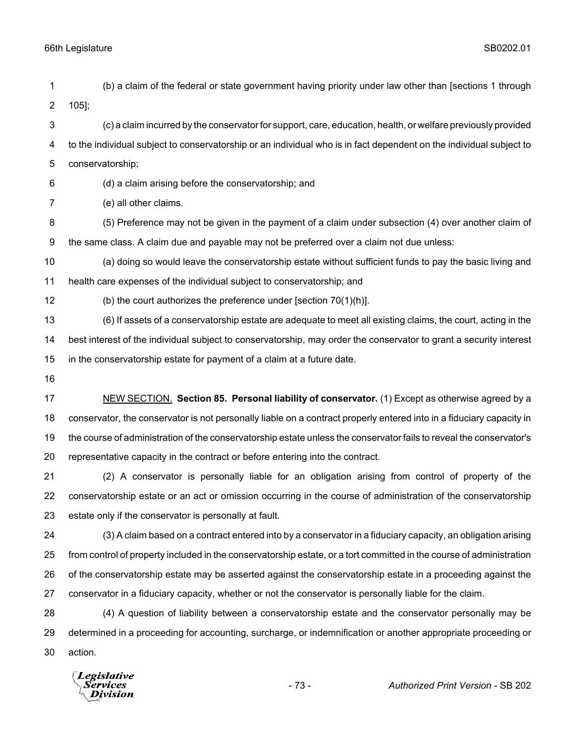(b) a claim of the federal or state government having priority under law other than [sections 1 through 105];

(c) a claim incurred by the conservator for support, care, education, health, or welfare previously provided to the individual subject to conservatorship or an individual who is in fact dependent on the individual subject to conservatorship;

(d) a claim arising before the conservatorship; and

(e) all other claims.

(5) Preference may not be given in the payment of a claim under subsection (4) over another claim of the same class. A claim due and payable may not be preferred over a claim not due unless:

(a) doing so would leave the conservatorship estate without sufficient funds to pay the basic living and health care expenses of the individual subject to conservatorship; and

(b) the court authorizes the preference under [section 70(1)(h)].

(6) If assets of a conservatorship estate are adequate to meet all existing claims, the court, acting in the best interest of the individual subject to conservatorship, may order the conservator to grant a security interest in the conservatorship estate for payment of a claim at a future date.

NEW SECTION. **Section 85. Personal liability of conservator.** (1) Except as otherwise agreed by a conservator, the conservator is not personally liable on a contract properly entered into in a fiduciary capacity in the course of administration of the conservatorship estate unless the conservator fails to reveal the conservator's representative capacity in the contract or before entering into the contract.

(2) A conservator is personally liable for an obligation arising from control of property of the conservatorship estate or an act or omission occurring in the course of administration of the conservatorship estate only if the conservator is personally at fault.

(3) A claim based on a contract entered into by a conservator in a fiduciary capacity, an obligation arising from control of property included in the conservatorship estate, or a tort committed in the course of administration of the conservatorship estate may be asserted against the conservatorship estate in a proceeding against the conservator in a fiduciary capacity, whether or not the conservator is personally liable for the claim.

(4) A question of liability between a conservatorship estate and the conservator personally may be determined in a proceeding for accounting, surcharge, or indemnification or another appropriate proceeding or action.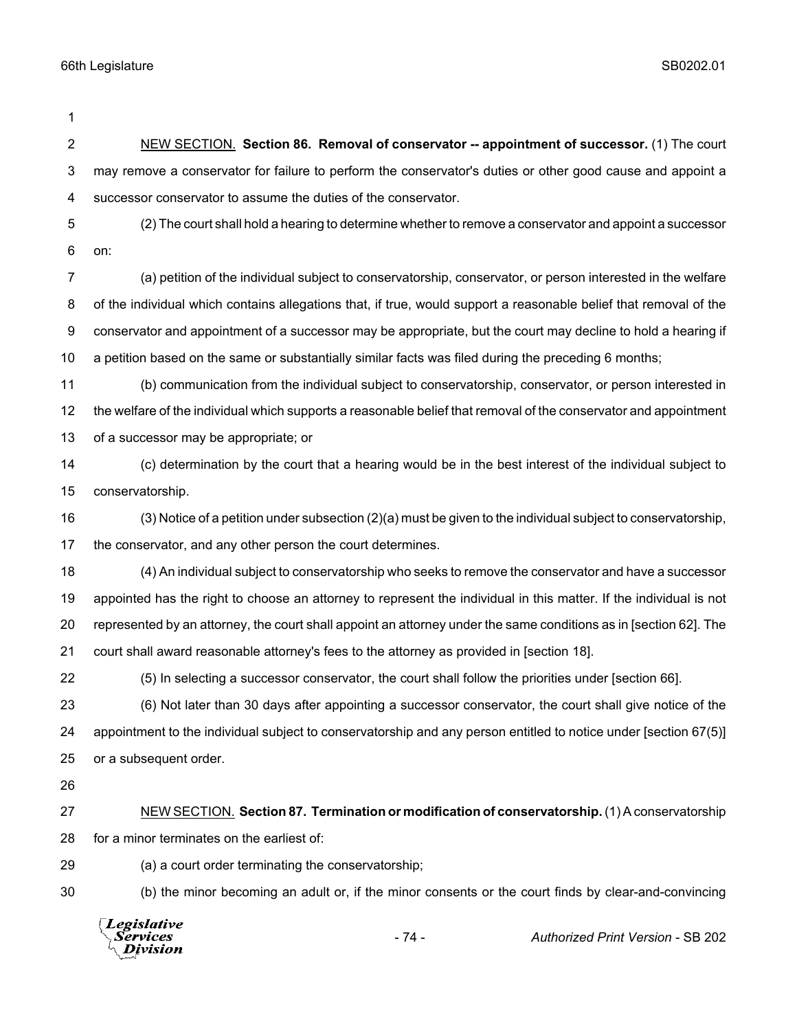NEW SECTION. **Section 86. Removal of conservator -- appointment of successor.** (1) The court may remove a conservator for failure to perform the conservator's duties or other good cause and appoint a successor conservator to assume the duties of the conservator.

(2) The court shall hold a hearing to determine whether to remove a conservator and appoint a successor on:

(a) petition of the individual subject to conservatorship, conservator, or person interested in the welfare of the individual which contains allegations that, if true, would support a reasonable belief that removal of the conservator and appointment of a successor may be appropriate, but the court may decline to hold a hearing if a petition based on the same or substantially similar facts was filed during the preceding 6 months;

(b) communication from the individual subject to conservatorship, conservator, or person interested in the welfare of the individual which supports a reasonable belief that removal of the conservator and appointment of a successor may be appropriate; or

(c) determination by the court that a hearing would be in the best interest of the individual subject to conservatorship.

(3) Notice of a petition under subsection (2)(a) must be given to the individual subject to conservatorship, the conservator, and any other person the court determines.

(4) An individual subject to conservatorship who seeks to remove the conservator and have a successor appointed has the right to choose an attorney to represent the individual in this matter. If the individual is not represented by an attorney, the court shall appoint an attorney under the same conditions as in [section 62]. The court shall award reasonable attorney's fees to the attorney as provided in [section 18].

(5) In selecting a successor conservator, the court shall follow the priorities under [section 66].

(6) Not later than 30 days after appointing a successor conservator, the court shall give notice of the appointment to the individual subject to conservatorship and any person entitled to notice under [section 67(5)] or a subsequent order.

NEW SECTION. **Section 87. Termination or modification of conservatorship.** (1) A conservatorship for a minor terminates on the earliest of:

(a) a court order terminating the conservatorship;

(b) the minor becoming an adult or, if the minor consents or the court finds by clear-and-convincing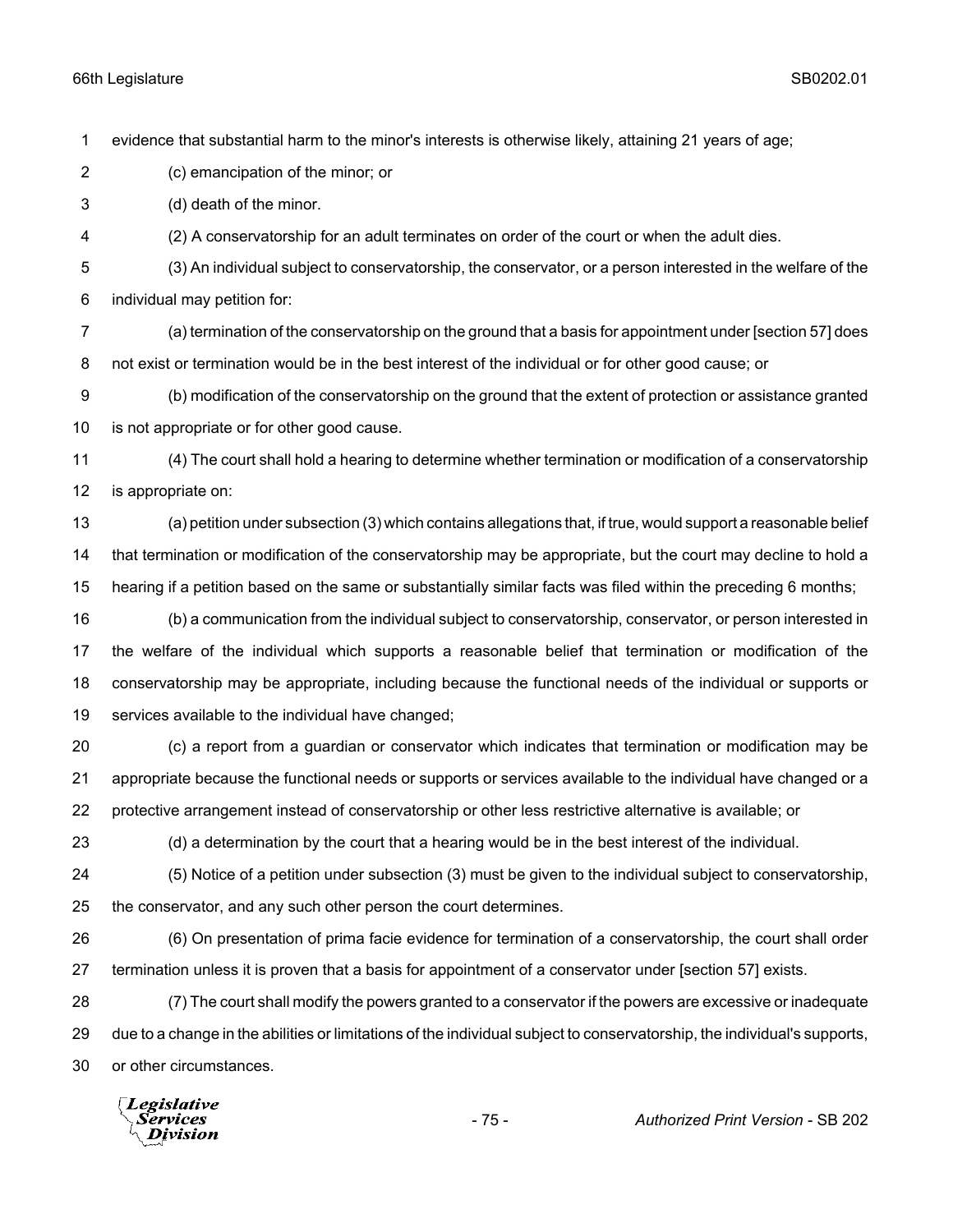evidence that substantial harm to the minor's interests is otherwise likely, attaining 21 years of age;

(c) emancipation of the minor; or

(d) death of the minor.

(2) A conservatorship for an adult terminates on order of the court or when the adult dies.

(3) An individual subject to conservatorship, the conservator, or a person interested in the welfare of the individual may petition for:

(a) termination of the conservatorship on the ground that a basis for appointment under [section 57] does not exist or termination would be in the best interest of the individual or for other good cause; or

(b) modification of the conservatorship on the ground that the extent of protection or assistance granted is not appropriate or for other good cause.

(4) The court shall hold a hearing to determine whether termination or modification of a conservatorship is appropriate on:

(a) petition under subsection (3) which contains allegations that, if true, would support a reasonable belief that termination or modification of the conservatorship may be appropriate, but the court may decline to hold a hearing if a petition based on the same or substantially similar facts was filed within the preceding 6 months;

(b) a communication from the individual subject to conservatorship, conservator, or person interested in the welfare of the individual which supports a reasonable belief that termination or modification of the conservatorship may be appropriate, including because the functional needs of the individual or supports or services available to the individual have changed;

(c) a report from a guardian or conservator which indicates that termination or modification may be appropriate because the functional needs or supports or services available to the individual have changed or a protective arrangement instead of conservatorship or other less restrictive alternative is available; or

(d) a determination by the court that a hearing would be in the best interest of the individual.

(5) Notice of a petition under subsection (3) must be given to the individual subject to conservatorship, the conservator, and any such other person the court determines.

(6) On presentation of prima facie evidence for termination of a conservatorship, the court shall order termination unless it is proven that a basis for appointment of a conservator under [section 57] exists.

(7) The court shall modify the powers granted to a conservator if the powers are excessive or inadequate due to a change in the abilities or limitations of the individual subject to conservatorship, the individual's supports, or other circumstances.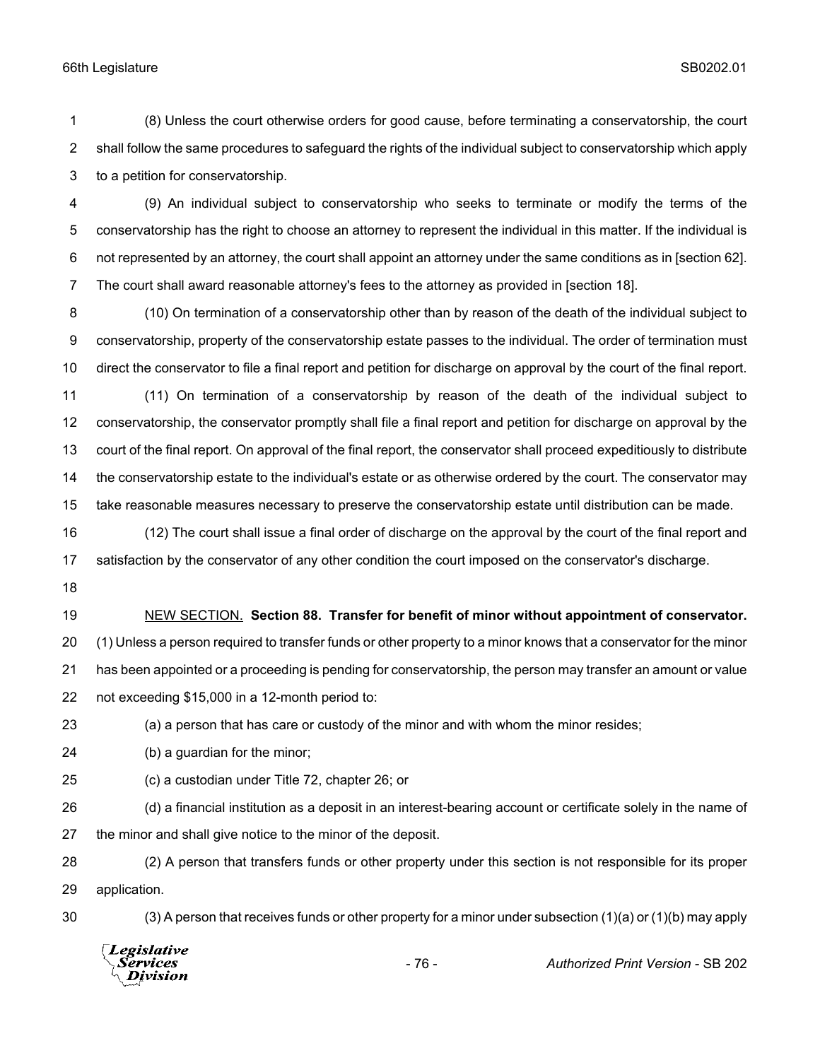(8) Unless the court otherwise orders for good cause, before terminating a conservatorship, the court shall follow the same procedures to safeguard the rights of the individual subject to conservatorship which apply to a petition for conservatorship.

(9) An individual subject to conservatorship who seeks to terminate or modify the terms of the conservatorship has the right to choose an attorney to represent the individual in this matter. If the individual is not represented by an attorney, the court shall appoint an attorney under the same conditions as in [section 62]. The court shall award reasonable attorney's fees to the attorney as provided in [section 18].

(10) On termination of a conservatorship other than by reason of the death of the individual subject to conservatorship, property of the conservatorship estate passes to the individual. The order of termination must direct the conservator to file a final report and petition for discharge on approval by the court of the final report.

(11) On termination of a conservatorship by reason of the death of the individual subject to conservatorship, the conservator promptly shall file a final report and petition for discharge on approval by the court of the final report. On approval of the final report, the conservator shall proceed expeditiously to distribute the conservatorship estate to the individual's estate or as otherwise ordered by the court. The conservator may take reasonable measures necessary to preserve the conservatorship estate until distribution can be made.

(12) The court shall issue a final order of discharge on the approval by the court of the final report and satisfaction by the conservator of any other condition the court imposed on the conservator's discharge.

NEW SECTION. **Section 88. Transfer for benefit of minor without appointment of conservator.** (1) Unless a person required to transfer funds or other property to a minor knows that a conservator for the minor has been appointed or a proceeding is pending for conservatorship, the person may transfer an amount or value not exceeding $15,000 in a 12-month period to:

(a) a person that has care or custody of the minor and with whom the minor resides;

(b) a guardian for the minor;

(c) a custodian under Title 72, chapter 26; or

(d) a financial institution as a deposit in an interest-bearing account or certificate solely in the name of the minor and shall give notice to the minor of the deposit.

(2) A person that transfers funds or other property under this section is not responsible for its proper application.

(3) A person that receives funds or other property for a minor under subsection (1)(a) or (1)(b) may apply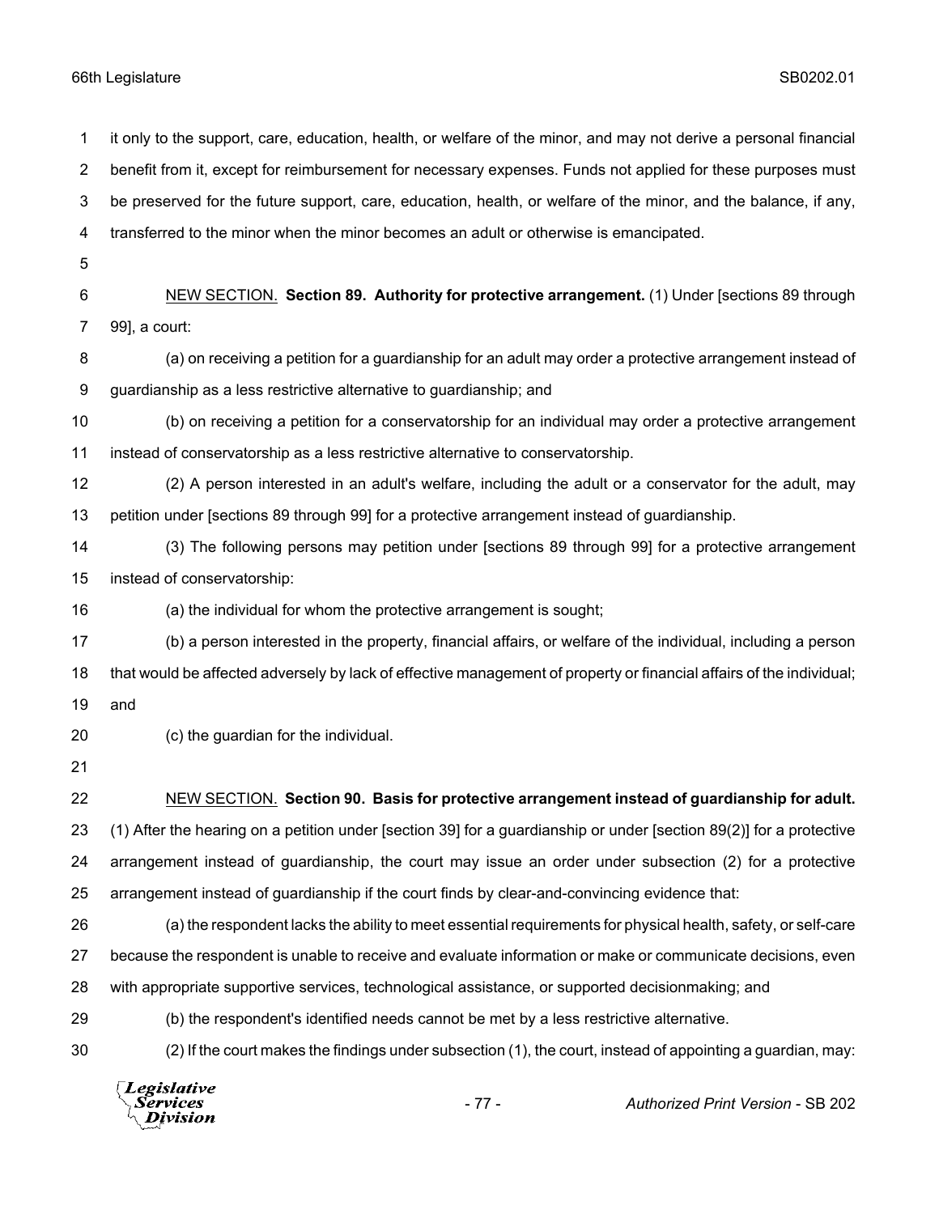it only to the support, care, education, health, or welfare of the minor, and may not derive a personal financial benefit from it, except for reimbursement for necessary expenses. Funds not applied for these purposes must be preserved for the future support, care, education, health, or welfare of the minor, and the balance, if any, transferred to the minor when the minor becomes an adult or otherwise is emancipated.

NEW SECTION. **Section 89. Authority for protective arrangement.** (1) Under [sections 89 through 99], a court:

(a) on receiving a petition for a guardianship for an adult may order a protective arrangement instead of guardianship as a less restrictive alternative to guardianship; and

(b) on receiving a petition for a conservatorship for an individual may order a protective arrangement instead of conservatorship as a less restrictive alternative to conservatorship.

(2) A person interested in an adult's welfare, including the adult or a conservator for the adult, may petition under [sections 89 through 99] for a protective arrangement instead of guardianship.

(3) The following persons may petition under [sections 89 through 99] for a protective arrangement instead of conservatorship:

(a) the individual for whom the protective arrangement is sought;

(b) a person interested in the property, financial affairs, or welfare of the individual, including a person that would be affected adversely by lack of effective management of property or financial affairs of the individual; and

(c) the guardian for the individual.

NEW SECTION. **Section 90. Basis for protective arrangement instead of guardianship for adult.** (1) After the hearing on a petition under [section 39] for a guardianship or under [section 89(2)] for a protective arrangement instead of guardianship, the court may issue an order under subsection (2) for a protective arrangement instead of guardianship if the court finds by clear-and-convincing evidence that:

(a) the respondent lacks the ability to meet essential requirements for physical health, safety, or self-care because the respondent is unable to receive and evaluate information or make or communicate decisions, even with appropriate supportive services, technological assistance, or supported decisionmaking; and

(b) the respondent's identified needs cannot be met by a less restrictive alternative.

(2) If the court makes the findings under subsection (1), the court, instead of appointing a guardian, may: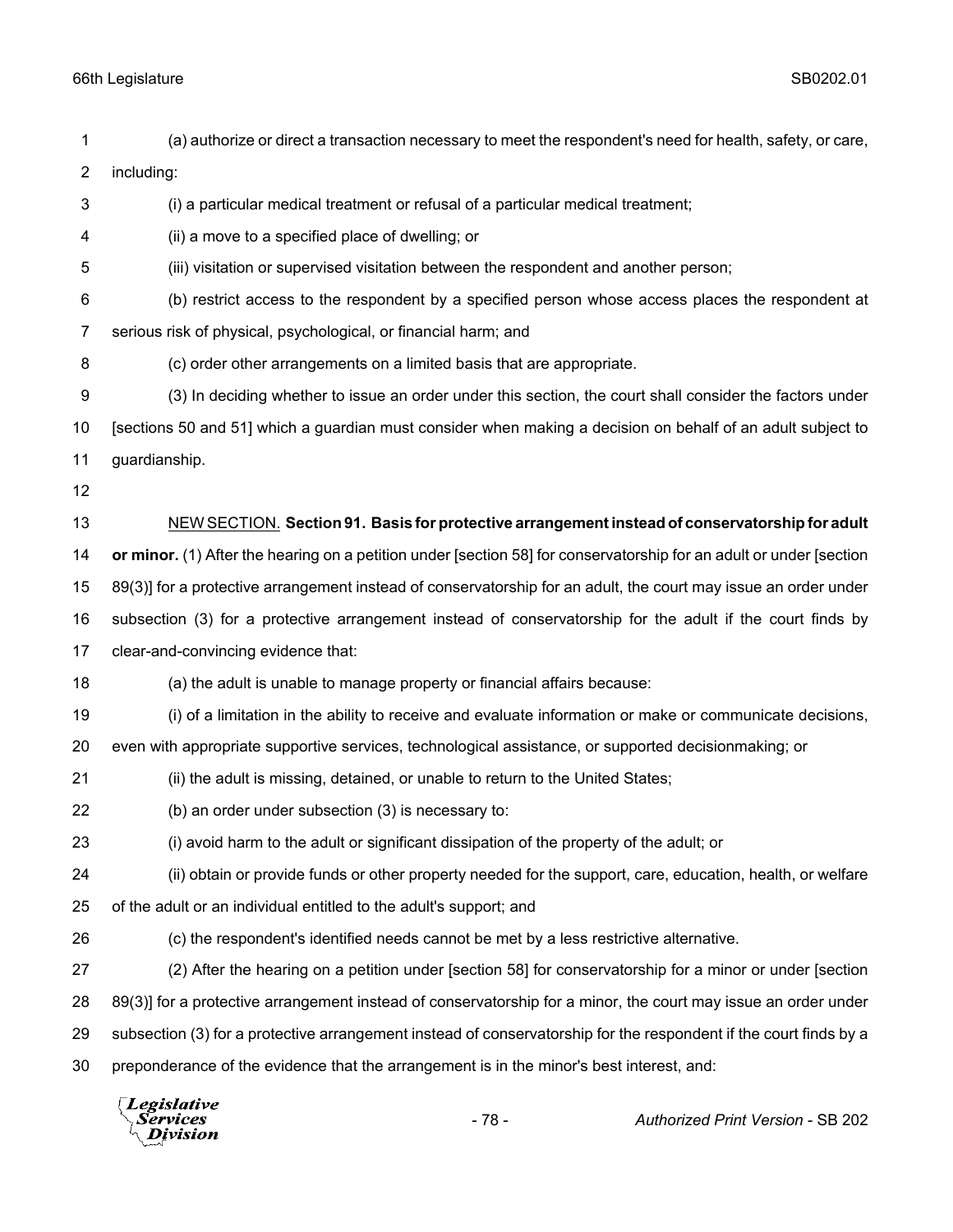(a) authorize or direct a transaction necessary to meet the respondent's need for health, safety, or care, including:

(i) a particular medical treatment or refusal of a particular medical treatment;

(ii) a move to a specified place of dwelling; or

(iii) visitation or supervised visitation between the respondent and another person;

(b) restrict access to the respondent by a specified person whose access places the respondent at serious risk of physical, psychological, or financial harm; and

(c) order other arrangements on a limited basis that are appropriate.

(3) In deciding whether to issue an order under this section, the court shall consider the factors under [sections 50 and 51] which a guardian must consider when making a decision on behalf of an adult subject to guardianship.

NEW SECTION. **Section 91. Basis for protective arrangement instead of conservatorship for adult or minor.** (1) After the hearing on a petition under [section 58] for conservatorship for an adult or under [section 89(3)] for a protective arrangement instead of conservatorship for an adult, the court may issue an order under subsection (3) for a protective arrangement instead of conservatorship for the adult if the court finds by clear-and-convincing evidence that:

(a) the adult is unable to manage property or financial affairs because:

(i) of a limitation in the ability to receive and evaluate information or make or communicate decisions, even with appropriate supportive services, technological assistance, or supported decisionmaking; or

(ii) the adult is missing, detained, or unable to return to the United States;

(b) an order under subsection (3) is necessary to:

(i) avoid harm to the adult or significant dissipation of the property of the adult; or

(ii) obtain or provide funds or other property needed for the support, care, education, health, or welfare of the adult or an individual entitled to the adult's support; and

(c) the respondent's identified needs cannot be met by a less restrictive alternative.

(2) After the hearing on a petition under [section 58] for conservatorship for a minor or under [section 89(3)] for a protective arrangement instead of conservatorship for a minor, the court may issue an order under subsection (3) for a protective arrangement instead of conservatorship for the respondent if the court finds by a preponderance of the evidence that the arrangement is in the minor's best interest, and: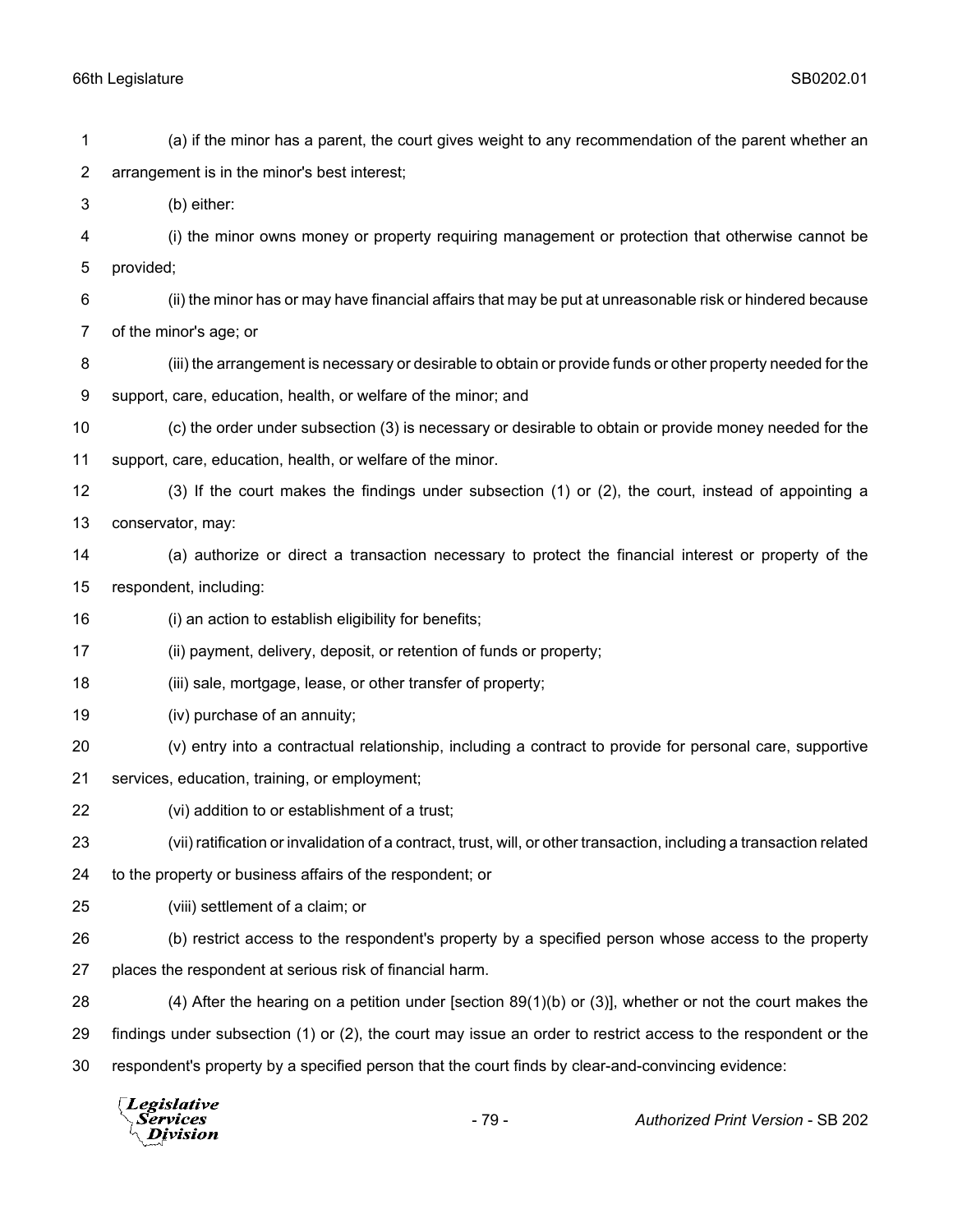(a) if the minor has a parent, the court gives weight to any recommendation of the parent whether an arrangement is in the minor's best interest;

(b) either:

(i) the minor owns money or property requiring management or protection that otherwise cannot be provided;

(ii) the minor has or may have financial affairs that may be put at unreasonable risk or hindered because of the minor's age; or

(iii) the arrangement is necessary or desirable to obtain or provide funds or other property needed for the support, care, education, health, or welfare of the minor; and

(c) the order under subsection (3) is necessary or desirable to obtain or provide money needed for the support, care, education, health, or welfare of the minor.

(3) If the court makes the findings under subsection (1) or (2), the court, instead of appointing a conservator, may:

(a) authorize or direct a transaction necessary to protect the financial interest or property of the respondent, including:

(i) an action to establish eligibility for benefits;

(ii) payment, delivery, deposit, or retention of funds or property;

(iii) sale, mortgage, lease, or other transfer of property;

(iv) purchase of an annuity;

(v) entry into a contractual relationship, including a contract to provide for personal care, supportive services, education, training, or employment;

(vi) addition to or establishment of a trust;

(vii) ratification or invalidation of a contract, trust, will, or other transaction, including a transaction related to the property or business affairs of the respondent; or

(viii) settlement of a claim; or

(b) restrict access to the respondent's property by a specified person whose access to the property places the respondent at serious risk of financial harm.

(4) After the hearing on a petition under [section 89(1)(b) or (3)], whether or not the court makes the findings under subsection (1) or (2), the court may issue an order to restrict access to the respondent or the respondent's property by a specified person that the court finds by clear-and-convincing evidence: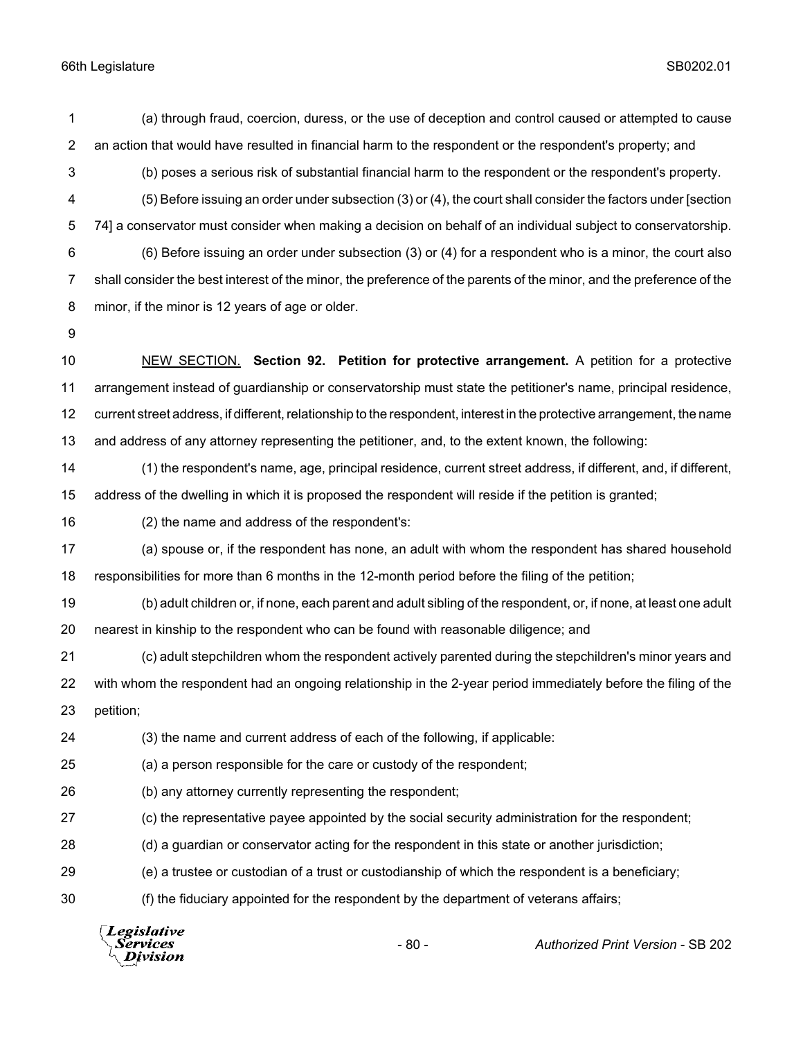(a) through fraud, coercion, duress, or the use of deception and control caused or attempted to cause an action that would have resulted in financial harm to the respondent or the respondent's property; and

(b) poses a serious risk of substantial financial harm to the respondent or the respondent's property.

(5) Before issuing an order under subsection (3) or (4), the court shall consider the factors under [section 74] a conservator must consider when making a decision on behalf of an individual subject to conservatorship.

(6) Before issuing an order under subsection (3) or (4) for a respondent who is a minor, the court also shall consider the best interest of the minor, the preference of the parents of the minor, and the preference of the minor, if the minor is 12 years of age or older.

NEW SECTION. **Section 92. Petition for protective arrangement.** A petition for a protective arrangement instead of guardianship or conservatorship must state the petitioner's name, principal residence, current street address, if different, relationship to the respondent, interest in the protective arrangement, the name and address of any attorney representing the petitioner, and, to the extent known, the following:

(1) the respondent's name, age, principal residence, current street address, if different, and, if different, address of the dwelling in which it is proposed the respondent will reside if the petition is granted;

(2) the name and address of the respondent's:

(a) spouse or, if the respondent has none, an adult with whom the respondent has shared household responsibilities for more than 6 months in the 12-month period before the filing of the petition;

(b) adult children or, if none, each parent and adult sibling of the respondent, or, if none, at least one adult nearest in kinship to the respondent who can be found with reasonable diligence; and

(c) adult stepchildren whom the respondent actively parented during the stepchildren's minor years and with whom the respondent had an ongoing relationship in the 2-year period immediately before the filing of the petition;

(3) the name and current address of each of the following, if applicable:

(a) a person responsible for the care or custody of the respondent;

(b) any attorney currently representing the respondent;

(c) the representative payee appointed by the social security administration for the respondent;

(d) a guardian or conservator acting for the respondent in this state or another jurisdiction;

(e) a trustee or custodian of a trust or custodianship of which the respondent is a beneficiary;

(f) the fiduciary appointed for the respondent by the department of veterans affairs;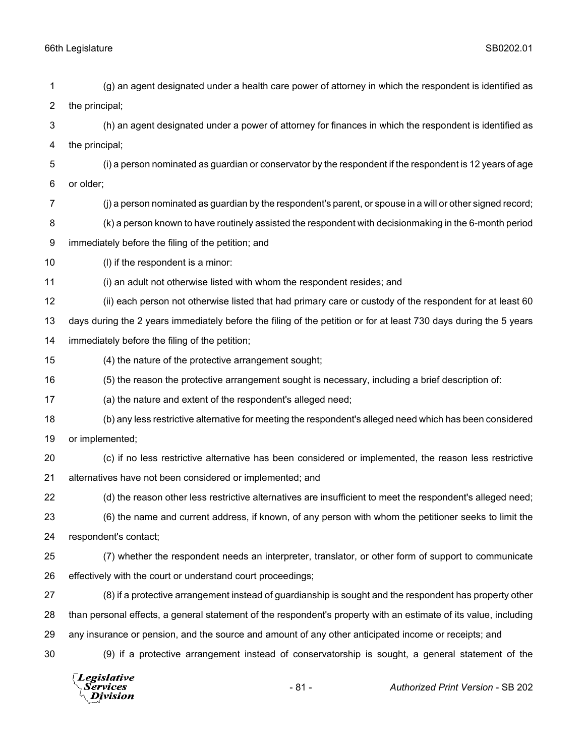(g) an agent designated under a health care power of attorney in which the respondent is identified as the principal;

(h) an agent designated under a power of attorney for finances in which the respondent is identified as the principal;

(i) a person nominated as guardian or conservator by the respondent if the respondent is 12 years of age or older;

(j) a person nominated as guardian by the respondent's parent, or spouse in a will or other signed record;

(k) a person known to have routinely assisted the respondent with decisionmaking in the 6-month period immediately before the filing of the petition; and

(l) if the respondent is a minor:

(i) an adult not otherwise listed with whom the respondent resides; and

(ii) each person not otherwise listed that had primary care or custody of the respondent for at least 60 days during the 2 years immediately before the filing of the petition or for at least 730 days during the 5 years immediately before the filing of the petition;

(4) the nature of the protective arrangement sought;

(5) the reason the protective arrangement sought is necessary, including a brief description of:

(a) the nature and extent of the respondent's alleged need;

(b) any less restrictive alternative for meeting the respondent's alleged need which has been considered or implemented;

(c) if no less restrictive alternative has been considered or implemented, the reason less restrictive alternatives have not been considered or implemented; and

(d) the reason other less restrictive alternatives are insufficient to meet the respondent's alleged need;

(6) the name and current address, if known, of any person with whom the petitioner seeks to limit the respondent's contact;

(7) whether the respondent needs an interpreter, translator, or other form of support to communicate effectively with the court or understand court proceedings;

(8) if a protective arrangement instead of guardianship is sought and the respondent has property other than personal effects, a general statement of the respondent's property with an estimate of its value, including any insurance or pension, and the source and amount of any other anticipated income or receipts; and

(9) if a protective arrangement instead of conservatorship is sought, a general statement of the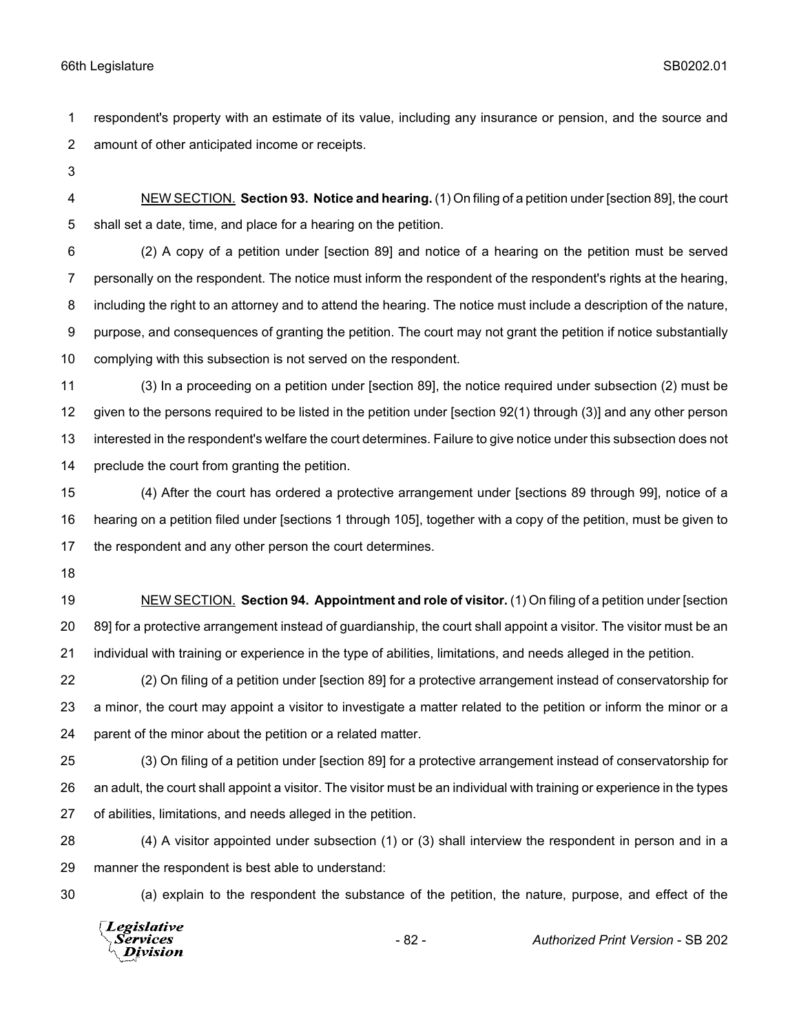respondent's property with an estimate of its value, including any insurance or pension, and the source and amount of other anticipated income or receipts.

NEW SECTION. **Section 93. Notice and hearing.** (1) On filing of a petition under [section 89], the court shall set a date, time, and place for a hearing on the petition.

(2) A copy of a petition under [section 89] and notice of a hearing on the petition must be served personally on the respondent. The notice must inform the respondent of the respondent's rights at the hearing, including the right to an attorney and to attend the hearing. The notice must include a description of the nature, purpose, and consequences of granting the petition. The court may not grant the petition if notice substantially complying with this subsection is not served on the respondent.

(3) In a proceeding on a petition under [section 89], the notice required under subsection (2) must be given to the persons required to be listed in the petition under [section 92(1) through (3)] and any other person interested in the respondent's welfare the court determines. Failure to give notice under this subsection does not preclude the court from granting the petition.

(4) After the court has ordered a protective arrangement under [sections 89 through 99], notice of a hearing on a petition filed under [sections 1 through 105], together with a copy of the petition, must be given to the respondent and any other person the court determines.

NEW SECTION. **Section 94. Appointment and role of visitor.** (1) On filing of a petition under [section 89] for a protective arrangement instead of guardianship, the court shall appoint a visitor. The visitor must be an individual with training or experience in the type of abilities, limitations, and needs alleged in the petition.

(2) On filing of a petition under [section 89] for a protective arrangement instead of conservatorship for a minor, the court may appoint a visitor to investigate a matter related to the petition or inform the minor or a parent of the minor about the petition or a related matter.

(3) On filing of a petition under [section 89] for a protective arrangement instead of conservatorship for an adult, the court shall appoint a visitor. The visitor must be an individual with training or experience in the types of abilities, limitations, and needs alleged in the petition.

(4) A visitor appointed under subsection (1) or (3) shall interview the respondent in person and in a manner the respondent is best able to understand:

(a) explain to the respondent the substance of the petition, the nature, purpose, and effect of the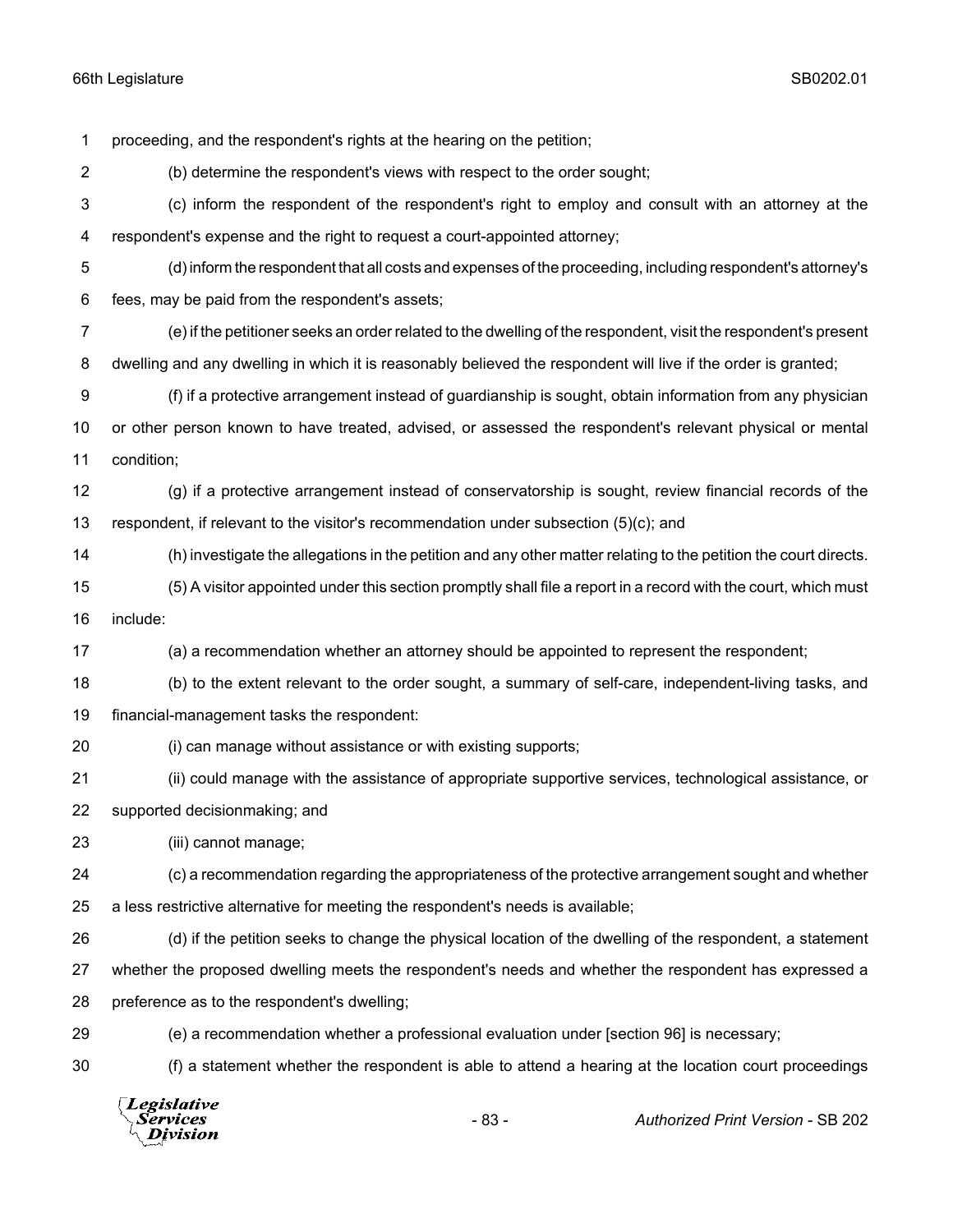proceeding, and the respondent's rights at the hearing on the petition;

(b) determine the respondent's views with respect to the order sought;

(c) inform the respondent of the respondent's right to employ and consult with an attorney at the respondent's expense and the right to request a court-appointed attorney;

(d) inform the respondent that all costs and expenses of the proceeding, including respondent's attorney's fees, may be paid from the respondent's assets;

(e) if the petitioner seeks an order related to the dwelling of the respondent, visit the respondent's present dwelling and any dwelling in which it is reasonably believed the respondent will live if the order is granted;

(f) if a protective arrangement instead of guardianship is sought, obtain information from any physician or other person known to have treated, advised, or assessed the respondent's relevant physical or mental condition;

(g) if a protective arrangement instead of conservatorship is sought, review financial records of the respondent, if relevant to the visitor's recommendation under subsection (5)(c); and

(h) investigate the allegations in the petition and any other matter relating to the petition the court directs.

(5) A visitor appointed under this section promptly shall file a report in a record with the court, which must include:

(a) a recommendation whether an attorney should be appointed to represent the respondent;

(b) to the extent relevant to the order sought, a summary of self-care, independent-living tasks, and financial-management tasks the respondent:

(i) can manage without assistance or with existing supports;

(ii) could manage with the assistance of appropriate supportive services, technological assistance, or supported decisionmaking; and

(iii) cannot manage;

(c) a recommendation regarding the appropriateness of the protective arrangement sought and whether a less restrictive alternative for meeting the respondent's needs is available;

(d) if the petition seeks to change the physical location of the dwelling of the respondent, a statement whether the proposed dwelling meets the respondent's needs and whether the respondent has expressed a preference as to the respondent's dwelling;

(e) a recommendation whether a professional evaluation under [section 96] is necessary;

(f) a statement whether the respondent is able to attend a hearing at the location court proceedings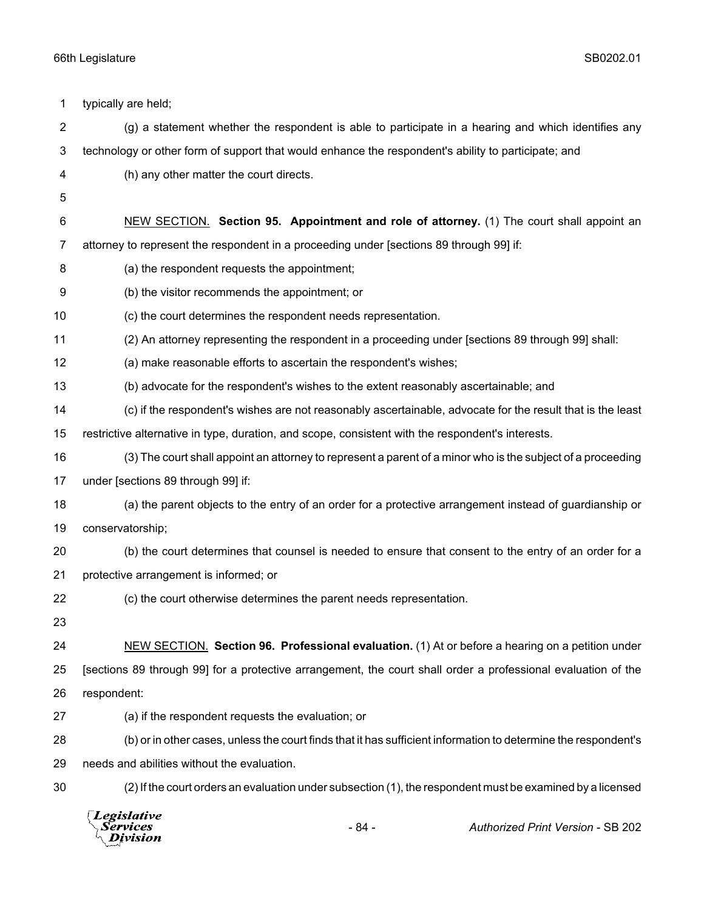typically are held;

(g) a statement whether the respondent is able to participate in a hearing and which identifies any technology or other form of support that would enhance the respondent's ability to participate; and

(h) any other matter the court directs.

NEW SECTION. **Section 95. Appointment and role of attorney.** (1) The court shall appoint an attorney to represent the respondent in a proceeding under [sections 89 through 99] if:

(a) the respondent requests the appointment;

(b) the visitor recommends the appointment; or

(c) the court determines the respondent needs representation.

(2) An attorney representing the respondent in a proceeding under [sections 89 through 99] shall:

(a) make reasonable efforts to ascertain the respondent's wishes;

(b) advocate for the respondent's wishes to the extent reasonably ascertainable; and

(c) if the respondent's wishes are not reasonably ascertainable, advocate for the result that is the least restrictive alternative in type, duration, and scope, consistent with the respondent's interests.

(3) The court shall appoint an attorney to represent a parent of a minor who is the subject of a proceeding under [sections 89 through 99] if:

(a) the parent objects to the entry of an order for a protective arrangement instead of guardianship or conservatorship;

(b) the court determines that counsel is needed to ensure that consent to the entry of an order for a protective arrangement is informed; or

(c) the court otherwise determines the parent needs representation.

NEW SECTION. **Section 96. Professional evaluation.** (1) At or before a hearing on a petition under [sections 89 through 99] for a protective arrangement, the court shall order a professional evaluation of the respondent:

(a) if the respondent requests the evaluation; or

(b) or in other cases, unless the court finds that it has sufficient information to determine the respondent's needs and abilities without the evaluation.

(2) If the court orders an evaluation under subsection (1), the respondent must be examined by a licensed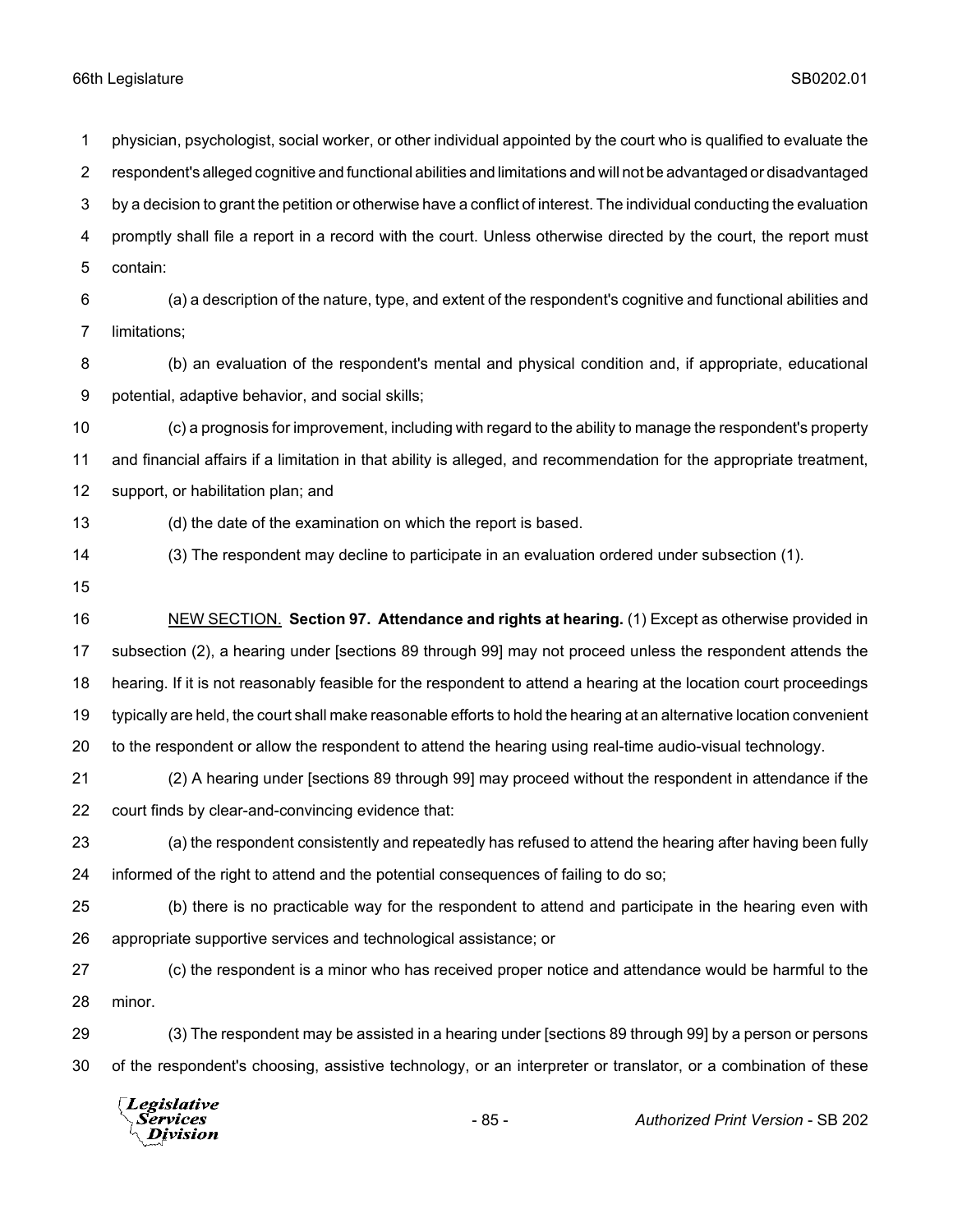physician, psychologist, social worker, or other individual appointed by the court who is qualified to evaluate the respondent's alleged cognitive and functional abilities and limitations and will not be advantaged or disadvantaged by a decision to grant the petition or otherwise have a conflict of interest. The individual conducting the evaluation promptly shall file a report in a record with the court. Unless otherwise directed by the court, the report must contain:

(a) a description of the nature, type, and extent of the respondent's cognitive and functional abilities and limitations;

(b) an evaluation of the respondent's mental and physical condition and, if appropriate, educational potential, adaptive behavior, and social skills;

(c) a prognosis for improvement, including with regard to the ability to manage the respondent's property and financial affairs if a limitation in that ability is alleged, and recommendation for the appropriate treatment, support, or habilitation plan; and

(d) the date of the examination on which the report is based.

(3) The respondent may decline to participate in an evaluation ordered under subsection (1).

NEW SECTION. **Section 97. Attendance and rights at hearing.** (1) Except as otherwise provided in subsection (2), a hearing under [sections 89 through 99] may not proceed unless the respondent attends the hearing. If it is not reasonably feasible for the respondent to attend a hearing at the location court proceedings typically are held, the court shall make reasonable efforts to hold the hearing at an alternative location convenient to the respondent or allow the respondent to attend the hearing using real-time audio-visual technology.

(2) A hearing under [sections 89 through 99] may proceed without the respondent in attendance if the court finds by clear-and-convincing evidence that:

(a) the respondent consistently and repeatedly has refused to attend the hearing after having been fully informed of the right to attend and the potential consequences of failing to do so;

(b) there is no practicable way for the respondent to attend and participate in the hearing even with appropriate supportive services and technological assistance; or

(c) the respondent is a minor who has received proper notice and attendance would be harmful to the minor.

(3) The respondent may be assisted in a hearing under [sections 89 through 99] by a person or persons of the respondent's choosing, assistive technology, or an interpreter or translator, or a combination of these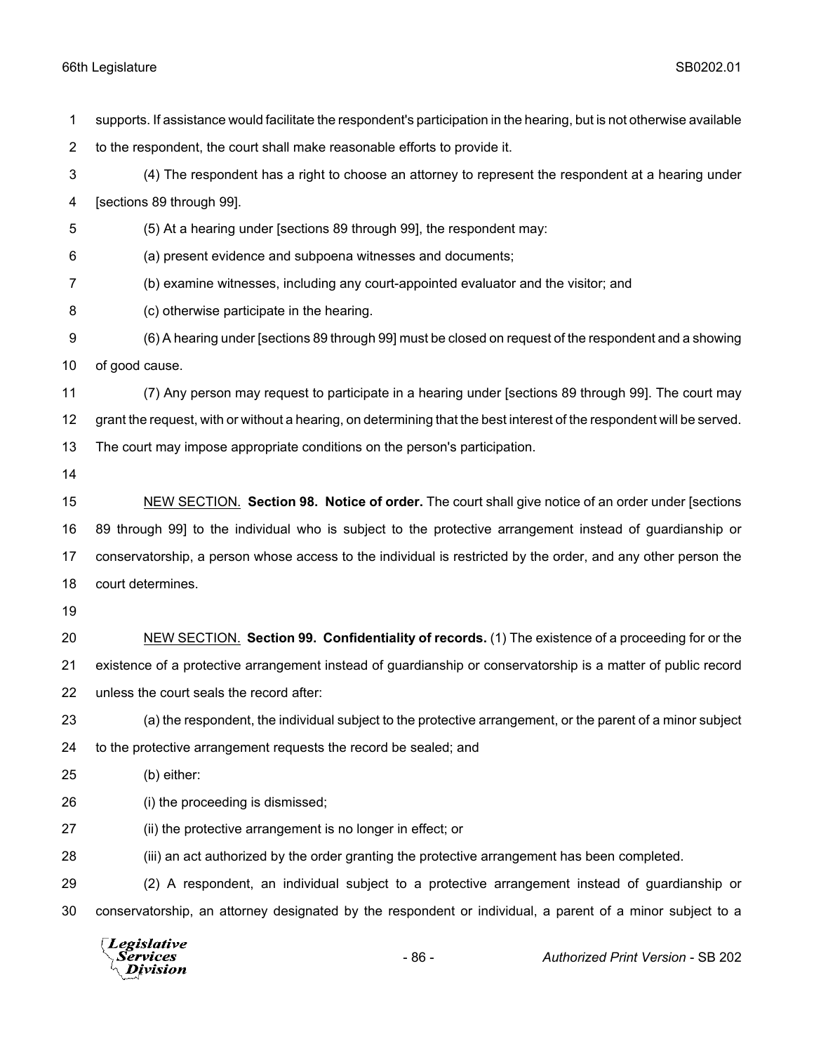supports. If assistance would facilitate the respondent's participation in the hearing, but is not otherwise available to the respondent, the court shall make reasonable efforts to provide it.

(4) The respondent has a right to choose an attorney to represent the respondent at a hearing under [sections 89 through 99].

(5) At a hearing under [sections 89 through 99], the respondent may:

(a) present evidence and subpoena witnesses and documents;

(b) examine witnesses, including any court-appointed evaluator and the visitor; and

(c) otherwise participate in the hearing.

(6) A hearing under [sections 89 through 99] must be closed on request of the respondent and a showing of good cause.

(7) Any person may request to participate in a hearing under [sections 89 through 99]. The court may grant the request, with or without a hearing, on determining that the best interest of the respondent will be served. The court may impose appropriate conditions on the person's participation.

NEW SECTION. **Section 98. Notice of order.** The court shall give notice of an order under [sections 89 through 99] to the individual who is subject to the protective arrangement instead of guardianship or conservatorship, a person whose access to the individual is restricted by the order, and any other person the court determines.

NEW SECTION. **Section 99. Confidentiality of records.** (1) The existence of a proceeding for or the existence of a protective arrangement instead of guardianship or conservatorship is a matter of public record unless the court seals the record after:

(a) the respondent, the individual subject to the protective arrangement, or the parent of a minor subject to the protective arrangement requests the record be sealed; and

(b) either:

(i) the proceeding is dismissed;

(ii) the protective arrangement is no longer in effect; or

(iii) an act authorized by the order granting the protective arrangement has been completed.

(2) A respondent, an individual subject to a protective arrangement instead of guardianship or conservatorship, an attorney designated by the respondent or individual, a parent of a minor subject to a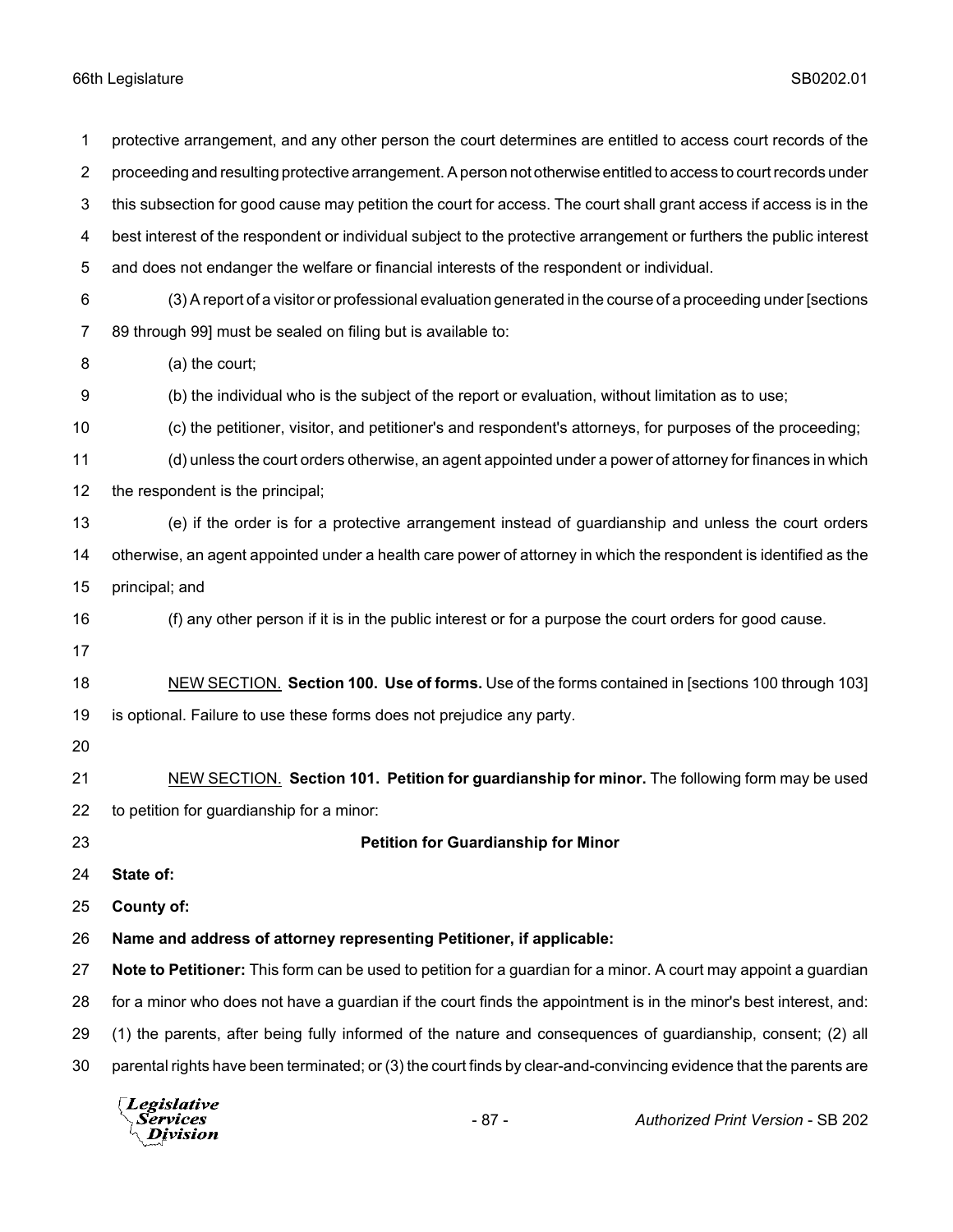protective arrangement, and any other person the court determines are entitled to access court records of the proceeding and resulting protective arrangement. A person not otherwise entitled to access to court records under this subsection for good cause may petition the court for access. The court shall grant access if access is in the best interest of the respondent or individual subject to the protective arrangement or furthers the public interest and does not endanger the welfare or financial interests of the respondent or individual.

(3) A report of a visitor or professional evaluation generated in the course of a proceeding under [sections 89 through 99] must be sealed on filing but is available to:

(a) the court;

(b) the individual who is the subject of the report or evaluation, without limitation as to use;

(c) the petitioner, visitor, and petitioner's and respondent's attorneys, for purposes of the proceeding;

(d) unless the court orders otherwise, an agent appointed under a power of attorney for finances in which the respondent is the principal;

(e) if the order is for a protective arrangement instead of guardianship and unless the court orders otherwise, an agent appointed under a health care power of attorney in which the respondent is identified as the principal; and

(f) any other person if it is in the public interest or for a purpose the court orders for good cause.

NEW SECTION. **Section 100. Use of forms.** Use of the forms contained in [sections 100 through 103] is optional. Failure to use these forms does not prejudice any party.

NEW SECTION. **Section 101. Petition for guardianship for minor.** The following form may be used to petition for guardianship for a minor:

**Petition for Guardianship for Minor**

**State of:**

**County of:**

**Name and address of attorney representing Petitioner, if applicable:**

**Note to Petitioner:** This form can be used to petition for a guardian for a minor. A court may appoint a guardian for a minor who does not have a guardian if the court finds the appointment is in the minor's best interest, and: (1) the parents, after being fully informed of the nature and consequences of guardianship, consent; (2) all parental rights have been terminated; or (3) the court finds by clear-and-convincing evidence that the parents are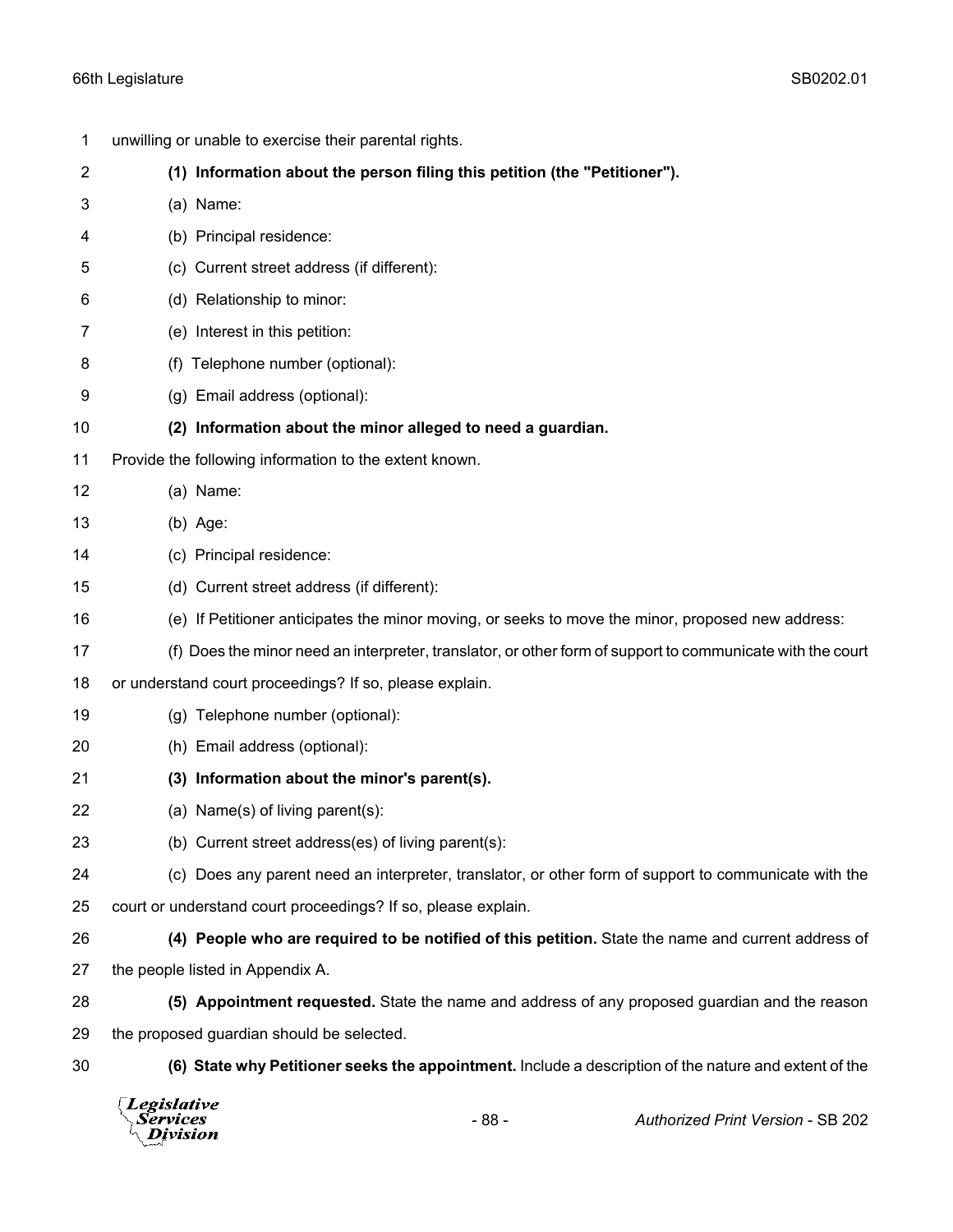unwilling or unable to exercise their parental rights.

**(1) Information about the person filing this petition (the "Petitioner").**

(a) Name:

(b) Principal residence:

(c) Current street address (if different):

(d) Relationship to minor:

(e) Interest in this petition:

(f) Telephone number (optional):

(g) Email address (optional):

**(2) Information about the minor alleged to need a guardian.**

Provide the following information to the extent known.

(a) Name:

(b) Age:

(c) Principal residence:

(d) Current street address (if different):

(e) If Petitioner anticipates the minor moving, or seeks to move the minor, proposed new address:

(f) Does the minor need an interpreter, translator, or other form of support to communicate with the court or understand court proceedings? If so, please explain.

(g) Telephone number (optional):

(h) Email address (optional):

**(3) Information about the minor's parent(s).**

(a) Name(s) of living parent(s):

(b) Current street address(es) of living parent(s):

(c) Does any parent need an interpreter, translator, or other form of support to communicate with the court or understand court proceedings? If so, please explain.

**(4) People who are required to be notified of this petition.** State the name and current address of the people listed in Appendix A.

**(5) Appointment requested.** State the name and address of any proposed guardian and the reason the proposed guardian should be selected.

**(6) State why Petitioner seeks the appointment.** Include a description of the nature and extent of the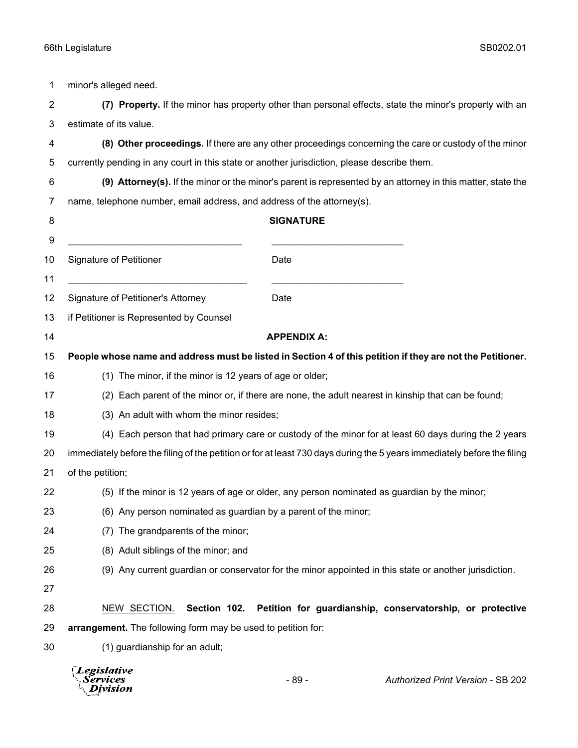minor's alleged need.

**(7) Property.** If the minor has property other than personal effects, state the minor's property with an estimate of its value.

**(8) Other proceedings.** If there are any other proceedings concerning the care or custody of the minor currently pending in any court in this state or another jurisdiction, please describe them.

**(9) Attorney(s).** If the minor or the minor's parent is represented by an attorney in this matter, state the name, telephone number, email address, and address of the attorney(s).

**SIGNATURE**

_________________________________ _________________________

Signature of Petitioner Date

_________________________________ _________________________

Signature of Petitioner's Attorney Date

if Petitioner is Represented by Counsel

**APPENDIX A:**

**People whose name and address must be listed in Section 4 of this petition if they are not the Petitioner.**

(1) The minor, if the minor is 12 years of age or older;

(2) Each parent of the minor or, if there are none, the adult nearest in kinship that can be found;

(3) An adult with whom the minor resides;

(4) Each person that had primary care or custody of the minor for at least 60 days during the 2 years immediately before the filing of the petition or for at least 730 days during the 5 years immediately before the filing of the petition;

(5) If the minor is 12 years of age or older, any person nominated as guardian by the minor;

(6) Any person nominated as guardian by a parent of the minor;

(7) The grandparents of the minor;

(8) Adult siblings of the minor; and

(9) Any current guardian or conservator for the minor appointed in this state or another jurisdiction.

NEW SECTION. **Section 102. Petition for guardianship, conservatorship, or protective arrangement.** The following form may be used to petition for:

(1) guardianship for an adult;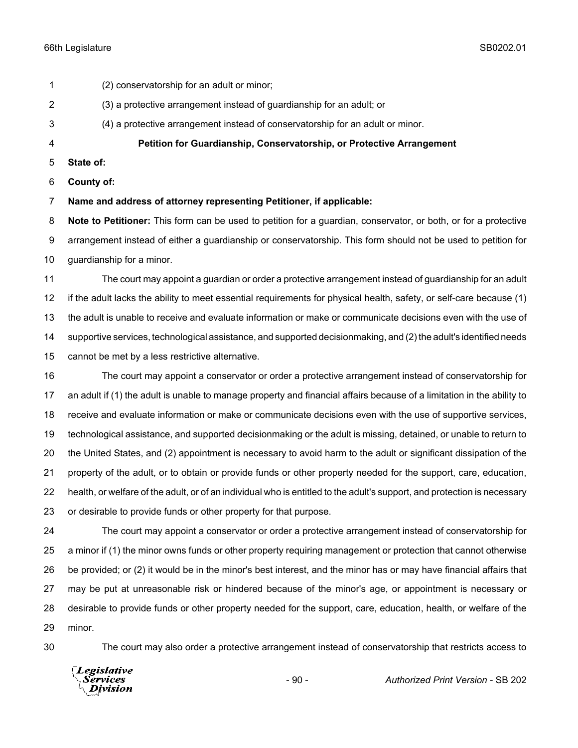(2) conservatorship for an adult or minor;

(3) a protective arrangement instead of guardianship for an adult; or

(4) a protective arrangement instead of conservatorship for an adult or minor.

**Petition for Guardianship, Conservatorship, or Protective Arrangement**

**State of:**

**County of:**

**Name and address of attorney representing Petitioner, if applicable:**

**Note to Petitioner:** This form can be used to petition for a guardian, conservator, or both, or for a protective arrangement instead of either a guardianship or conservatorship. This form should not be used to petition for guardianship for a minor.

The court may appoint a guardian or order a protective arrangement instead of guardianship for an adult if the adult lacks the ability to meet essential requirements for physical health, safety, or self-care because (1) the adult is unable to receive and evaluate information or make or communicate decisions even with the use of supportive services, technological assistance, and supported decisionmaking, and (2) the adult's identified needs cannot be met by a less restrictive alternative.

The court may appoint a conservator or order a protective arrangement instead of conservatorship for an adult if (1) the adult is unable to manage property and financial affairs because of a limitation in the ability to receive and evaluate information or make or communicate decisions even with the use of supportive services, technological assistance, and supported decisionmaking or the adult is missing, detained, or unable to return to the United States, and (2) appointment is necessary to avoid harm to the adult or significant dissipation of the property of the adult, or to obtain or provide funds or other property needed for the support, care, education, health, or welfare of the adult, or of an individual who is entitled to the adult's support, and protection is necessary or desirable to provide funds or other property for that purpose.

The court may appoint a conservator or order a protective arrangement instead of conservatorship for a minor if (1) the minor owns funds or other property requiring management or protection that cannot otherwise be provided; or (2) it would be in the minor's best interest, and the minor has or may have financial affairs that may be put at unreasonable risk or hindered because of the minor's age, or appointment is necessary or desirable to provide funds or other property needed for the support, care, education, health, or welfare of the minor.

The court may also order a protective arrangement instead of conservatorship that restricts access to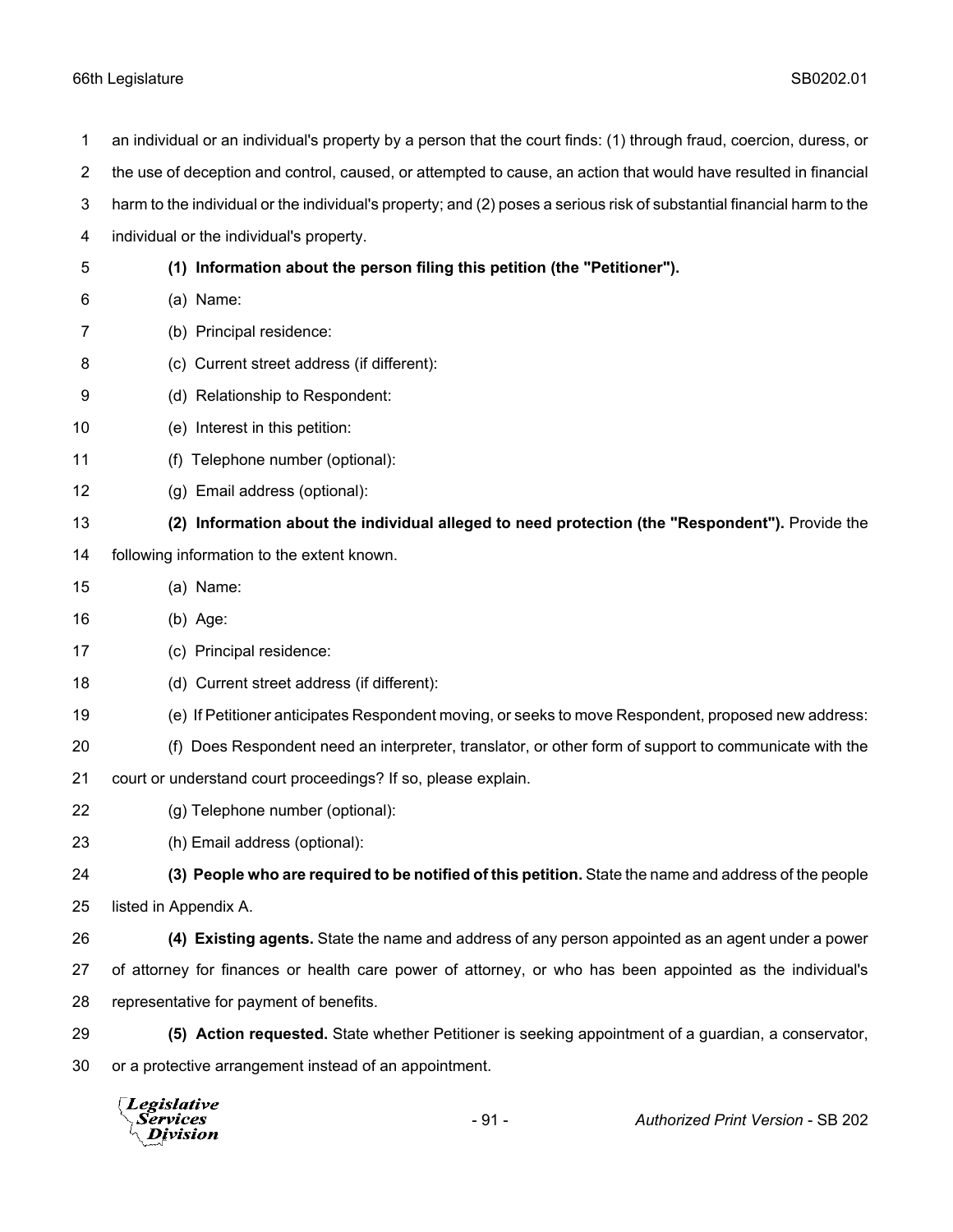an individual or an individual's property by a person that the court finds: (1) through fraud, coercion, duress, or the use of deception and control, caused, or attempted to cause, an action that would have resulted in financial harm to the individual or the individual's property; and (2) poses a serious risk of substantial financial harm to the individual or the individual's property.

**(1) Information about the person filing this petition (the "Petitioner").**

(a) Name:

(b) Principal residence:

(c) Current street address (if different):

(d) Relationship to Respondent:

(e) Interest in this petition:

(f) Telephone number (optional):

(g) Email address (optional):

**(2) Information about the individual alleged to need protection (the "Respondent").** Provide the following information to the extent known.

(a) Name:

(b) Age:

(c) Principal residence:

(d) Current street address (if different):

(e) If Petitioner anticipates Respondent moving, or seeks to move Respondent, proposed new address:

(f) Does Respondent need an interpreter, translator, or other form of support to communicate with the court or understand court proceedings? If so, please explain.

(g) Telephone number (optional):

(h) Email address (optional):

**(3) People who are required to be notified of this petition.** State the name and address of the people listed in Appendix A.

**(4) Existing agents.** State the name and address of any person appointed as an agent under a power of attorney for finances or health care power of attorney, or who has been appointed as the individual's representative for payment of benefits.

**(5) Action requested.** State whether Petitioner is seeking appointment of a guardian, a conservator, or a protective arrangement instead of an appointment.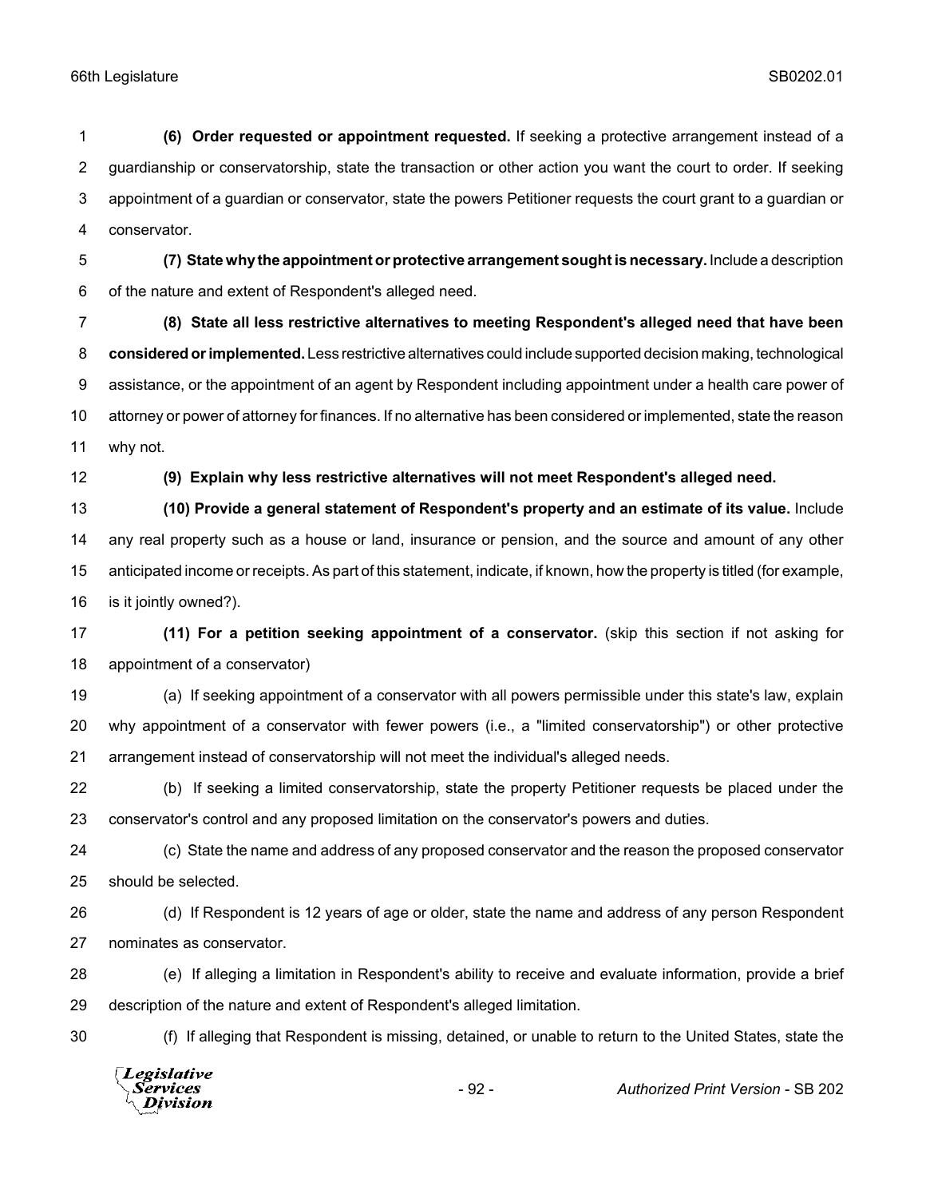**(6) Order requested or appointment requested.** If seeking a protective arrangement instead of a guardianship or conservatorship, state the transaction or other action you want the court to order. If seeking appointment of a guardian or conservator, state the powers Petitioner requests the court grant to a guardian or conservator.

**(7) State why the appointment or protective arrangement sought is necessary.** Include a description of the nature and extent of Respondent's alleged need.

**(8) State all less restrictive alternatives to meeting Respondent's alleged need that have been considered or implemented.** Less restrictive alternatives could include supported decision making, technological assistance, or the appointment of an agent by Respondent including appointment under a health care power of attorney or power of attorney for finances. If no alternative has been considered or implemented, state the reason why not.

**(9) Explain why less restrictive alternatives will not meet Respondent's alleged need.**

**(10) Provide a general statement of Respondent's property and an estimate of its value.** Include any real property such as a house or land, insurance or pension, and the source and amount of any other anticipated income or receipts. As part of this statement, indicate, if known, how the property is titled (for example, is it jointly owned?).

**(11) For a petition seeking appointment of a conservator.** (skip this section if not asking for appointment of a conservator)

(a) If seeking appointment of a conservator with all powers permissible under this state's law, explain why appointment of a conservator with fewer powers (i.e., a "limited conservatorship") or other protective arrangement instead of conservatorship will not meet the individual's alleged needs.

(b) If seeking a limited conservatorship, state the property Petitioner requests be placed under the conservator's control and any proposed limitation on the conservator's powers and duties.

(c) State the name and address of any proposed conservator and the reason the proposed conservator should be selected.

(d) If Respondent is 12 years of age or older, state the name and address of any person Respondent nominates as conservator.

(e) If alleging a limitation in Respondent's ability to receive and evaluate information, provide a brief description of the nature and extent of Respondent's alleged limitation.

(f) If alleging that Respondent is missing, detained, or unable to return to the United States, state the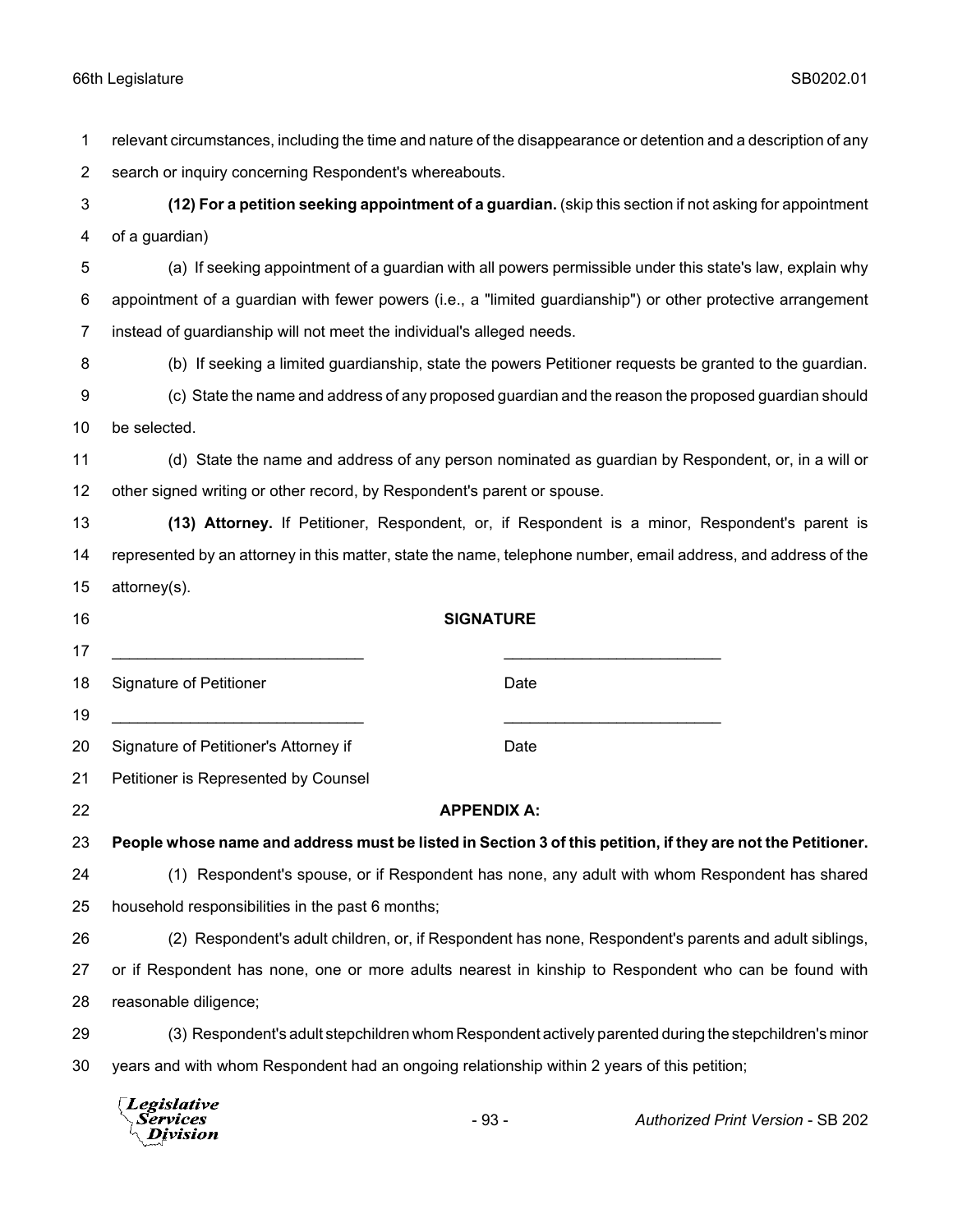relevant circumstances, including the time and nature of the disappearance or detention and a description of any search or inquiry concerning Respondent's whereabouts.

**(12) For a petition seeking appointment of a guardian.** (skip this section if not asking for appointment of a guardian)

(a) If seeking appointment of a guardian with all powers permissible under this state's law, explain why appointment of a guardian with fewer powers (i.e., a "limited guardianship") or other protective arrangement instead of guardianship will not meet the individual's alleged needs.

(b) If seeking a limited guardianship, state the powers Petitioner requests be granted to the guardian.

(c) State the name and address of any proposed guardian and the reason the proposed guardian should be selected.

(d) State the name and address of any person nominated as guardian by Respondent, or, in a will or other signed writing or other record, by Respondent's parent or spouse.

**(13) Attorney.** If Petitioner, Respondent, or, if Respondent is a minor, Respondent's parent is represented by an attorney in this matter, state the name, telephone number, email address, and address of the attorney(s).

**SIGNATURE**

_____________________________ &nbsp;&nbsp;&nbsp;&nbsp;&nbsp;&nbsp;&nbsp;&nbsp; _________________________

Signature of Petitioner &nbsp;&nbsp;&nbsp;&nbsp;&nbsp;&nbsp;&nbsp;&nbsp;&nbsp;&nbsp;&nbsp;&nbsp;&nbsp;&nbsp;&nbsp;&nbsp;&nbsp;&nbsp;&nbsp;&nbsp;&nbsp;&nbsp;&nbsp; Date

_____________________________ &nbsp;&nbsp;&nbsp;&nbsp;&nbsp;&nbsp;&nbsp;&nbsp; _________________________

Signature of Petitioner's Attorney if &nbsp;&nbsp;&nbsp;&nbsp;&nbsp;&nbsp;&nbsp;&nbsp;&nbsp;&nbsp;&nbsp; Date

Petitioner is Represented by Counsel

**APPENDIX A:**

**People whose name and address must be listed in Section 3 of this petition, if they are not the Petitioner.**

(1) Respondent's spouse, or if Respondent has none, any adult with whom Respondent has shared household responsibilities in the past 6 months;

(2) Respondent's adult children, or, if Respondent has none, Respondent's parents and adult siblings, or if Respondent has none, one or more adults nearest in kinship to Respondent who can be found with reasonable diligence;

(3) Respondent's adult stepchildren whom Respondent actively parented during the stepchildren's minor years and with whom Respondent had an ongoing relationship within 2 years of this petition;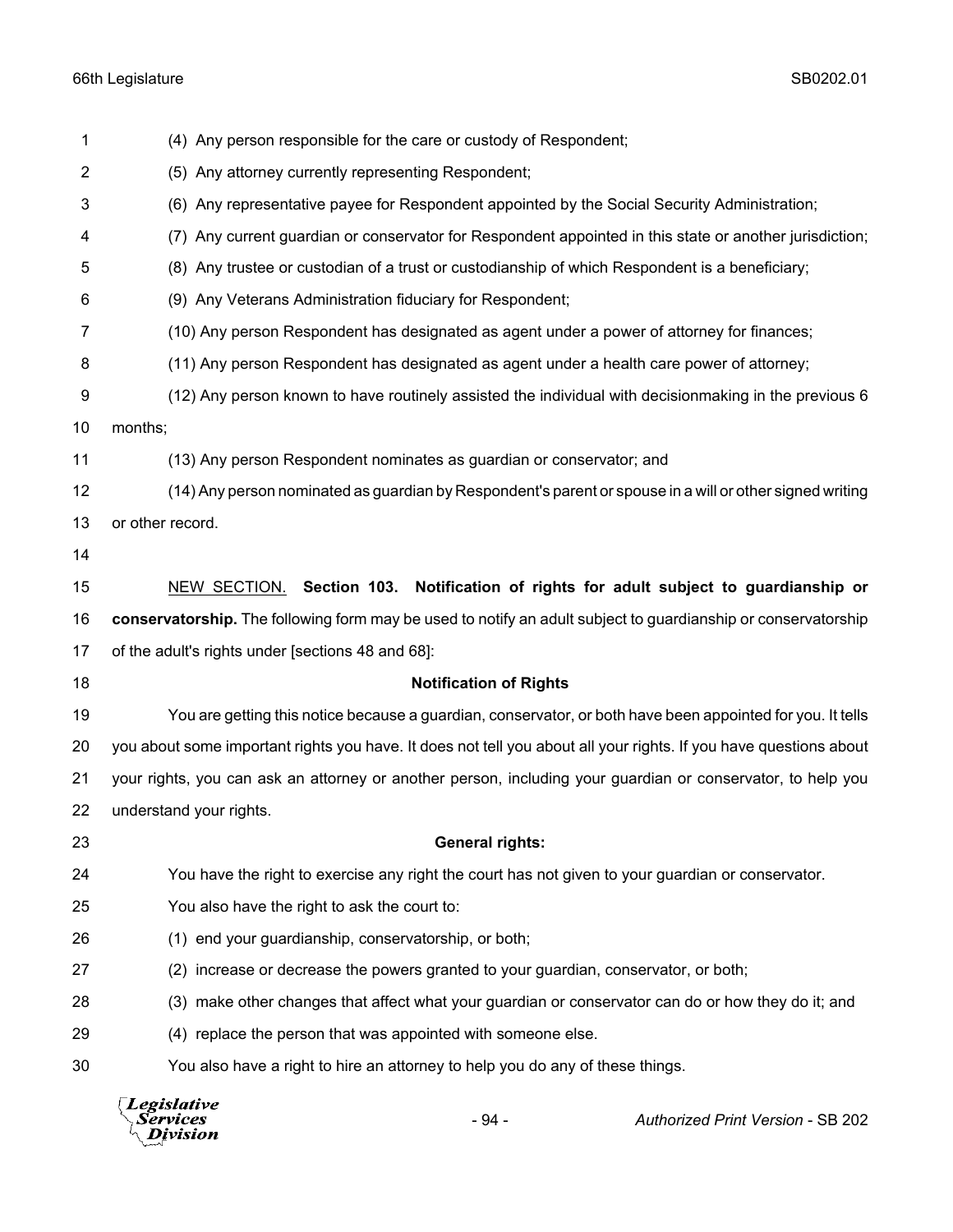(4) Any person responsible for the care or custody of Respondent;

(5) Any attorney currently representing Respondent;

(6) Any representative payee for Respondent appointed by the Social Security Administration;

(7) Any current guardian or conservator for Respondent appointed in this state or another jurisdiction;

(8) Any trustee or custodian of a trust or custodianship of which Respondent is a beneficiary;

(9) Any Veterans Administration fiduciary for Respondent;

(10) Any person Respondent has designated as agent under a power of attorney for finances;

(11) Any person Respondent has designated as agent under a health care power of attorney;

(12) Any person known to have routinely assisted the individual with decisionmaking in the previous 6 months;

(13) Any person Respondent nominates as guardian or conservator; and

(14) Any person nominated as guardian by Respondent's parent or spouse in a will or other signed writing or other record.

NEW SECTION. **Section 103. Notification of rights for adult subject to guardianship or conservatorship.** The following form may be used to notify an adult subject to guardianship or conservatorship of the adult's rights under [sections 48 and 68]:

**Notification of Rights**

You are getting this notice because a guardian, conservator, or both have been appointed for you. It tells you about some important rights you have. It does not tell you about all your rights. If you have questions about your rights, you can ask an attorney or another person, including your guardian or conservator, to help you understand your rights.

**General rights:**

You have the right to exercise any right the court has not given to your guardian or conservator.

You also have the right to ask the court to:

(1) end your guardianship, conservatorship, or both;

(2) increase or decrease the powers granted to your guardian, conservator, or both;

(3) make other changes that affect what your guardian or conservator can do or how they do it; and

(4) replace the person that was appointed with someone else.

You also have a right to hire an attorney to help you do any of these things.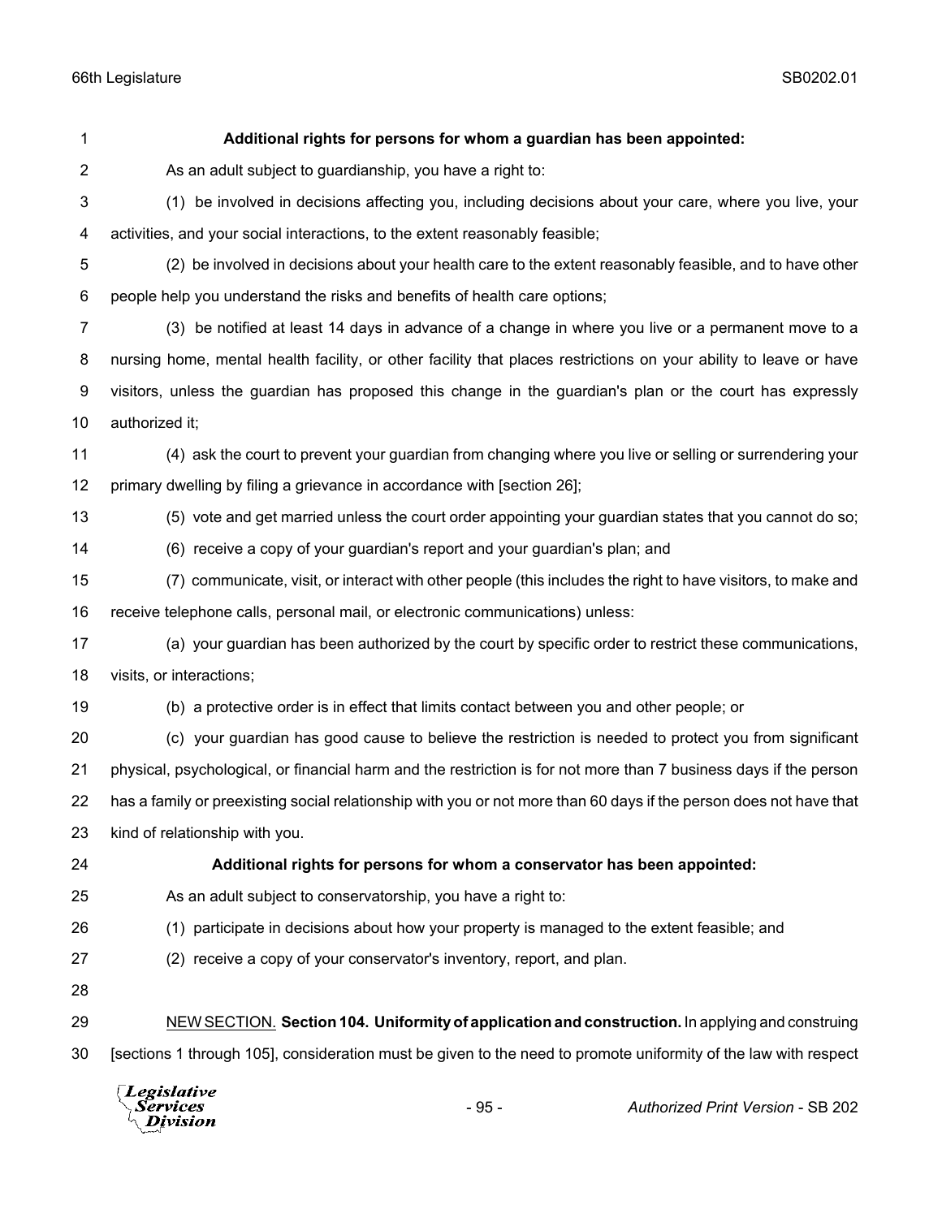**Additional rights for persons for whom a guardian has been appointed:**

As an adult subject to guardianship, you have a right to:

(1) be involved in decisions affecting you, including decisions about your care, where you live, your activities, and your social interactions, to the extent reasonably feasible;

(2) be involved in decisions about your health care to the extent reasonably feasible, and to have other people help you understand the risks and benefits of health care options;

(3) be notified at least 14 days in advance of a change in where you live or a permanent move to a nursing home, mental health facility, or other facility that places restrictions on your ability to leave or have visitors, unless the guardian has proposed this change in the guardian's plan or the court has expressly authorized it;

(4) ask the court to prevent your guardian from changing where you live or selling or surrendering your primary dwelling by filing a grievance in accordance with [section 26];

(5) vote and get married unless the court order appointing your guardian states that you cannot do so;

(6) receive a copy of your guardian's report and your guardian's plan; and

(7) communicate, visit, or interact with other people (this includes the right to have visitors, to make and receive telephone calls, personal mail, or electronic communications) unless:

(a) your guardian has been authorized by the court by specific order to restrict these communications, visits, or interactions;

(b) a protective order is in effect that limits contact between you and other people; or

(c) your guardian has good cause to believe the restriction is needed to protect you from significant physical, psychological, or financial harm and the restriction is for not more than 7 business days if the person has a family or preexisting social relationship with you or not more than 60 days if the person does not have that kind of relationship with you.

**Additional rights for persons for whom a conservator has been appointed:**

As an adult subject to conservatorship, you have a right to:

(1) participate in decisions about how your property is managed to the extent feasible; and

(2) receive a copy of your conservator's inventory, report, and plan.

NEW SECTION. **Section 104. Uniformity of application and construction.** In applying and construing [sections 1 through 105], consideration must be given to the need to promote uniformity of the law with respect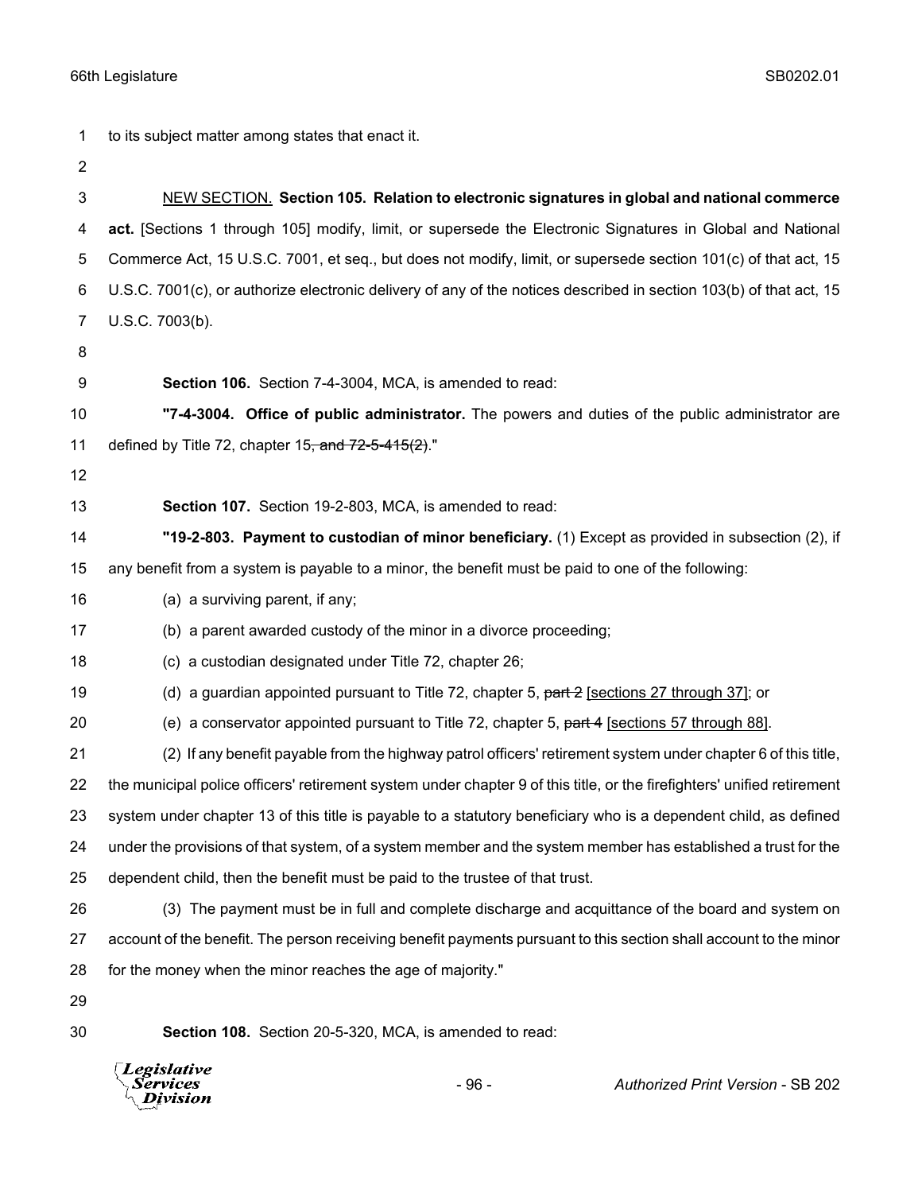to its subject matter among states that enact it.

NEW SECTION. **Section 105. Relation to electronic signatures in global and national commerce act.** [Sections 1 through 105] modify, limit, or supersede the Electronic Signatures in Global and National Commerce Act, 15 U.S.C. 7001, et seq., but does not modify, limit, or supersede section 101(c) of that act, 15 U.S.C. 7001(c), or authorize electronic delivery of any of the notices described in section 103(b) of that act, 15 U.S.C. 7003(b).

**Section 106.** Section 7-4-3004, MCA, is amended to read:

**"7-4-3004. Office of public administrator.** The powers and duties of the public administrator are defined by Title 72, chapter 15~~, and 72-5-415(2)~~."

**Section 107.** Section 19-2-803, MCA, is amended to read:

**"19-2-803. Payment to custodian of minor beneficiary.** (1) Except as provided in subsection (2), if any benefit from a system is payable to a minor, the benefit must be paid to one of the following:

(a) a surviving parent, if any;

(b) a parent awarded custody of the minor in a divorce proceeding;

(c) a custodian designated under Title 72, chapter 26;

(d) a guardian appointed pursuant to Title 72, chapter 5, ~~part 2~~ [sections 27 through 37]; or

(e) a conservator appointed pursuant to Title 72, chapter 5, ~~part 4~~ [sections 57 through 88].

(2) If any benefit payable from the highway patrol officers' retirement system under chapter 6 of this title, the municipal police officers' retirement system under chapter 9 of this title, or the firefighters' unified retirement system under chapter 13 of this title is payable to a statutory beneficiary who is a dependent child, as defined under the provisions of that system, of a system member and the system member has established a trust for the dependent child, then the benefit must be paid to the trustee of that trust.

(3) The payment must be in full and complete discharge and acquittance of the board and system on account of the benefit. The person receiving benefit payments pursuant to this section shall account to the minor for the money when the minor reaches the age of majority."

**Section 108.** Section 20-5-320, MCA, is amended to read: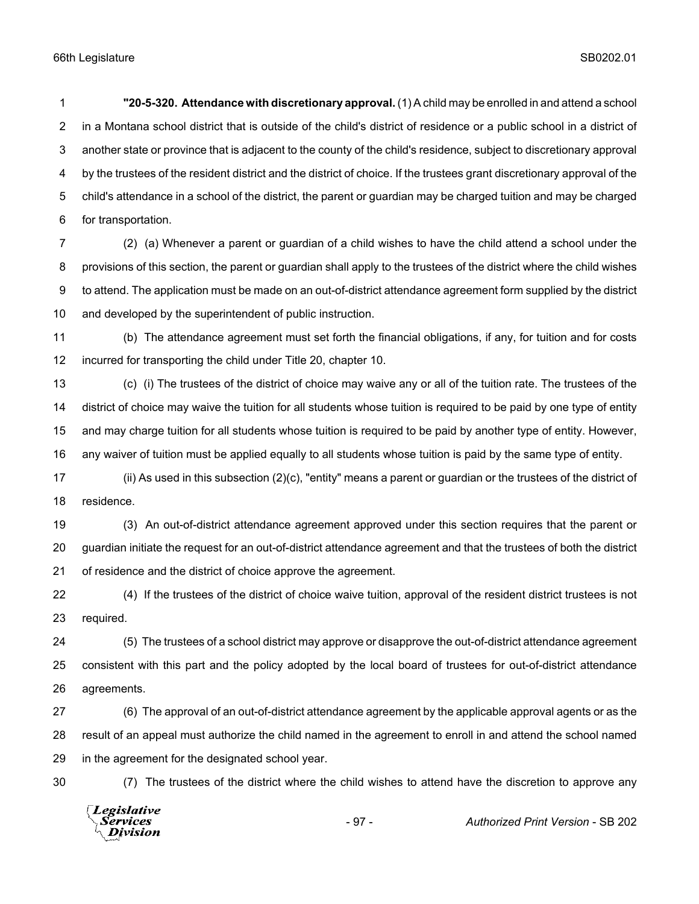**"20-5-320. Attendance with discretionary approval.** (1) A child may be enrolled in and attend a school in a Montana school district that is outside of the child's district of residence or a public school in a district of another state or province that is adjacent to the county of the child's residence, subject to discretionary approval by the trustees of the resident district and the district of choice. If the trustees grant discretionary approval of the child's attendance in a school of the district, the parent or guardian may be charged tuition and may be charged for transportation.

(2) (a) Whenever a parent or guardian of a child wishes to have the child attend a school under the provisions of this section, the parent or guardian shall apply to the trustees of the district where the child wishes to attend. The application must be made on an out-of-district attendance agreement form supplied by the district and developed by the superintendent of public instruction.

(b) The attendance agreement must set forth the financial obligations, if any, for tuition and for costs incurred for transporting the child under Title 20, chapter 10.

(c) (i) The trustees of the district of choice may waive any or all of the tuition rate. The trustees of the district of choice may waive the tuition for all students whose tuition is required to be paid by one type of entity and may charge tuition for all students whose tuition is required to be paid by another type of entity. However, any waiver of tuition must be applied equally to all students whose tuition is paid by the same type of entity.

(ii) As used in this subsection (2)(c), "entity" means a parent or guardian or the trustees of the district of residence.

(3) An out-of-district attendance agreement approved under this section requires that the parent or guardian initiate the request for an out-of-district attendance agreement and that the trustees of both the district of residence and the district of choice approve the agreement.

(4) If the trustees of the district of choice waive tuition, approval of the resident district trustees is not required.

(5) The trustees of a school district may approve or disapprove the out-of-district attendance agreement consistent with this part and the policy adopted by the local board of trustees for out-of-district attendance agreements.

(6) The approval of an out-of-district attendance agreement by the applicable approval agents or as the result of an appeal must authorize the child named in the agreement to enroll in and attend the school named in the agreement for the designated school year.

(7) The trustees of the district where the child wishes to attend have the discretion to approve any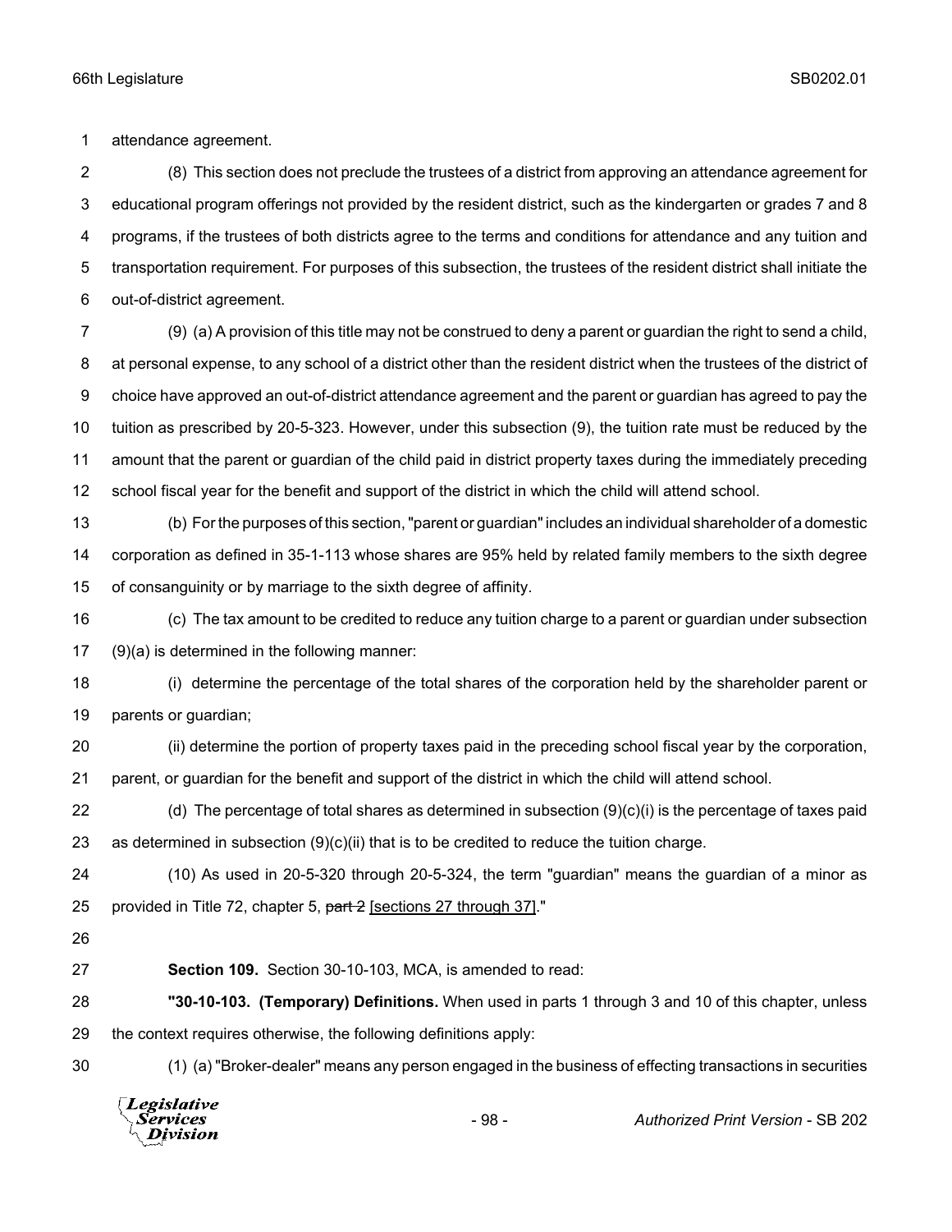attendance agreement.

(8) This section does not preclude the trustees of a district from approving an attendance agreement for educational program offerings not provided by the resident district, such as the kindergarten or grades 7 and 8 programs, if the trustees of both districts agree to the terms and conditions for attendance and any tuition and transportation requirement. For purposes of this subsection, the trustees of the resident district shall initiate the out-of-district agreement.

(9) (a) A provision of this title may not be construed to deny a parent or guardian the right to send a child, at personal expense, to any school of a district other than the resident district when the trustees of the district of choice have approved an out-of-district attendance agreement and the parent or guardian has agreed to pay the tuition as prescribed by 20-5-323. However, under this subsection (9), the tuition rate must be reduced by the amount that the parent or guardian of the child paid in district property taxes during the immediately preceding school fiscal year for the benefit and support of the district in which the child will attend school.

(b) For the purposes of this section, "parent or guardian" includes an individual shareholder of a domestic corporation as defined in 35-1-113 whose shares are 95% held by related family members to the sixth degree of consanguinity or by marriage to the sixth degree of affinity.

(c) The tax amount to be credited to reduce any tuition charge to a parent or guardian under subsection (9)(a) is determined in the following manner:

(i) determine the percentage of the total shares of the corporation held by the shareholder parent or parents or guardian;

(ii) determine the portion of property taxes paid in the preceding school fiscal year by the corporation, parent, or guardian for the benefit and support of the district in which the child will attend school.

(d) The percentage of total shares as determined in subsection (9)(c)(i) is the percentage of taxes paid as determined in subsection (9)(c)(ii) that is to be credited to reduce the tuition charge.

(10) As used in 20-5-320 through 20-5-324, the term "guardian" means the guardian of a minor as provided in Title 72, chapter 5, ~~part 2~~ [sections 27 through 37]."

**Section 109.** Section 30-10-103, MCA, is amended to read:

**"30-10-103. (Temporary) Definitions.** When used in parts 1 through 3 and 10 of this chapter, unless the context requires otherwise, the following definitions apply:

(1) (a) "Broker-dealer" means any person engaged in the business of effecting transactions in securities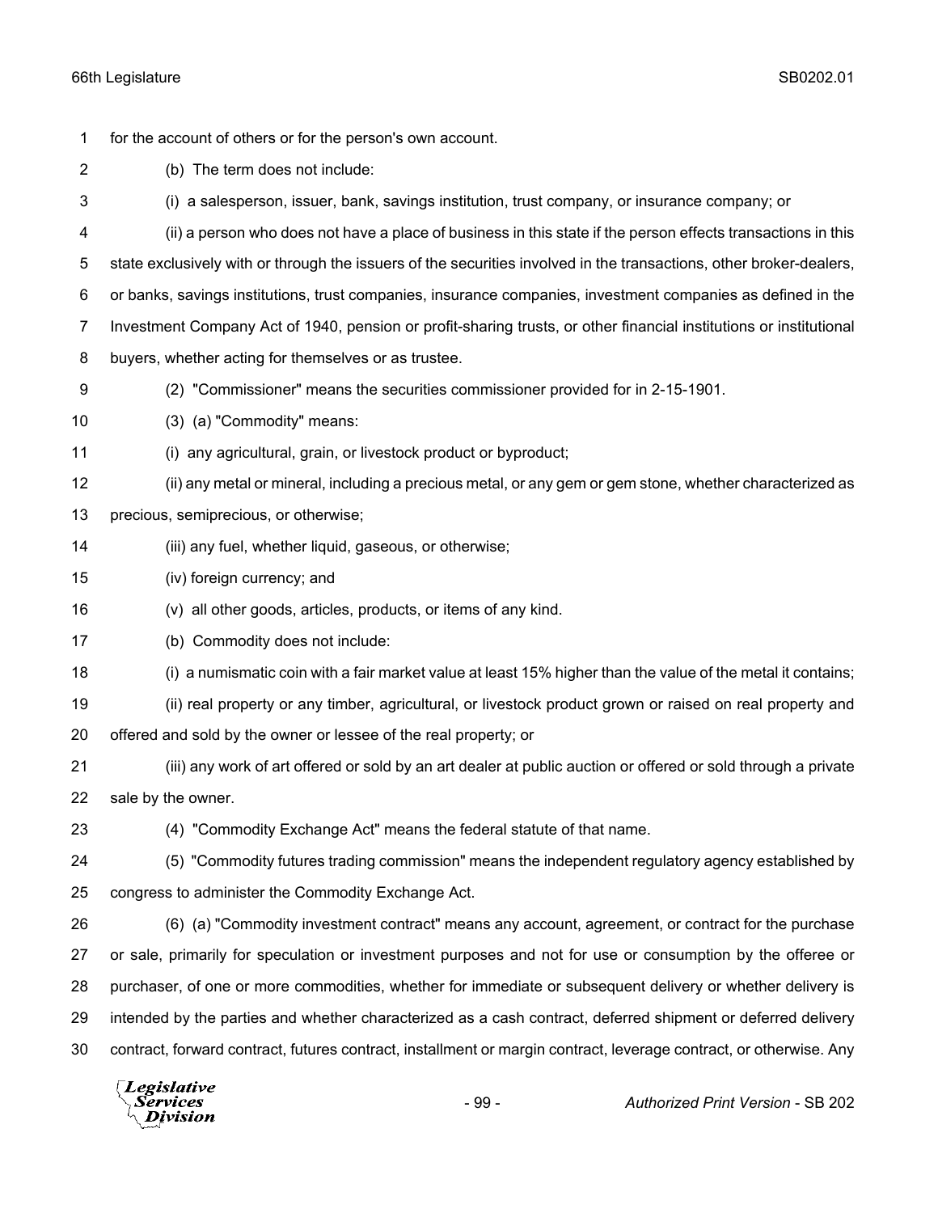for the account of others or for the person's own account.

(b) The term does not include:

(i) a salesperson, issuer, bank, savings institution, trust company, or insurance company; or

(ii) a person who does not have a place of business in this state if the person effects transactions in this state exclusively with or through the issuers of the securities involved in the transactions, other broker-dealers, or banks, savings institutions, trust companies, insurance companies, investment companies as defined in the Investment Company Act of 1940, pension or profit-sharing trusts, or other financial institutions or institutional buyers, whether acting for themselves or as trustee.

(2) "Commissioner" means the securities commissioner provided for in 2-15-1901.

(3) (a) "Commodity" means:

(i) any agricultural, grain, or livestock product or byproduct;

(ii) any metal or mineral, including a precious metal, or any gem or gem stone, whether characterized as precious, semiprecious, or otherwise;

(iii) any fuel, whether liquid, gaseous, or otherwise;

(iv) foreign currency; and

(v) all other goods, articles, products, or items of any kind.

(b) Commodity does not include:

(i) a numismatic coin with a fair market value at least 15% higher than the value of the metal it contains;

(ii) real property or any timber, agricultural, or livestock product grown or raised on real property and offered and sold by the owner or lessee of the real property; or

(iii) any work of art offered or sold by an art dealer at public auction or offered or sold through a private sale by the owner.

(4) "Commodity Exchange Act" means the federal statute of that name.

(5) "Commodity futures trading commission" means the independent regulatory agency established by congress to administer the Commodity Exchange Act.

(6) (a) "Commodity investment contract" means any account, agreement, or contract for the purchase or sale, primarily for speculation or investment purposes and not for use or consumption by the offeree or purchaser, of one or more commodities, whether for immediate or subsequent delivery or whether delivery is intended by the parties and whether characterized as a cash contract, deferred shipment or deferred delivery contract, forward contract, futures contract, installment or margin contract, leverage contract, or otherwise. Any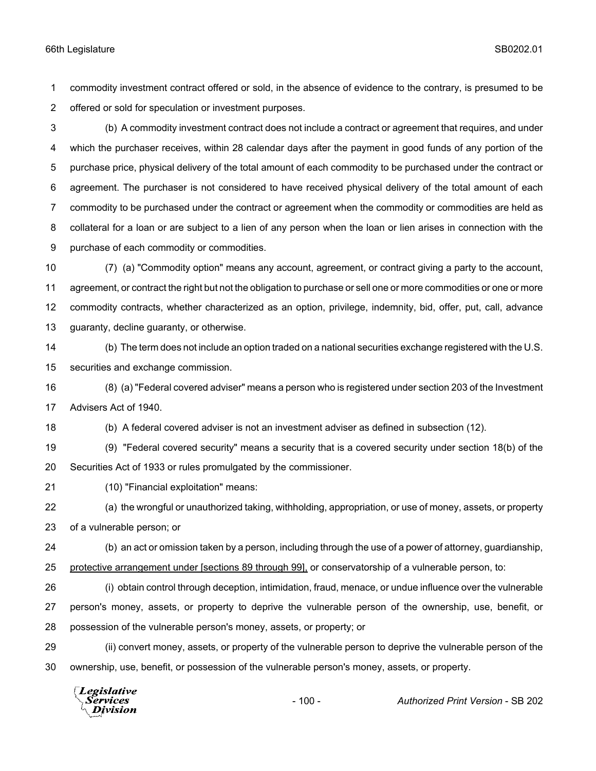commodity investment contract offered or sold, in the absence of evidence to the contrary, is presumed to be offered or sold for speculation or investment purposes.

(b) A commodity investment contract does not include a contract or agreement that requires, and under which the purchaser receives, within 28 calendar days after the payment in good funds of any portion of the purchase price, physical delivery of the total amount of each commodity to be purchased under the contract or agreement. The purchaser is not considered to have received physical delivery of the total amount of each commodity to be purchased under the contract or agreement when the commodity or commodities are held as collateral for a loan or are subject to a lien of any person when the loan or lien arises in connection with the purchase of each commodity or commodities.

(7) (a) "Commodity option" means any account, agreement, or contract giving a party to the account, agreement, or contract the right but not the obligation to purchase or sell one or more commodities or one or more commodity contracts, whether characterized as an option, privilege, indemnity, bid, offer, put, call, advance guaranty, decline guaranty, or otherwise.

(b) The term does not include an option traded on a national securities exchange registered with the U.S. securities and exchange commission.

(8) (a) "Federal covered adviser" means a person who is registered under section 203 of the Investment Advisers Act of 1940.

(b) A federal covered adviser is not an investment adviser as defined in subsection (12).

(9) "Federal covered security" means a security that is a covered security under section 18(b) of the Securities Act of 1933 or rules promulgated by the commissioner.

(10) "Financial exploitation" means:

(a) the wrongful or unauthorized taking, withholding, appropriation, or use of money, assets, or property of a vulnerable person; or

(b) an act or omission taken by a person, including through the use of a power of attorney, guardianship, protective arrangement under [sections 89 through 99], or conservatorship of a vulnerable person, to:

(i) obtain control through deception, intimidation, fraud, menace, or undue influence over the vulnerable person's money, assets, or property to deprive the vulnerable person of the ownership, use, benefit, or possession of the vulnerable person's money, assets, or property; or

(ii) convert money, assets, or property of the vulnerable person to deprive the vulnerable person of the ownership, use, benefit, or possession of the vulnerable person's money, assets, or property.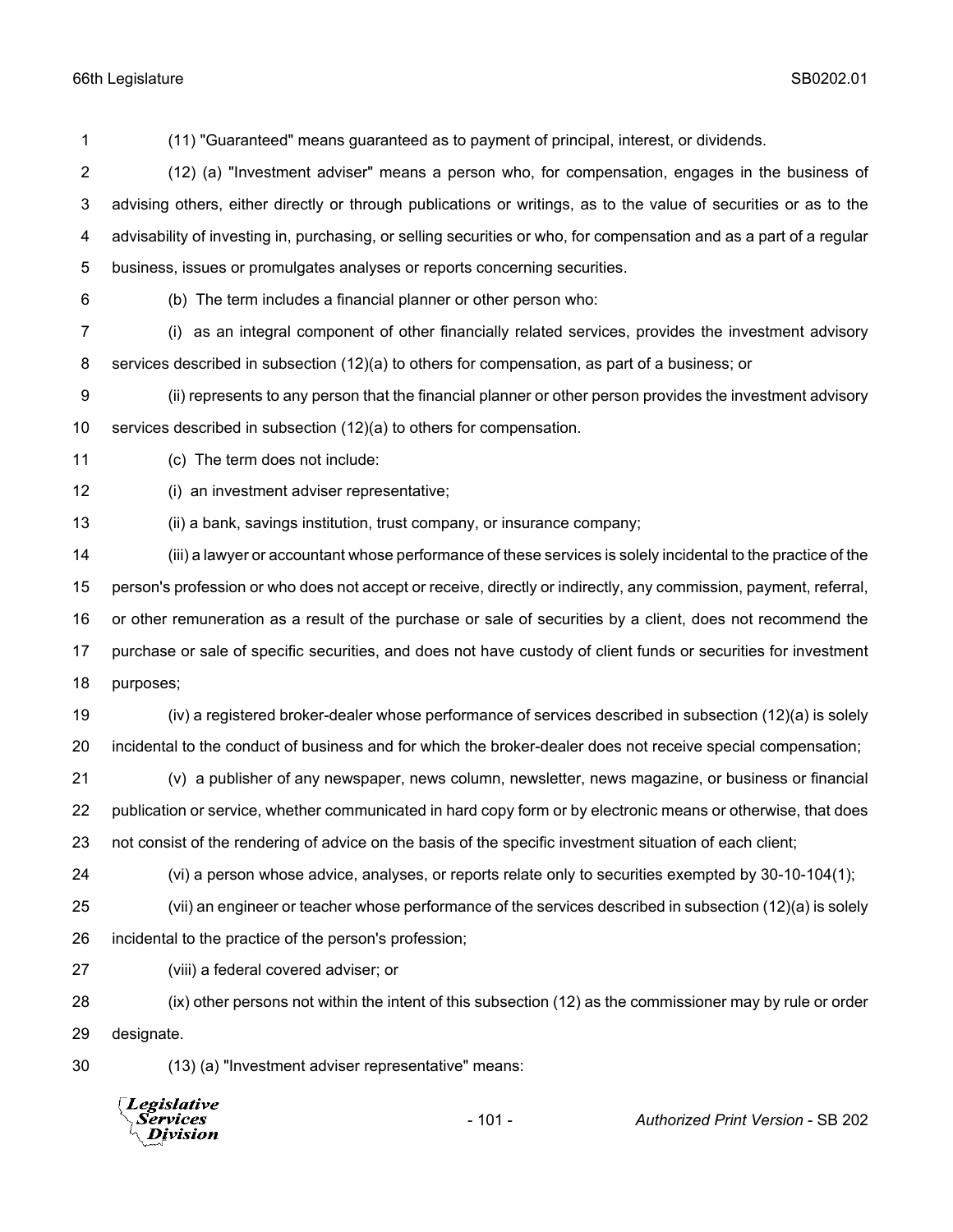(11) "Guaranteed" means guaranteed as to payment of principal, interest, or dividends.

(12) (a) "Investment adviser" means a person who, for compensation, engages in the business of advising others, either directly or through publications or writings, as to the value of securities or as to the advisability of investing in, purchasing, or selling securities or who, for compensation and as a part of a regular business, issues or promulgates analyses or reports concerning securities.

(b) The term includes a financial planner or other person who:

(i) as an integral component of other financially related services, provides the investment advisory services described in subsection (12)(a) to others for compensation, as part of a business; or

(ii) represents to any person that the financial planner or other person provides the investment advisory services described in subsection (12)(a) to others for compensation.

(c) The term does not include:

(i) an investment adviser representative;

(ii) a bank, savings institution, trust company, or insurance company;

(iii) a lawyer or accountant whose performance of these services is solely incidental to the practice of the person's profession or who does not accept or receive, directly or indirectly, any commission, payment, referral, or other remuneration as a result of the purchase or sale of securities by a client, does not recommend the purchase or sale of specific securities, and does not have custody of client funds or securities for investment purposes;

(iv) a registered broker-dealer whose performance of services described in subsection (12)(a) is solely incidental to the conduct of business and for which the broker-dealer does not receive special compensation;

(v) a publisher of any newspaper, news column, newsletter, news magazine, or business or financial publication or service, whether communicated in hard copy form or by electronic means or otherwise, that does not consist of the rendering of advice on the basis of the specific investment situation of each client;

(vi) a person whose advice, analyses, or reports relate only to securities exempted by 30-10-104(1);

(vii) an engineer or teacher whose performance of the services described in subsection (12)(a) is solely incidental to the practice of the person's profession;

(viii) a federal covered adviser; or

(ix) other persons not within the intent of this subsection (12) as the commissioner may by rule or order designate.

(13) (a) "Investment adviser representative" means: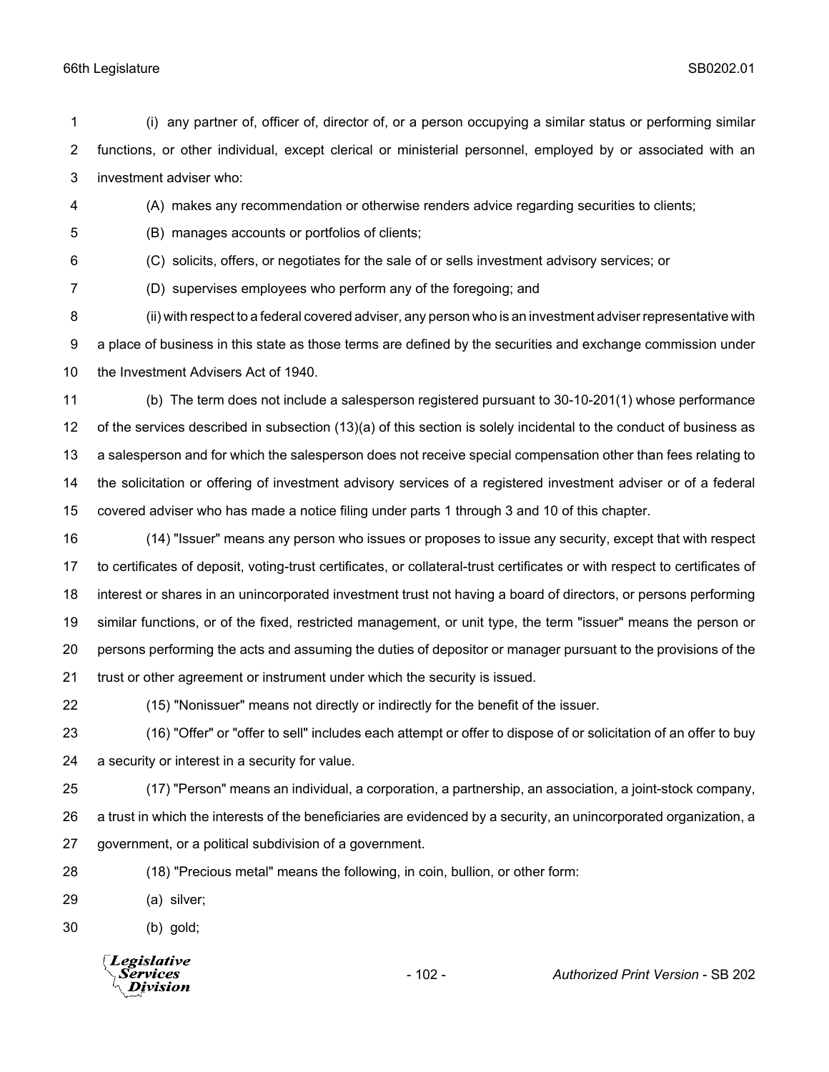(i) any partner of, officer of, director of, or a person occupying a similar status or performing similar functions, or other individual, except clerical or ministerial personnel, employed by or associated with an investment adviser who:

(A) makes any recommendation or otherwise renders advice regarding securities to clients;

(B) manages accounts or portfolios of clients;

(C) solicits, offers, or negotiates for the sale of or sells investment advisory services; or

(D) supervises employees who perform any of the foregoing; and

(ii) with respect to a federal covered adviser, any person who is an investment adviser representative with a place of business in this state as those terms are defined by the securities and exchange commission under the Investment Advisers Act of 1940.

(b) The term does not include a salesperson registered pursuant to 30-10-201(1) whose performance of the services described in subsection (13)(a) of this section is solely incidental to the conduct of business as a salesperson and for which the salesperson does not receive special compensation other than fees relating to the solicitation or offering of investment advisory services of a registered investment adviser or of a federal covered adviser who has made a notice filing under parts 1 through 3 and 10 of this chapter.

(14) "Issuer" means any person who issues or proposes to issue any security, except that with respect to certificates of deposit, voting-trust certificates, or collateral-trust certificates or with respect to certificates of interest or shares in an unincorporated investment trust not having a board of directors, or persons performing similar functions, or of the fixed, restricted management, or unit type, the term "issuer" means the person or persons performing the acts and assuming the duties of depositor or manager pursuant to the provisions of the trust or other agreement or instrument under which the security is issued.

(15) "Nonissuer" means not directly or indirectly for the benefit of the issuer.

(16) "Offer" or "offer to sell" includes each attempt or offer to dispose of or solicitation of an offer to buy a security or interest in a security for value.

(17) "Person" means an individual, a corporation, a partnership, an association, a joint-stock company, a trust in which the interests of the beneficiaries are evidenced by a security, an unincorporated organization, a government, or a political subdivision of a government.

(18) "Precious metal" means the following, in coin, bullion, or other form:

(a) silver;

(b) gold;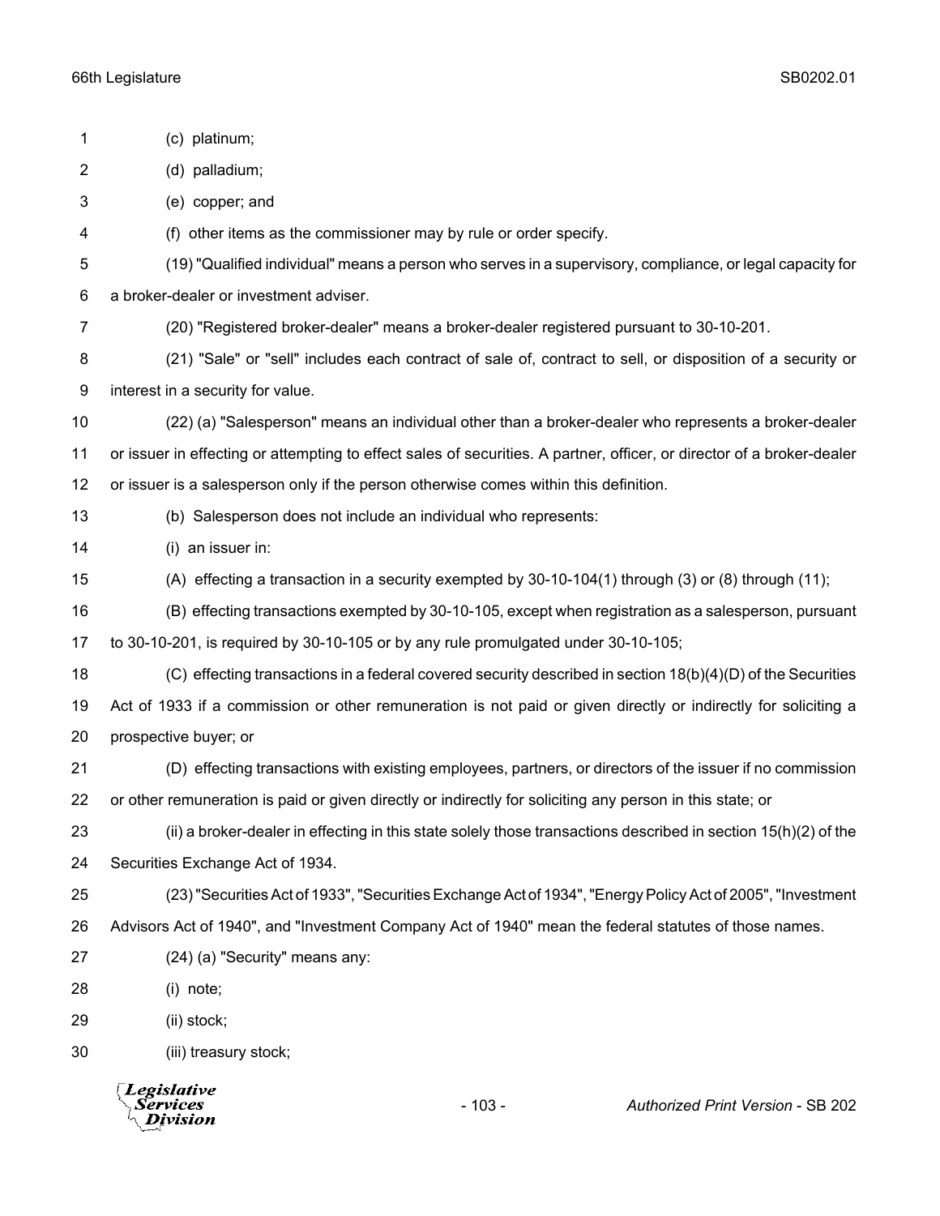(c) platinum;

(d) palladium;

(e) copper; and

(f) other items as the commissioner may by rule or order specify.

(19) "Qualified individual" means a person who serves in a supervisory, compliance, or legal capacity for a broker-dealer or investment adviser.

(20) "Registered broker-dealer" means a broker-dealer registered pursuant to 30-10-201.

(21) "Sale" or "sell" includes each contract of sale of, contract to sell, or disposition of a security or interest in a security for value.

(22) (a) "Salesperson" means an individual other than a broker-dealer who represents a broker-dealer or issuer in effecting or attempting to effect sales of securities. A partner, officer, or director of a broker-dealer or issuer is a salesperson only if the person otherwise comes within this definition.

(b) Salesperson does not include an individual who represents:

(i) an issuer in:

(A) effecting a transaction in a security exempted by 30-10-104(1) through (3) or (8) through (11);

(B) effecting transactions exempted by 30-10-105, except when registration as a salesperson, pursuant to 30-10-201, is required by 30-10-105 or by any rule promulgated under 30-10-105;

(C) effecting transactions in a federal covered security described in section 18(b)(4)(D) of the Securities Act of 1933 if a commission or other remuneration is not paid or given directly or indirectly for soliciting a prospective buyer; or

(D) effecting transactions with existing employees, partners, or directors of the issuer if no commission or other remuneration is paid or given directly or indirectly for soliciting any person in this state; or

(ii) a broker-dealer in effecting in this state solely those transactions described in section 15(h)(2) of the Securities Exchange Act of 1934.

(23) "Securities Act of 1933", "Securities Exchange Act of 1934", "Energy Policy Act of 2005", "Investment Advisors Act of 1940", and "Investment Company Act of 1940" mean the federal statutes of those names.

(24) (a) "Security" means any:

(i) note;

(ii) stock;

(iii) treasury stock;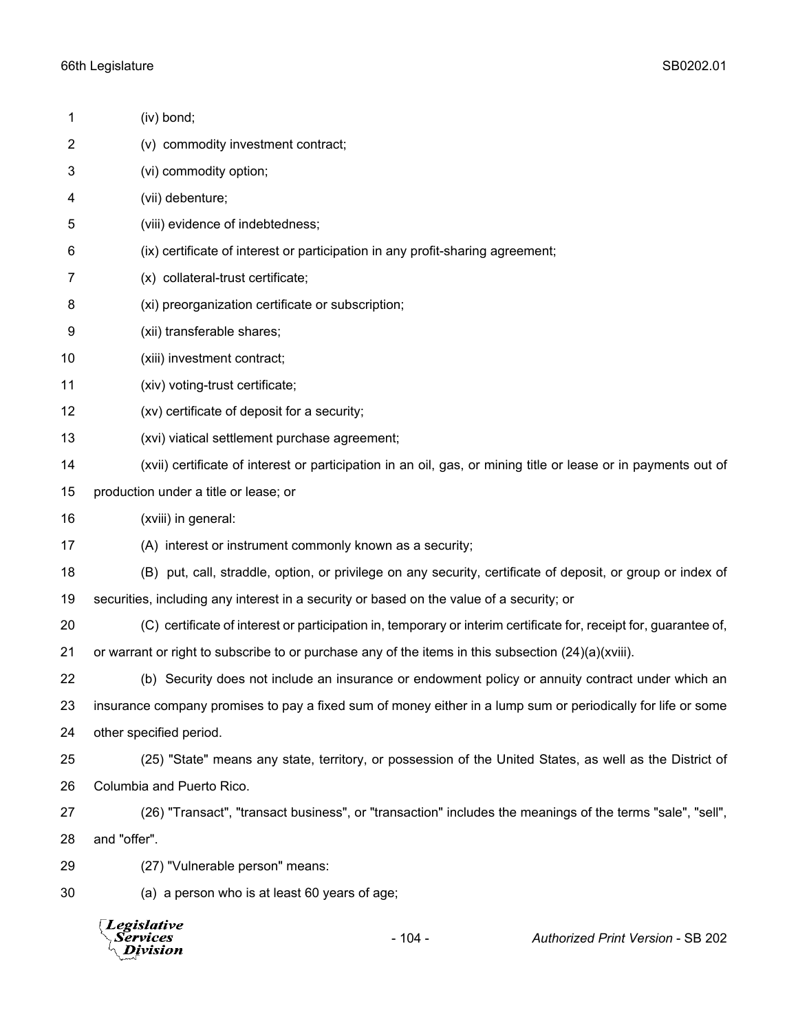(iv) bond;

(v) commodity investment contract;

(vi) commodity option;

(vii) debenture;

(viii) evidence of indebtedness;

(ix) certificate of interest or participation in any profit-sharing agreement;

(x) collateral-trust certificate;

(xi) preorganization certificate or subscription;

(xii) transferable shares;

(xiii) investment contract;

(xiv) voting-trust certificate;

(xv) certificate of deposit for a security;

(xvi) viatical settlement purchase agreement;

(xvii) certificate of interest or participation in an oil, gas, or mining title or lease or in payments out of production under a title or lease; or

(xviii) in general:

(A) interest or instrument commonly known as a security;

(B) put, call, straddle, option, or privilege on any security, certificate of deposit, or group or index of securities, including any interest in a security or based on the value of a security; or

(C) certificate of interest or participation in, temporary or interim certificate for, receipt for, guarantee of, or warrant or right to subscribe to or purchase any of the items in this subsection (24)(a)(xviii).

(b) Security does not include an insurance or endowment policy or annuity contract under which an insurance company promises to pay a fixed sum of money either in a lump sum or periodically for life or some other specified period.

(25) "State" means any state, territory, or possession of the United States, as well as the District of Columbia and Puerto Rico.

(26) "Transact", "transact business", or "transaction" includes the meanings of the terms "sale", "sell", and "offer".

(27) "Vulnerable person" means:

(a) a person who is at least 60 years of age;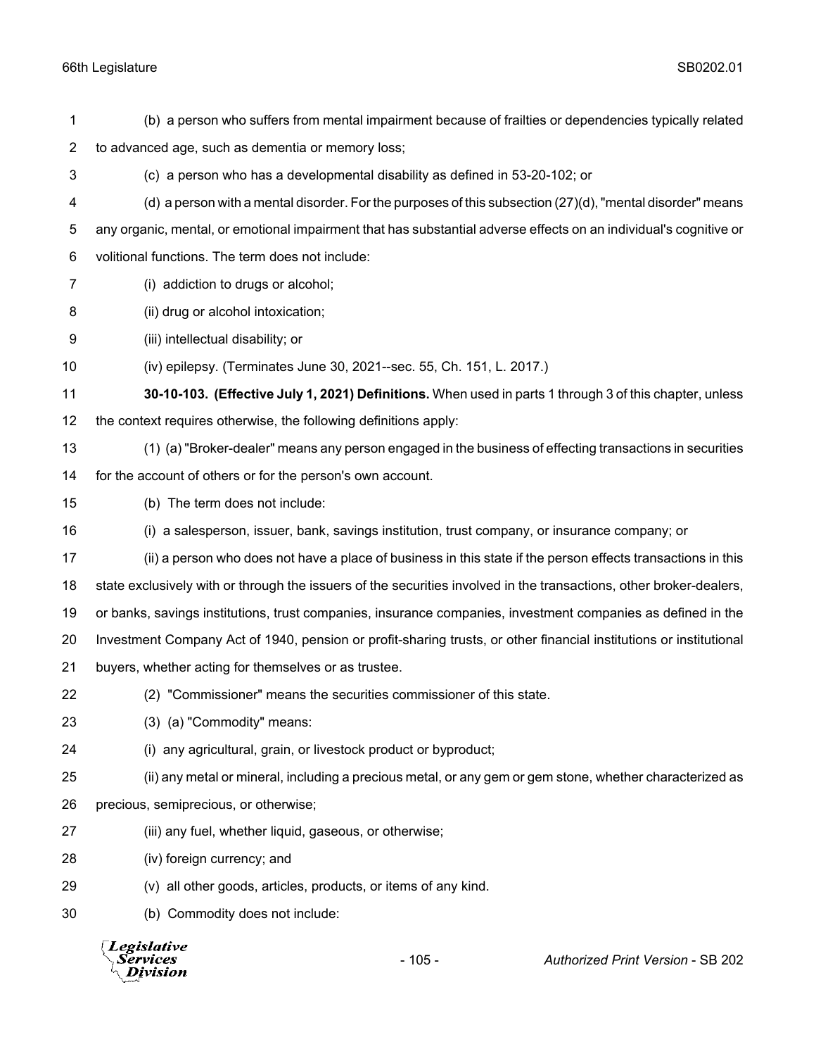(b) a person who suffers from mental impairment because of frailties or dependencies typically related to advanced age, such as dementia or memory loss;

(c) a person who has a developmental disability as defined in 53-20-102; or

(d) a person with a mental disorder. For the purposes of this subsection (27)(d), "mental disorder" means any organic, mental, or emotional impairment that has substantial adverse effects on an individual's cognitive or volitional functions. The term does not include:

(i) addiction to drugs or alcohol;

(ii) drug or alcohol intoxication;

(iii) intellectual disability; or

(iv) epilepsy. (Terminates June 30, 2021--sec. 55, Ch. 151, L. 2017.)

**30-10-103. (Effective July 1, 2021) Definitions.** When used in parts 1 through 3 of this chapter, unless the context requires otherwise, the following definitions apply:

(1) (a) "Broker-dealer" means any person engaged in the business of effecting transactions in securities for the account of others or for the person's own account.

(b) The term does not include:

(i) a salesperson, issuer, bank, savings institution, trust company, or insurance company; or

(ii) a person who does not have a place of business in this state if the person effects transactions in this state exclusively with or through the issuers of the securities involved in the transactions, other broker-dealers, or banks, savings institutions, trust companies, insurance companies, investment companies as defined in the Investment Company Act of 1940, pension or profit-sharing trusts, or other financial institutions or institutional buyers, whether acting for themselves or as trustee.

(2) "Commissioner" means the securities commissioner of this state.

(3) (a) "Commodity" means:

(i) any agricultural, grain, or livestock product or byproduct;

(ii) any metal or mineral, including a precious metal, or any gem or gem stone, whether characterized as precious, semiprecious, or otherwise;

(iii) any fuel, whether liquid, gaseous, or otherwise;

(iv) foreign currency; and

(v) all other goods, articles, products, or items of any kind.

(b) Commodity does not include: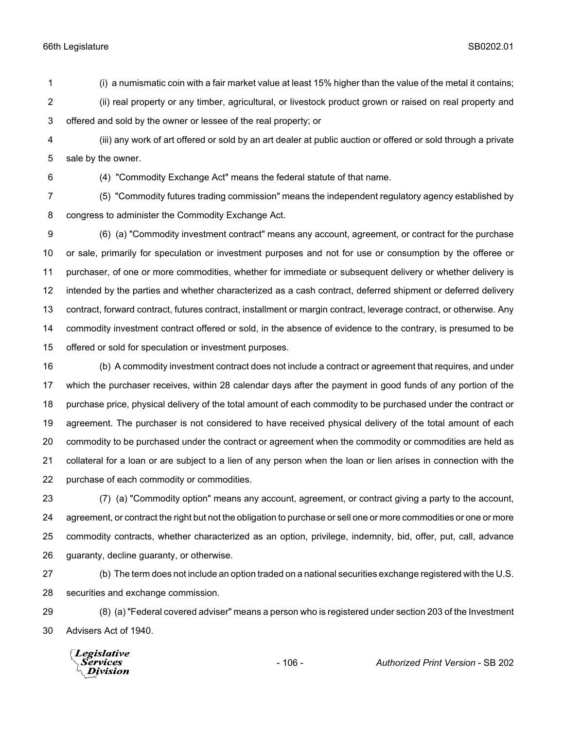(i) a numismatic coin with a fair market value at least 15% higher than the value of the metal it contains;

(ii) real property or any timber, agricultural, or livestock product grown or raised on real property and offered and sold by the owner or lessee of the real property; or

(iii) any work of art offered or sold by an art dealer at public auction or offered or sold through a private sale by the owner.

(4) "Commodity Exchange Act" means the federal statute of that name.

(5) "Commodity futures trading commission" means the independent regulatory agency established by congress to administer the Commodity Exchange Act.

(6) (a) "Commodity investment contract" means any account, agreement, or contract for the purchase or sale, primarily for speculation or investment purposes and not for use or consumption by the offeree or purchaser, of one or more commodities, whether for immediate or subsequent delivery or whether delivery is intended by the parties and whether characterized as a cash contract, deferred shipment or deferred delivery contract, forward contract, futures contract, installment or margin contract, leverage contract, or otherwise. Any commodity investment contract offered or sold, in the absence of evidence to the contrary, is presumed to be offered or sold for speculation or investment purposes.

(b) A commodity investment contract does not include a contract or agreement that requires, and under which the purchaser receives, within 28 calendar days after the payment in good funds of any portion of the purchase price, physical delivery of the total amount of each commodity to be purchased under the contract or agreement. The purchaser is not considered to have received physical delivery of the total amount of each commodity to be purchased under the contract or agreement when the commodity or commodities are held as collateral for a loan or are subject to a lien of any person when the loan or lien arises in connection with the purchase of each commodity or commodities.

(7) (a) "Commodity option" means any account, agreement, or contract giving a party to the account, agreement, or contract the right but not the obligation to purchase or sell one or more commodities or one or more commodity contracts, whether characterized as an option, privilege, indemnity, bid, offer, put, call, advance guaranty, decline guaranty, or otherwise.

(b) The term does not include an option traded on a national securities exchange registered with the U.S. securities and exchange commission.

(8) (a) "Federal covered adviser" means a person who is registered under section 203 of the Investment Advisers Act of 1940.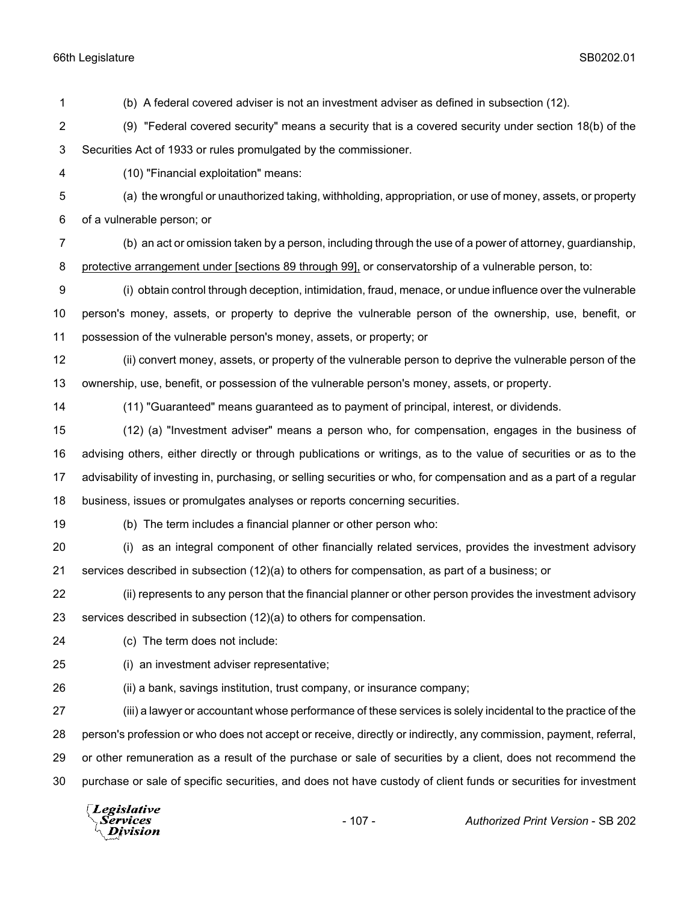(b) A federal covered adviser is not an investment adviser as defined in subsection (12).

(9) "Federal covered security" means a security that is a covered security under section 18(b) of the Securities Act of 1933 or rules promulgated by the commissioner.

(10) "Financial exploitation" means:

(a) the wrongful or unauthorized taking, withholding, appropriation, or use of money, assets, or property of a vulnerable person; or

(b) an act or omission taken by a person, including through the use of a power of attorney, guardianship, <u>protective arrangement under [sections 89 through 99],</u> or conservatorship of a vulnerable person, to:

(i) obtain control through deception, intimidation, fraud, menace, or undue influence over the vulnerable person's money, assets, or property to deprive the vulnerable person of the ownership, use, benefit, or possession of the vulnerable person's money, assets, or property; or

(ii) convert money, assets, or property of the vulnerable person to deprive the vulnerable person of the ownership, use, benefit, or possession of the vulnerable person's money, assets, or property.

(11) "Guaranteed" means guaranteed as to payment of principal, interest, or dividends.

(12) (a) "Investment adviser" means a person who, for compensation, engages in the business of advising others, either directly or through publications or writings, as to the value of securities or as to the advisability of investing in, purchasing, or selling securities or who, for compensation and as a part of a regular business, issues or promulgates analyses or reports concerning securities.

(b) The term includes a financial planner or other person who:

(i) as an integral component of other financially related services, provides the investment advisory services described in subsection (12)(a) to others for compensation, as part of a business; or

(ii) represents to any person that the financial planner or other person provides the investment advisory services described in subsection (12)(a) to others for compensation.

(c) The term does not include:

(i) an investment adviser representative;

(ii) a bank, savings institution, trust company, or insurance company;

(iii) a lawyer or accountant whose performance of these services is solely incidental to the practice of the person's profession or who does not accept or receive, directly or indirectly, any commission, payment, referral, or other remuneration as a result of the purchase or sale of securities by a client, does not recommend the purchase or sale of specific securities, and does not have custody of client funds or securities for investment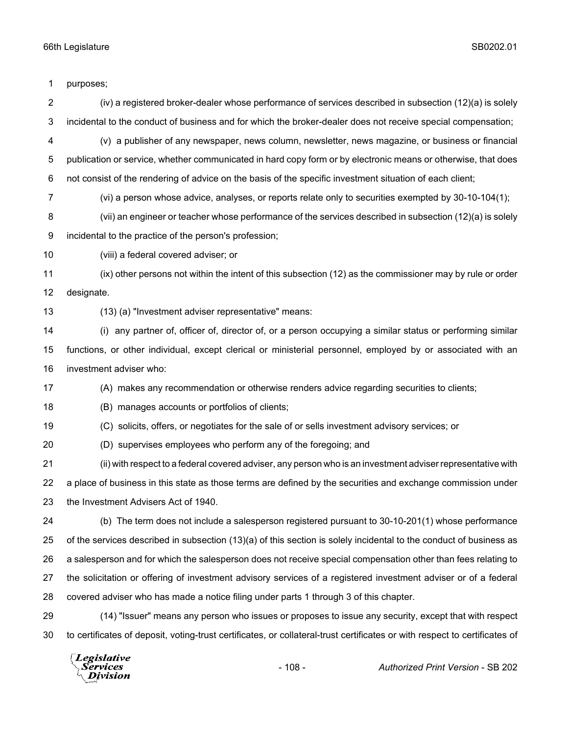purposes;

(iv) a registered broker-dealer whose performance of services described in subsection (12)(a) is solely incidental to the conduct of business and for which the broker-dealer does not receive special compensation;

(v) a publisher of any newspaper, news column, newsletter, news magazine, or business or financial publication or service, whether communicated in hard copy form or by electronic means or otherwise, that does not consist of the rendering of advice on the basis of the specific investment situation of each client;

(vi) a person whose advice, analyses, or reports relate only to securities exempted by 30-10-104(1);

(vii) an engineer or teacher whose performance of the services described in subsection (12)(a) is solely incidental to the practice of the person's profession;

(viii) a federal covered adviser; or

(ix) other persons not within the intent of this subsection (12) as the commissioner may by rule or order designate.

(13) (a) "Investment adviser representative" means:

(i) any partner of, officer of, director of, or a person occupying a similar status or performing similar functions, or other individual, except clerical or ministerial personnel, employed by or associated with an investment adviser who:

(A) makes any recommendation or otherwise renders advice regarding securities to clients;

(B) manages accounts or portfolios of clients;

(C) solicits, offers, or negotiates for the sale of or sells investment advisory services; or

(D) supervises employees who perform any of the foregoing; and

(ii) with respect to a federal covered adviser, any person who is an investment adviser representative with a place of business in this state as those terms are defined by the securities and exchange commission under the Investment Advisers Act of 1940.

(b) The term does not include a salesperson registered pursuant to 30-10-201(1) whose performance of the services described in subsection (13)(a) of this section is solely incidental to the conduct of business as a salesperson and for which the salesperson does not receive special compensation other than fees relating to the solicitation or offering of investment advisory services of a registered investment adviser or of a federal covered adviser who has made a notice filing under parts 1 through 3 of this chapter.

(14) "Issuer" means any person who issues or proposes to issue any security, except that with respect to certificates of deposit, voting-trust certificates, or collateral-trust certificates or with respect to certificates of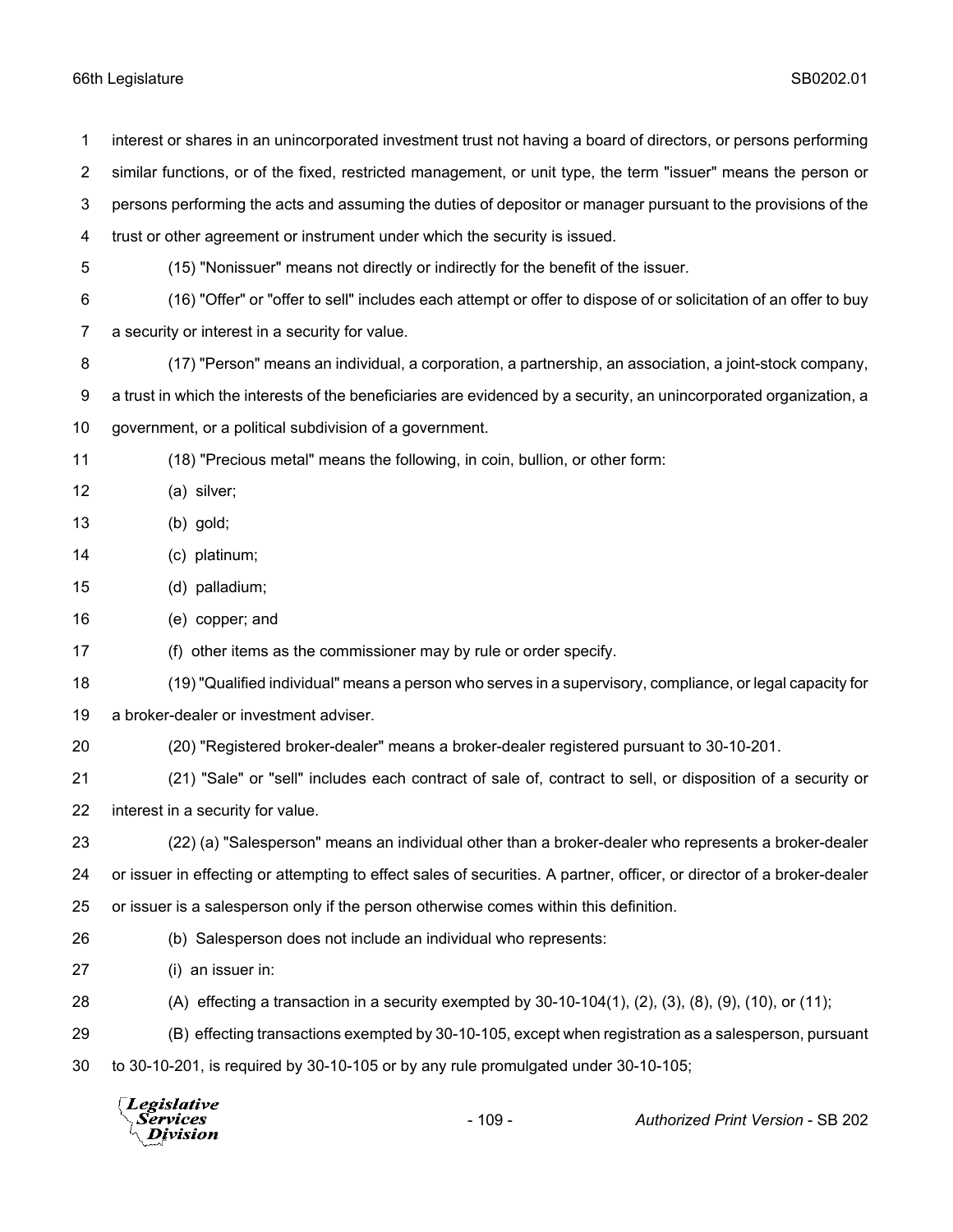interest or shares in an unincorporated investment trust not having a board of directors, or persons performing similar functions, or of the fixed, restricted management, or unit type, the term "issuer" means the person or persons performing the acts and assuming the duties of depositor or manager pursuant to the provisions of the trust or other agreement or instrument under which the security is issued.

(15) "Nonissuer" means not directly or indirectly for the benefit of the issuer.

(16) "Offer" or "offer to sell" includes each attempt or offer to dispose of or solicitation of an offer to buy a security or interest in a security for value.

(17) "Person" means an individual, a corporation, a partnership, an association, a joint-stock company, a trust in which the interests of the beneficiaries are evidenced by a security, an unincorporated organization, a government, or a political subdivision of a government.

(18) "Precious metal" means the following, in coin, bullion, or other form:

(a) silver;

(b) gold;

(c) platinum;

(d) palladium;

(e) copper; and

(f) other items as the commissioner may by rule or order specify.

(19) "Qualified individual" means a person who serves in a supervisory, compliance, or legal capacity for a broker-dealer or investment adviser.

(20) "Registered broker-dealer" means a broker-dealer registered pursuant to 30-10-201.

(21) "Sale" or "sell" includes each contract of sale of, contract to sell, or disposition of a security or interest in a security for value.

(22) (a) "Salesperson" means an individual other than a broker-dealer who represents a broker-dealer or issuer in effecting or attempting to effect sales of securities. A partner, officer, or director of a broker-dealer or issuer is a salesperson only if the person otherwise comes within this definition.

(b) Salesperson does not include an individual who represents:

(i) an issuer in:

(A) effecting a transaction in a security exempted by 30-10-104(1), (2), (3), (8), (9), (10), or (11);

(B) effecting transactions exempted by 30-10-105, except when registration as a salesperson, pursuant to 30-10-201, is required by 30-10-105 or by any rule promulgated under 30-10-105;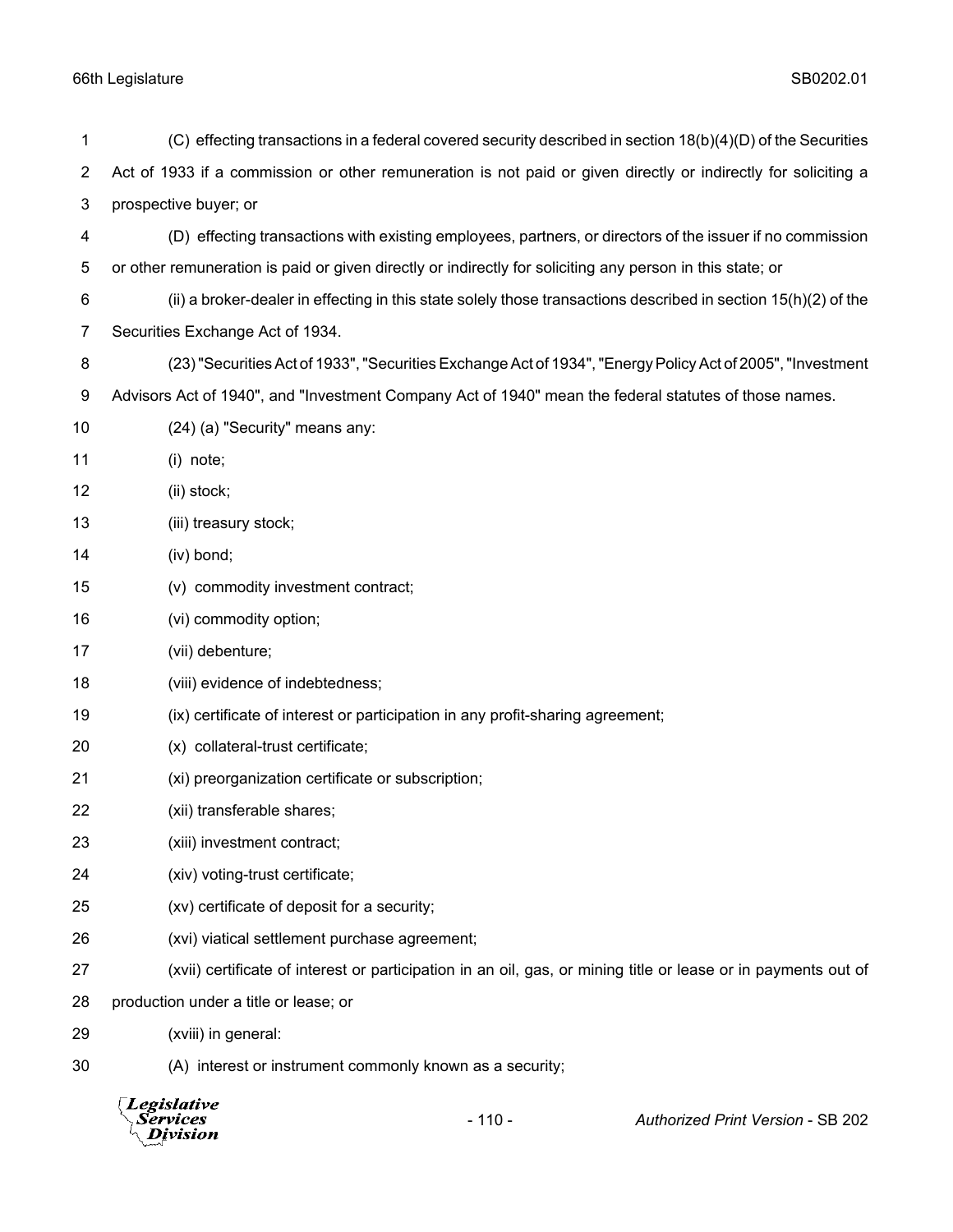(C) effecting transactions in a federal covered security described in section 18(b)(4)(D) of the Securities Act of 1933 if a commission or other remuneration is not paid or given directly or indirectly for soliciting a prospective buyer; or

(D) effecting transactions with existing employees, partners, or directors of the issuer if no commission or other remuneration is paid or given directly or indirectly for soliciting any person in this state; or

(ii) a broker-dealer in effecting in this state solely those transactions described in section 15(h)(2) of the Securities Exchange Act of 1934.

(23) "Securities Act of 1933", "Securities Exchange Act of 1934", "Energy Policy Act of 2005", "Investment Advisors Act of 1940", and "Investment Company Act of 1940" mean the federal statutes of those names.

(24) (a) "Security" means any:

(i) note;

(ii) stock;

(iii) treasury stock;

(iv) bond;

(v) commodity investment contract;

(vi) commodity option;

(vii) debenture;

(viii) evidence of indebtedness;

(ix) certificate of interest or participation in any profit-sharing agreement;

(x) collateral-trust certificate;

(xi) preorganization certificate or subscription;

(xii) transferable shares;

(xiii) investment contract;

(xiv) voting-trust certificate;

(xv) certificate of deposit for a security;

(xvi) viatical settlement purchase agreement;

(xvii) certificate of interest or participation in an oil, gas, or mining title or lease or in payments out of production under a title or lease; or

(xviii) in general:

(A) interest or instrument commonly known as a security;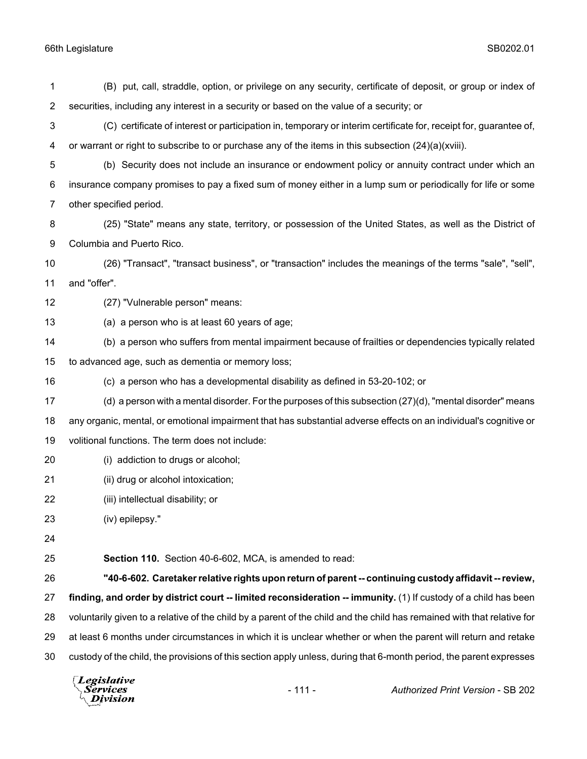(B) put, call, straddle, option, or privilege on any security, certificate of deposit, or group or index of securities, including any interest in a security or based on the value of a security; or

(C) certificate of interest or participation in, temporary or interim certificate for, receipt for, guarantee of, or warrant or right to subscribe to or purchase any of the items in this subsection (24)(a)(xviii).

(b) Security does not include an insurance or endowment policy or annuity contract under which an insurance company promises to pay a fixed sum of money either in a lump sum or periodically for life or some other specified period.

(25) "State" means any state, territory, or possession of the United States, as well as the District of Columbia and Puerto Rico.

(26) "Transact", "transact business", or "transaction" includes the meanings of the terms "sale", "sell", and "offer".

(27) "Vulnerable person" means:

(a) a person who is at least 60 years of age;

(b) a person who suffers from mental impairment because of frailties or dependencies typically related to advanced age, such as dementia or memory loss;

(c) a person who has a developmental disability as defined in 53-20-102; or

(d) a person with a mental disorder. For the purposes of this subsection (27)(d), "mental disorder" means any organic, mental, or emotional impairment that has substantial adverse effects on an individual's cognitive or volitional functions. The term does not include:

(i) addiction to drugs or alcohol;

(ii) drug or alcohol intoxication;

(iii) intellectual disability; or

(iv) epilepsy."

**Section 110.** Section 40-6-602, MCA, is amended to read:

**"40-6-602. Caretaker relative rights upon return of parent -- continuing custody affidavit -- review, finding, and order by district court -- limited reconsideration -- immunity.** (1) If custody of a child has been voluntarily given to a relative of the child by a parent of the child and the child has remained with that relative for at least 6 months under circumstances in which it is unclear whether or when the parent will return and retake custody of the child, the provisions of this section apply unless, during that 6-month period, the parent expresses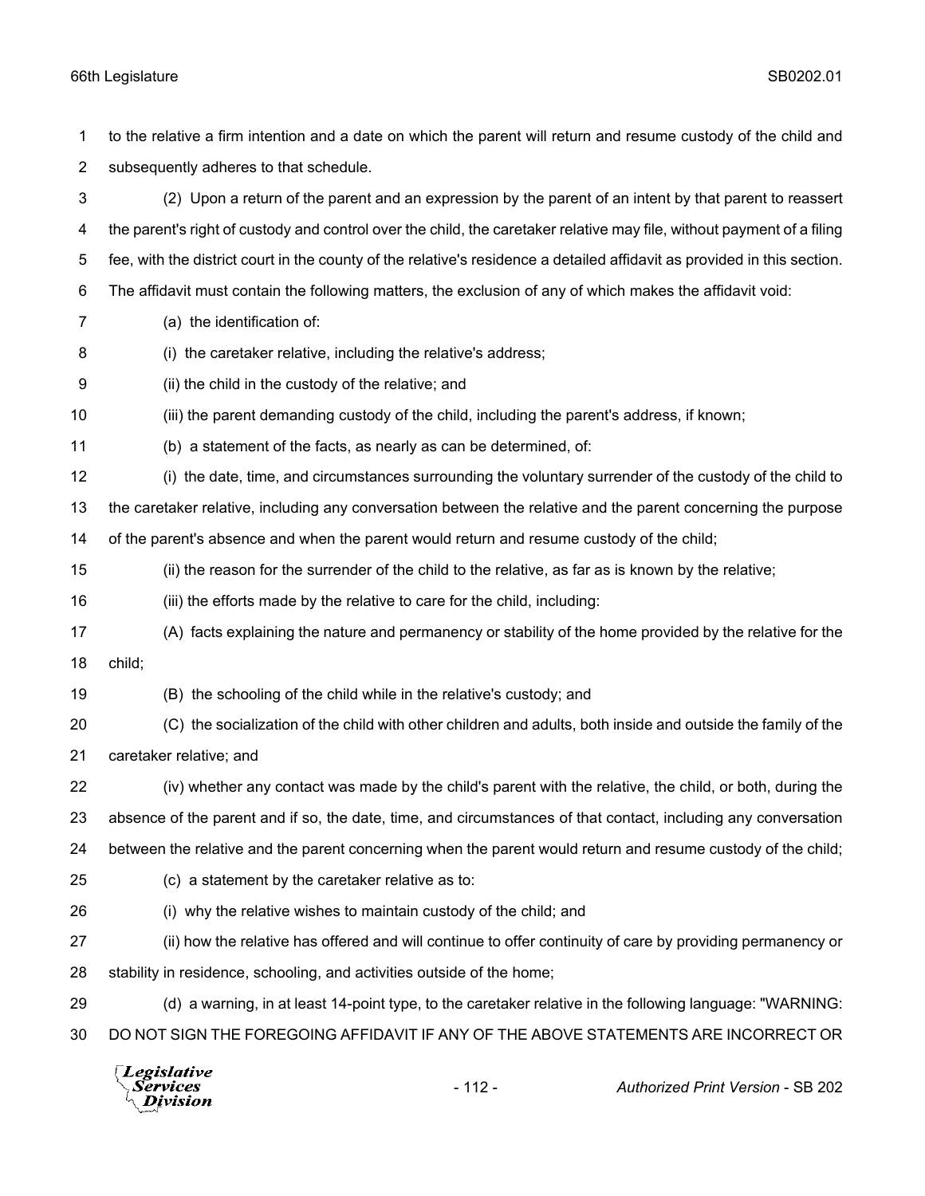to the relative a firm intention and a date on which the parent will return and resume custody of the child and subsequently adheres to that schedule.

(2) Upon a return of the parent and an expression by the parent of an intent by that parent to reassert the parent's right of custody and control over the child, the caretaker relative may file, without payment of a filing fee, with the district court in the county of the relative's residence a detailed affidavit as provided in this section. The affidavit must contain the following matters, the exclusion of any of which makes the affidavit void:

(a) the identification of:

(i) the caretaker relative, including the relative's address;

(ii) the child in the custody of the relative; and

(iii) the parent demanding custody of the child, including the parent's address, if known;

(b) a statement of the facts, as nearly as can be determined, of:

(i) the date, time, and circumstances surrounding the voluntary surrender of the custody of the child to the caretaker relative, including any conversation between the relative and the parent concerning the purpose of the parent's absence and when the parent would return and resume custody of the child;

(ii) the reason for the surrender of the child to the relative, as far as is known by the relative;

(iii) the efforts made by the relative to care for the child, including:

(A) facts explaining the nature and permanency or stability of the home provided by the relative for the child;

(B) the schooling of the child while in the relative's custody; and

(C) the socialization of the child with other children and adults, both inside and outside the family of the caretaker relative; and

(iv) whether any contact was made by the child's parent with the relative, the child, or both, during the absence of the parent and if so, the date, time, and circumstances of that contact, including any conversation between the relative and the parent concerning when the parent would return and resume custody of the child;

(c) a statement by the caretaker relative as to:

(i) why the relative wishes to maintain custody of the child; and

(ii) how the relative has offered and will continue to offer continuity of care by providing permanency or stability in residence, schooling, and activities outside of the home;

(d) a warning, in at least 14-point type, to the caretaker relative in the following language: "WARNING: DO NOT SIGN THE FOREGOING AFFIDAVIT IF ANY OF THE ABOVE STATEMENTS ARE INCORRECT OR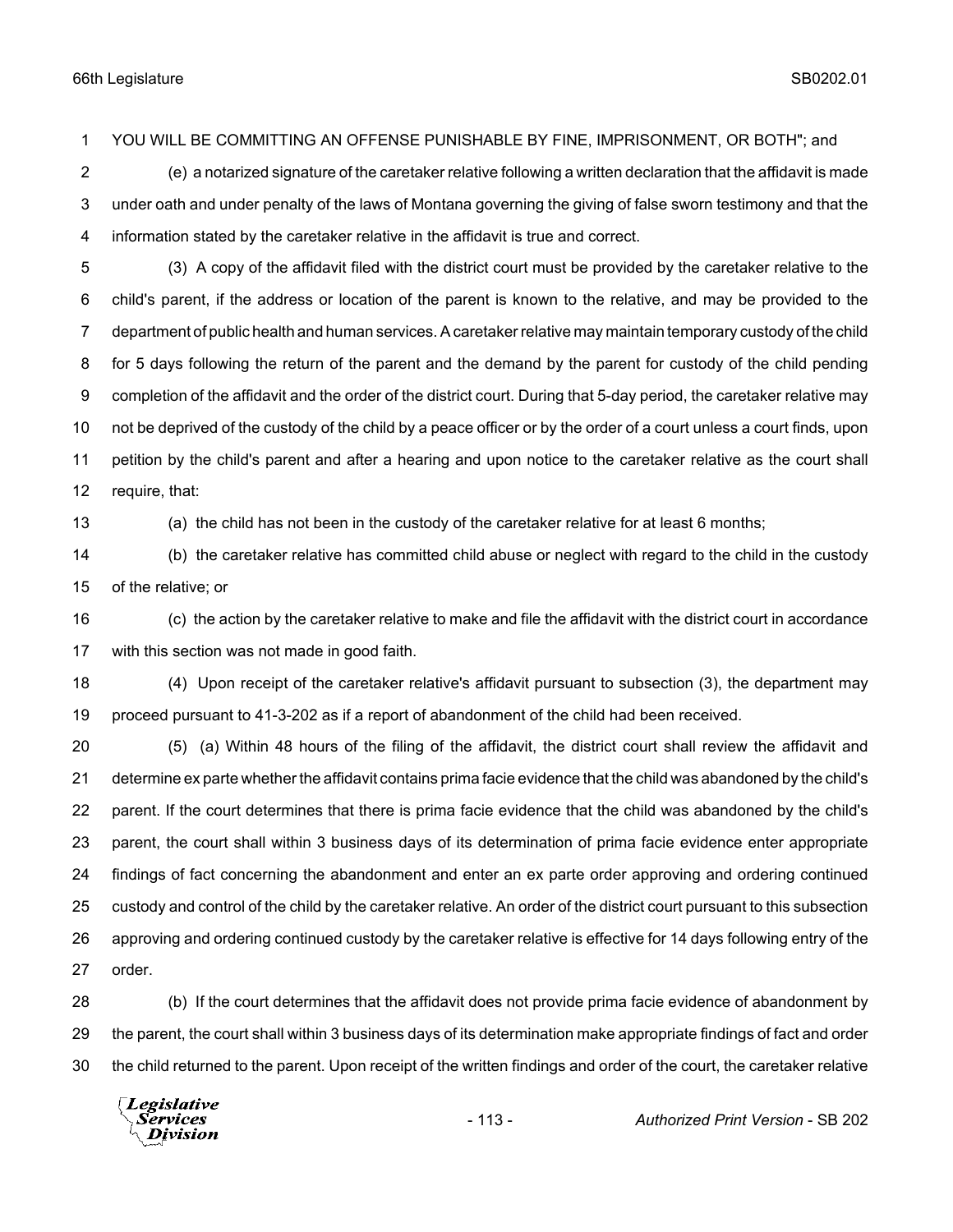YOU WILL BE COMMITTING AN OFFENSE PUNISHABLE BY FINE, IMPRISONMENT, OR BOTH"; and

(e) a notarized signature of the caretaker relative following a written declaration that the affidavit is made under oath and under penalty of the laws of Montana governing the giving of false sworn testimony and that the information stated by the caretaker relative in the affidavit is true and correct.

(3) A copy of the affidavit filed with the district court must be provided by the caretaker relative to the child's parent, if the address or location of the parent is known to the relative, and may be provided to the department of public health and human services. A caretaker relative may maintain temporary custody of the child for 5 days following the return of the parent and the demand by the parent for custody of the child pending completion of the affidavit and the order of the district court. During that 5-day period, the caretaker relative may not be deprived of the custody of the child by a peace officer or by the order of a court unless a court finds, upon petition by the child's parent and after a hearing and upon notice to the caretaker relative as the court shall require, that:

(a) the child has not been in the custody of the caretaker relative for at least 6 months;

(b) the caretaker relative has committed child abuse or neglect with regard to the child in the custody of the relative; or

(c) the action by the caretaker relative to make and file the affidavit with the district court in accordance with this section was not made in good faith.

(4) Upon receipt of the caretaker relative's affidavit pursuant to subsection (3), the department may proceed pursuant to 41-3-202 as if a report of abandonment of the child had been received.

(5) (a) Within 48 hours of the filing of the affidavit, the district court shall review the affidavit and determine ex parte whether the affidavit contains prima facie evidence that the child was abandoned by the child's parent. If the court determines that there is prima facie evidence that the child was abandoned by the child's parent, the court shall within 3 business days of its determination of prima facie evidence enter appropriate findings of fact concerning the abandonment and enter an ex parte order approving and ordering continued custody and control of the child by the caretaker relative. An order of the district court pursuant to this subsection approving and ordering continued custody by the caretaker relative is effective for 14 days following entry of the order.

(b) If the court determines that the affidavit does not provide prima facie evidence of abandonment by the parent, the court shall within 3 business days of its determination make appropriate findings of fact and order the child returned to the parent. Upon receipt of the written findings and order of the court, the caretaker relative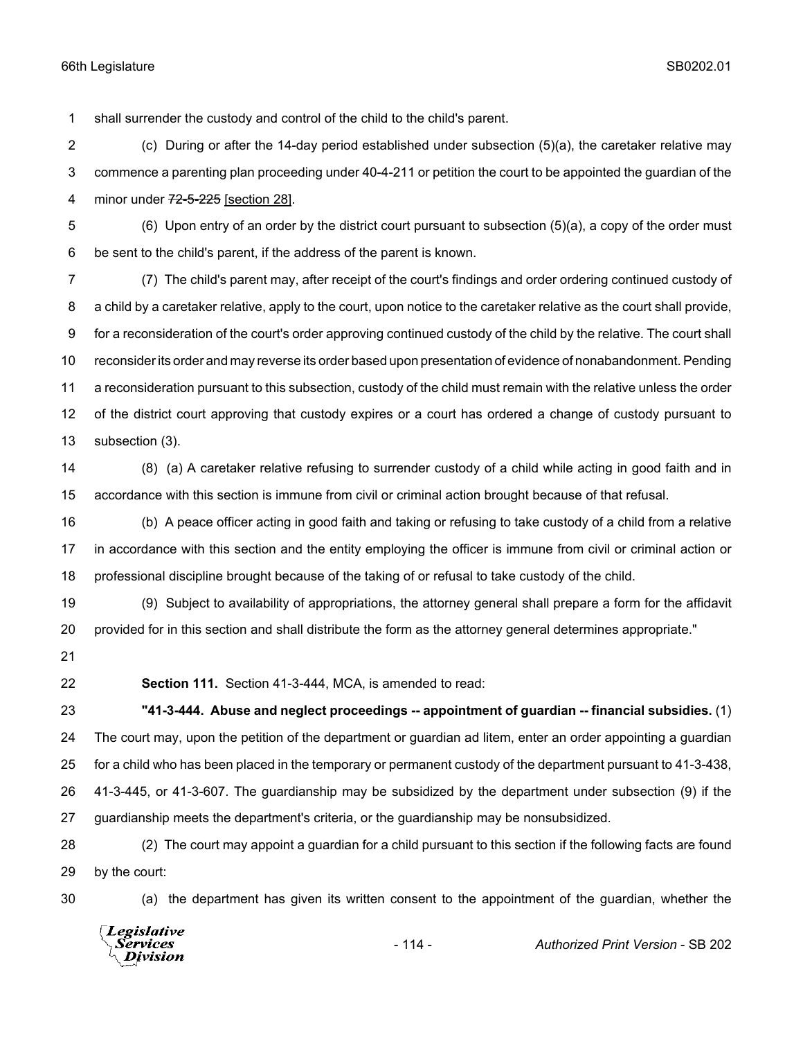shall surrender the custody and control of the child to the child's parent.

(c) During or after the 14-day period established under subsection (5)(a), the caretaker relative may commence a parenting plan proceeding under 40-4-211 or petition the court to be appointed the guardian of the minor under ~~72-5-225~~ [section 28].

(6) Upon entry of an order by the district court pursuant to subsection (5)(a), a copy of the order must be sent to the child's parent, if the address of the parent is known.

(7) The child's parent may, after receipt of the court's findings and order ordering continued custody of a child by a caretaker relative, apply to the court, upon notice to the caretaker relative as the court shall provide, for a reconsideration of the court's order approving continued custody of the child by the relative. The court shall reconsider its order and may reverse its order based upon presentation of evidence of nonabandonment. Pending a reconsideration pursuant to this subsection, custody of the child must remain with the relative unless the order of the district court approving that custody expires or a court has ordered a change of custody pursuant to subsection (3).

(8) (a) A caretaker relative refusing to surrender custody of a child while acting in good faith and in accordance with this section is immune from civil or criminal action brought because of that refusal.

(b) A peace officer acting in good faith and taking or refusing to take custody of a child from a relative in accordance with this section and the entity employing the officer is immune from civil or criminal action or professional discipline brought because of the taking of or refusal to take custody of the child.

(9) Subject to availability of appropriations, the attorney general shall prepare a form for the affidavit provided for in this section and shall distribute the form as the attorney general determines appropriate."

**Section 111.** Section 41-3-444, MCA, is amended to read:

**"41-3-444. Abuse and neglect proceedings -- appointment of guardian -- financial subsidies.** (1) The court may, upon the petition of the department or guardian ad litem, enter an order appointing a guardian for a child who has been placed in the temporary or permanent custody of the department pursuant to 41-3-438, 41-3-445, or 41-3-607. The guardianship may be subsidized by the department under subsection (9) if the guardianship meets the department's criteria, or the guardianship may be nonsubsidized.

(2) The court may appoint a guardian for a child pursuant to this section if the following facts are found by the court:

(a) the department has given its written consent to the appointment of the guardian, whether the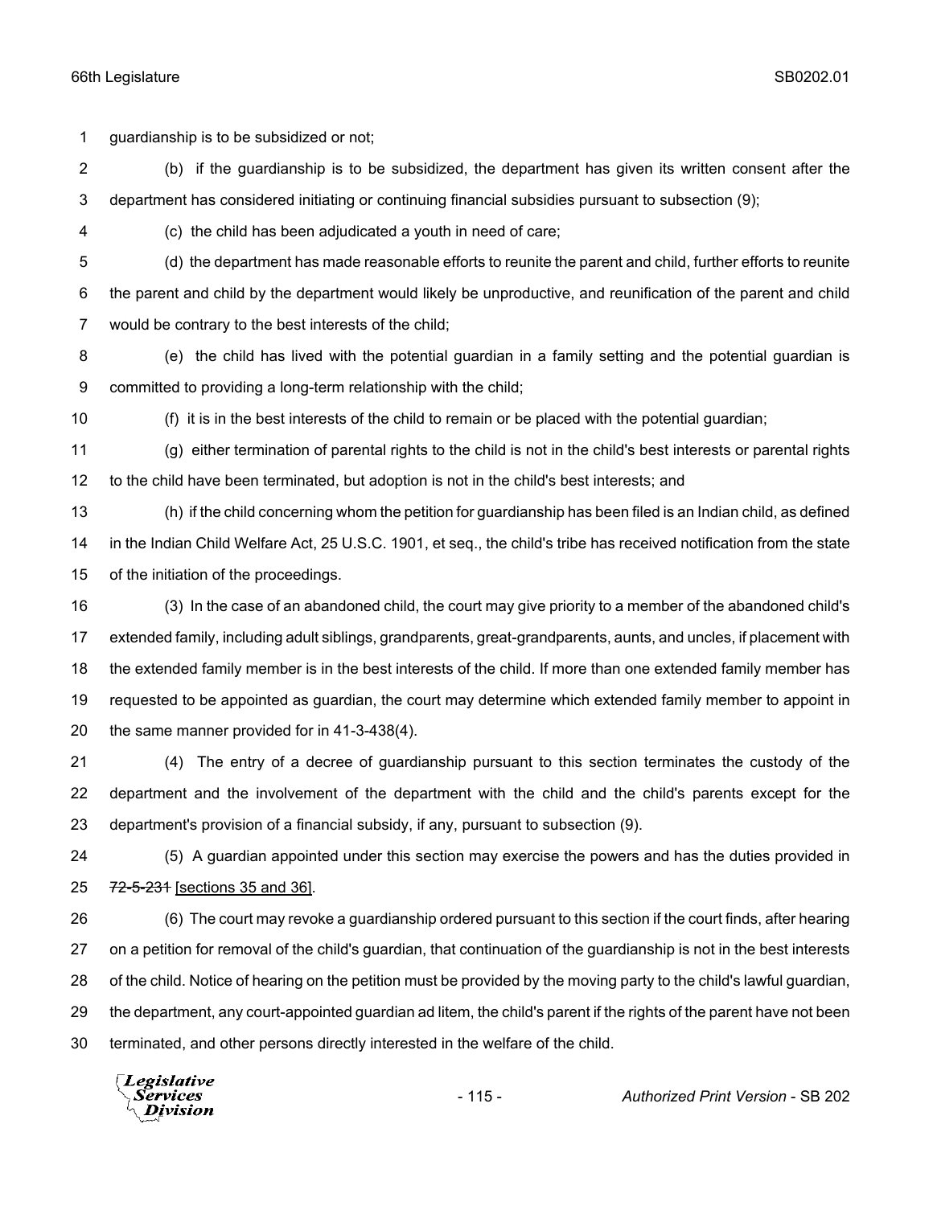guardianship is to be subsidized or not;

(b) if the guardianship is to be subsidized, the department has given its written consent after the department has considered initiating or continuing financial subsidies pursuant to subsection (9);

(c) the child has been adjudicated a youth in need of care;

(d) the department has made reasonable efforts to reunite the parent and child, further efforts to reunite the parent and child by the department would likely be unproductive, and reunification of the parent and child would be contrary to the best interests of the child;

(e) the child has lived with the potential guardian in a family setting and the potential guardian is committed to providing a long-term relationship with the child;

(f) it is in the best interests of the child to remain or be placed with the potential guardian;

(g) either termination of parental rights to the child is not in the child's best interests or parental rights to the child have been terminated, but adoption is not in the child's best interests; and

(h) if the child concerning whom the petition for guardianship has been filed is an Indian child, as defined in the Indian Child Welfare Act, 25 U.S.C. 1901, et seq., the child's tribe has received notification from the state of the initiation of the proceedings.

(3) In the case of an abandoned child, the court may give priority to a member of the abandoned child's extended family, including adult siblings, grandparents, great-grandparents, aunts, and uncles, if placement with the extended family member is in the best interests of the child. If more than one extended family member has requested to be appointed as guardian, the court may determine which extended family member to appoint in the same manner provided for in 41-3-438(4).

(4) The entry of a decree of guardianship pursuant to this section terminates the custody of the department and the involvement of the department with the child and the child's parents except for the department's provision of a financial subsidy, if any, pursuant to subsection (9).

(5) A guardian appointed under this section may exercise the powers and has the duties provided in ~~72-5-231~~ [sections 35 and 36].

(6) The court may revoke a guardianship ordered pursuant to this section if the court finds, after hearing on a petition for removal of the child's guardian, that continuation of the guardianship is not in the best interests of the child. Notice of hearing on the petition must be provided by the moving party to the child's lawful guardian, the department, any court-appointed guardian ad litem, the child's parent if the rights of the parent have not been terminated, and other persons directly interested in the welfare of the child.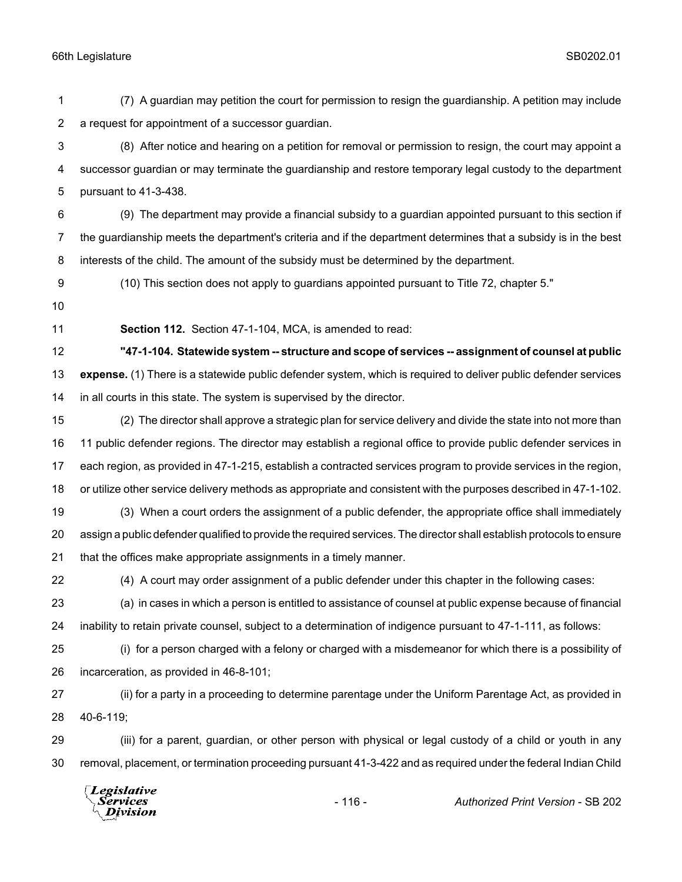(7) A guardian may petition the court for permission to resign the guardianship. A petition may include a request for appointment of a successor guardian.

(8) After notice and hearing on a petition for removal or permission to resign, the court may appoint a successor guardian or may terminate the guardianship and restore temporary legal custody to the department pursuant to 41-3-438.

(9) The department may provide a financial subsidy to a guardian appointed pursuant to this section if the guardianship meets the department's criteria and if the department determines that a subsidy is in the best interests of the child. The amount of the subsidy must be determined by the department.

(10) This section does not apply to guardians appointed pursuant to Title 72, chapter 5."

**Section 112.** Section 47-1-104, MCA, is amended to read:

**"47-1-104. Statewide system -- structure and scope of services -- assignment of counsel at public expense.** (1) There is a statewide public defender system, which is required to deliver public defender services in all courts in this state. The system is supervised by the director.

(2) The director shall approve a strategic plan for service delivery and divide the state into not more than 11 public defender regions. The director may establish a regional office to provide public defender services in each region, as provided in 47-1-215, establish a contracted services program to provide services in the region, or utilize other service delivery methods as appropriate and consistent with the purposes described in 47-1-102.

(3) When a court orders the assignment of a public defender, the appropriate office shall immediately assign a public defender qualified to provide the required services. The director shall establish protocols to ensure that the offices make appropriate assignments in a timely manner.

(4) A court may order assignment of a public defender under this chapter in the following cases:

(a) in cases in which a person is entitled to assistance of counsel at public expense because of financial inability to retain private counsel, subject to a determination of indigence pursuant to 47-1-111, as follows:

(i) for a person charged with a felony or charged with a misdemeanor for which there is a possibility of incarceration, as provided in 46-8-101;

(ii) for a party in a proceeding to determine parentage under the Uniform Parentage Act, as provided in 40-6-119;

(iii) for a parent, guardian, or other person with physical or legal custody of a child or youth in any removal, placement, or termination proceeding pursuant 41-3-422 and as required under the federal Indian Child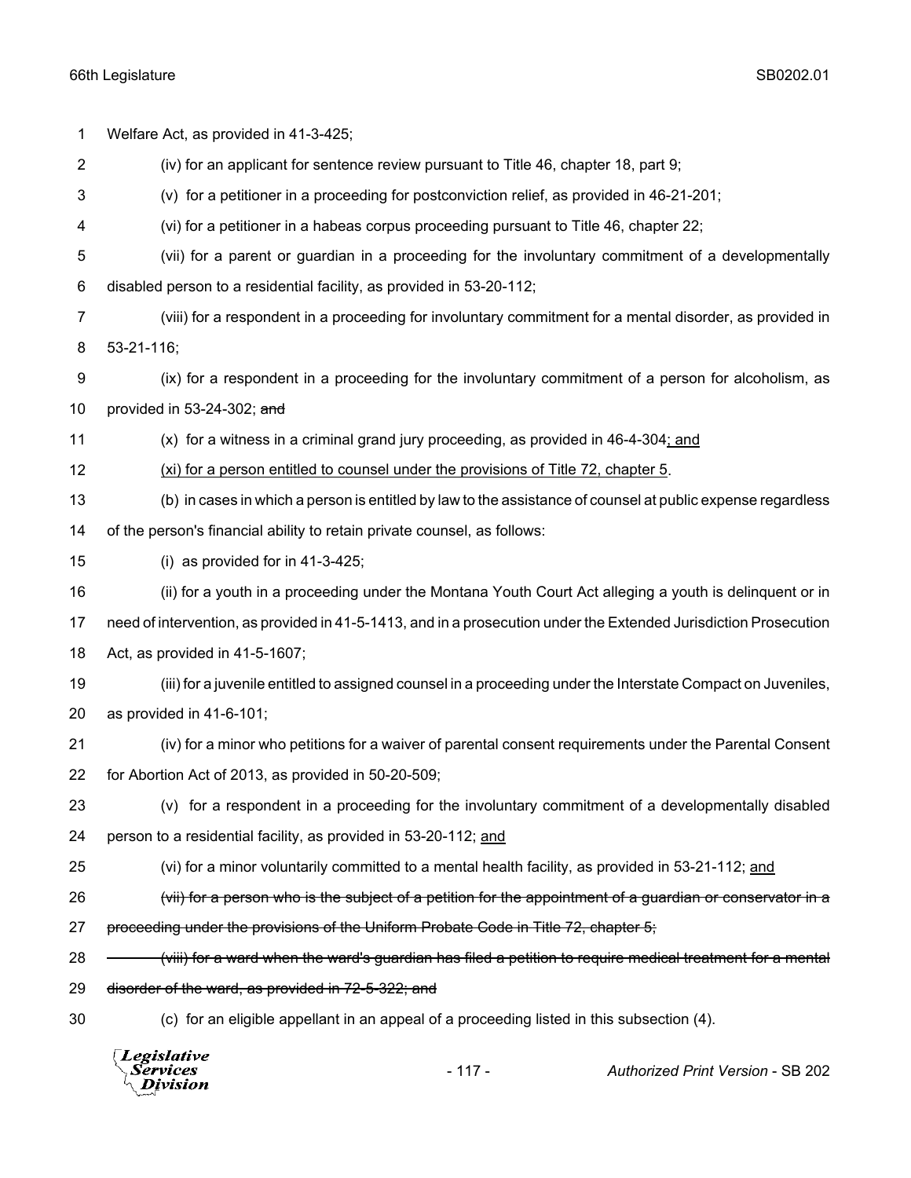Welfare Act, as provided in 41-3-425;

(iv) for an applicant for sentence review pursuant to Title 46, chapter 18, part 9;

(v) for a petitioner in a proceeding for postconviction relief, as provided in 46-21-201;

(vi) for a petitioner in a habeas corpus proceeding pursuant to Title 46, chapter 22;

(vii) for a parent or guardian in a proceeding for the involuntary commitment of a developmentally disabled person to a residential facility, as provided in 53-20-112;

(viii) for a respondent in a proceeding for involuntary commitment for a mental disorder, as provided in 53-21-116;

(ix) for a respondent in a proceeding for the involuntary commitment of a person for alcoholism, as provided in 53-24-302; ~~and~~

(x) for a witness in a criminal grand jury proceeding, as provided in 46-4-304<u>; and</u>

<u>(xi) for a person entitled to counsel under the provisions of Title 72, chapter 5</u>.

(b) in cases in which a person is entitled by law to the assistance of counsel at public expense regardless of the person's financial ability to retain private counsel, as follows:

(i) as provided for in 41-3-425;

(ii) for a youth in a proceeding under the Montana Youth Court Act alleging a youth is delinquent or in need of intervention, as provided in 41-5-1413, and in a prosecution under the Extended Jurisdiction Prosecution Act, as provided in 41-5-1607;

(iii) for a juvenile entitled to assigned counsel in a proceeding under the Interstate Compact on Juveniles, as provided in 41-6-101;

(iv) for a minor who petitions for a waiver of parental consent requirements under the Parental Consent for Abortion Act of 2013, as provided in 50-20-509;

(v) for a respondent in a proceeding for the involuntary commitment of a developmentally disabled person to a residential facility, as provided in 53-20-112; <u>and</u>

(vi) for a minor voluntarily committed to a mental health facility, as provided in 53-21-112; <u>and</u>

~~(vii) for a person who is the subject of a petition for the appointment of a guardian or conservator in a proceeding under the provisions of the Uniform Probate Code in Title 72, chapter 5;~~

~~(viii) for a ward when the ward's guardian has filed a petition to require medical treatment for a mental disorder of the ward, as provided in 72-5-322; and~~

(c) for an eligible appellant in an appeal of a proceeding listed in this subsection (4).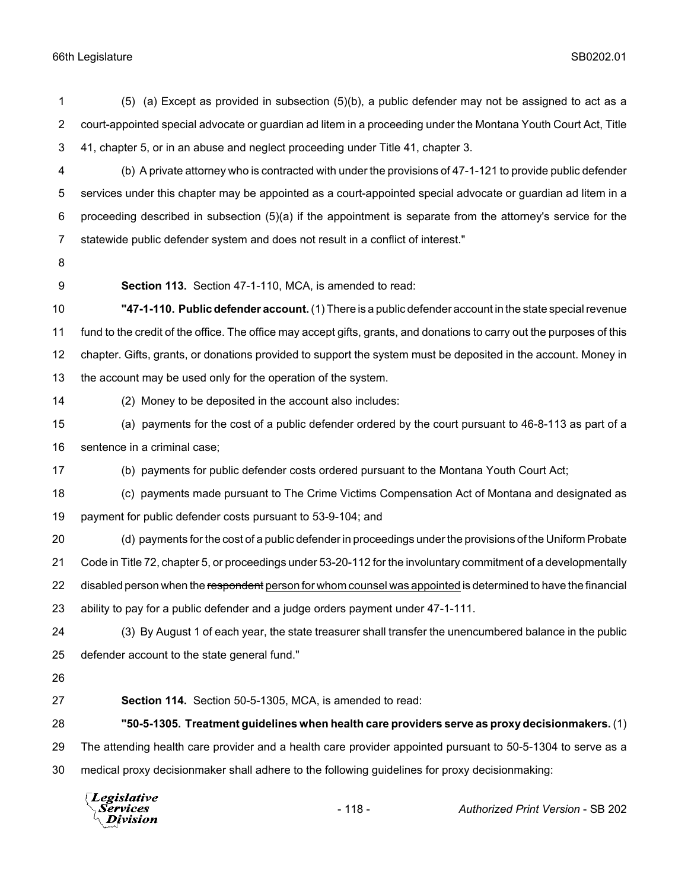(5) (a) Except as provided in subsection (5)(b), a public defender may not be assigned to act as a court-appointed special advocate or guardian ad litem in a proceeding under the Montana Youth Court Act, Title 41, chapter 5, or in an abuse and neglect proceeding under Title 41, chapter 3.

(b) A private attorney who is contracted with under the provisions of 47-1-121 to provide public defender services under this chapter may be appointed as a court-appointed special advocate or guardian ad litem in a proceeding described in subsection (5)(a) if the appointment is separate from the attorney's service for the statewide public defender system and does not result in a conflict of interest."

**Section 113.** Section 47-1-110, MCA, is amended to read:

**"47-1-110. Public defender account.** (1) There is a public defender account in the state special revenue fund to the credit of the office. The office may accept gifts, grants, and donations to carry out the purposes of this chapter. Gifts, grants, or donations provided to support the system must be deposited in the account. Money in the account may be used only for the operation of the system.

(2) Money to be deposited in the account also includes:

(a) payments for the cost of a public defender ordered by the court pursuant to 46-8-113 as part of a sentence in a criminal case;

(b) payments for public defender costs ordered pursuant to the Montana Youth Court Act;

(c) payments made pursuant to The Crime Victims Compensation Act of Montana and designated as payment for public defender costs pursuant to 53-9-104; and

(d) payments for the cost of a public defender in proceedings under the provisions of the Uniform Probate Code in Title 72, chapter 5, or proceedings under 53-20-112 for the involuntary commitment of a developmentally disabled person when the ~~respondent~~ <u>person for whom counsel was appointed</u> is determined to have the financial ability to pay for a public defender and a judge orders payment under 47-1-111.

(3) By August 1 of each year, the state treasurer shall transfer the unencumbered balance in the public defender account to the state general fund."

**Section 114.** Section 50-5-1305, MCA, is amended to read:

**"50-5-1305. Treatment guidelines when health care providers serve as proxy decisionmakers.** (1) The attending health care provider and a health care provider appointed pursuant to 50-5-1304 to serve as a medical proxy decisionmaker shall adhere to the following guidelines for proxy decisionmaking: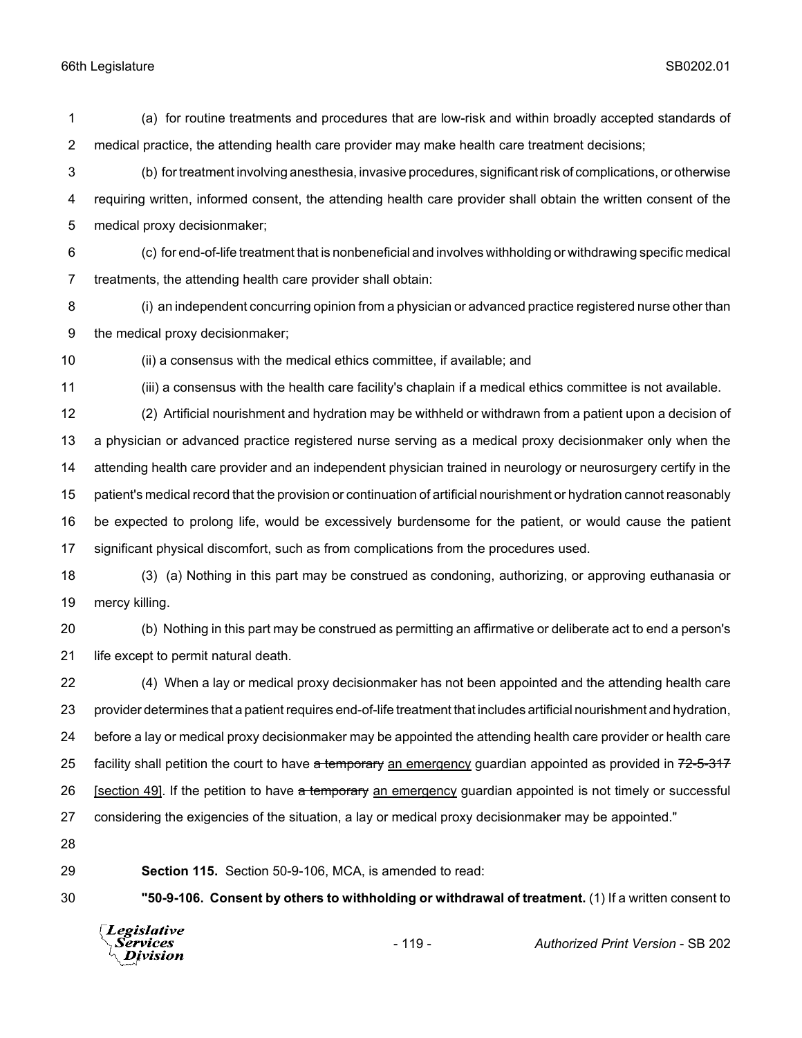(a) for routine treatments and procedures that are low-risk and within broadly accepted standards of medical practice, the attending health care provider may make health care treatment decisions;

(b) for treatment involving anesthesia, invasive procedures, significant risk of complications, or otherwise requiring written, informed consent, the attending health care provider shall obtain the written consent of the medical proxy decisionmaker;

(c) for end-of-life treatment that is nonbeneficial and involves withholding or withdrawing specific medical treatments, the attending health care provider shall obtain:

(i) an independent concurring opinion from a physician or advanced practice registered nurse other than the medical proxy decisionmaker;

(ii) a consensus with the medical ethics committee, if available; and

(iii) a consensus with the health care facility's chaplain if a medical ethics committee is not available.

(2) Artificial nourishment and hydration may be withheld or withdrawn from a patient upon a decision of a physician or advanced practice registered nurse serving as a medical proxy decisionmaker only when the attending health care provider and an independent physician trained in neurology or neurosurgery certify in the patient's medical record that the provision or continuation of artificial nourishment or hydration cannot reasonably be expected to prolong life, would be excessively burdensome for the patient, or would cause the patient significant physical discomfort, such as from complications from the procedures used.

(3) (a) Nothing in this part may be construed as condoning, authorizing, or approving euthanasia or mercy killing.

(b) Nothing in this part may be construed as permitting an affirmative or deliberate act to end a person's life except to permit natural death.

(4) When a lay or medical proxy decisionmaker has not been appointed and the attending health care provider determines that a patient requires end-of-life treatment that includes artificial nourishment and hydration, before a lay or medical proxy decisionmaker may be appointed the attending health care provider or health care facility shall petition the court to have ~~a temporary~~ an emergency guardian appointed as provided in ~~72-5-317~~ [section 49]. If the petition to have ~~a temporary~~ an emergency guardian appointed is not timely or successful considering the exigencies of the situation, a lay or medical proxy decisionmaker may be appointed."

**Section 115.** Section 50-9-106, MCA, is amended to read:

**"50-9-106. Consent by others to withholding or withdrawal of treatment.** (1) If a written consent to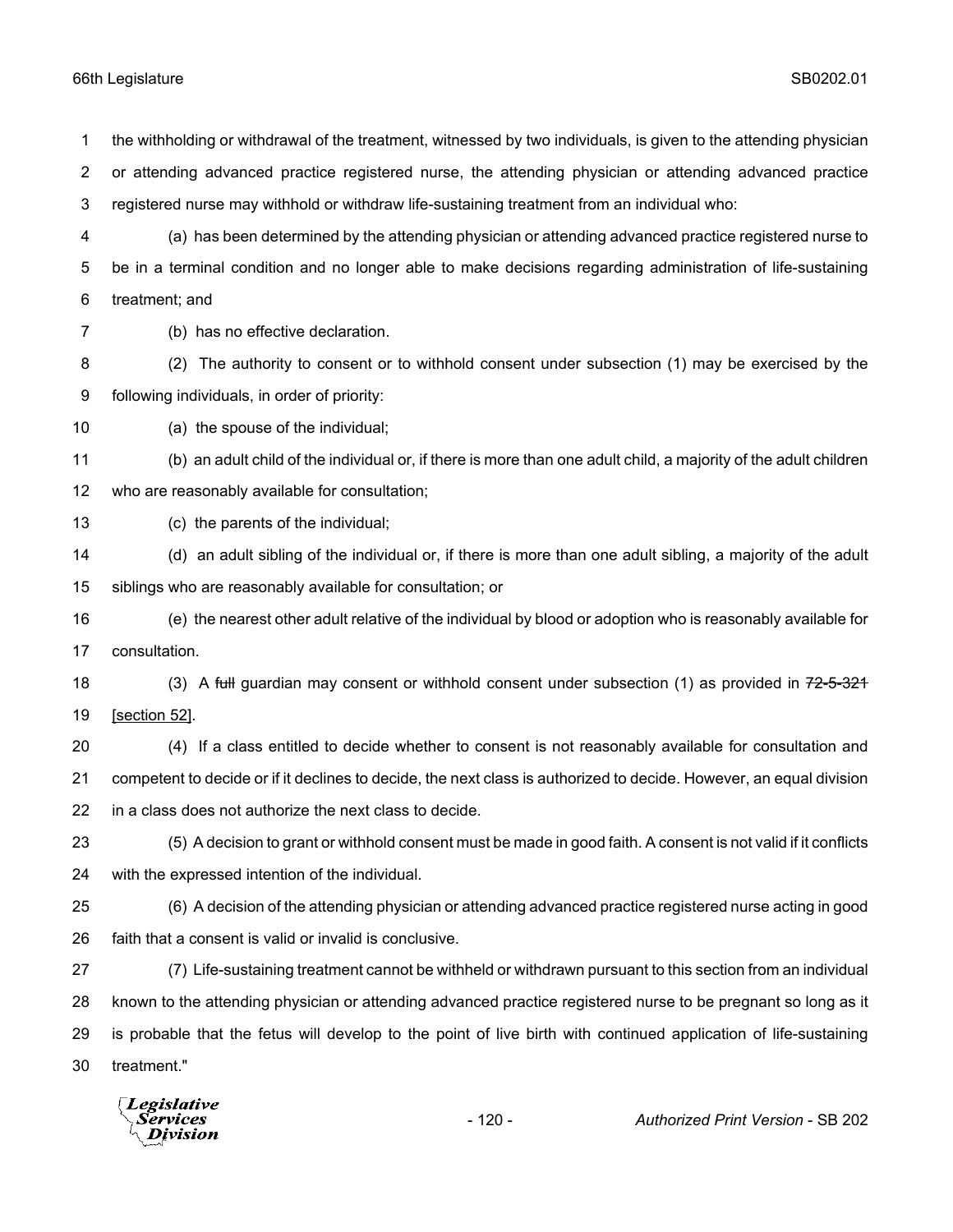the withholding or withdrawal of the treatment, witnessed by two individuals, is given to the attending physician or attending advanced practice registered nurse, the attending physician or attending advanced practice registered nurse may withhold or withdraw life-sustaining treatment from an individual who:

(a) has been determined by the attending physician or attending advanced practice registered nurse to be in a terminal condition and no longer able to make decisions regarding administration of life-sustaining treatment; and

(b) has no effective declaration.

(2) The authority to consent or to withhold consent under subsection (1) may be exercised by the following individuals, in order of priority:

(a) the spouse of the individual;

(b) an adult child of the individual or, if there is more than one adult child, a majority of the adult children who are reasonably available for consultation;

(c) the parents of the individual;

(d) an adult sibling of the individual or, if there is more than one adult sibling, a majority of the adult siblings who are reasonably available for consultation; or

(e) the nearest other adult relative of the individual by blood or adoption who is reasonably available for consultation.

(3) A ~~full~~ guardian may consent or withhold consent under subsection (1) as provided in ~~72-5-321~~ <u>[section 52]</u>.

(4) If a class entitled to decide whether to consent is not reasonably available for consultation and competent to decide or if it declines to decide, the next class is authorized to decide. However, an equal division in a class does not authorize the next class to decide.

(5) A decision to grant or withhold consent must be made in good faith. A consent is not valid if it conflicts with the expressed intention of the individual.

(6) A decision of the attending physician or attending advanced practice registered nurse acting in good faith that a consent is valid or invalid is conclusive.

(7) Life-sustaining treatment cannot be withheld or withdrawn pursuant to this section from an individual known to the attending physician or attending advanced practice registered nurse to be pregnant so long as it is probable that the fetus will develop to the point of live birth with continued application of life-sustaining treatment."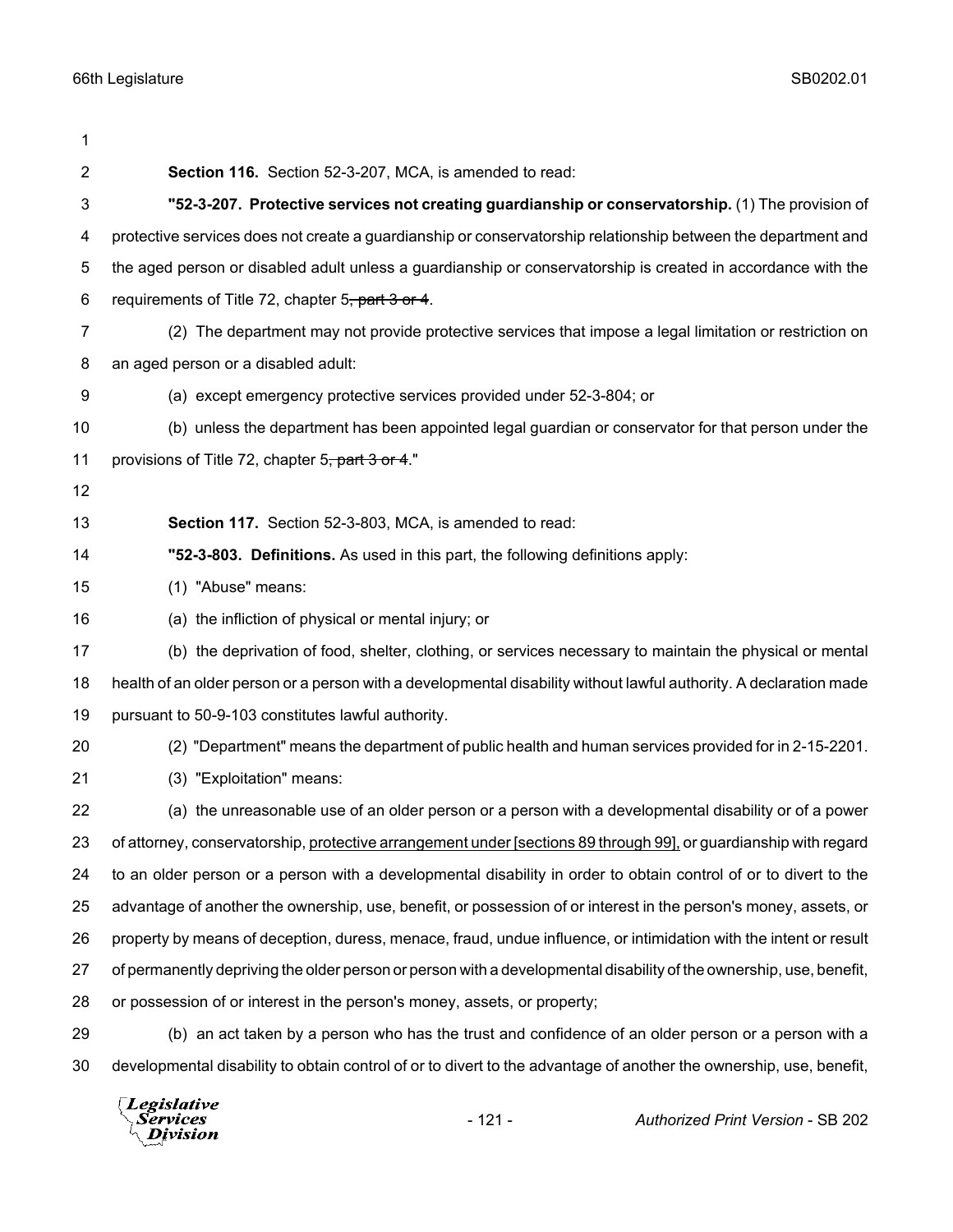**Section 116.** Section 52-3-207, MCA, is amended to read:

**"52-3-207. Protective services not creating guardianship or conservatorship.** (1) The provision of protective services does not create a guardianship or conservatorship relationship between the department and the aged person or disabled adult unless a guardianship or conservatorship is created in accordance with the requirements of Title 72, chapter 5~~, part 3 or 4~~.

(2) The department may not provide protective services that impose a legal limitation or restriction on an aged person or a disabled adult:

(a) except emergency protective services provided under 52-3-804; or

(b) unless the department has been appointed legal guardian or conservator for that person under the provisions of Title 72, chapter 5~~, part 3 or 4~~."

**Section 117.** Section 52-3-803, MCA, is amended to read:

**"52-3-803. Definitions.** As used in this part, the following definitions apply:

(1) "Abuse" means:

(a) the infliction of physical or mental injury; or

(b) the deprivation of food, shelter, clothing, or services necessary to maintain the physical or mental health of an older person or a person with a developmental disability without lawful authority. A declaration made pursuant to 50-9-103 constitutes lawful authority.

(2) "Department" means the department of public health and human services provided for in 2-15-2201.

(3) "Exploitation" means:

(a) the unreasonable use of an older person or a person with a developmental disability or of a power of attorney, conservatorship, <u>protective arrangement under [sections 89 through 99],</u> or guardianship with regard to an older person or a person with a developmental disability in order to obtain control of or to divert to the advantage of another the ownership, use, benefit, or possession of or interest in the person's money, assets, or property by means of deception, duress, menace, fraud, undue influence, or intimidation with the intent or result of permanently depriving the older person or person with a developmental disability of the ownership, use, benefit, or possession of or interest in the person's money, assets, or property;

(b) an act taken by a person who has the trust and confidence of an older person or a person with a developmental disability to obtain control of or to divert to the advantage of another the ownership, use, benefit,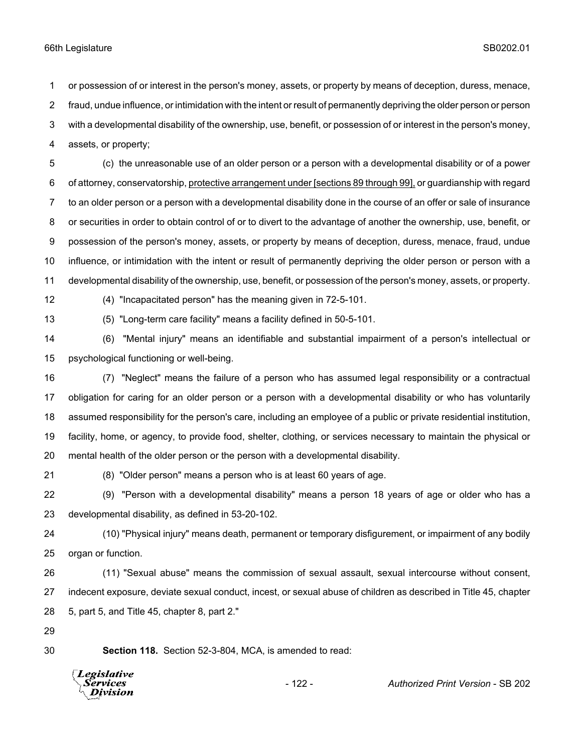or possession of or interest in the person's money, assets, or property by means of deception, duress, menace, fraud, undue influence, or intimidation with the intent or result of permanently depriving the older person or person with a developmental disability of the ownership, use, benefit, or possession of or interest in the person's money, assets, or property;

(c) the unreasonable use of an older person or a person with a developmental disability or of a power of attorney, conservatorship, <u>protective arrangement under [sections 89 through 99],</u> or guardianship with regard to an older person or a person with a developmental disability done in the course of an offer or sale of insurance or securities in order to obtain control of or to divert to the advantage of another the ownership, use, benefit, or possession of the person's money, assets, or property by means of deception, duress, menace, fraud, undue influence, or intimidation with the intent or result of permanently depriving the older person or person with a developmental disability of the ownership, use, benefit, or possession of the person's money, assets, or property.

(4) "Incapacitated person" has the meaning given in 72-5-101.

(5) "Long-term care facility" means a facility defined in 50-5-101.

(6) "Mental injury" means an identifiable and substantial impairment of a person's intellectual or psychological functioning or well-being.

(7) "Neglect" means the failure of a person who has assumed legal responsibility or a contractual obligation for caring for an older person or a person with a developmental disability or who has voluntarily assumed responsibility for the person's care, including an employee of a public or private residential institution, facility, home, or agency, to provide food, shelter, clothing, or services necessary to maintain the physical or mental health of the older person or the person with a developmental disability.

(8) "Older person" means a person who is at least 60 years of age.

(9) "Person with a developmental disability" means a person 18 years of age or older who has a developmental disability, as defined in 53-20-102.

(10) "Physical injury" means death, permanent or temporary disfigurement, or impairment of any bodily organ or function.

(11) "Sexual abuse" means the commission of sexual assault, sexual intercourse without consent, indecent exposure, deviate sexual conduct, incest, or sexual abuse of children as described in Title 45, chapter 5, part 5, and Title 45, chapter 8, part 2."

**Section 118.** Section 52-3-804, MCA, is amended to read: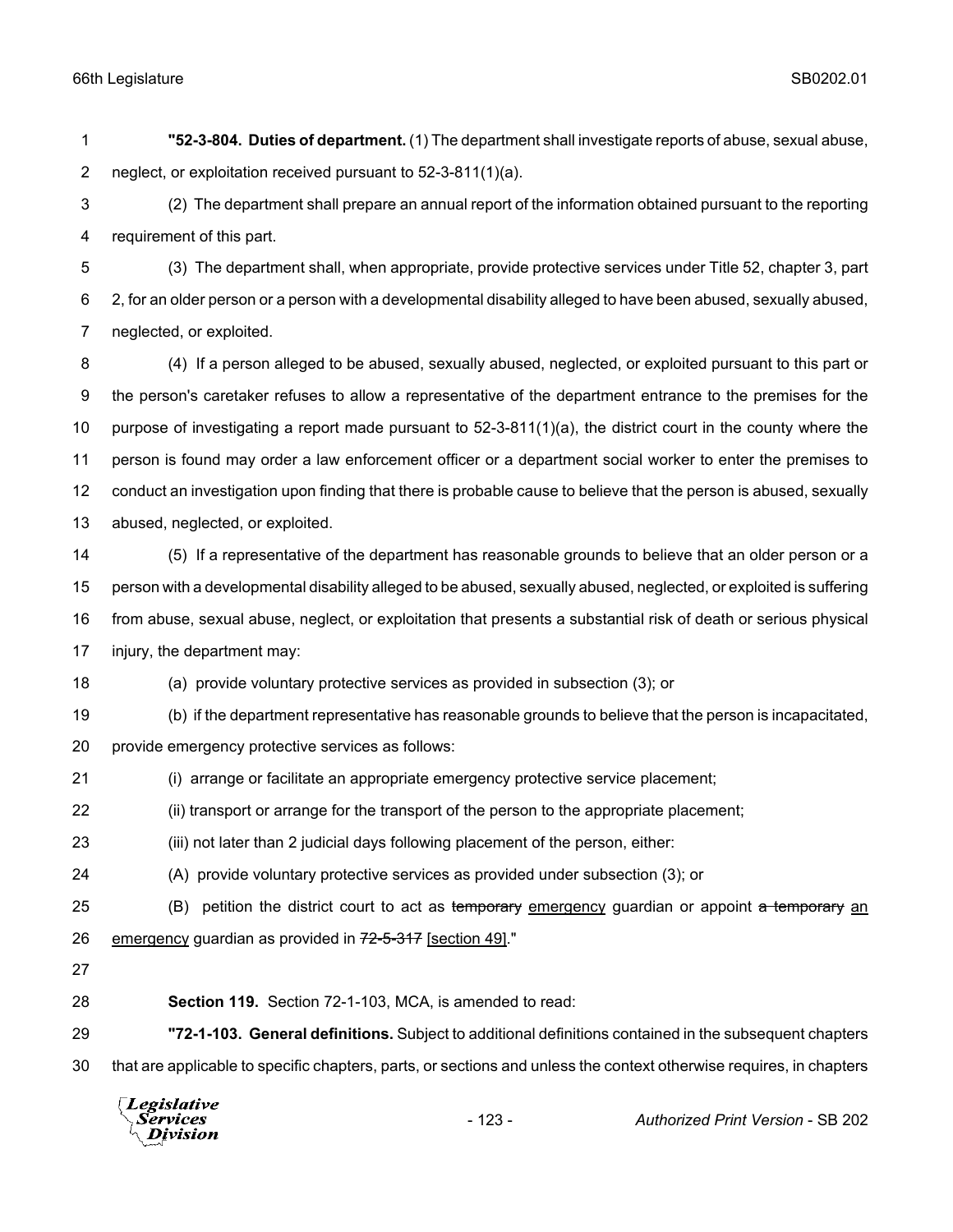**"52-3-804. Duties of department.** (1) The department shall investigate reports of abuse, sexual abuse, neglect, or exploitation received pursuant to 52-3-811(1)(a).

(2) The department shall prepare an annual report of the information obtained pursuant to the reporting requirement of this part.

(3) The department shall, when appropriate, provide protective services under Title 52, chapter 3, part 2, for an older person or a person with a developmental disability alleged to have been abused, sexually abused, neglected, or exploited.

(4) If a person alleged to be abused, sexually abused, neglected, or exploited pursuant to this part or the person's caretaker refuses to allow a representative of the department entrance to the premises for the purpose of investigating a report made pursuant to 52-3-811(1)(a), the district court in the county where the person is found may order a law enforcement officer or a department social worker to enter the premises to conduct an investigation upon finding that there is probable cause to believe that the person is abused, sexually abused, neglected, or exploited.

(5) If a representative of the department has reasonable grounds to believe that an older person or a person with a developmental disability alleged to be abused, sexually abused, neglected, or exploited is suffering from abuse, sexual abuse, neglect, or exploitation that presents a substantial risk of death or serious physical injury, the department may:

(a) provide voluntary protective services as provided in subsection (3); or

(b) if the department representative has reasonable grounds to believe that the person is incapacitated, provide emergency protective services as follows:

(i) arrange or facilitate an appropriate emergency protective service placement;

(ii) transport or arrange for the transport of the person to the appropriate placement;

(iii) not later than 2 judicial days following placement of the person, either:

(A) provide voluntary protective services as provided under subsection (3); or

(B) petition the district court to act as ~~temporary~~ emergency guardian or appoint ~~a temporary~~ an emergency guardian as provided in ~~72-5-317~~ [section 49]."

**Section 119.** Section 72-1-103, MCA, is amended to read:

**"72-1-103. General definitions.** Subject to additional definitions contained in the subsequent chapters that are applicable to specific chapters, parts, or sections and unless the context otherwise requires, in chapters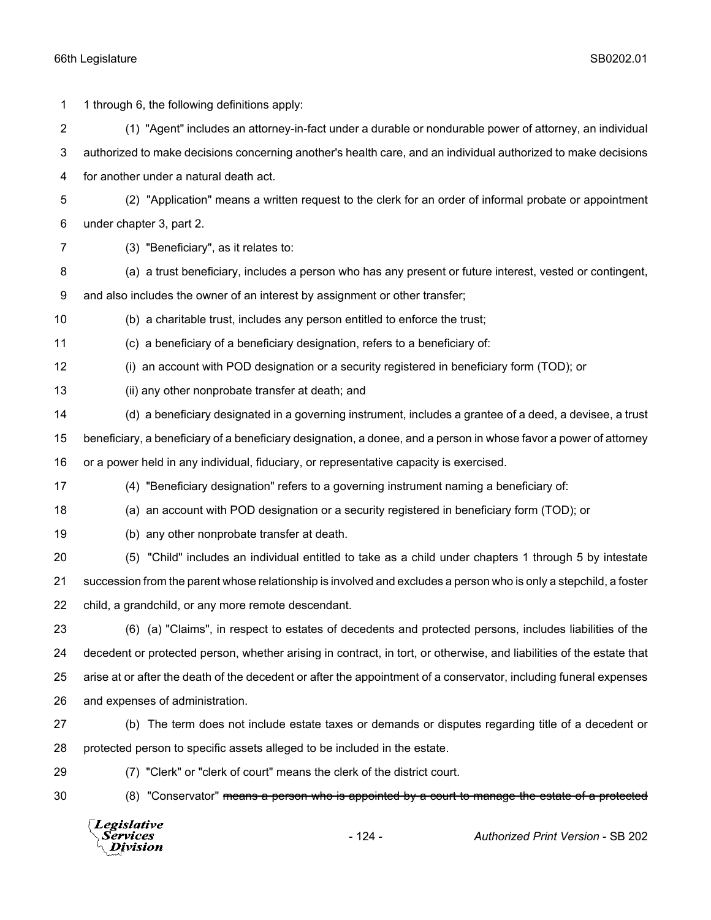1 through 6, the following definitions apply:

(1) "Agent" includes an attorney-in-fact under a durable or nondurable power of attorney, an individual authorized to make decisions concerning another's health care, and an individual authorized to make decisions for another under a natural death act.

(2) "Application" means a written request to the clerk for an order of informal probate or appointment under chapter 3, part 2.

(3) "Beneficiary", as it relates to:

(a) a trust beneficiary, includes a person who has any present or future interest, vested or contingent, and also includes the owner of an interest by assignment or other transfer;

(b) a charitable trust, includes any person entitled to enforce the trust;

(c) a beneficiary of a beneficiary designation, refers to a beneficiary of:

(i) an account with POD designation or a security registered in beneficiary form (TOD); or

(ii) any other nonprobate transfer at death; and

(d) a beneficiary designated in a governing instrument, includes a grantee of a deed, a devisee, a trust beneficiary, a beneficiary of a beneficiary designation, a donee, and a person in whose favor a power of attorney or a power held in any individual, fiduciary, or representative capacity is exercised.

(4) "Beneficiary designation" refers to a governing instrument naming a beneficiary of:

(a) an account with POD designation or a security registered in beneficiary form (TOD); or

(b) any other nonprobate transfer at death.

(5) "Child" includes an individual entitled to take as a child under chapters 1 through 5 by intestate succession from the parent whose relationship is involved and excludes a person who is only a stepchild, a foster child, a grandchild, or any more remote descendant.

(6) (a) "Claims", in respect to estates of decedents and protected persons, includes liabilities of the decedent or protected person, whether arising in contract, in tort, or otherwise, and liabilities of the estate that arise at or after the death of the decedent or after the appointment of a conservator, including funeral expenses and expenses of administration.

(b) The term does not include estate taxes or demands or disputes regarding title of a decedent or protected person to specific assets alleged to be included in the estate.

(7) "Clerk" or "clerk of court" means the clerk of the district court.

(8) "Conservator" ~~means a person who is appointed by a court to manage the estate of a protected~~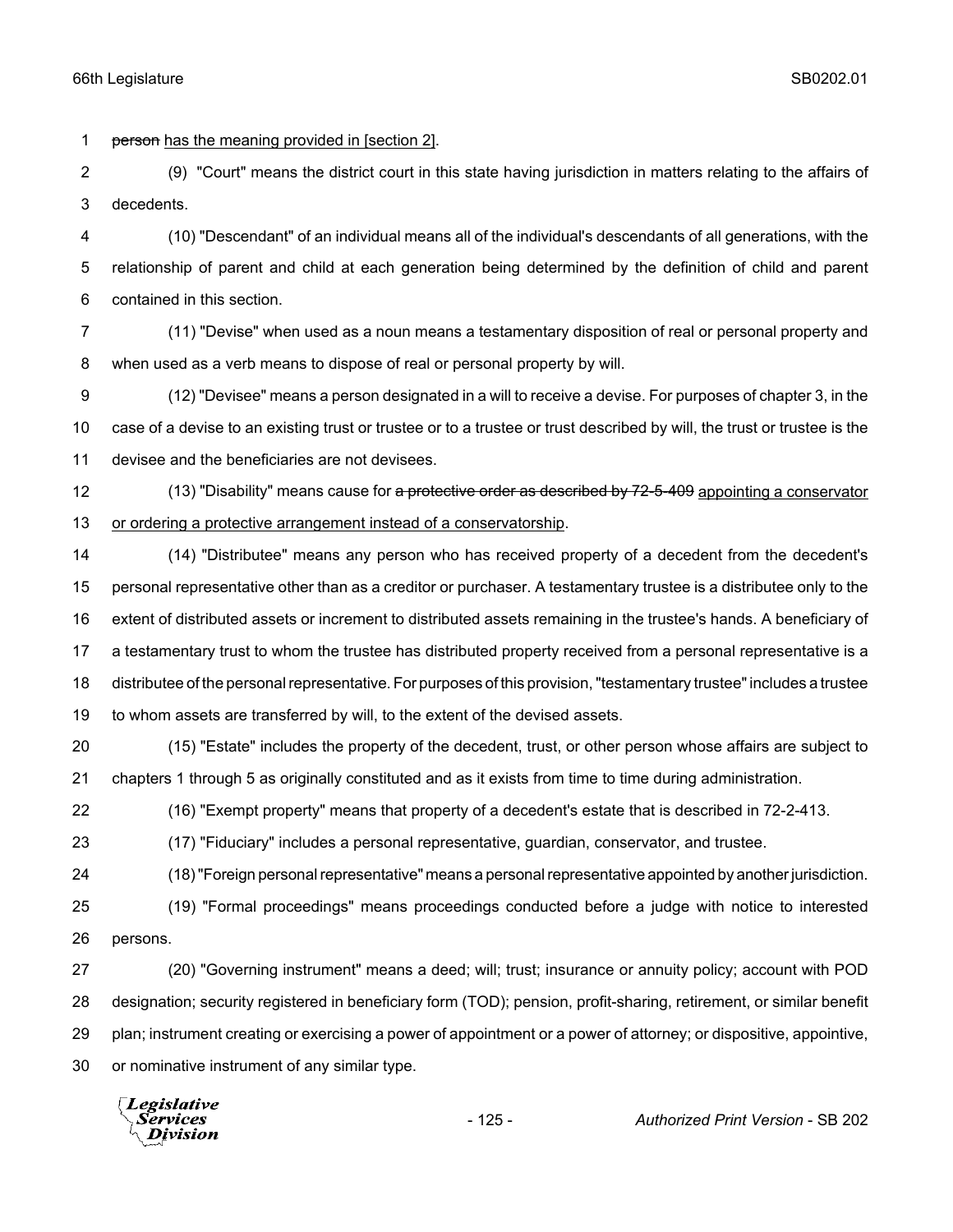~~person~~ has the meaning provided in [section 2].

(9) "Court" means the district court in this state having jurisdiction in matters relating to the affairs of decedents.

(10) "Descendant" of an individual means all of the individual's descendants of all generations, with the relationship of parent and child at each generation being determined by the definition of child and parent contained in this section.

(11) "Devise" when used as a noun means a testamentary disposition of real or personal property and when used as a verb means to dispose of real or personal property by will.

(12) "Devisee" means a person designated in a will to receive a devise. For purposes of chapter 3, in the case of a devise to an existing trust or trustee or to a trustee or trust described by will, the trust or trustee is the devisee and the beneficiaries are not devisees.

(13) "Disability" means cause for ~~a protective order as described by 72-5-409~~ appointing a conservator or ordering a protective arrangement instead of a conservatorship.

(14) "Distributee" means any person who has received property of a decedent from the decedent's personal representative other than as a creditor or purchaser. A testamentary trustee is a distributee only to the extent of distributed assets or increment to distributed assets remaining in the trustee's hands. A beneficiary of a testamentary trust to whom the trustee has distributed property received from a personal representative is a distributee of the personal representative. For purposes of this provision, "testamentary trustee" includes a trustee to whom assets are transferred by will, to the extent of the devised assets.

(15) "Estate" includes the property of the decedent, trust, or other person whose affairs are subject to chapters 1 through 5 as originally constituted and as it exists from time to time during administration.

(16) "Exempt property" means that property of a decedent's estate that is described in 72-2-413.

(17) "Fiduciary" includes a personal representative, guardian, conservator, and trustee.

(18) "Foreign personal representative" means a personal representative appointed by another jurisdiction.

(19) "Formal proceedings" means proceedings conducted before a judge with notice to interested persons.

(20) "Governing instrument" means a deed; will; trust; insurance or annuity policy; account with POD designation; security registered in beneficiary form (TOD); pension, profit-sharing, retirement, or similar benefit plan; instrument creating or exercising a power of appointment or a power of attorney; or dispositive, appointive, or nominative instrument of any similar type.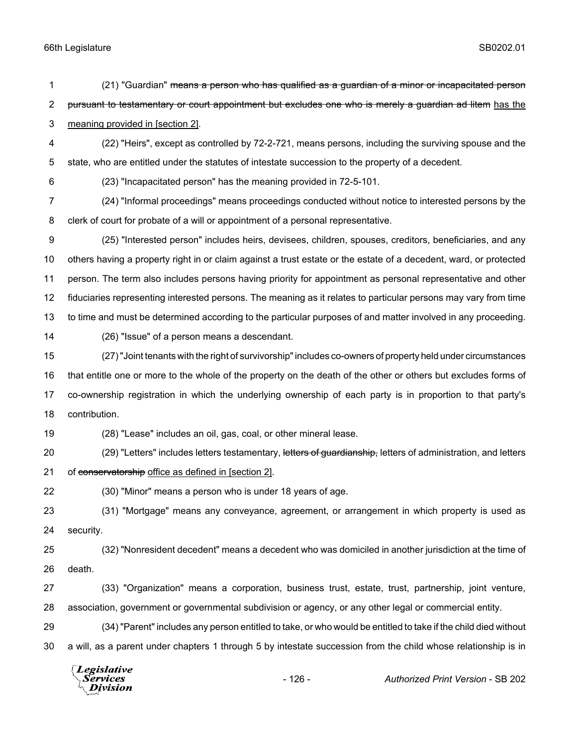(21) "Guardian" ~~means a person who has qualified as a guardian of a minor or incapacitated person pursuant to testamentary or court appointment but excludes one who is merely a guardian ad litem~~ has the meaning provided in [section 2].

(22) "Heirs", except as controlled by 72-2-721, means persons, including the surviving spouse and the state, who are entitled under the statutes of intestate succession to the property of a decedent.

(23) "Incapacitated person" has the meaning provided in 72-5-101.

(24) "Informal proceedings" means proceedings conducted without notice to interested persons by the clerk of court for probate of a will or appointment of a personal representative.

(25) "Interested person" includes heirs, devisees, children, spouses, creditors, beneficiaries, and any others having a property right in or claim against a trust estate or the estate of a decedent, ward, or protected person. The term also includes persons having priority for appointment as personal representative and other fiduciaries representing interested persons. The meaning as it relates to particular persons may vary from time to time and must be determined according to the particular purposes of and matter involved in any proceeding.

(26) "Issue" of a person means a descendant.

(27) "Joint tenants with the right of survivorship" includes co-owners of property held under circumstances that entitle one or more to the whole of the property on the death of the other or others but excludes forms of co-ownership registration in which the underlying ownership of each party is in proportion to that party's contribution.

(28) "Lease" includes an oil, gas, coal, or other mineral lease.

(29) "Letters" includes letters testamentary, ~~letters of guardianship,~~ letters of administration, and letters of ~~conservatorship~~ office as defined in [section 2].

(30) "Minor" means a person who is under 18 years of age.

(31) "Mortgage" means any conveyance, agreement, or arrangement in which property is used as security.

(32) "Nonresident decedent" means a decedent who was domiciled in another jurisdiction at the time of death.

(33) "Organization" means a corporation, business trust, estate, trust, partnership, joint venture, association, government or governmental subdivision or agency, or any other legal or commercial entity.

(34) "Parent" includes any person entitled to take, or who would be entitled to take if the child died without a will, as a parent under chapters 1 through 5 by intestate succession from the child whose relationship is in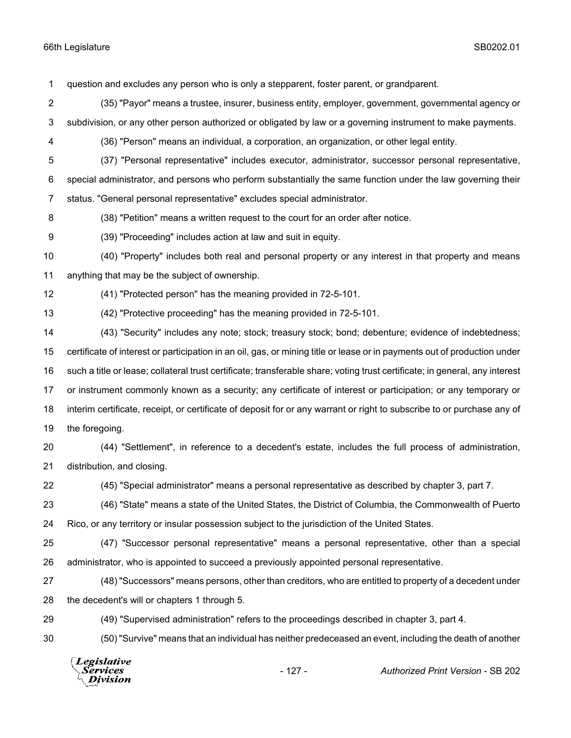question and excludes any person who is only a stepparent, foster parent, or grandparent.

(35) "Payor" means a trustee, insurer, business entity, employer, government, governmental agency or subdivision, or any other person authorized or obligated by law or a governing instrument to make payments.

(36) "Person" means an individual, a corporation, an organization, or other legal entity.

(37) "Personal representative" includes executor, administrator, successor personal representative, special administrator, and persons who perform substantially the same function under the law governing their status. "General personal representative" excludes special administrator.

(38) "Petition" means a written request to the court for an order after notice.

(39) "Proceeding" includes action at law and suit in equity.

(40) "Property" includes both real and personal property or any interest in that property and means anything that may be the subject of ownership.

(41) "Protected person" has the meaning provided in 72-5-101.

(42) "Protective proceeding" has the meaning provided in 72-5-101.

(43) "Security" includes any note; stock; treasury stock; bond; debenture; evidence of indebtedness; certificate of interest or participation in an oil, gas, or mining title or lease or in payments out of production under such a title or lease; collateral trust certificate; transferable share; voting trust certificate; in general, any interest or instrument commonly known as a security; any certificate of interest or participation; or any temporary or interim certificate, receipt, or certificate of deposit for or any warrant or right to subscribe to or purchase any of the foregoing.

(44) "Settlement", in reference to a decedent's estate, includes the full process of administration, distribution, and closing.

(45) "Special administrator" means a personal representative as described by chapter 3, part 7.

(46) "State" means a state of the United States, the District of Columbia, the Commonwealth of Puerto Rico, or any territory or insular possession subject to the jurisdiction of the United States.

(47) "Successor personal representative" means a personal representative, other than a special administrator, who is appointed to succeed a previously appointed personal representative.

(48) "Successors" means persons, other than creditors, who are entitled to property of a decedent under the decedent's will or chapters 1 through 5.

(49) "Supervised administration" refers to the proceedings described in chapter 3, part 4.

(50) "Survive" means that an individual has neither predeceased an event, including the death of another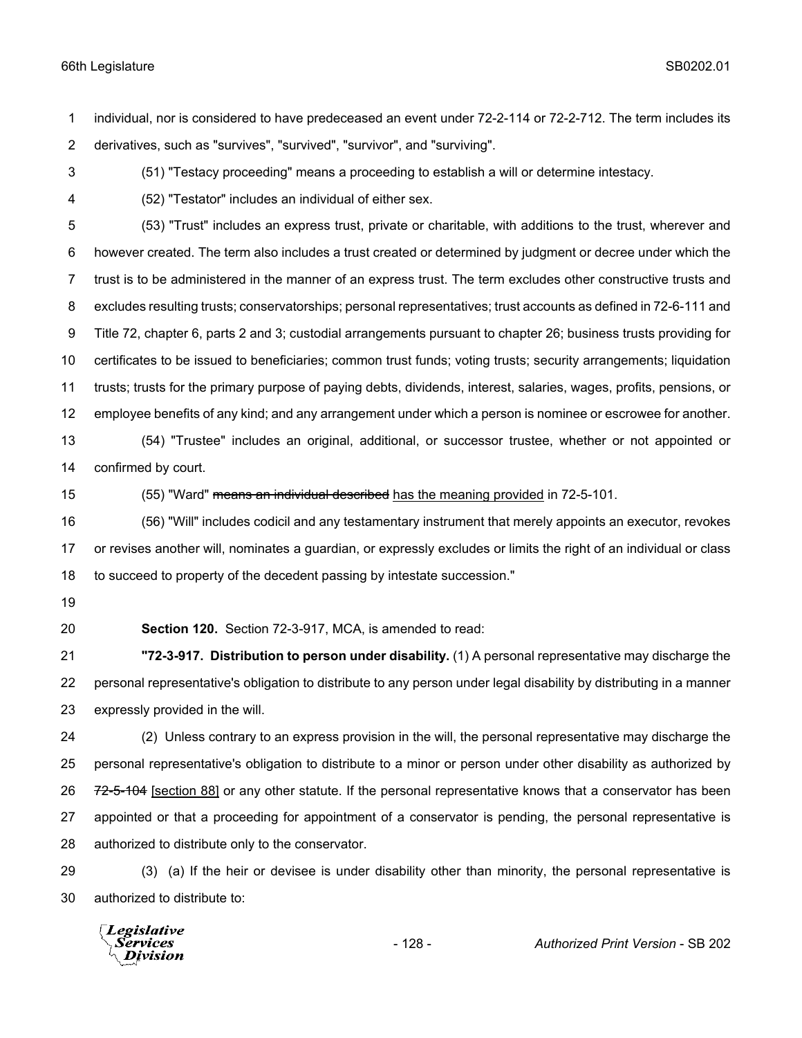individual, nor is considered to have predeceased an event under 72-2-114 or 72-2-712. The term includes its derivatives, such as "survives", "survived", "survivor", and "surviving".

(51) "Testacy proceeding" means a proceeding to establish a will or determine intestacy.

(52) "Testator" includes an individual of either sex.

(53) "Trust" includes an express trust, private or charitable, with additions to the trust, wherever and however created. The term also includes a trust created or determined by judgment or decree under which the trust is to be administered in the manner of an express trust. The term excludes other constructive trusts and excludes resulting trusts; conservatorships; personal representatives; trust accounts as defined in 72-6-111 and Title 72, chapter 6, parts 2 and 3; custodial arrangements pursuant to chapter 26; business trusts providing for certificates to be issued to beneficiaries; common trust funds; voting trusts; security arrangements; liquidation trusts; trusts for the primary purpose of paying debts, dividends, interest, salaries, wages, profits, pensions, or employee benefits of any kind; and any arrangement under which a person is nominee or escrowee for another.

(54) "Trustee" includes an original, additional, or successor trustee, whether or not appointed or confirmed by court.

(55) "Ward" ~~means an individual described~~ <u>has the meaning provided</u> in 72-5-101.

(56) "Will" includes codicil and any testamentary instrument that merely appoints an executor, revokes or revises another will, nominates a guardian, or expressly excludes or limits the right of an individual or class to succeed to property of the decedent passing by intestate succession."

**Section 120.** Section 72-3-917, MCA, is amended to read:

**"72-3-917. Distribution to person under disability.** (1) A personal representative may discharge the personal representative's obligation to distribute to any person under legal disability by distributing in a manner expressly provided in the will.

(2) Unless contrary to an express provision in the will, the personal representative may discharge the personal representative's obligation to distribute to a minor or person under other disability as authorized by ~~72-5-104~~ <u>[section 88]</u> or any other statute. If the personal representative knows that a conservator has been appointed or that a proceeding for appointment of a conservator is pending, the personal representative is authorized to distribute only to the conservator.

(3) (a) If the heir or devisee is under disability other than minority, the personal representative is authorized to distribute to: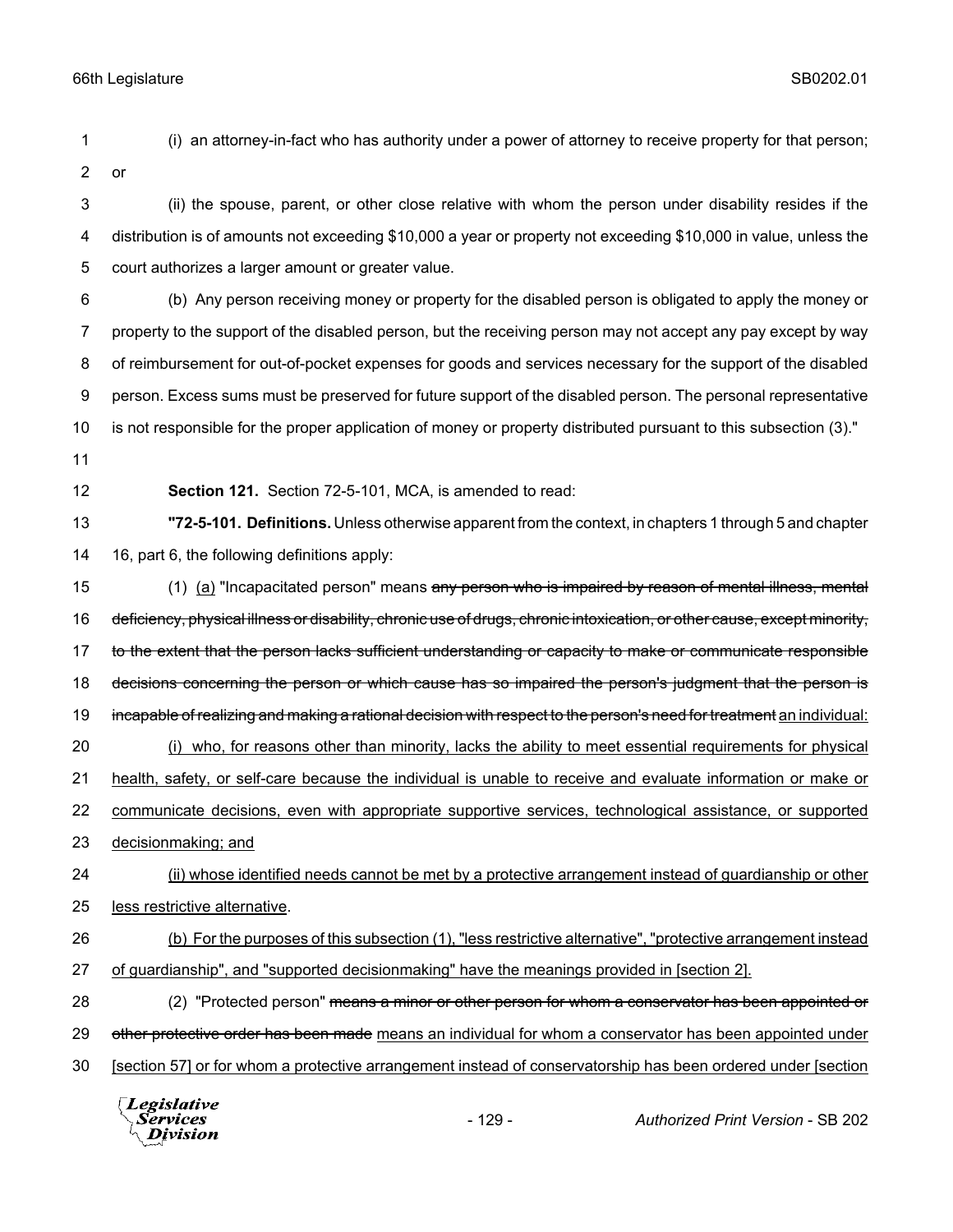(i) an attorney-in-fact who has authority under a power of attorney to receive property for that person; or

(ii) the spouse, parent, or other close relative with whom the person under disability resides if the distribution is of amounts not exceeding $10,000 a year or property not exceeding $10,000 in value, unless the court authorizes a larger amount or greater value.

(b) Any person receiving money or property for the disabled person is obligated to apply the money or property to the support of the disabled person, but the receiving person may not accept any pay except by way of reimbursement for out-of-pocket expenses for goods and services necessary for the support of the disabled person. Excess sums must be preserved for future support of the disabled person. The personal representative is not responsible for the proper application of money or property distributed pursuant to this subsection (3)."

**Section 121.** Section 72-5-101, MCA, is amended to read:

**"72-5-101. Definitions.** Unless otherwise apparent from the context, in chapters 1 through 5 and chapter 16, part 6, the following definitions apply:

(1) (a) "Incapacitated person" means ~~any person who is impaired by reason of mental illness, mental deficiency, physical illness or disability, chronic use of drugs, chronic intoxication, or other cause, except minority, to the extent that the person lacks sufficient understanding or capacity to make or communicate responsible decisions concerning the person or which cause has so impaired the person's judgment that the person is incapable of realizing and making a rational decision with respect to the person's need for treatment~~ an individual:

(i) who, for reasons other than minority, lacks the ability to meet essential requirements for physical health, safety, or self-care because the individual is unable to receive and evaluate information or make or communicate decisions, even with appropriate supportive services, technological assistance, or supported decisionmaking; and

(ii) whose identified needs cannot be met by a protective arrangement instead of guardianship or other less restrictive alternative.

(b) For the purposes of this subsection (1), "less restrictive alternative", "protective arrangement instead of guardianship", and "supported decisionmaking" have the meanings provided in [section 2].

(2) "Protected person" ~~means a minor or other person for whom a conservator has been appointed or other protective order has been made~~ means an individual for whom a conservator has been appointed under [section 57] or for whom a protective arrangement instead of conservatorship has been ordered under [section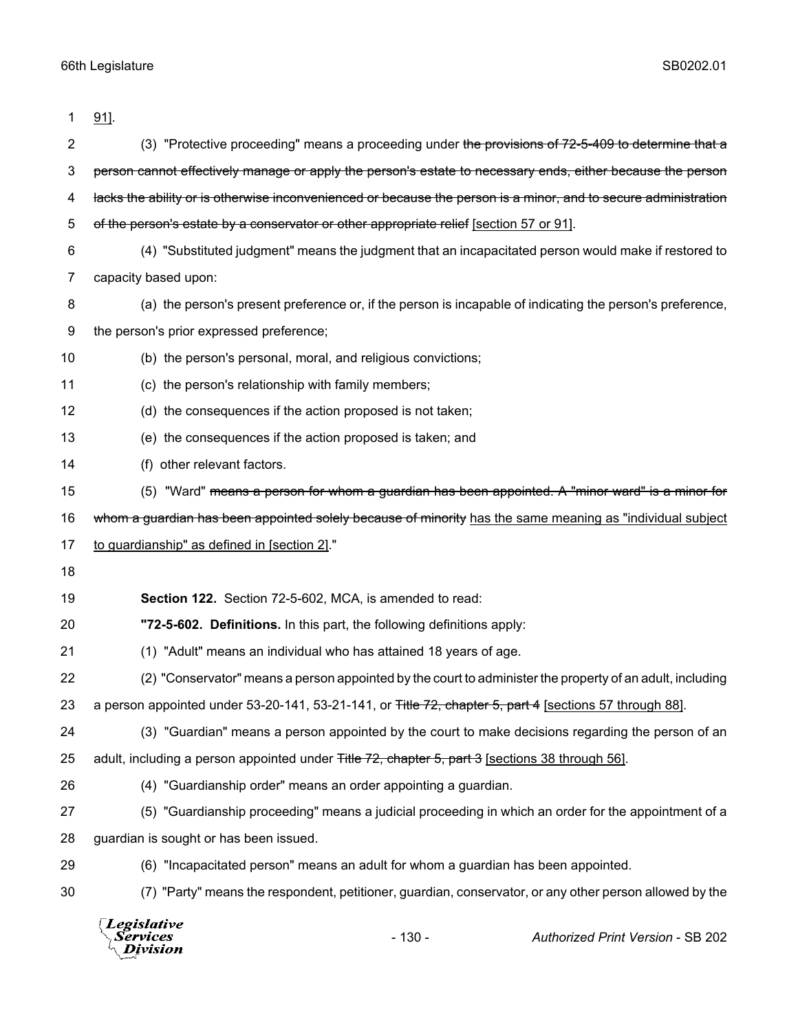91].

(3) "Protective proceeding" means a proceeding under ~~the provisions of 72-5-409 to determine that a person cannot effectively manage or apply the person's estate to necessary ends, either because the person lacks the ability or is otherwise inconvenienced or because the person is a minor, and to secure administration of the person's estate by a conservator or other appropriate relief~~ [section 57 or 91].

(4) "Substituted judgment" means the judgment that an incapacitated person would make if restored to capacity based upon:

(a) the person's present preference or, if the person is incapable of indicating the person's preference, the person's prior expressed preference;

(b) the person's personal, moral, and religious convictions;

(c) the person's relationship with family members;

(d) the consequences if the action proposed is not taken;

(e) the consequences if the action proposed is taken; and

(f) other relevant factors.

(5) "Ward" ~~means a person for whom a guardian has been appointed. A "minor ward" is a minor for whom a guardian has been appointed solely because of minority~~ has the same meaning as "individual subject to guardianship" as defined in [section 2]."

**Section 122.** Section 72-5-602, MCA, is amended to read:

**"72-5-602. Definitions.** In this part, the following definitions apply:

(1) "Adult" means an individual who has attained 18 years of age.

(2) "Conservator" means a person appointed by the court to administer the property of an adult, including a person appointed under 53-20-141, 53-21-141, or ~~Title 72, chapter 5, part 4~~ [sections 57 through 88].

(3) "Guardian" means a person appointed by the court to make decisions regarding the person of an adult, including a person appointed under ~~Title 72, chapter 5, part 3~~ [sections 38 through 56].

(4) "Guardianship order" means an order appointing a guardian.

(5) "Guardianship proceeding" means a judicial proceeding in which an order for the appointment of a guardian is sought or has been issued.

(6) "Incapacitated person" means an adult for whom a guardian has been appointed.

(7) "Party" means the respondent, petitioner, guardian, conservator, or any other person allowed by the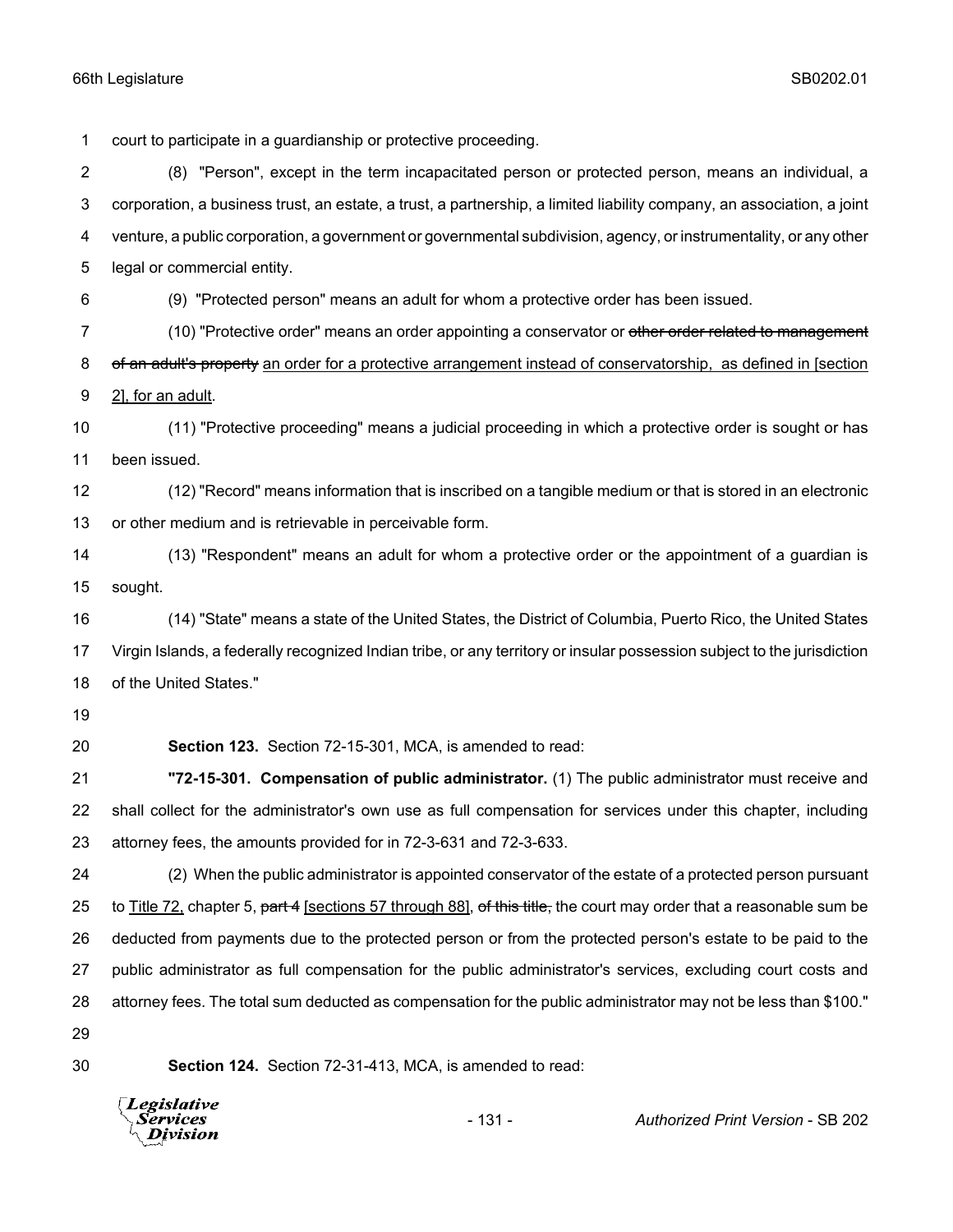court to participate in a guardianship or protective proceeding.

(8) "Person", except in the term incapacitated person or protected person, means an individual, a corporation, a business trust, an estate, a trust, a partnership, a limited liability company, an association, a joint venture, a public corporation, a government or governmental subdivision, agency, or instrumentality, or any other legal or commercial entity.

(9) "Protected person" means an adult for whom a protective order has been issued.

(10) "Protective order" means an order appointing a conservator or ~~other order related to management of an adult's property~~ an order for a protective arrangement instead of conservatorship, as defined in [section 2], for an adult.

(11) "Protective proceeding" means a judicial proceeding in which a protective order is sought or has been issued.

(12) "Record" means information that is inscribed on a tangible medium or that is stored in an electronic or other medium and is retrievable in perceivable form.

(13) "Respondent" means an adult for whom a protective order or the appointment of a guardian is sought.

(14) "State" means a state of the United States, the District of Columbia, Puerto Rico, the United States Virgin Islands, a federally recognized Indian tribe, or any territory or insular possession subject to the jurisdiction of the United States."

**Section 123.** Section 72-15-301, MCA, is amended to read:

**"72-15-301. Compensation of public administrator.** (1) The public administrator must receive and shall collect for the administrator's own use as full compensation for services under this chapter, including attorney fees, the amounts provided for in 72-3-631 and 72-3-633.

(2) When the public administrator is appointed conservator of the estate of a protected person pursuant to Title 72, chapter 5, ~~part 4~~ [sections 57 through 88], ~~of this title,~~ the court may order that a reasonable sum be deducted from payments due to the protected person or from the protected person's estate to be paid to the public administrator as full compensation for the public administrator's services, excluding court costs and attorney fees. The total sum deducted as compensation for the public administrator may not be less than $100."

**Section 124.** Section 72-31-413, MCA, is amended to read: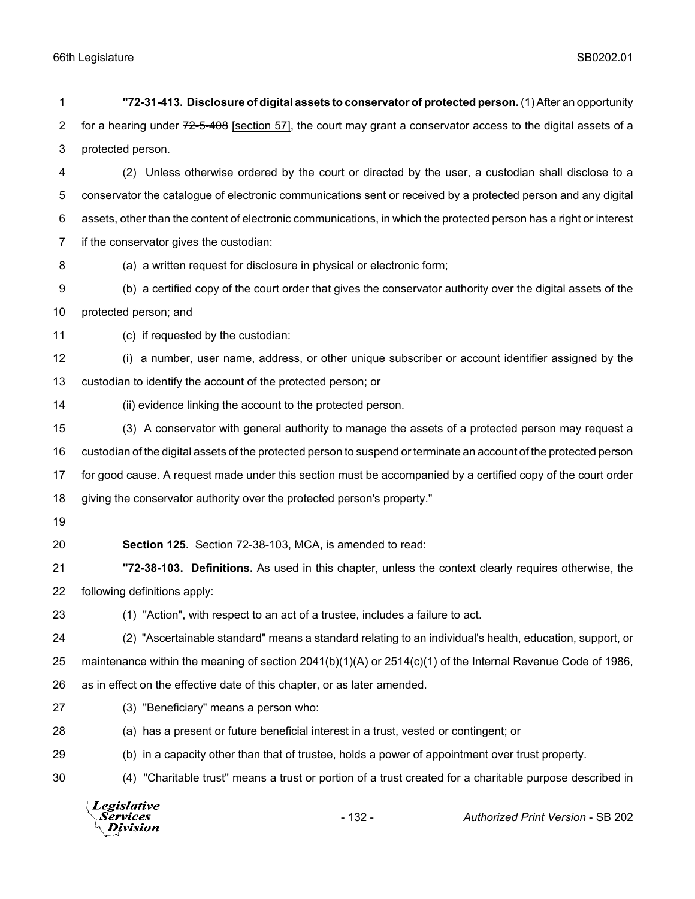**"72-31-413. Disclosure of digital assets to conservator of protected person.** (1) After an opportunity for a hearing under ~~72-5-408~~ [section 57], the court may grant a conservator access to the digital assets of a protected person.

(2) Unless otherwise ordered by the court or directed by the user, a custodian shall disclose to a conservator the catalogue of electronic communications sent or received by a protected person and any digital assets, other than the content of electronic communications, in which the protected person has a right or interest if the conservator gives the custodian:

(a) a written request for disclosure in physical or electronic form;

(b) a certified copy of the court order that gives the conservator authority over the digital assets of the protected person; and

(c) if requested by the custodian:

(i) a number, user name, address, or other unique subscriber or account identifier assigned by the custodian to identify the account of the protected person; or

(ii) evidence linking the account to the protected person.

(3) A conservator with general authority to manage the assets of a protected person may request a custodian of the digital assets of the protected person to suspend or terminate an account of the protected person for good cause. A request made under this section must be accompanied by a certified copy of the court order giving the conservator authority over the protected person's property."

**Section 125.** Section 72-38-103, MCA, is amended to read:

**"72-38-103. Definitions.** As used in this chapter, unless the context clearly requires otherwise, the following definitions apply:

(1) "Action", with respect to an act of a trustee, includes a failure to act.

(2) "Ascertainable standard" means a standard relating to an individual's health, education, support, or maintenance within the meaning of section 2041(b)(1)(A) or 2514(c)(1) of the Internal Revenue Code of 1986, as in effect on the effective date of this chapter, or as later amended.

(3) "Beneficiary" means a person who:

(a) has a present or future beneficial interest in a trust, vested or contingent; or

(b) in a capacity other than that of trustee, holds a power of appointment over trust property.

(4) "Charitable trust" means a trust or portion of a trust created for a charitable purpose described in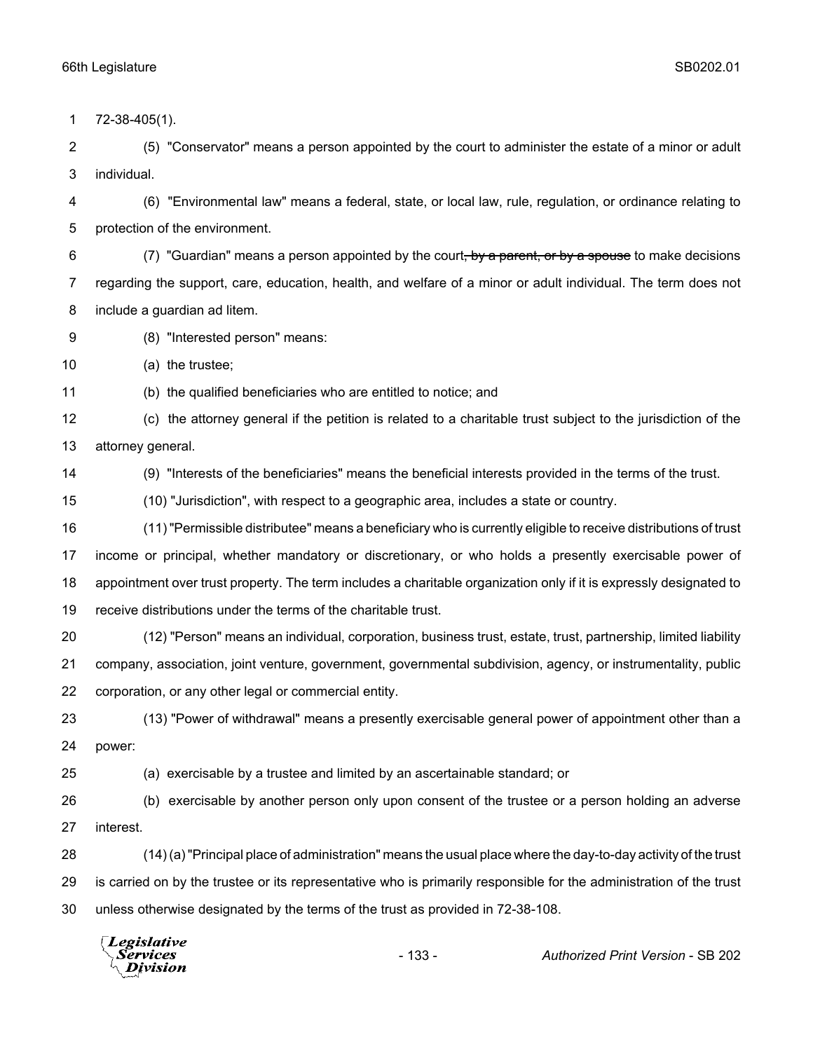72-38-405(1).

(5) "Conservator" means a person appointed by the court to administer the estate of a minor or adult individual.

(6) "Environmental law" means a federal, state, or local law, rule, regulation, or ordinance relating to protection of the environment.

(7) "Guardian" means a person appointed by the court~~, by a parent, or by a spouse~~ to make decisions regarding the support, care, education, health, and welfare of a minor or adult individual. The term does not include a guardian ad litem.

(8) "Interested person" means:

(a) the trustee;

(b) the qualified beneficiaries who are entitled to notice; and

(c) the attorney general if the petition is related to a charitable trust subject to the jurisdiction of the attorney general.

(9) "Interests of the beneficiaries" means the beneficial interests provided in the terms of the trust.

(10) "Jurisdiction", with respect to a geographic area, includes a state or country.

(11) "Permissible distributee" means a beneficiary who is currently eligible to receive distributions of trust income or principal, whether mandatory or discretionary, or who holds a presently exercisable power of appointment over trust property. The term includes a charitable organization only if it is expressly designated to receive distributions under the terms of the charitable trust.

(12) "Person" means an individual, corporation, business trust, estate, trust, partnership, limited liability company, association, joint venture, government, governmental subdivision, agency, or instrumentality, public corporation, or any other legal or commercial entity.

(13) "Power of withdrawal" means a presently exercisable general power of appointment other than a power:

(a) exercisable by a trustee and limited by an ascertainable standard; or

(b) exercisable by another person only upon consent of the trustee or a person holding an adverse interest.

(14) (a) "Principal place of administration" means the usual place where the day-to-day activity of the trust is carried on by the trustee or its representative who is primarily responsible for the administration of the trust unless otherwise designated by the terms of the trust as provided in 72-38-108.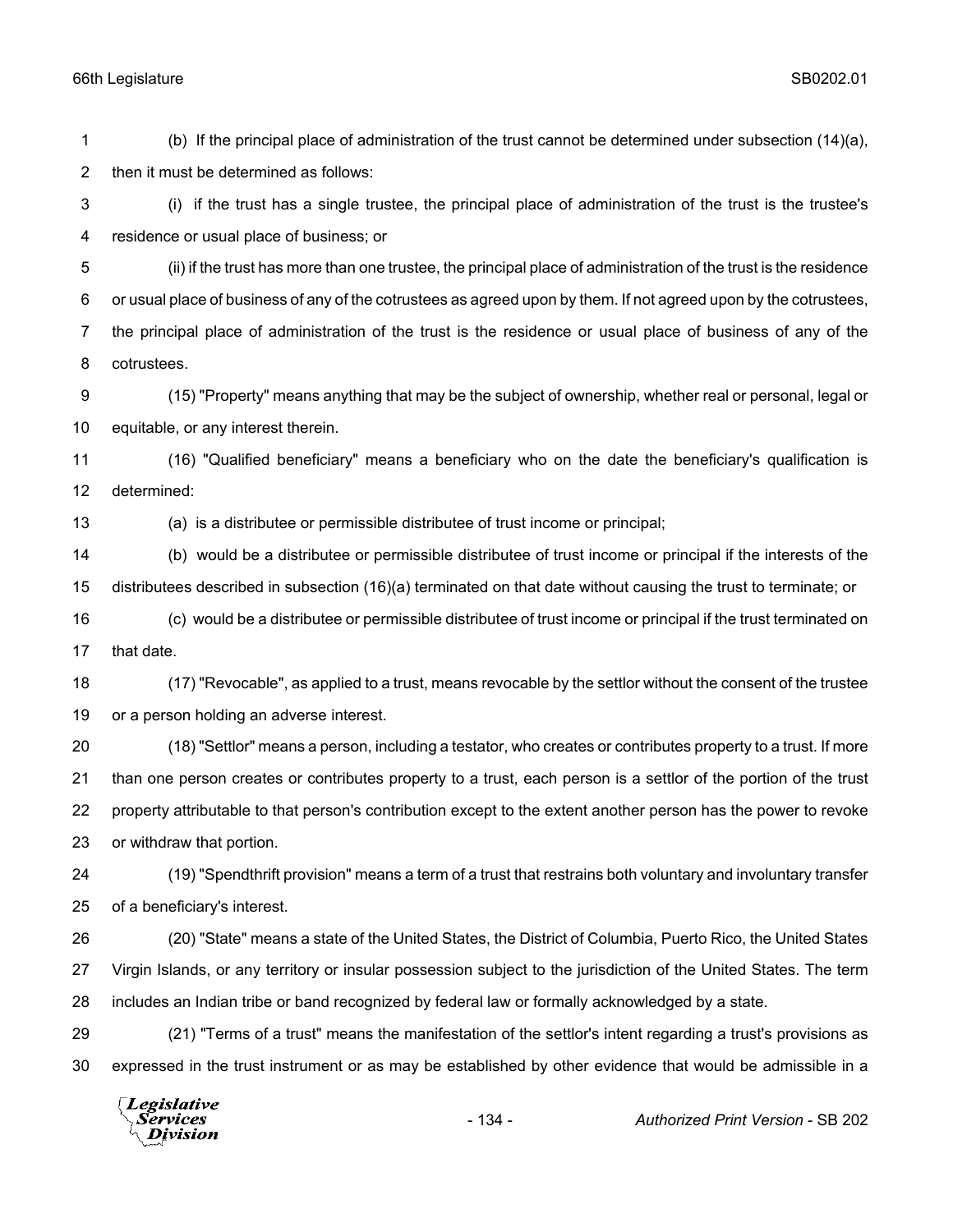(b) If the principal place of administration of the trust cannot be determined under subsection (14)(a), then it must be determined as follows:

(i) if the trust has a single trustee, the principal place of administration of the trust is the trustee's residence or usual place of business; or

(ii) if the trust has more than one trustee, the principal place of administration of the trust is the residence or usual place of business of any of the cotrustees as agreed upon by them. If not agreed upon by the cotrustees, the principal place of administration of the trust is the residence or usual place of business of any of the cotrustees.

(15) "Property" means anything that may be the subject of ownership, whether real or personal, legal or equitable, or any interest therein.

(16) "Qualified beneficiary" means a beneficiary who on the date the beneficiary's qualification is determined:

(a) is a distributee or permissible distributee of trust income or principal;

(b) would be a distributee or permissible distributee of trust income or principal if the interests of the distributees described in subsection (16)(a) terminated on that date without causing the trust to terminate; or

(c) would be a distributee or permissible distributee of trust income or principal if the trust terminated on that date.

(17) "Revocable", as applied to a trust, means revocable by the settlor without the consent of the trustee or a person holding an adverse interest.

(18) "Settlor" means a person, including a testator, who creates or contributes property to a trust. If more than one person creates or contributes property to a trust, each person is a settlor of the portion of the trust property attributable to that person's contribution except to the extent another person has the power to revoke or withdraw that portion.

(19) "Spendthrift provision" means a term of a trust that restrains both voluntary and involuntary transfer of a beneficiary's interest.

(20) "State" means a state of the United States, the District of Columbia, Puerto Rico, the United States Virgin Islands, or any territory or insular possession subject to the jurisdiction of the United States. The term includes an Indian tribe or band recognized by federal law or formally acknowledged by a state.

(21) "Terms of a trust" means the manifestation of the settlor's intent regarding a trust's provisions as expressed in the trust instrument or as may be established by other evidence that would be admissible in a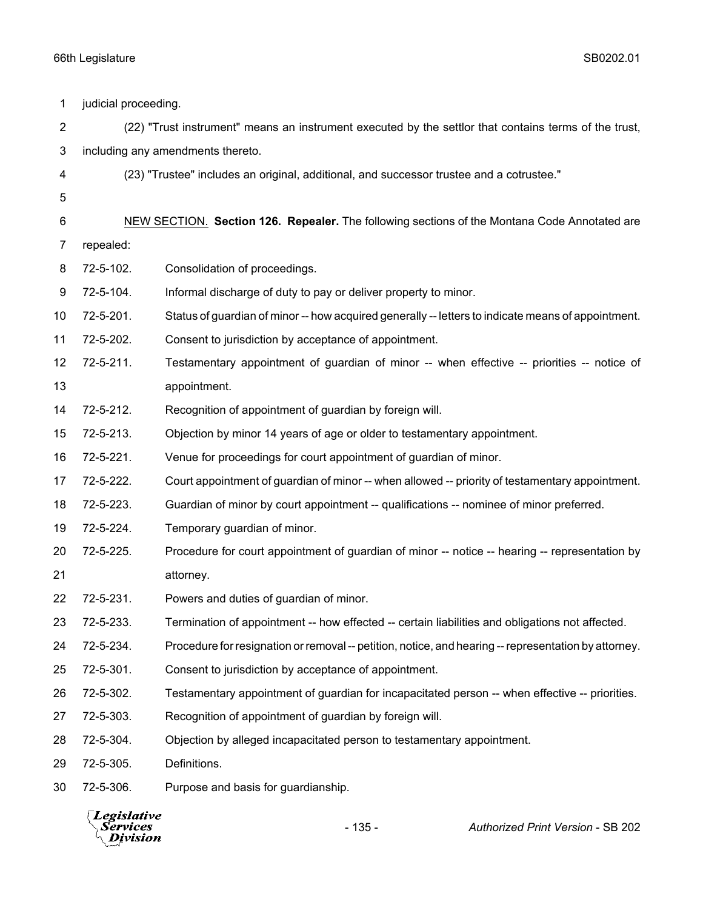judicial proceeding.

(22) "Trust instrument" means an instrument executed by the settlor that contains terms of the trust, including any amendments thereto.

(23) "Trustee" includes an original, additional, and successor trustee and a cotrustee."

NEW SECTION. **Section 126. Repealer.** The following sections of the Montana Code Annotated are repealed:

72-5-102. Consolidation of proceedings.
72-5-104. Informal discharge of duty to pay or deliver property to minor.
72-5-201. Status of guardian of minor -- how acquired generally -- letters to indicate means of appointment.
72-5-202. Consent to jurisdiction by acceptance of appointment.
72-5-211. Testamentary appointment of guardian of minor -- when effective -- priorities -- notice of appointment.
72-5-212. Recognition of appointment of guardian by foreign will.
72-5-213. Objection by minor 14 years of age or older to testamentary appointment.
72-5-221. Venue for proceedings for court appointment of guardian of minor.
72-5-222. Court appointment of guardian of minor -- when allowed -- priority of testamentary appointment.
72-5-223. Guardian of minor by court appointment -- qualifications -- nominee of minor preferred.
72-5-224. Temporary guardian of minor.
72-5-225. Procedure for court appointment of guardian of minor -- notice -- hearing -- representation by attorney.
72-5-231. Powers and duties of guardian of minor.
72-5-233. Termination of appointment -- how effected -- certain liabilities and obligations not affected.
72-5-234. Procedure for resignation or removal -- petition, notice, and hearing -- representation by attorney.
72-5-301. Consent to jurisdiction by acceptance of appointment.
72-5-302. Testamentary appointment of guardian for incapacitated person -- when effective -- priorities.
72-5-303. Recognition of appointment of guardian by foreign will.
72-5-304. Objection by alleged incapacitated person to testamentary appointment.
72-5-305. Definitions.
72-5-306. Purpose and basis for guardianship.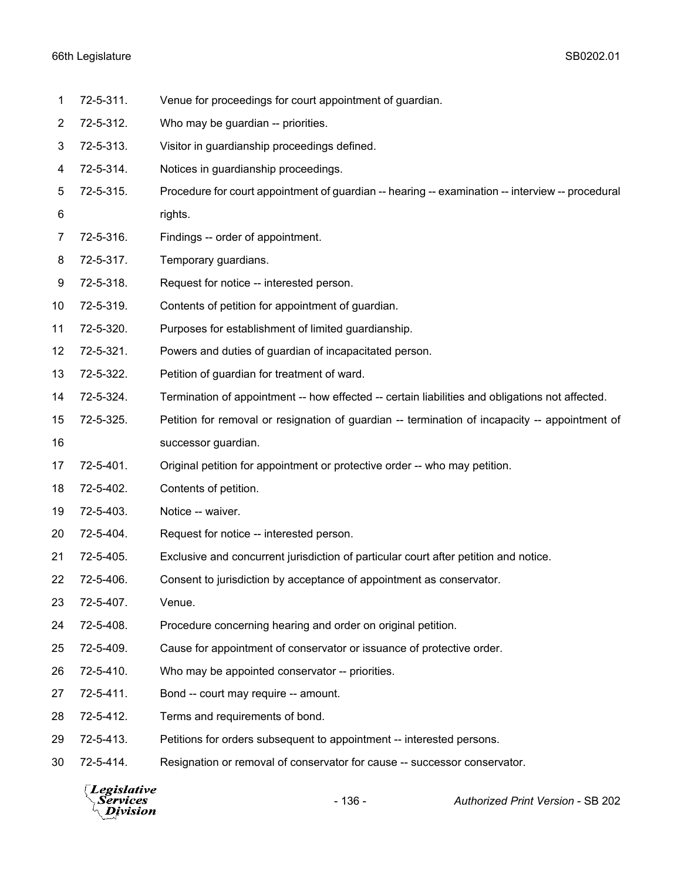72-5-311. Venue for proceedings for court appointment of guardian.

72-5-312. Who may be guardian -- priorities.

72-5-313. Visitor in guardianship proceedings defined.

72-5-314. Notices in guardianship proceedings.

72-5-315. Procedure for court appointment of guardian -- hearing -- examination -- interview -- procedural rights.

72-5-316. Findings -- order of appointment.

72-5-317. Temporary guardians.

72-5-318. Request for notice -- interested person.

72-5-319. Contents of petition for appointment of guardian.

72-5-320. Purposes for establishment of limited guardianship.

72-5-321. Powers and duties of guardian of incapacitated person.

72-5-322. Petition of guardian for treatment of ward.

72-5-324. Termination of appointment -- how effected -- certain liabilities and obligations not affected.

72-5-325. Petition for removal or resignation of guardian -- termination of incapacity -- appointment of successor guardian.

72-5-401. Original petition for appointment or protective order -- who may petition.

72-5-402. Contents of petition.

72-5-403. Notice -- waiver.

72-5-404. Request for notice -- interested person.

72-5-405. Exclusive and concurrent jurisdiction of particular court after petition and notice.

72-5-406. Consent to jurisdiction by acceptance of appointment as conservator.

72-5-407. Venue.

72-5-408. Procedure concerning hearing and order on original petition.

72-5-409. Cause for appointment of conservator or issuance of protective order.

72-5-410. Who may be appointed conservator -- priorities.

72-5-411. Bond -- court may require -- amount.

72-5-412. Terms and requirements of bond.

72-5-413. Petitions for orders subsequent to appointment -- interested persons.

72-5-414. Resignation or removal of conservator for cause -- successor conservator.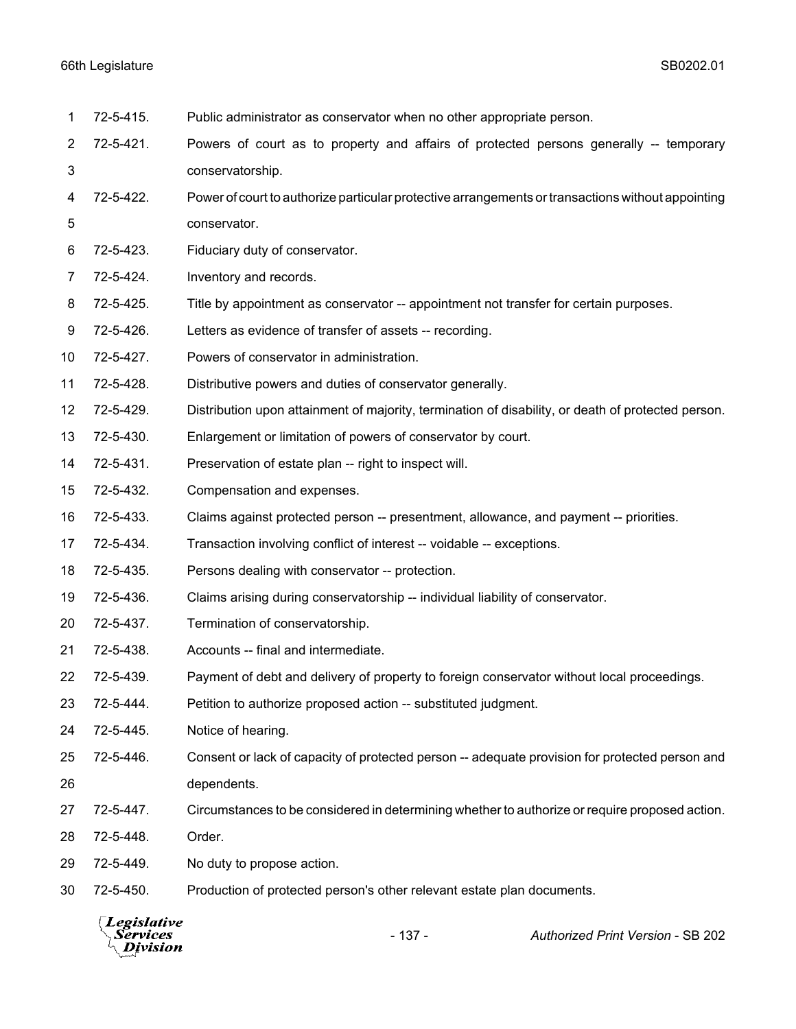72-5-415. Public administrator as conservator when no other appropriate person.

72-5-421. Powers of court as to property and affairs of protected persons generally -- temporary conservatorship.

72-5-422. Power of court to authorize particular protective arrangements or transactions without appointing conservator.

72-5-423. Fiduciary duty of conservator.

72-5-424. Inventory and records.

72-5-425. Title by appointment as conservator -- appointment not transfer for certain purposes.

72-5-426. Letters as evidence of transfer of assets -- recording.

72-5-427. Powers of conservator in administration.

72-5-428. Distributive powers and duties of conservator generally.

72-5-429. Distribution upon attainment of majority, termination of disability, or death of protected person.

72-5-430. Enlargement or limitation of powers of conservator by court.

72-5-431. Preservation of estate plan -- right to inspect will.

72-5-432. Compensation and expenses.

72-5-433. Claims against protected person -- presentment, allowance, and payment -- priorities.

72-5-434. Transaction involving conflict of interest -- voidable -- exceptions.

72-5-435. Persons dealing with conservator -- protection.

72-5-436. Claims arising during conservatorship -- individual liability of conservator.

72-5-437. Termination of conservatorship.

72-5-438. Accounts -- final and intermediate.

72-5-439. Payment of debt and delivery of property to foreign conservator without local proceedings.

72-5-444. Petition to authorize proposed action -- substituted judgment.

72-5-445. Notice of hearing.

72-5-446. Consent or lack of capacity of protected person -- adequate provision for protected person and dependents.

72-5-447. Circumstances to be considered in determining whether to authorize or require proposed action.

72-5-448. Order.

72-5-449. No duty to propose action.

72-5-450. Production of protected person's other relevant estate plan documents.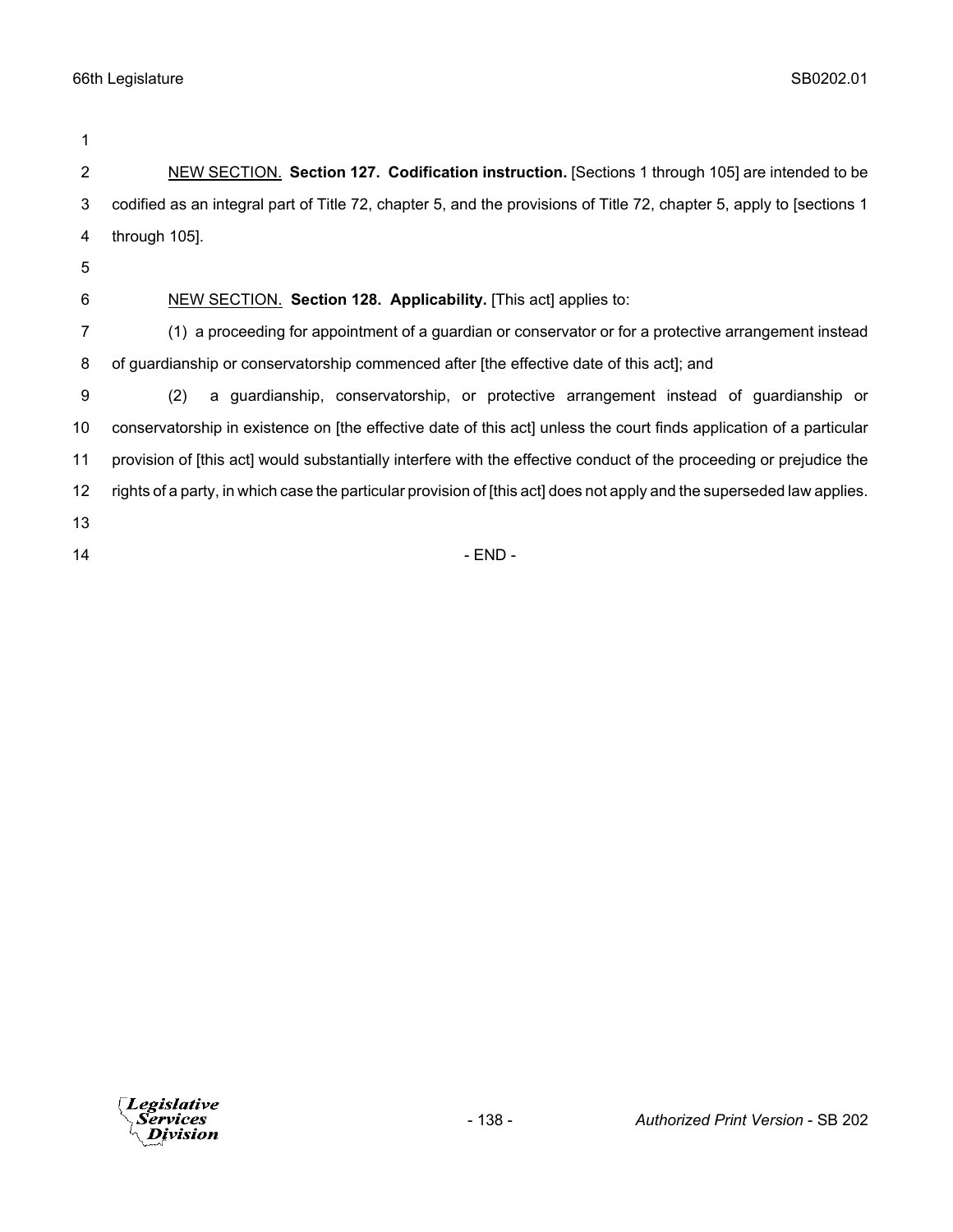<u>NEW SECTION.</u> **Section 127. Codification instruction.** [Sections 1 through 105] are intended to be codified as an integral part of Title 72, chapter 5, and the provisions of Title 72, chapter 5, apply to [sections 1 through 105].

<u>NEW SECTION.</u> **Section 128. Applicability.** [This act] applies to:

(1) a proceeding for appointment of a guardian or conservator or for a protective arrangement instead of guardianship or conservatorship commenced after [the effective date of this act]; and

(2) a guardianship, conservatorship, or protective arrangement instead of guardianship or conservatorship in existence on [the effective date of this act] unless the court finds application of a particular provision of [this act] would substantially interfere with the effective conduct of the proceeding or prejudice the rights of a party, in which case the particular provision of [this act] does not apply and the superseded law applies.

- END -